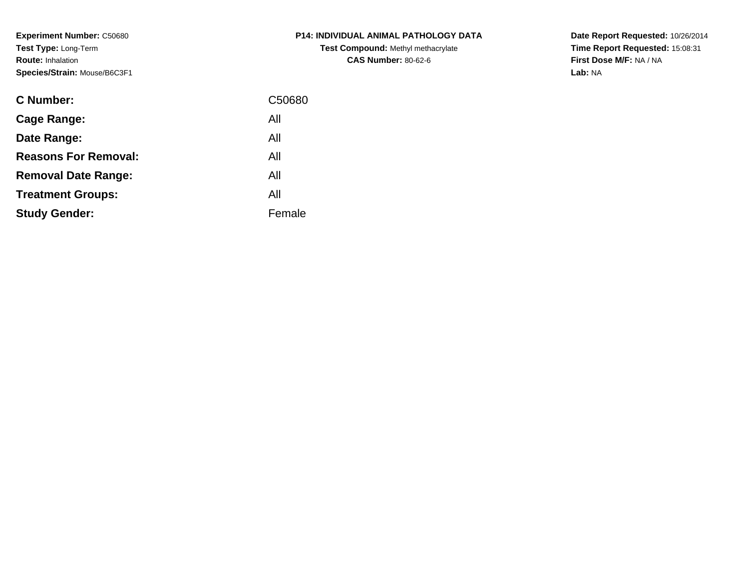**Experiment Number:** C50680
**Test Type:** Long-Term
**Route:** Inhalation
**Species/Strain:** Mouse/B6C3F1

**P14: INDIVIDUAL ANIMAL PATHOLOGY DATA**
**Test Compound:** Methyl methacrylate
**CAS Number:** 80-62-6

**Date Report Requested:** 10/26/2014
**Time Report Requested:** 15:08:31
**First Dose M/F:** NA / NA
**Lab:** NA

| | |
|---|---|
| **C Number:** | C50680 |
| **Cage Range:** | All |
| **Date Range:** | All |
| **Reasons For Removal:** | All |
| **Removal Date Range:** | All |
| **Treatment Groups:** | All |
| **Study Gender:** | Female |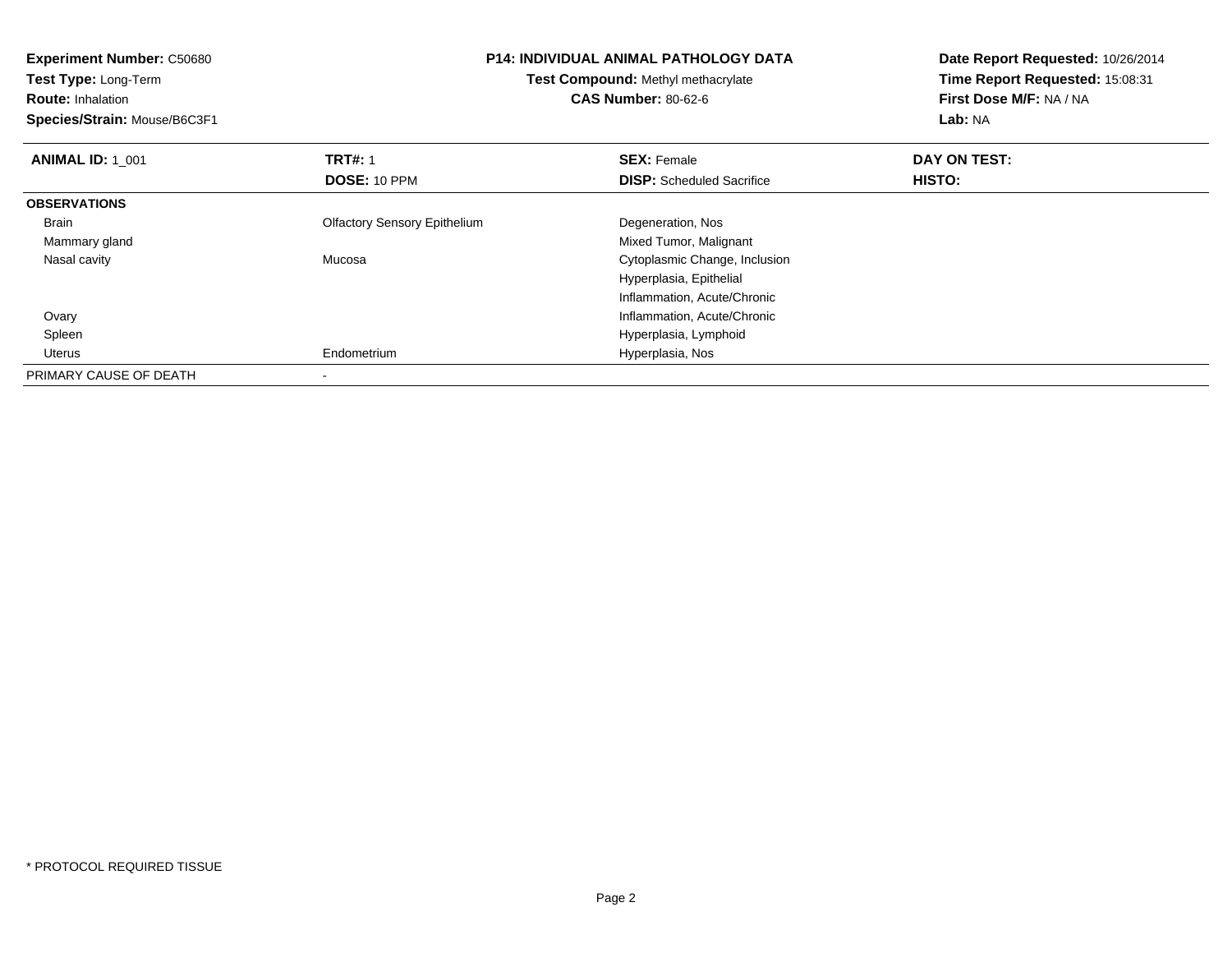**Experiment Number:** C50680
**Test Type:** Long-Term
**Route:** Inhalation
**Species/Strain:** Mouse/B6C3F1

**P14: INDIVIDUAL ANIMAL PATHOLOGY DATA**
**Test Compound:** Methyl methacrylate
**CAS Number:** 80-62-6

**Date Report Requested:** 10/26/2014
**Time Report Requested:** 15:08:31
**First Dose M/F:** NA / NA
**Lab:** NA

| **ANIMAL ID:** 1_001 | **TRT#:** 1 | **SEX:** Female | **DAY ON TEST:** |
|---|---|---|---|
| | **DOSE:** 10 PPM | **DISP:** Scheduled Sacrifice | **HISTO:** |
| **OBSERVATIONS** | | | |
| Brain | Olfactory Sensory Epithelium | Degeneration, Nos | |
| Mammary gland | | Mixed Tumor, Malignant | |
| Nasal cavity | Mucosa | Cytoplasmic Change, Inclusion | |
| | | Hyperplasia, Epithelial | |
| | | Inflammation, Acute/Chronic | |
| Ovary | | Inflammation, Acute/Chronic | |
| Spleen | | Hyperplasia, Lymphoid | |
| Uterus | Endometrium | Hyperplasia, Nos | |
| PRIMARY CAUSE OF DEATH | - | | |

* PROTOCOL REQUIRED TISSUE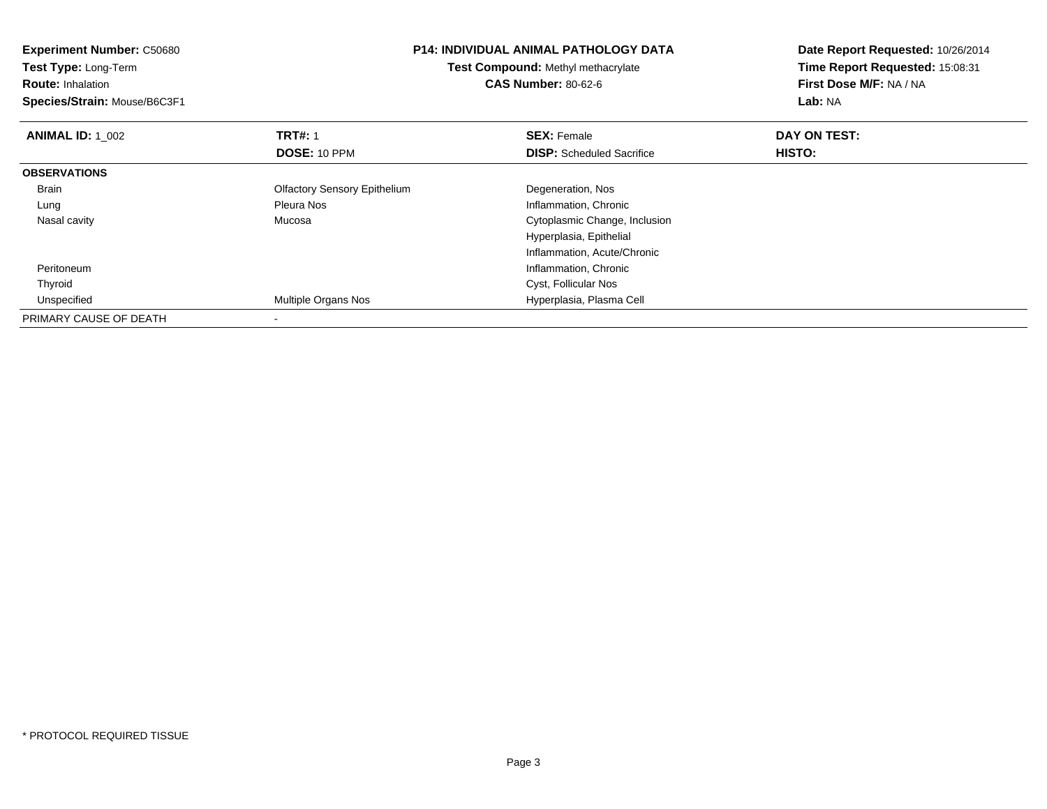**Experiment Number:** C50680
**Test Type:** Long-Term
**Route:** Inhalation
**Species/Strain:** Mouse/B6C3F1

**P14: INDIVIDUAL ANIMAL PATHOLOGY DATA**
**Test Compound:** Methyl methacrylate
**CAS Number:** 80-62-6

**Date Report Requested:** 10/26/2014
**Time Report Requested:** 15:08:31
**First Dose M/F:** NA / NA
**Lab:** NA

| **ANIMAL ID:** 1_002 | **TRT#:** 1 | **SEX:** Female | **DAY ON TEST:** |
|---|---|---|---|
| | **DOSE:** 10 PPM | **DISP:** Scheduled Sacrifice | **HISTO:** |
| **OBSERVATIONS** | | | |
| Brain | Olfactory Sensory Epithelium | Degeneration, Nos | |
| Lung | Pleura Nos | Inflammation, Chronic | |
| Nasal cavity | Mucosa | Cytoplasmic Change, Inclusion | |
| | | Hyperplasia, Epithelial | |
| | | Inflammation, Acute/Chronic | |
| Peritoneum | | Inflammation, Chronic | |
| Thyroid | | Cyst, Follicular Nos | |
| Unspecified | Multiple Organs Nos | Hyperplasia, Plasma Cell | |
| PRIMARY CAUSE OF DEATH | - | | |

* PROTOCOL REQUIRED TISSUE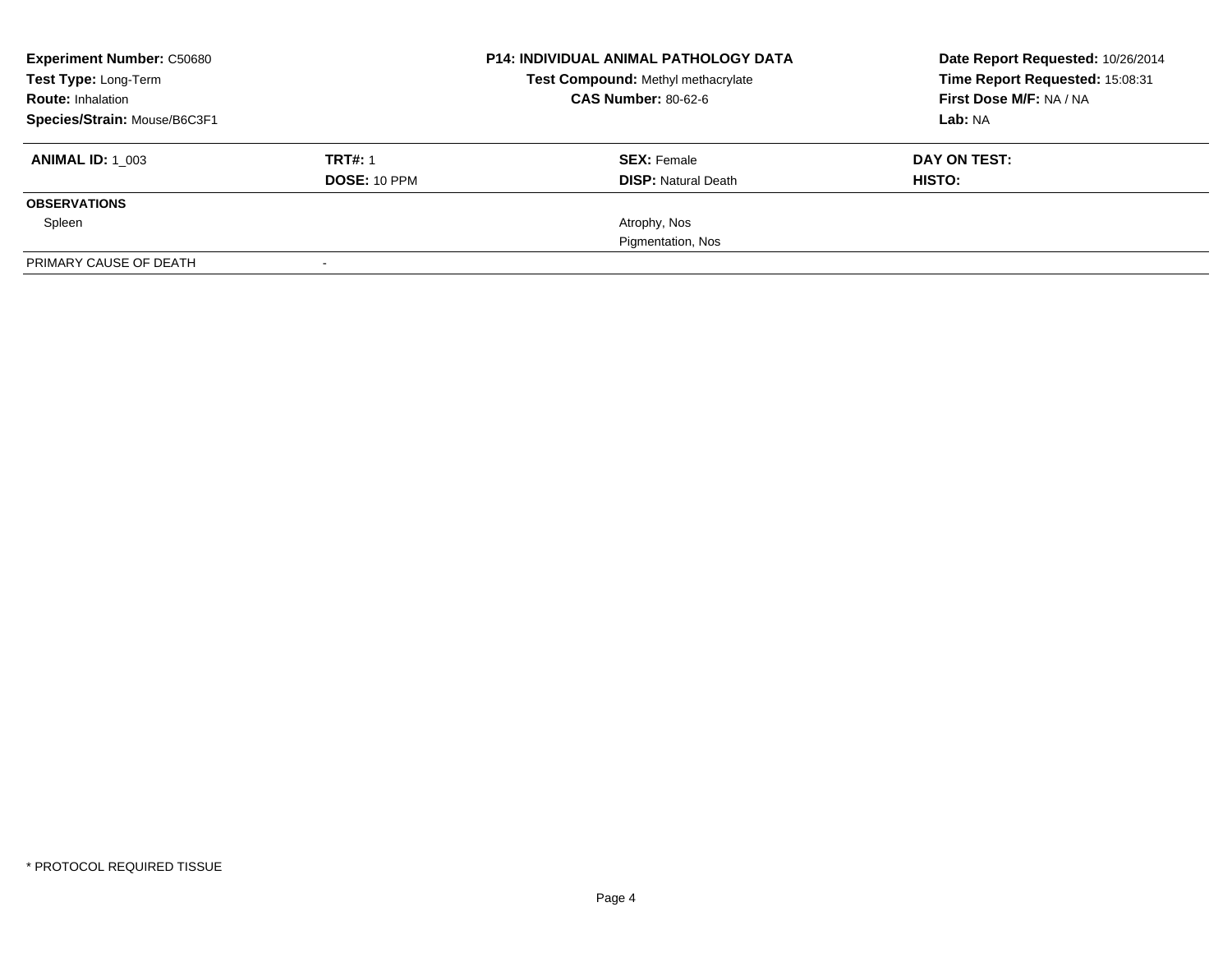**Experiment Number:** C50680
**Test Type:** Long-Term
**Route:** Inhalation
**Species/Strain:** Mouse/B6C3F1

**P14: INDIVIDUAL ANIMAL PATHOLOGY DATA**
**Test Compound:** Methyl methacrylate
**CAS Number:** 80-62-6

**Date Report Requested:** 10/26/2014
**Time Report Requested:** 15:08:31
**First Dose M/F:** NA / NA
**Lab:** NA

| **ANIMAL ID:** 1_003 | **TRT#:** 1 | **SEX:** Female | **DAY ON TEST:** |
|---|---|---|---|
| | **DOSE:** 10 PPM | **DISP:** Natural Death | **HISTO:** |
| **OBSERVATIONS** | | | |
| Spleen | | Atrophy, Nos | |
| | | Pigmentation, Nos | |
| PRIMARY CAUSE OF DEATH | - | | |

\* PROTOCOL REQUIRED TISSUE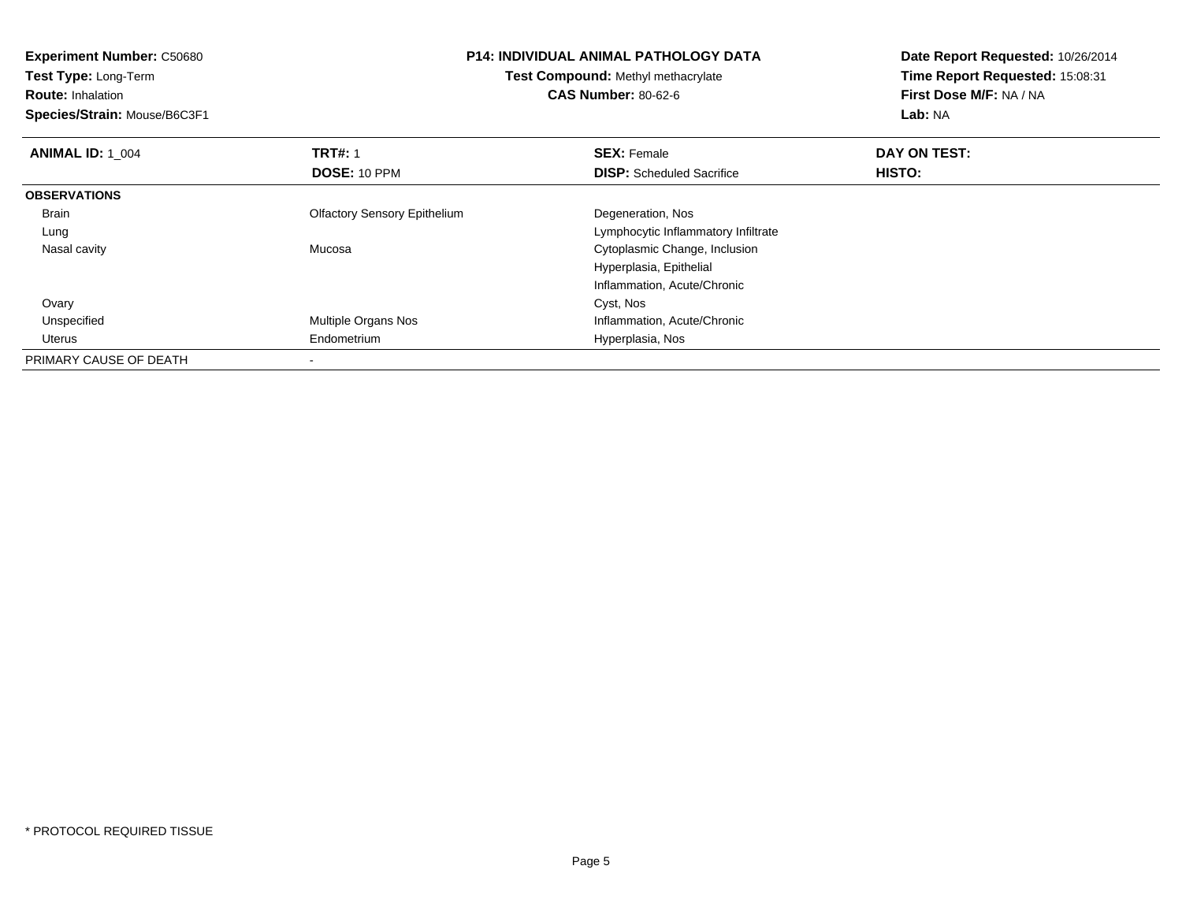**Experiment Number:** C50680
**Test Type:** Long-Term
**Route:** Inhalation
**Species/Strain:** Mouse/B6C3F1

**P14: INDIVIDUAL ANIMAL PATHOLOGY DATA**
**Test Compound:** Methyl methacrylate
**CAS Number:** 80-62-6

**Date Report Requested:** 10/26/2014
**Time Report Requested:** 15:08:31
**First Dose M/F:** NA / NA
**Lab:** NA

| **ANIMAL ID:** 1_004 | **TRT#:** 1 | **SEX:** Female | **DAY ON TEST:** |
|---|---|---|---|
| | **DOSE:** 10 PPM | **DISP:** Scheduled Sacrifice | **HISTO:** |
| **OBSERVATIONS** | | | |
| Brain | Olfactory Sensory Epithelium | Degeneration, Nos | |
| Lung | | Lymphocytic Inflammatory Infiltrate | |
| Nasal cavity | Mucosa | Cytoplasmic Change, Inclusion | |
| | | Hyperplasia, Epithelial | |
| | | Inflammation, Acute/Chronic | |
| Ovary | | Cyst, Nos | |
| Unspecified | Multiple Organs Nos | Inflammation, Acute/Chronic | |
| Uterus | Endometrium | Hyperplasia, Nos | |
| PRIMARY CAUSE OF DEATH | - | | |

* PROTOCOL REQUIRED TISSUE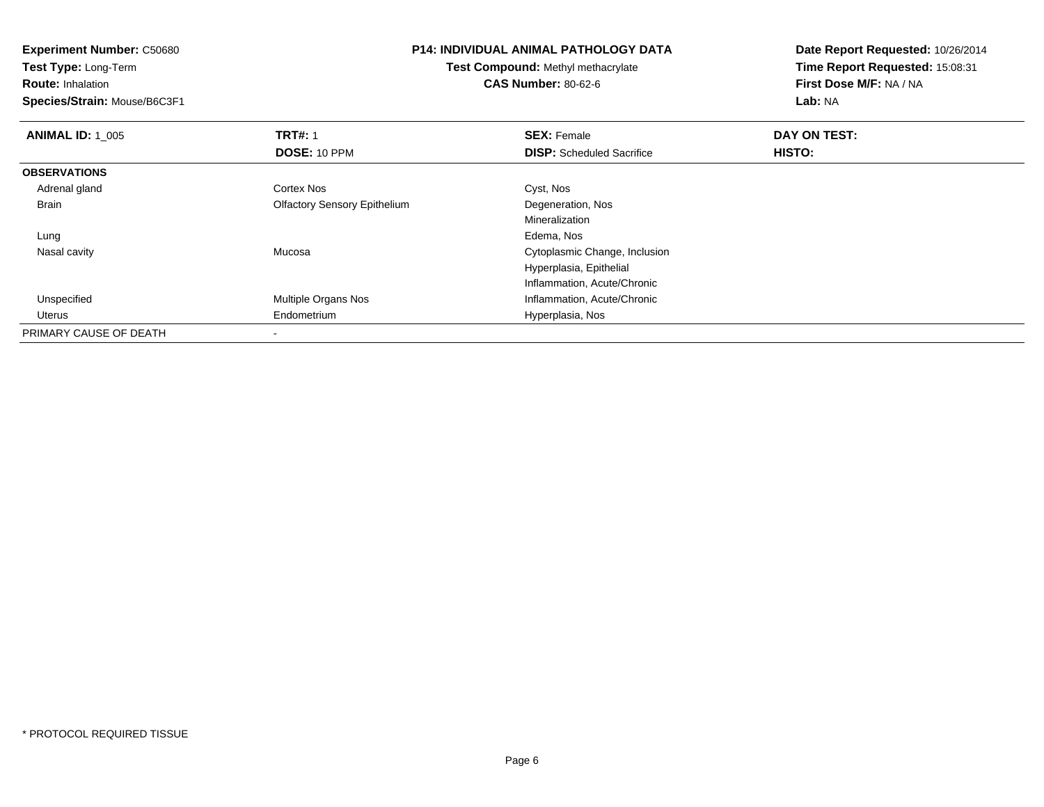**Experiment Number:** C50680
**Test Type:** Long-Term
**Route:** Inhalation
**Species/Strain:** Mouse/B6C3F1

**P14: INDIVIDUAL ANIMAL PATHOLOGY DATA**
**Test Compound:** Methyl methacrylate
**CAS Number:** 80-62-6

**Date Report Requested:** 10/26/2014
**Time Report Requested:** 15:08:31
**First Dose M/F:** NA / NA
**Lab:** NA

| **ANIMAL ID:** 1_005 | **TRT#:** 1 | **SEX:** Female | **DAY ON TEST:** |
|---|---|---|---|
| | **DOSE:** 10 PPM | **DISP:** Scheduled Sacrifice | **HISTO:** |
| **OBSERVATIONS** | | | |
| Adrenal gland | Cortex Nos | Cyst, Nos | |
| Brain | Olfactory Sensory Epithelium | Degeneration, Nos | |
| | | Mineralization | |
| Lung | | Edema, Nos | |
| Nasal cavity | Mucosa | Cytoplasmic Change, Inclusion | |
| | | Hyperplasia, Epithelial | |
| | | Inflammation, Acute/Chronic | |
| Unspecified | Multiple Organs Nos | Inflammation, Acute/Chronic | |
| Uterus | Endometrium | Hyperplasia, Nos | |
| PRIMARY CAUSE OF DEATH | - | | |

* PROTOCOL REQUIRED TISSUE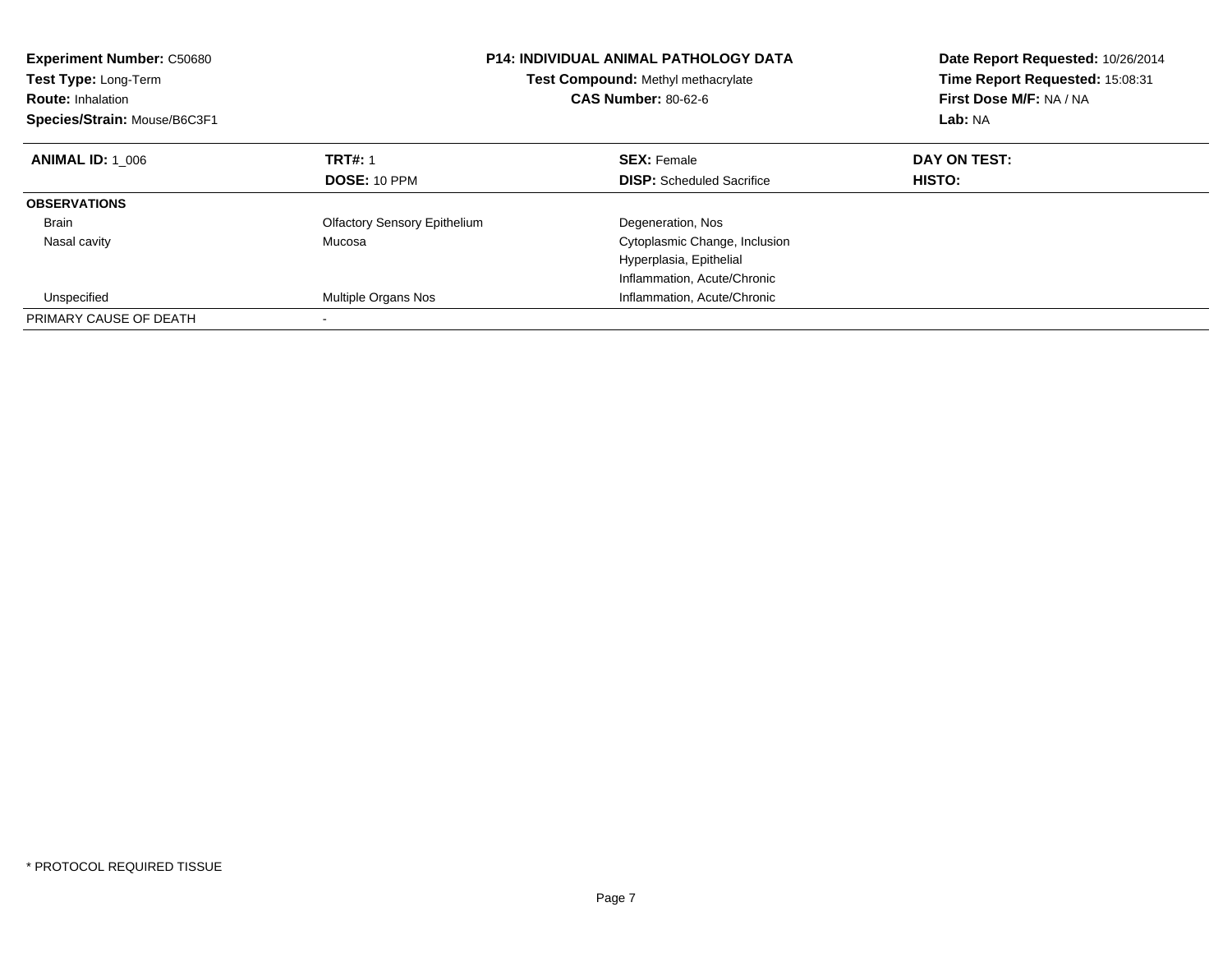**Experiment Number:** C50680
**Test Type:** Long-Term
**Route:** Inhalation
**Species/Strain:** Mouse/B6C3F1

**P14: INDIVIDUAL ANIMAL PATHOLOGY DATA**
**Test Compound:** Methyl methacrylate
**CAS Number:** 80-62-6

**Date Report Requested:** 10/26/2014
**Time Report Requested:** 15:08:31
**First Dose M/F:** NA / NA
**Lab:** NA

| **ANIMAL ID:** 1_006 | **TRT#:** 1 | **SEX:** Female | **DAY ON TEST:** |
|---|---|---|---|
| | **DOSE:** 10 PPM | **DISP:** Scheduled Sacrifice | **HISTO:** |
| **OBSERVATIONS** | | | |
| Brain | Olfactory Sensory Epithelium | Degeneration, Nos | |
| Nasal cavity | Mucosa | Cytoplasmic Change, Inclusion | |
| | | Hyperplasia, Epithelial | |
| | | Inflammation, Acute/Chronic | |
| Unspecified | Multiple Organs Nos | Inflammation, Acute/Chronic | |
| PRIMARY CAUSE OF DEATH | - | | |

\* PROTOCOL REQUIRED TISSUE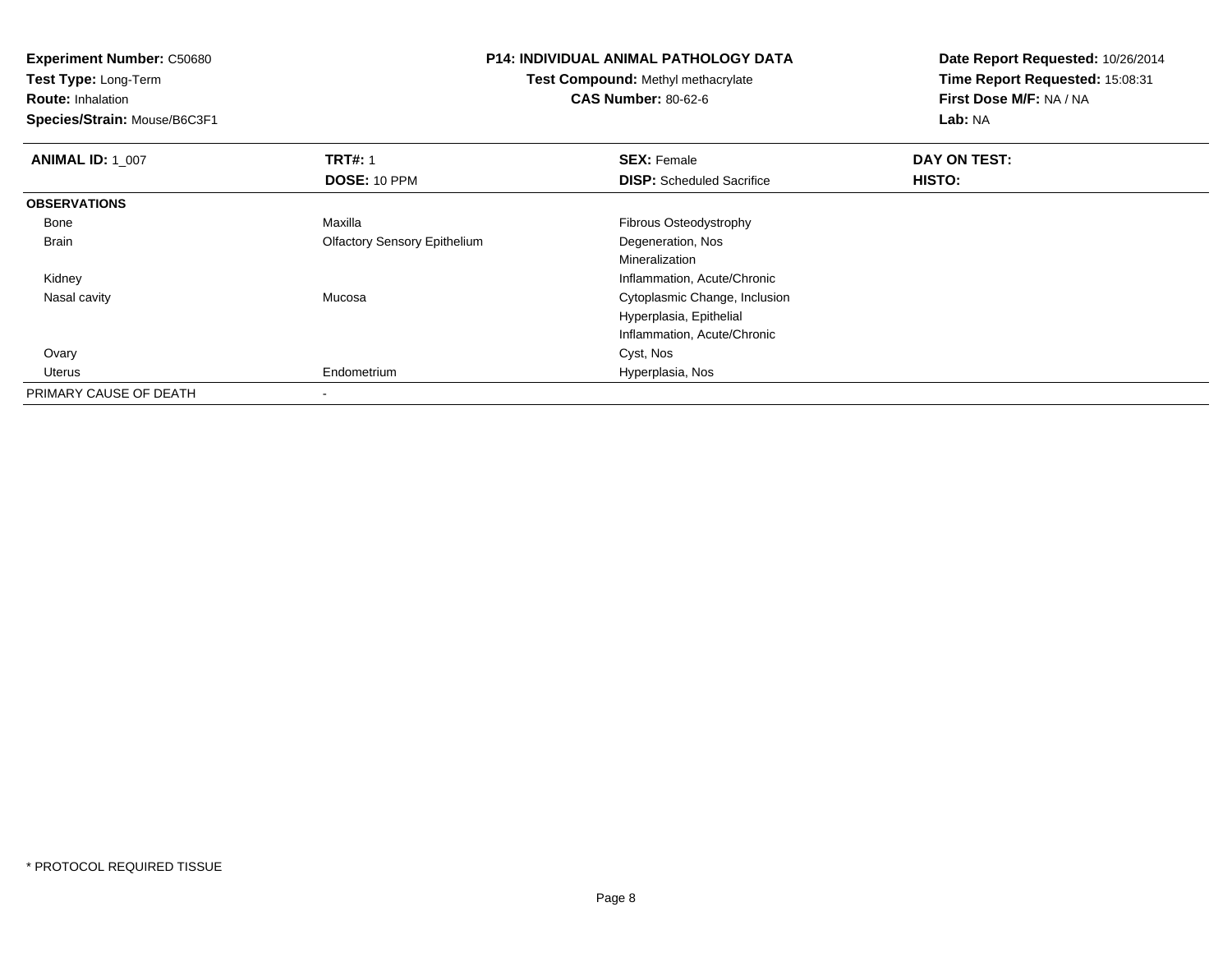**Experiment Number:** C50680
**Test Type:** Long-Term
**Route:** Inhalation
**Species/Strain:** Mouse/B6C3F1

**P14: INDIVIDUAL ANIMAL PATHOLOGY DATA**
**Test Compound:** Methyl methacrylate
**CAS Number:** 80-62-6

**Date Report Requested:** 10/26/2014
**Time Report Requested:** 15:08:31
**First Dose M/F:** NA / NA
**Lab:** NA

| **ANIMAL ID:** 1_007 | **TRT#:** 1 | **SEX:** Female | **DAY ON TEST:** |
|---|---|---|---|
| | **DOSE:** 10 PPM | **DISP:** Scheduled Sacrifice | **HISTO:** |
| **OBSERVATIONS** | | | |
| Bone | Maxilla | Fibrous Osteodystrophy | |
| Brain | Olfactory Sensory Epithelium | Degeneration, Nos | |
| | | Mineralization | |
| Kidney | | Inflammation, Acute/Chronic | |
| Nasal cavity | Mucosa | Cytoplasmic Change, Inclusion | |
| | | Hyperplasia, Epithelial | |
| | | Inflammation, Acute/Chronic | |
| Ovary | | Cyst, Nos | |
| Uterus | Endometrium | Hyperplasia, Nos | |
| PRIMARY CAUSE OF DEATH | - | | |

* PROTOCOL REQUIRED TISSUE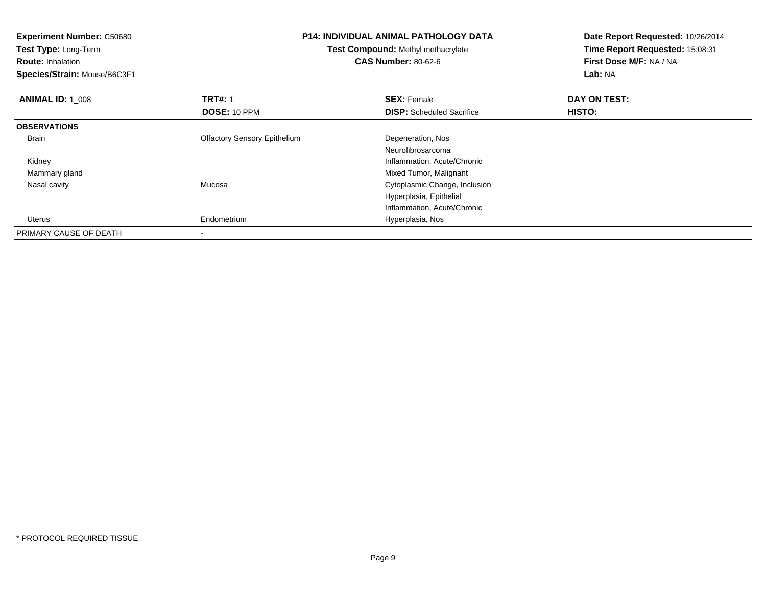**Experiment Number:** C50680
**Test Type:** Long-Term
**Route:** Inhalation
**Species/Strain:** Mouse/B6C3F1

**P14: INDIVIDUAL ANIMAL PATHOLOGY DATA**
**Test Compound:** Methyl methacrylate
**CAS Number:** 80-62-6

**Date Report Requested:** 10/26/2014
**Time Report Requested:** 15:08:31
**First Dose M/F:** NA / NA
**Lab:** NA

| **ANIMAL ID:** 1_008 | **TRT#:** 1 | **SEX:** Female | **DAY ON TEST:** |
|---|---|---|---|
| | **DOSE:** 10 PPM | **DISP:** Scheduled Sacrifice | **HISTO:** |
| **OBSERVATIONS** | | | |
| Brain | Olfactory Sensory Epithelium | Degeneration, Nos | |
| | | Neurofibrosarcoma | |
| Kidney | | Inflammation, Acute/Chronic | |
| Mammary gland | | Mixed Tumor, Malignant | |
| Nasal cavity | Mucosa | Cytoplasmic Change, Inclusion | |
| | | Hyperplasia, Epithelial | |
| | | Inflammation, Acute/Chronic | |
| Uterus | Endometrium | Hyperplasia, Nos | |
| PRIMARY CAUSE OF DEATH | - | | |

* PROTOCOL REQUIRED TISSUE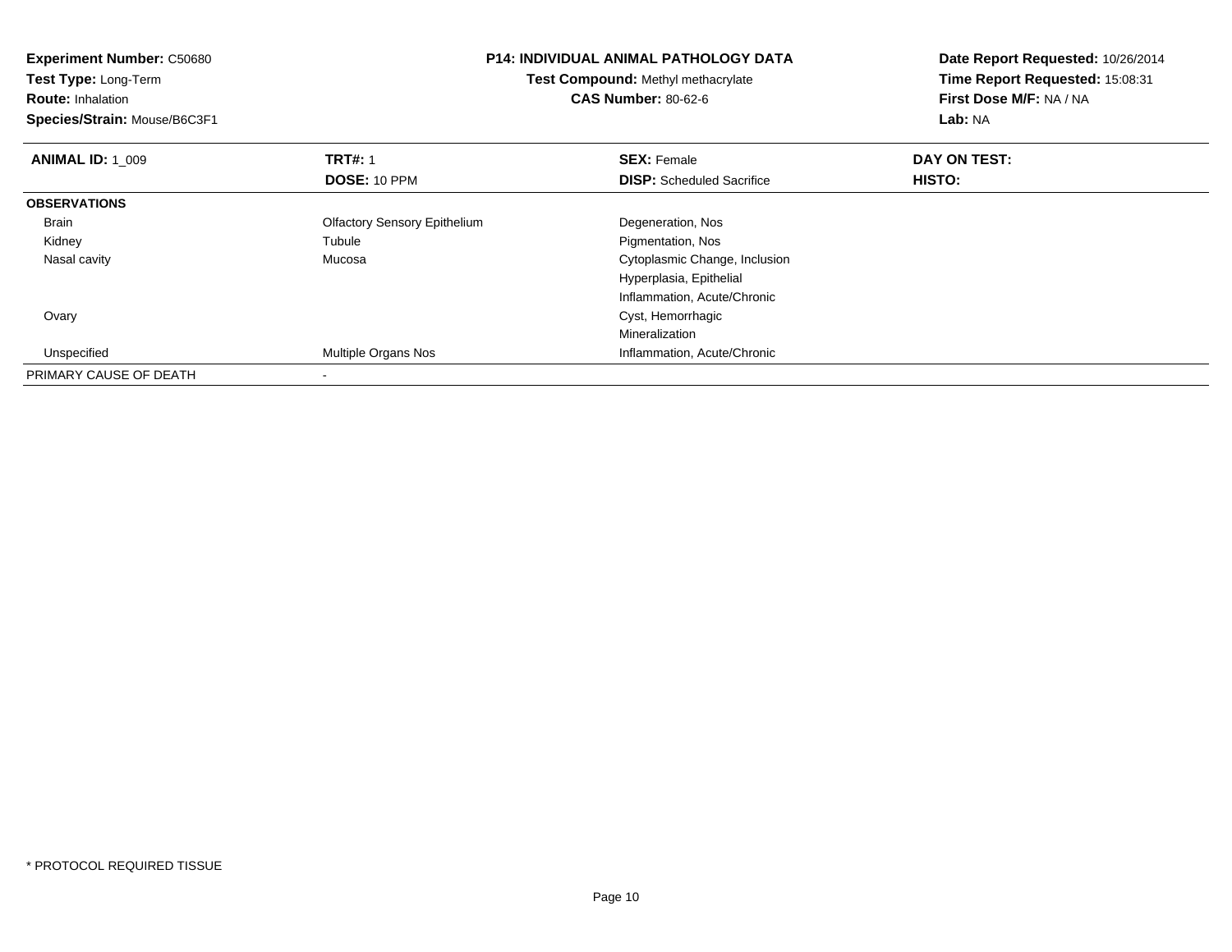**Experiment Number:** C50680
**Test Type:** Long-Term
**Route:** Inhalation
**Species/Strain:** Mouse/B6C3F1

**P14: INDIVIDUAL ANIMAL PATHOLOGY DATA**
**Test Compound:** Methyl methacrylate
**CAS Number:** 80-62-6

**Date Report Requested:** 10/26/2014
**Time Report Requested:** 15:08:31
**First Dose M/F:** NA / NA
**Lab:** NA

| **ANIMAL ID:** 1_009 | **TRT#:** 1 | **SEX:** Female | **DAY ON TEST:** |
|---|---|---|---|
| | **DOSE:** 10 PPM | **DISP:** Scheduled Sacrifice | **HISTO:** |
| **OBSERVATIONS** | | | |
| Brain | Olfactory Sensory Epithelium | Degeneration, Nos | |
| Kidney | Tubule | Pigmentation, Nos | |
| Nasal cavity | Mucosa | Cytoplasmic Change, Inclusion | |
| | | Hyperplasia, Epithelial | |
| | | Inflammation, Acute/Chronic | |
| Ovary | | Cyst, Hemorrhagic | |
| | | Mineralization | |
| Unspecified | Multiple Organs Nos | Inflammation, Acute/Chronic | |
| PRIMARY CAUSE OF DEATH | - | | |

* PROTOCOL REQUIRED TISSUE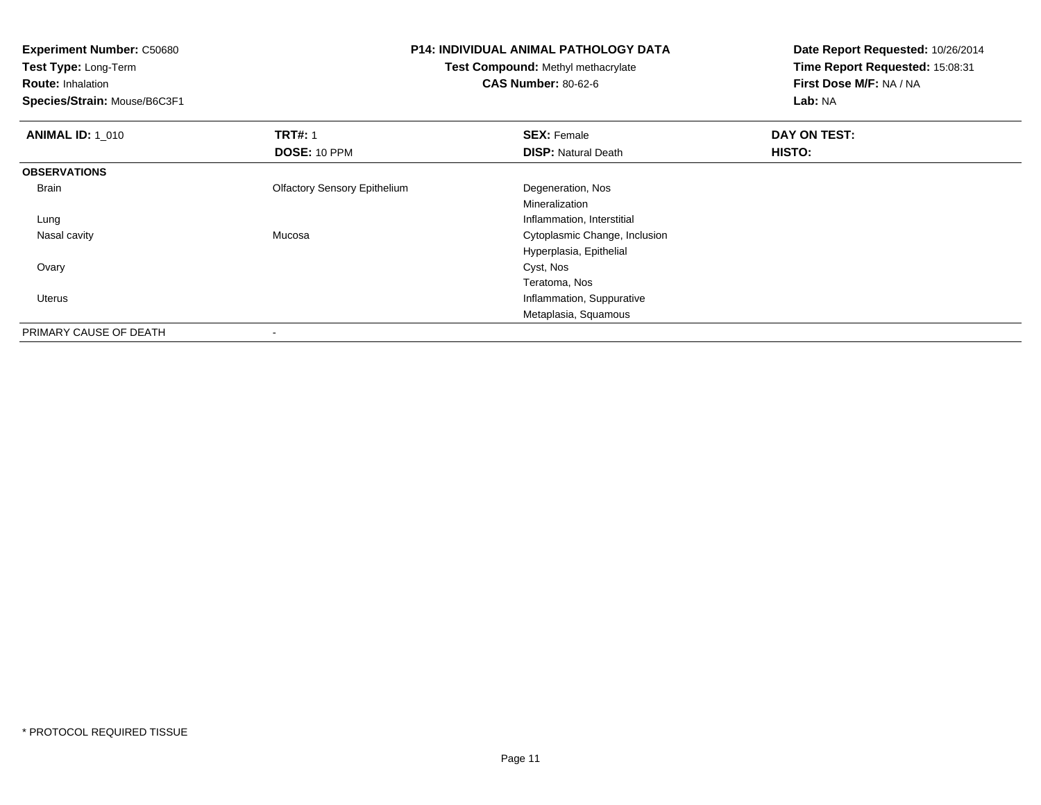**Experiment Number:** C50680
**Test Type:** Long-Term
**Route:** Inhalation
**Species/Strain:** Mouse/B6C3F1

**P14: INDIVIDUAL ANIMAL PATHOLOGY DATA**
**Test Compound:** Methyl methacrylate
**CAS Number:** 80-62-6

**Date Report Requested:** 10/26/2014
**Time Report Requested:** 15:08:31
**First Dose M/F:** NA / NA
**Lab:** NA

| **ANIMAL ID:** 1_010 | **TRT#:** 1 | **SEX:** Female | **DAY ON TEST:** |
|---|---|---|---|
| | **DOSE:** 10 PPM | **DISP:** Natural Death | **HISTO:** |
| **OBSERVATIONS** | | | |
| Brain | Olfactory Sensory Epithelium | Degeneration, Nos | |
| | | Mineralization | |
| Lung | | Inflammation, Interstitial | |
| Nasal cavity | Mucosa | Cytoplasmic Change, Inclusion | |
| | | Hyperplasia, Epithelial | |
| Ovary | | Cyst, Nos | |
| | | Teratoma, Nos | |
| Uterus | | Inflammation, Suppurative | |
| | | Metaplasia, Squamous | |
| PRIMARY CAUSE OF DEATH | - | | |

* PROTOCOL REQUIRED TISSUE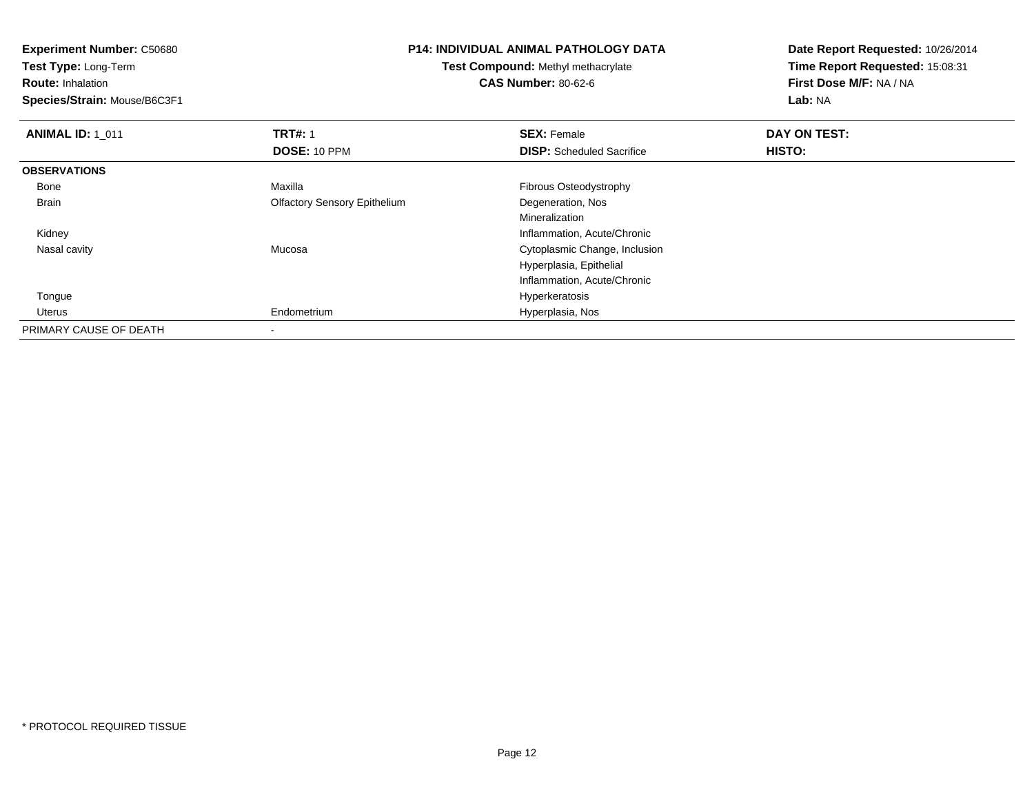**Experiment Number:** C50680
**Test Type:** Long-Term
**Route:** Inhalation
**Species/Strain:** Mouse/B6C3F1

**P14: INDIVIDUAL ANIMAL PATHOLOGY DATA**
**Test Compound:** Methyl methacrylate
**CAS Number:** 80-62-6

**Date Report Requested:** 10/26/2014
**Time Report Requested:** 15:08:31
**First Dose M/F:** NA / NA
**Lab:** NA

| **ANIMAL ID:** 1_011 | **TRT#:** 1 | **SEX:** Female | **DAY ON TEST:** |
|---|---|---|---|
| | **DOSE:** 10 PPM | **DISP:** Scheduled Sacrifice | **HISTO:** |
| **OBSERVATIONS** | | | |
| Bone | Maxilla | Fibrous Osteodystrophy | |
| Brain | Olfactory Sensory Epithelium | Degeneration, Nos | |
| | | Mineralization | |
| Kidney | | Inflammation, Acute/Chronic | |
| Nasal cavity | Mucosa | Cytoplasmic Change, Inclusion | |
| | | Hyperplasia, Epithelial | |
| | | Inflammation, Acute/Chronic | |
| Tongue | | Hyperkeratosis | |
| Uterus | Endometrium | Hyperplasia, Nos | |
| PRIMARY CAUSE OF DEATH | - | | |

* PROTOCOL REQUIRED TISSUE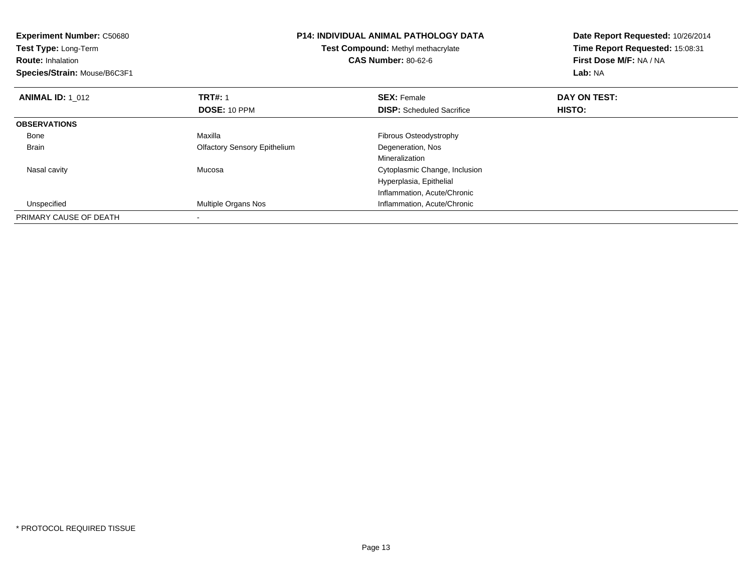**Experiment Number:** C50680
**Test Type:** Long-Term
**Route:** Inhalation
**Species/Strain:** Mouse/B6C3F1

**P14: INDIVIDUAL ANIMAL PATHOLOGY DATA**
**Test Compound:** Methyl methacrylate
**CAS Number:** 80-62-6

**Date Report Requested:** 10/26/2014
**Time Report Requested:** 15:08:31
**First Dose M/F:** NA / NA
**Lab:** NA

| **ANIMAL ID:** 1_012 | **TRT#:** 1 | **SEX:** Female | **DAY ON TEST:** |
|---|---|---|---|
| | **DOSE:** 10 PPM | **DISP:** Scheduled Sacrifice | **HISTO:** |
| **OBSERVATIONS** | | | |
| Bone | Maxilla | Fibrous Osteodystrophy | |
| Brain | Olfactory Sensory Epithelium | Degeneration, Nos | |
| | | Mineralization | |
| Nasal cavity | Mucosa | Cytoplasmic Change, Inclusion | |
| | | Hyperplasia, Epithelial | |
| | | Inflammation, Acute/Chronic | |
| Unspecified | Multiple Organs Nos | Inflammation, Acute/Chronic | |
| PRIMARY CAUSE OF DEATH | - | | |

\* PROTOCOL REQUIRED TISSUE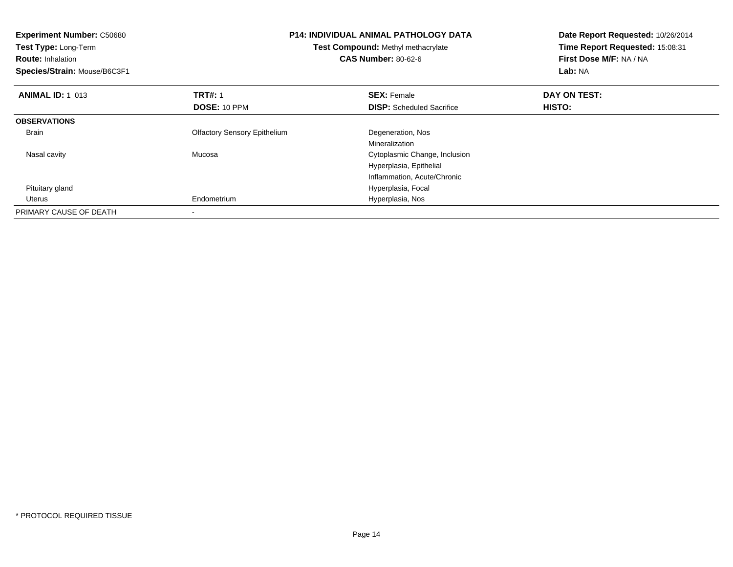**Experiment Number:** C50680
**Test Type:** Long-Term
**Route:** Inhalation
**Species/Strain:** Mouse/B6C3F1

**P14: INDIVIDUAL ANIMAL PATHOLOGY DATA**
**Test Compound:** Methyl methacrylate
**CAS Number:** 80-62-6

**Date Report Requested:** 10/26/2014
**Time Report Requested:** 15:08:31
**First Dose M/F:** NA / NA
**Lab:** NA

| **ANIMAL ID:** 1_013 | **TRT#:** 1 | **SEX:** Female | **DAY ON TEST:** |
|---|---|---|---|
| | **DOSE:** 10 PPM | **DISP:** Scheduled Sacrifice | **HISTO:** |
| **OBSERVATIONS** | | | |
| Brain | Olfactory Sensory Epithelium | Degeneration, Nos | |
| | | Mineralization | |
| Nasal cavity | Mucosa | Cytoplasmic Change, Inclusion | |
| | | Hyperplasia, Epithelial | |
| | | Inflammation, Acute/Chronic | |
| Pituitary gland | | Hyperplasia, Focal | |
| Uterus | Endometrium | Hyperplasia, Nos | |
| PRIMARY CAUSE OF DEATH | - | | |

* PROTOCOL REQUIRED TISSUE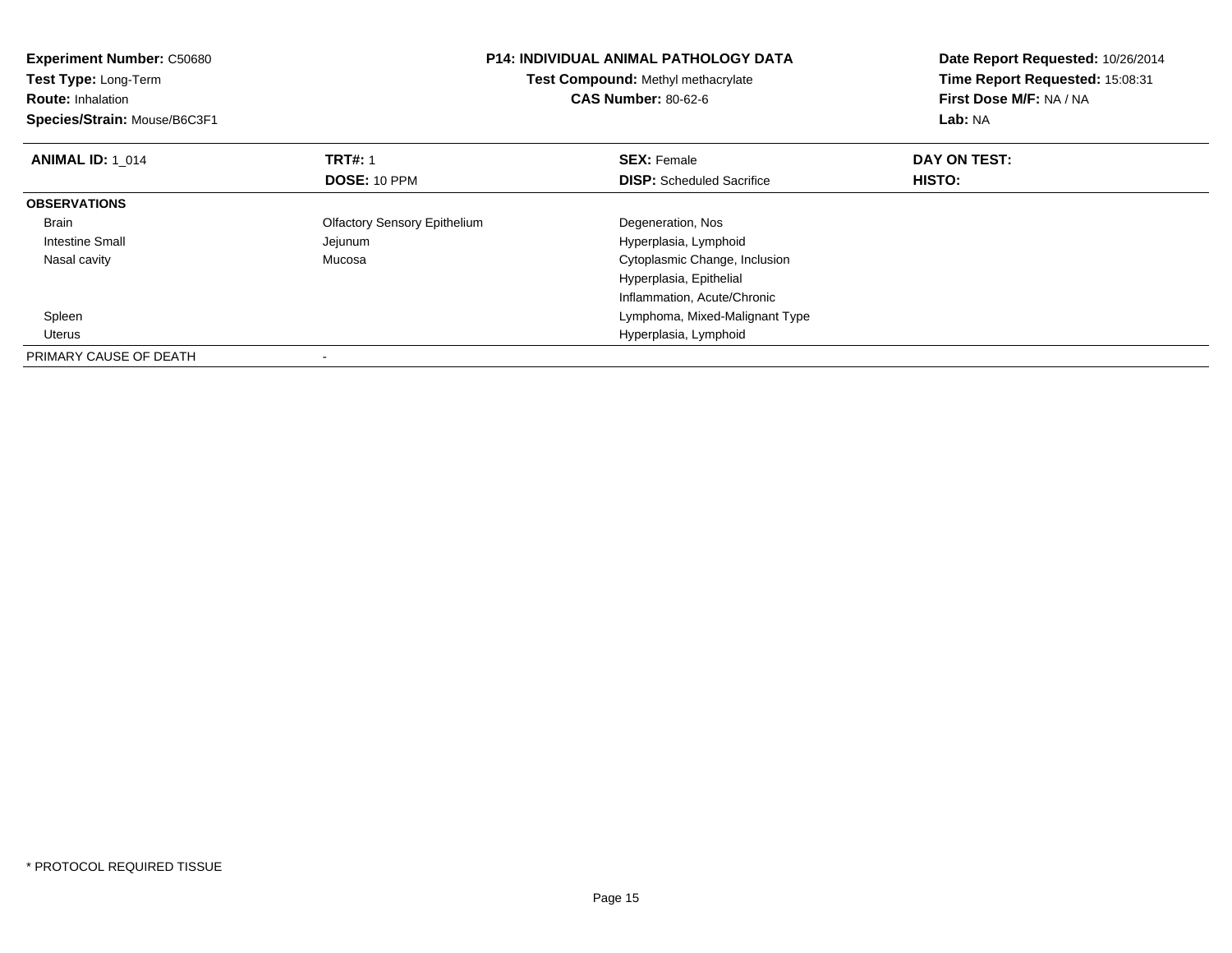**Experiment Number:** C50680
**Test Type:** Long-Term
**Route:** Inhalation
**Species/Strain:** Mouse/B6C3F1

**P14: INDIVIDUAL ANIMAL PATHOLOGY DATA**
**Test Compound:** Methyl methacrylate
**CAS Number:** 80-62-6

**Date Report Requested:** 10/26/2014
**Time Report Requested:** 15:08:31
**First Dose M/F:** NA / NA
**Lab:** NA

| **ANIMAL ID:** 1_014 | **TRT#:** 1 | **SEX:** Female | **DAY ON TEST:** |
|---|---|---|---|
| | **DOSE:** 10 PPM | **DISP:** Scheduled Sacrifice | **HISTO:** |
| **OBSERVATIONS** | | | |
| Brain | Olfactory Sensory Epithelium | Degeneration, Nos | |
| Intestine Small | Jejunum | Hyperplasia, Lymphoid | |
| Nasal cavity | Mucosa | Cytoplasmic Change, Inclusion | |
| | | Hyperplasia, Epithelial | |
| | | Inflammation, Acute/Chronic | |
| Spleen | | Lymphoma, Mixed-Malignant Type | |
| Uterus | | Hyperplasia, Lymphoid | |
| PRIMARY CAUSE OF DEATH | - | | |

* PROTOCOL REQUIRED TISSUE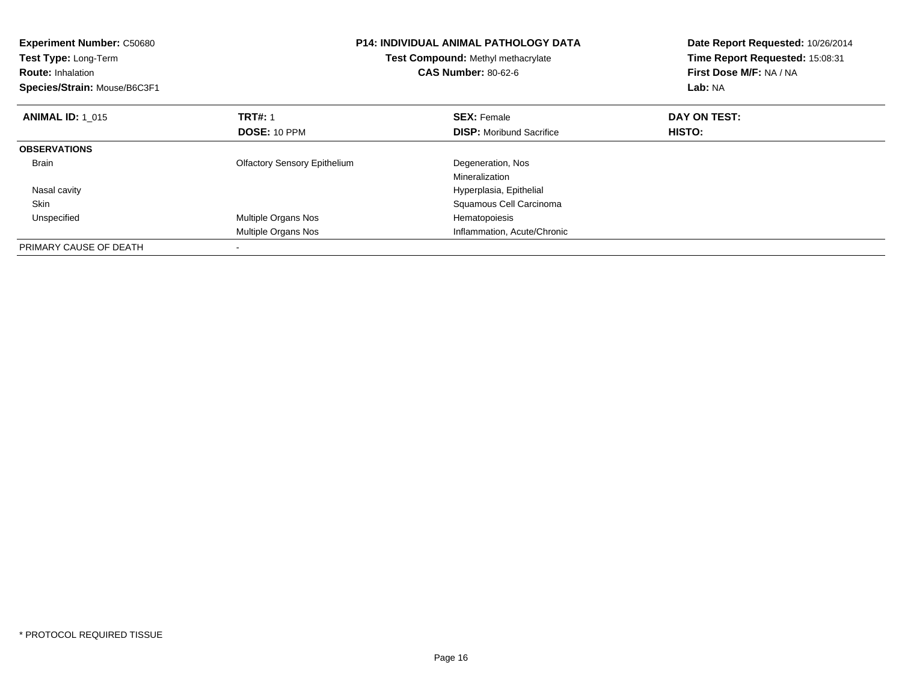**Experiment Number:** C50680
**Test Type:** Long-Term
**Route:** Inhalation
**Species/Strain:** Mouse/B6C3F1

**P14: INDIVIDUAL ANIMAL PATHOLOGY DATA**
**Test Compound:** Methyl methacrylate
**CAS Number:** 80-62-6

**Date Report Requested:** 10/26/2014
**Time Report Requested:** 15:08:31
**First Dose M/F:** NA / NA
**Lab:** NA

| **ANIMAL ID:** 1_015 | **TRT#:** 1 | **SEX:** Female | **DAY ON TEST:** |
|---|---|---|---|
| | **DOSE:** 10 PPM | **DISP:** Moribund Sacrifice | **HISTO:** |
| **OBSERVATIONS** | | | |
| Brain | Olfactory Sensory Epithelium | Degeneration, Nos | |
| | | Mineralization | |
| Nasal cavity | | Hyperplasia, Epithelial | |
| Skin | | Squamous Cell Carcinoma | |
| Unspecified | Multiple Organs Nos | Hematopoiesis | |
| | Multiple Organs Nos | Inflammation, Acute/Chronic | |
| PRIMARY CAUSE OF DEATH | - | | |

* PROTOCOL REQUIRED TISSUE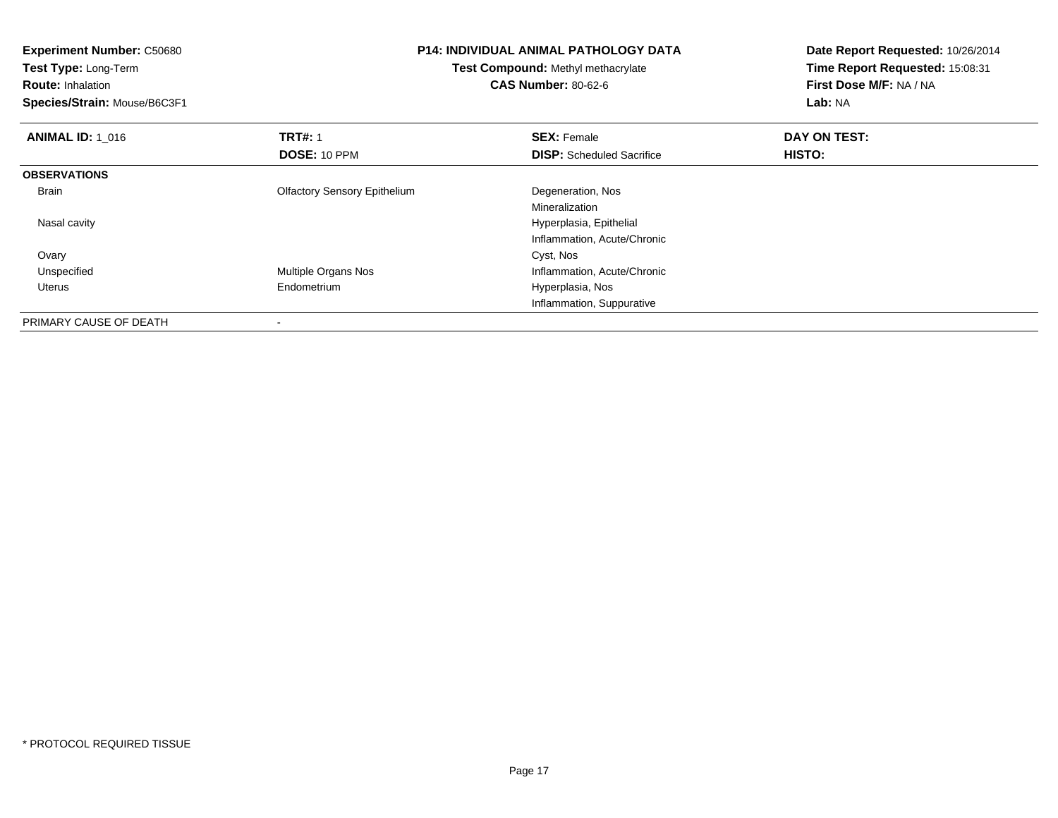**Experiment Number:** C50680
**Test Type:** Long-Term
**Route:** Inhalation
**Species/Strain:** Mouse/B6C3F1

**P14: INDIVIDUAL ANIMAL PATHOLOGY DATA**
**Test Compound:** Methyl methacrylate
**CAS Number:** 80-62-6

**Date Report Requested:** 10/26/2014
**Time Report Requested:** 15:08:31
**First Dose M/F:** NA / NA
**Lab:** NA

| **ANIMAL ID:** 1_016 | **TRT#:** 1 | **SEX:** Female | **DAY ON TEST:** |
|---|---|---|---|
| | **DOSE:** 10 PPM | **DISP:** Scheduled Sacrifice | **HISTO:** |
| **OBSERVATIONS** | | | |
| Brain | Olfactory Sensory Epithelium | Degeneration, Nos | |
| | | Mineralization | |
| Nasal cavity | | Hyperplasia, Epithelial | |
| | | Inflammation, Acute/Chronic | |
| Ovary | | Cyst, Nos | |
| Unspecified | Multiple Organs Nos | Inflammation, Acute/Chronic | |
| Uterus | Endometrium | Hyperplasia, Nos | |
| | | Inflammation, Suppurative | |
| PRIMARY CAUSE OF DEATH | - | | |

* PROTOCOL REQUIRED TISSUE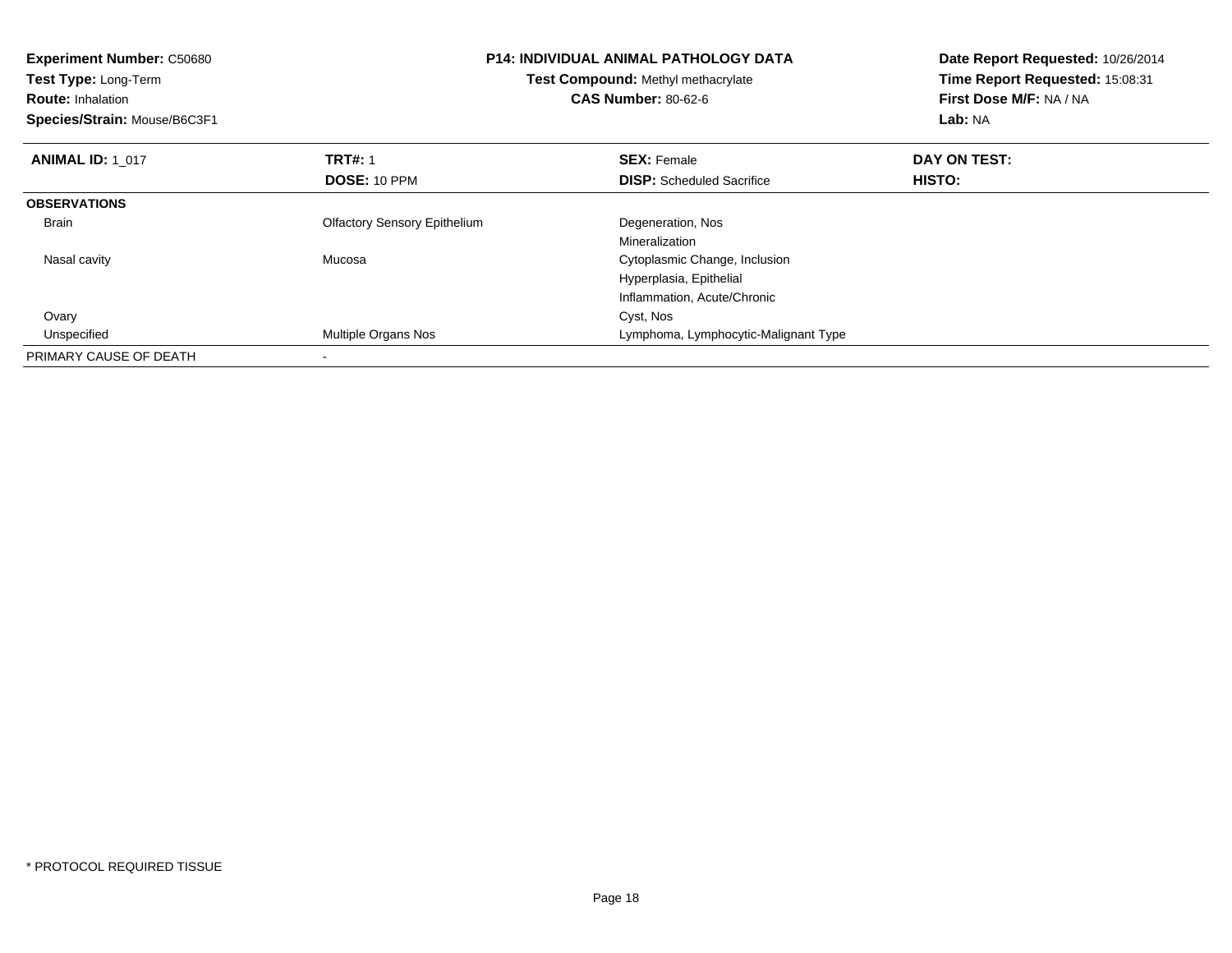**Experiment Number:** C50680
**Test Type:** Long-Term
**Route:** Inhalation
**Species/Strain:** Mouse/B6C3F1

**P14: INDIVIDUAL ANIMAL PATHOLOGY DATA**
**Test Compound:** Methyl methacrylate
**CAS Number:** 80-62-6

**Date Report Requested:** 10/26/2014
**Time Report Requested:** 15:08:31
**First Dose M/F:** NA / NA
**Lab:** NA

| **ANIMAL ID:** 1_017 | **TRT#:** 1 | **SEX:** Female | **DAY ON TEST:** |
|---|---|---|---|
| | **DOSE:** 10 PPM | **DISP:** Scheduled Sacrifice | **HISTO:** |
| **OBSERVATIONS** | | | |
| Brain | Olfactory Sensory Epithelium | Degeneration, Nos | |
| | | Mineralization | |
| Nasal cavity | Mucosa | Cytoplasmic Change, Inclusion | |
| | | Hyperplasia, Epithelial | |
| | | Inflammation, Acute/Chronic | |
| Ovary | | Cyst, Nos | |
| Unspecified | Multiple Organs Nos | Lymphoma, Lymphocytic-Malignant Type | |
| PRIMARY CAUSE OF DEATH | - | | |

\* PROTOCOL REQUIRED TISSUE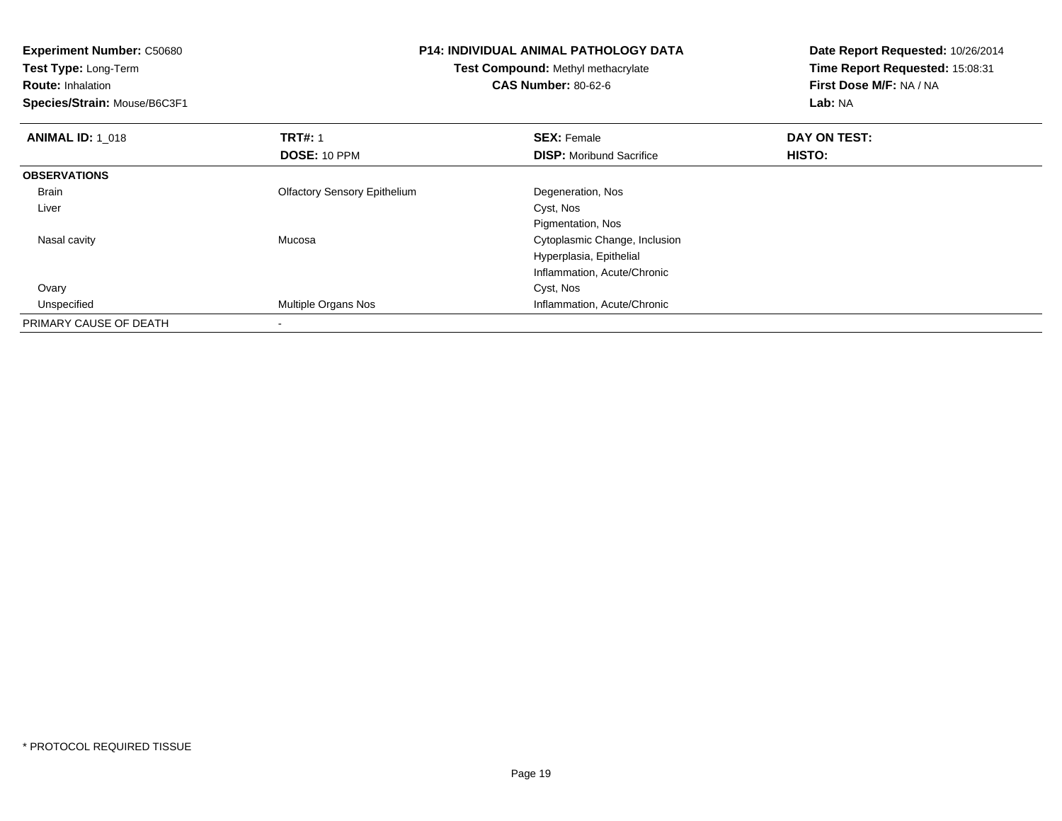**Experiment Number:** C50680
**Test Type:** Long-Term
**Route:** Inhalation
**Species/Strain:** Mouse/B6C3F1

**P14: INDIVIDUAL ANIMAL PATHOLOGY DATA**
**Test Compound:** Methyl methacrylate
**CAS Number:** 80-62-6

**Date Report Requested:** 10/26/2014
**Time Report Requested:** 15:08:31
**First Dose M/F:** NA / NA
**Lab:** NA

| **ANIMAL ID:** 1_018 | **TRT#:** 1 | **SEX:** Female | **DAY ON TEST:** |
|---|---|---|---|
| | **DOSE:** 10 PPM | **DISP:** Moribund Sacrifice | **HISTO:** |
| **OBSERVATIONS** | | | |
| Brain | Olfactory Sensory Epithelium | Degeneration, Nos | |
| Liver | | Cyst, Nos | |
| | | Pigmentation, Nos | |
| Nasal cavity | Mucosa | Cytoplasmic Change, Inclusion | |
| | | Hyperplasia, Epithelial | |
| | | Inflammation, Acute/Chronic | |
| Ovary | | Cyst, Nos | |
| Unspecified | Multiple Organs Nos | Inflammation, Acute/Chronic | |
| PRIMARY CAUSE OF DEATH | - | | |

* PROTOCOL REQUIRED TISSUE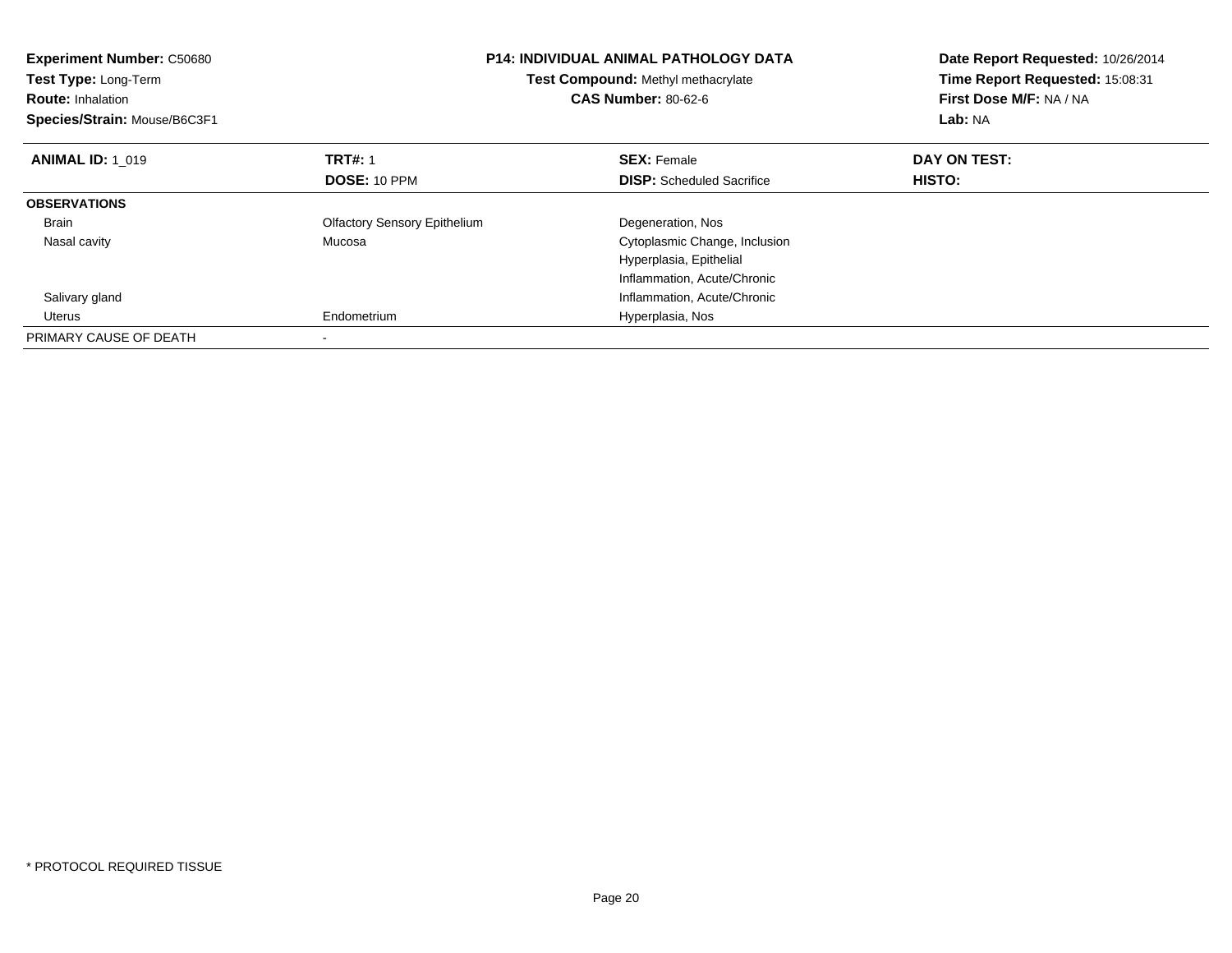**Experiment Number:** C50680
**Test Type:** Long-Term
**Route:** Inhalation
**Species/Strain:** Mouse/B6C3F1

**P14: INDIVIDUAL ANIMAL PATHOLOGY DATA**
**Test Compound:** Methyl methacrylate
**CAS Number:** 80-62-6

**Date Report Requested:** 10/26/2014
**Time Report Requested:** 15:08:31
**First Dose M/F:** NA / NA
**Lab:** NA

| **ANIMAL ID:** 1_019 | **TRT#:** 1 | **SEX:** Female | **DAY ON TEST:** |
|---|---|---|---|
| | **DOSE:** 10 PPM | **DISP:** Scheduled Sacrifice | **HISTO:** |
| **OBSERVATIONS** | | | |
| Brain | Olfactory Sensory Epithelium | Degeneration, Nos | |
| Nasal cavity | Mucosa | Cytoplasmic Change, Inclusion | |
| | | Hyperplasia, Epithelial | |
| | | Inflammation, Acute/Chronic | |
| Salivary gland | | Inflammation, Acute/Chronic | |
| Uterus | Endometrium | Hyperplasia, Nos | |
| PRIMARY CAUSE OF DEATH | - | | |

* PROTOCOL REQUIRED TISSUE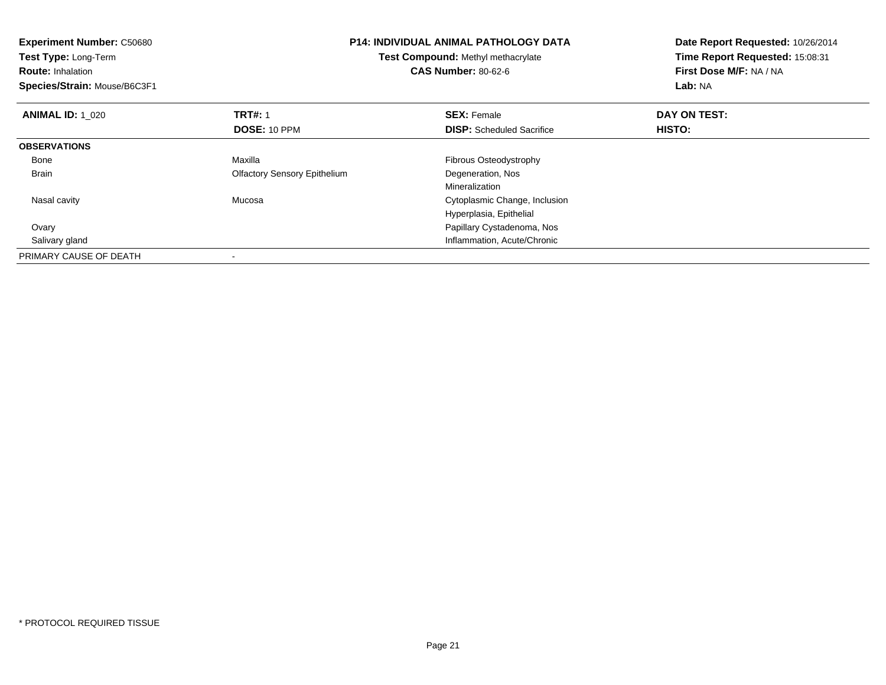**Experiment Number:** C50680
**Test Type:** Long-Term
**Route:** Inhalation
**Species/Strain:** Mouse/B6C3F1

**P14: INDIVIDUAL ANIMAL PATHOLOGY DATA**
**Test Compound:** Methyl methacrylate
**CAS Number:** 80-62-6

**Date Report Requested:** 10/26/2014
**Time Report Requested:** 15:08:31
**First Dose M/F:** NA / NA
**Lab:** NA

| **ANIMAL ID:** 1_020 | **TRT#:** 1 | **SEX:** Female | **DAY ON TEST:** |
|---|---|---|---|
| | **DOSE:** 10 PPM | **DISP:** Scheduled Sacrifice | **HISTO:** |
| **OBSERVATIONS** | | | |
| Bone | Maxilla | Fibrous Osteodystrophy | |
| Brain | Olfactory Sensory Epithelium | Degeneration, Nos | |
| | | Mineralization | |
| Nasal cavity | Mucosa | Cytoplasmic Change, Inclusion | |
| | | Hyperplasia, Epithelial | |
| Ovary | | Papillary Cystadenoma, Nos | |
| Salivary gland | | Inflammation, Acute/Chronic | |
| PRIMARY CAUSE OF DEATH | - | | |

* PROTOCOL REQUIRED TISSUE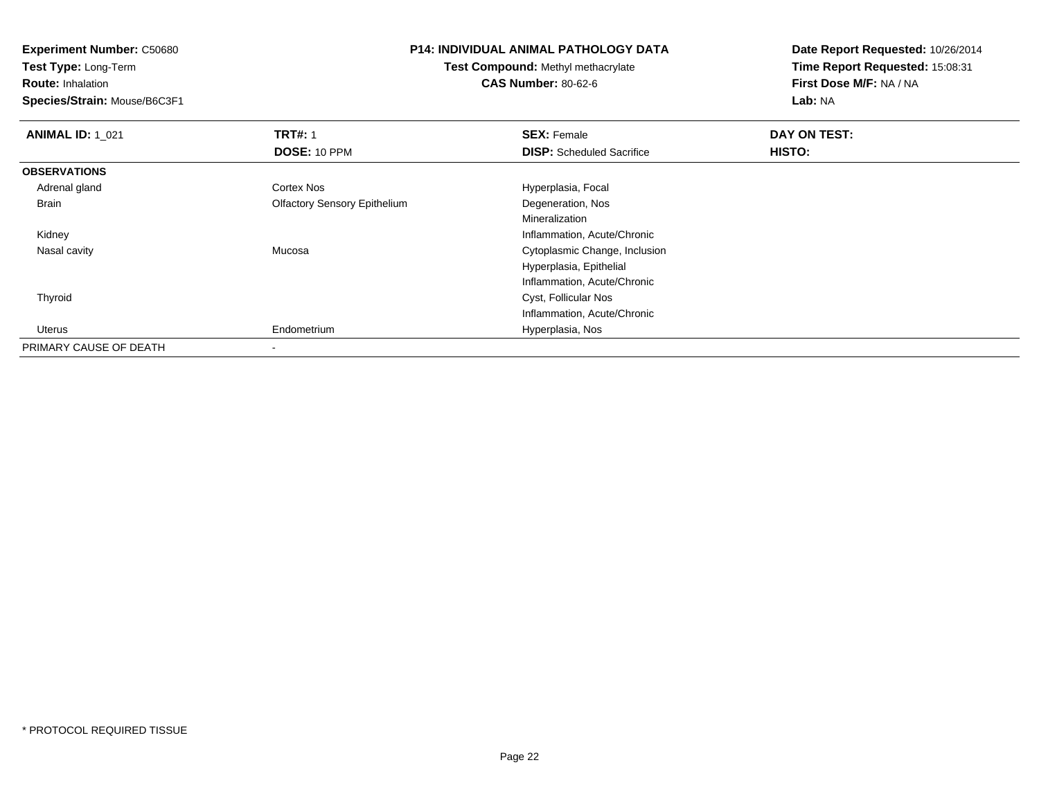**Experiment Number:** C50680
**Test Type:** Long-Term
**Route:** Inhalation
**Species/Strain:** Mouse/B6C3F1

## P14: INDIVIDUAL ANIMAL PATHOLOGY DATA

**Test Compound:** Methyl methacrylate
**CAS Number:** 80-62-6

**Date Report Requested:** 10/26/2014
**Time Report Requested:** 15:08:31
**First Dose M/F:** NA / NA
**Lab:** NA

| **ANIMAL ID:** 1_021 | **TRT#:** 1 | **SEX:** Female | **DAY ON TEST:** |
|---|---|---|---|
| | **DOSE:** 10 PPM | **DISP:** Scheduled Sacrifice | **HISTO:** |
| **OBSERVATIONS** | | | |
| Adrenal gland | Cortex Nos | Hyperplasia, Focal | |
| Brain | Olfactory Sensory Epithelium | Degeneration, Nos | |
| | | Mineralization | |
| Kidney | | Inflammation, Acute/Chronic | |
| Nasal cavity | Mucosa | Cytoplasmic Change, Inclusion | |
| | | Hyperplasia, Epithelial | |
| | | Inflammation, Acute/Chronic | |
| Thyroid | | Cyst, Follicular Nos | |
| | | Inflammation, Acute/Chronic | |
| Uterus | Endometrium | Hyperplasia, Nos | |
| PRIMARY CAUSE OF DEATH | - | | |

* PROTOCOL REQUIRED TISSUE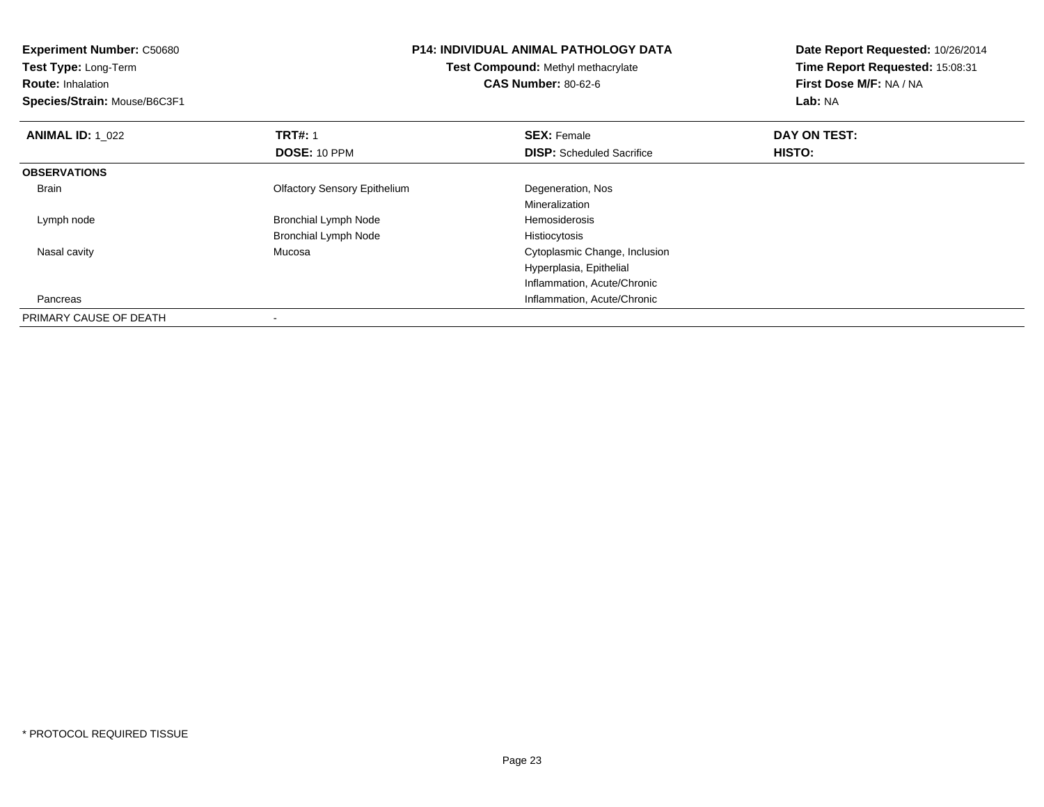**Experiment Number:** C50680
**Test Type:** Long-Term
**Route:** Inhalation
**Species/Strain:** Mouse/B6C3F1

**P14: INDIVIDUAL ANIMAL PATHOLOGY DATA**
**Test Compound:** Methyl methacrylate
**CAS Number:** 80-62-6

**Date Report Requested:** 10/26/2014
**Time Report Requested:** 15:08:31
**First Dose M/F:** NA / NA
**Lab:** NA

| **ANIMAL ID:** 1_022 | **TRT#:** 1 | **SEX:** Female | **DAY ON TEST:** |
|---|---|---|---|
| | **DOSE:** 10 PPM | **DISP:** Scheduled Sacrifice | **HISTO:** |
| **OBSERVATIONS** | | | |
| Brain | Olfactory Sensory Epithelium | Degeneration, Nos | |
| | | Mineralization | |
| Lymph node | Bronchial Lymph Node | Hemosiderosis | |
| | Bronchial Lymph Node | Histiocytosis | |
| Nasal cavity | Mucosa | Cytoplasmic Change, Inclusion | |
| | | Hyperplasia, Epithelial | |
| | | Inflammation, Acute/Chronic | |
| Pancreas | | Inflammation, Acute/Chronic | |
| PRIMARY CAUSE OF DEATH | - | | |

* PROTOCOL REQUIRED TISSUE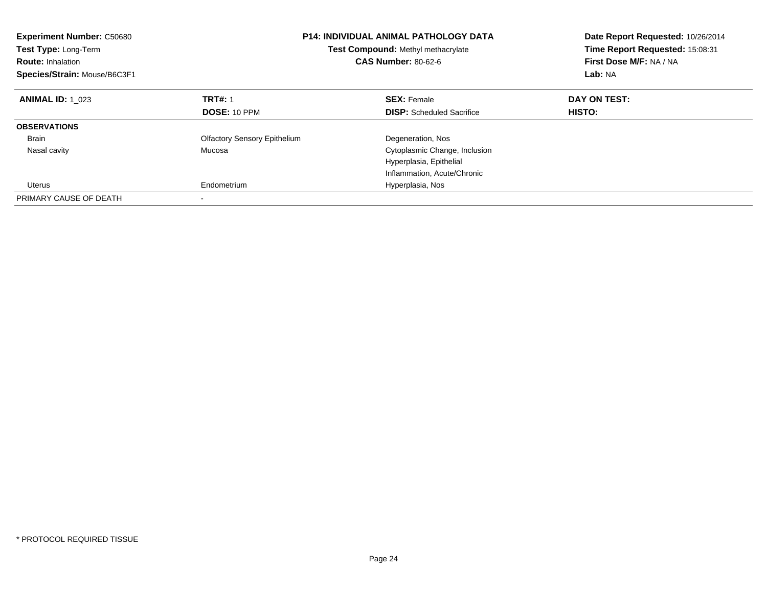**Experiment Number:** C50680
**Test Type:** Long-Term
**Route:** Inhalation
**Species/Strain:** Mouse/B6C3F1

**P14: INDIVIDUAL ANIMAL PATHOLOGY DATA**
**Test Compound:** Methyl methacrylate
**CAS Number:** 80-62-6

**Date Report Requested:** 10/26/2014
**Time Report Requested:** 15:08:31
**First Dose M/F:** NA / NA
**Lab:** NA

| **ANIMAL ID:** 1_023 | **TRT#:** 1 | **SEX:** Female | **DAY ON TEST:** |
|---|---|---|---|
| | **DOSE:** 10 PPM | **DISP:** Scheduled Sacrifice | **HISTO:** |
| **OBSERVATIONS** | | | |
| Brain | Olfactory Sensory Epithelium | Degeneration, Nos | |
| Nasal cavity | Mucosa | Cytoplasmic Change, Inclusion | |
| | | Hyperplasia, Epithelial | |
| | | Inflammation, Acute/Chronic | |
| Uterus | Endometrium | Hyperplasia, Nos | |
| PRIMARY CAUSE OF DEATH | - | | |

\* PROTOCOL REQUIRED TISSUE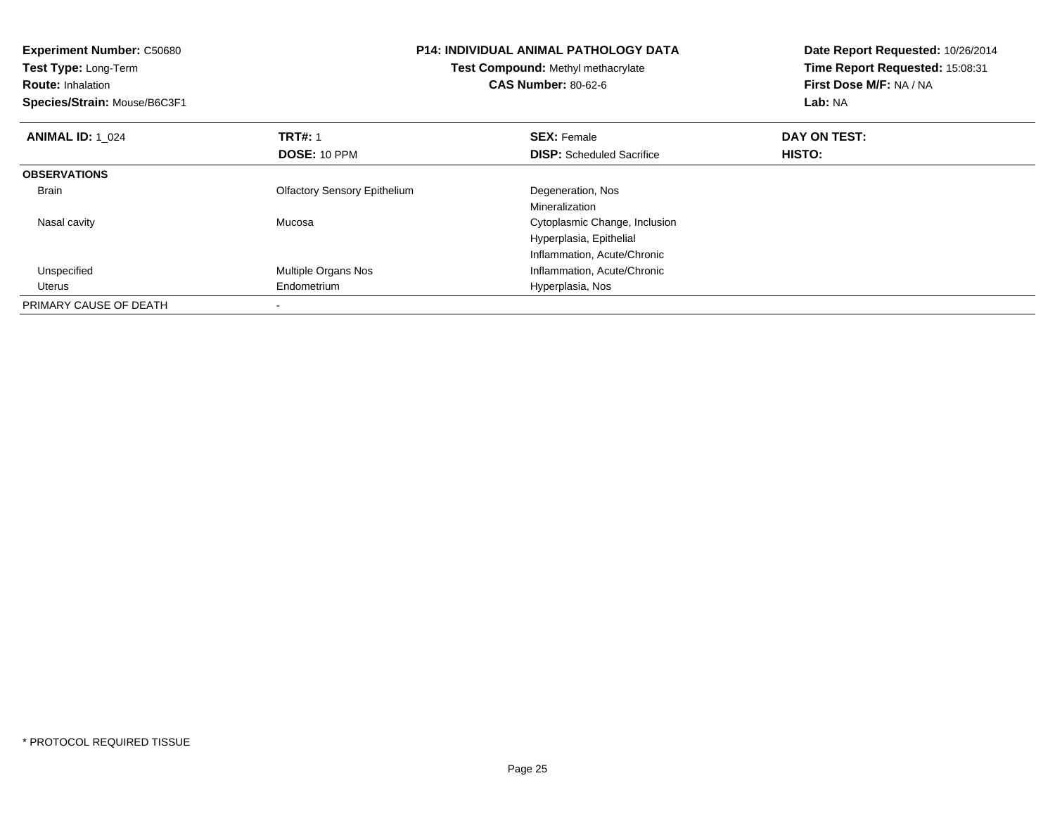**Experiment Number:** C50680
**Test Type:** Long-Term
**Route:** Inhalation
**Species/Strain:** Mouse/B6C3F1

**P14: INDIVIDUAL ANIMAL PATHOLOGY DATA**
**Test Compound:** Methyl methacrylate
**CAS Number:** 80-62-6

**Date Report Requested:** 10/26/2014
**Time Report Requested:** 15:08:31
**First Dose M/F:** NA / NA
**Lab:** NA

| **ANIMAL ID:** 1_024 | **TRT#:** 1 | **SEX:** Female | **DAY ON TEST:** |
|---|---|---|---|
| | **DOSE:** 10 PPM | **DISP:** Scheduled Sacrifice | **HISTO:** |
| **OBSERVATIONS** | | | |
| Brain | Olfactory Sensory Epithelium | Degeneration, Nos | |
| | | Mineralization | |
| Nasal cavity | Mucosa | Cytoplasmic Change, Inclusion | |
| | | Hyperplasia, Epithelial | |
| | | Inflammation, Acute/Chronic | |
| Unspecified | Multiple Organs Nos | Inflammation, Acute/Chronic | |
| Uterus | Endometrium | Hyperplasia, Nos | |
| PRIMARY CAUSE OF DEATH | - | | |

* PROTOCOL REQUIRED TISSUE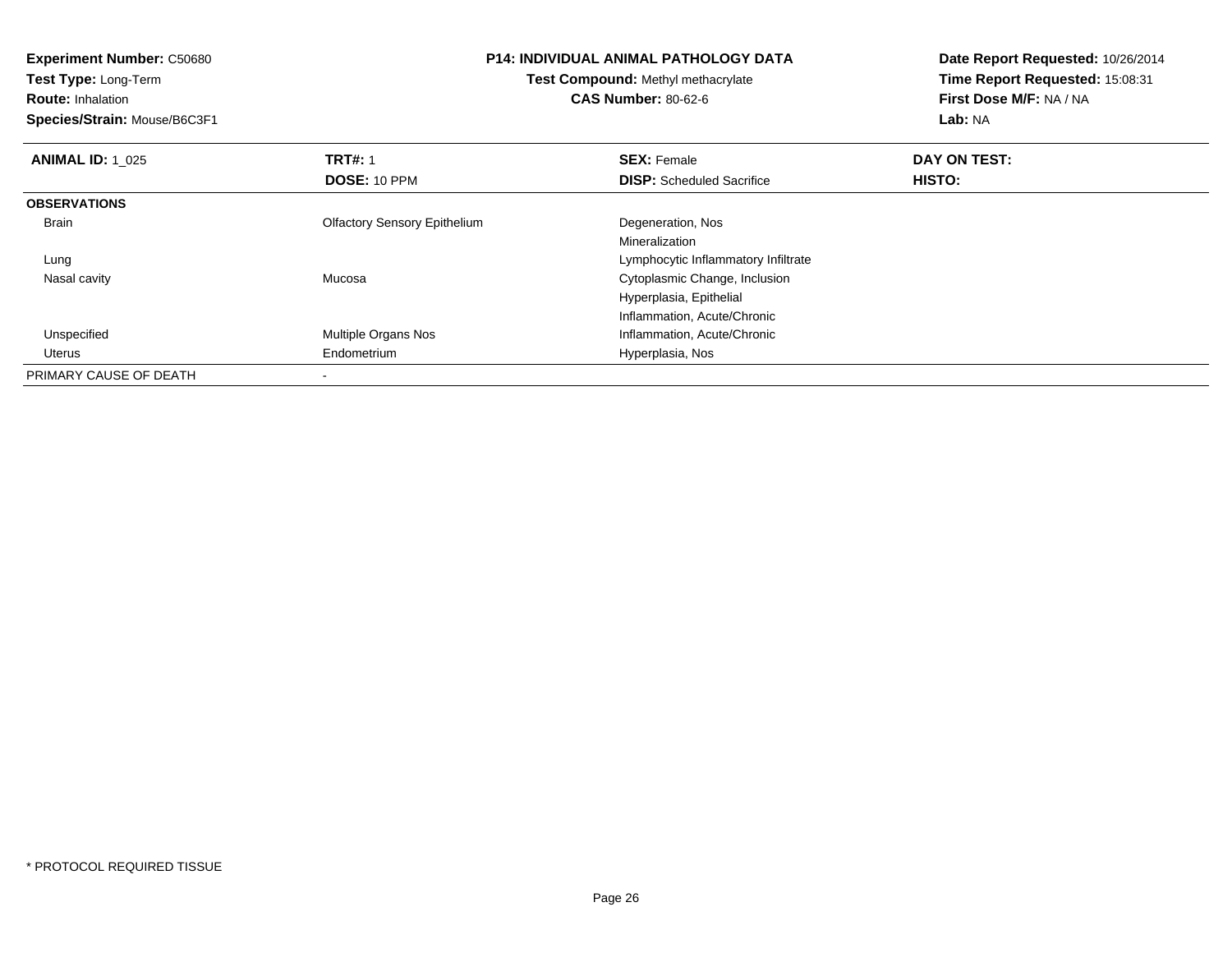**Experiment Number:** C50680
**Test Type:** Long-Term
**Route:** Inhalation
**Species/Strain:** Mouse/B6C3F1

**P14: INDIVIDUAL ANIMAL PATHOLOGY DATA**
**Test Compound:** Methyl methacrylate
**CAS Number:** 80-62-6

**Date Report Requested:** 10/26/2014
**Time Report Requested:** 15:08:31
**First Dose M/F:** NA / NA
**Lab:** NA

| **ANIMAL ID:** 1_025 | **TRT#:** 1 | **SEX:** Female | **DAY ON TEST:** |
|---|---|---|---|
| | **DOSE:** 10 PPM | **DISP:** Scheduled Sacrifice | **HISTO:** |
| **OBSERVATIONS** | | | |
| Brain | Olfactory Sensory Epithelium | Degeneration, Nos | |
| | | Mineralization | |
| Lung | | Lymphocytic Inflammatory Infiltrate | |
| Nasal cavity | Mucosa | Cytoplasmic Change, Inclusion | |
| | | Hyperplasia, Epithelial | |
| | | Inflammation, Acute/Chronic | |
| Unspecified | Multiple Organs Nos | Inflammation, Acute/Chronic | |
| Uterus | Endometrium | Hyperplasia, Nos | |
| PRIMARY CAUSE OF DEATH | - | | |

\* PROTOCOL REQUIRED TISSUE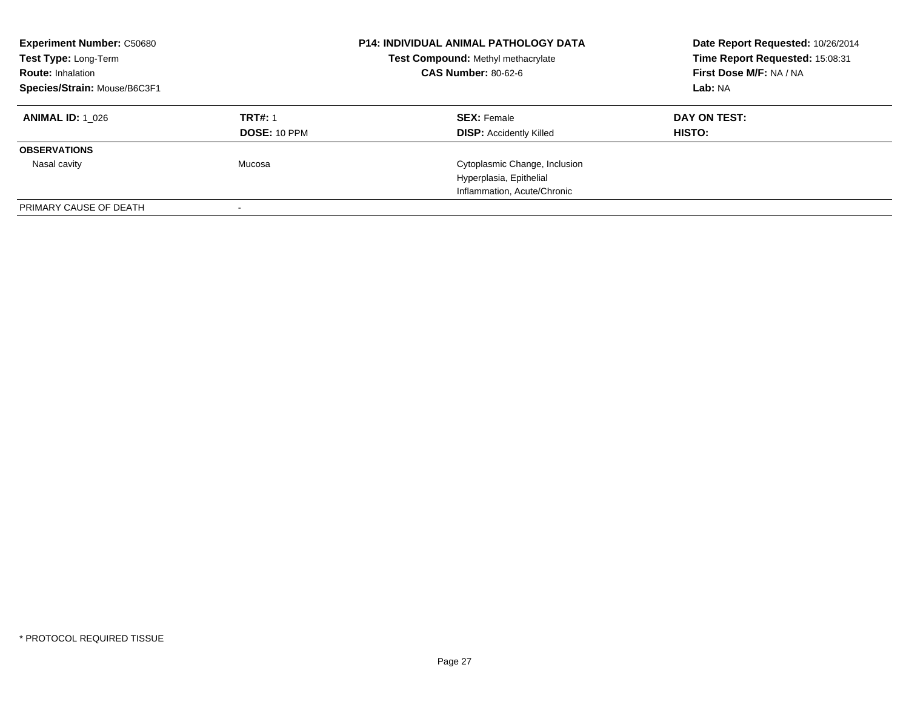**Experiment Number:** C50680
**Test Type:** Long-Term
**Route:** Inhalation
**Species/Strain:** Mouse/B6C3F1

**P14: INDIVIDUAL ANIMAL PATHOLOGY DATA**
**Test Compound:** Methyl methacrylate
**CAS Number:** 80-62-6

**Date Report Requested:** 10/26/2014
**Time Report Requested:** 15:08:31
**First Dose M/F:** NA / NA
**Lab:** NA

| **ANIMAL ID:** 1_026 | **TRT#:** 1 | **SEX:** Female | **DAY ON TEST:** |
|---|---|---|---|
| | **DOSE:** 10 PPM | **DISP:** Accidently Killed | **HISTO:** |
| **OBSERVATIONS** | | | |
| Nasal cavity | Mucosa | Cytoplasmic Change, Inclusion | |
| | | Hyperplasia, Epithelial | |
| | | Inflammation, Acute/Chronic | |
| PRIMARY CAUSE OF DEATH | - | | |

* PROTOCOL REQUIRED TISSUE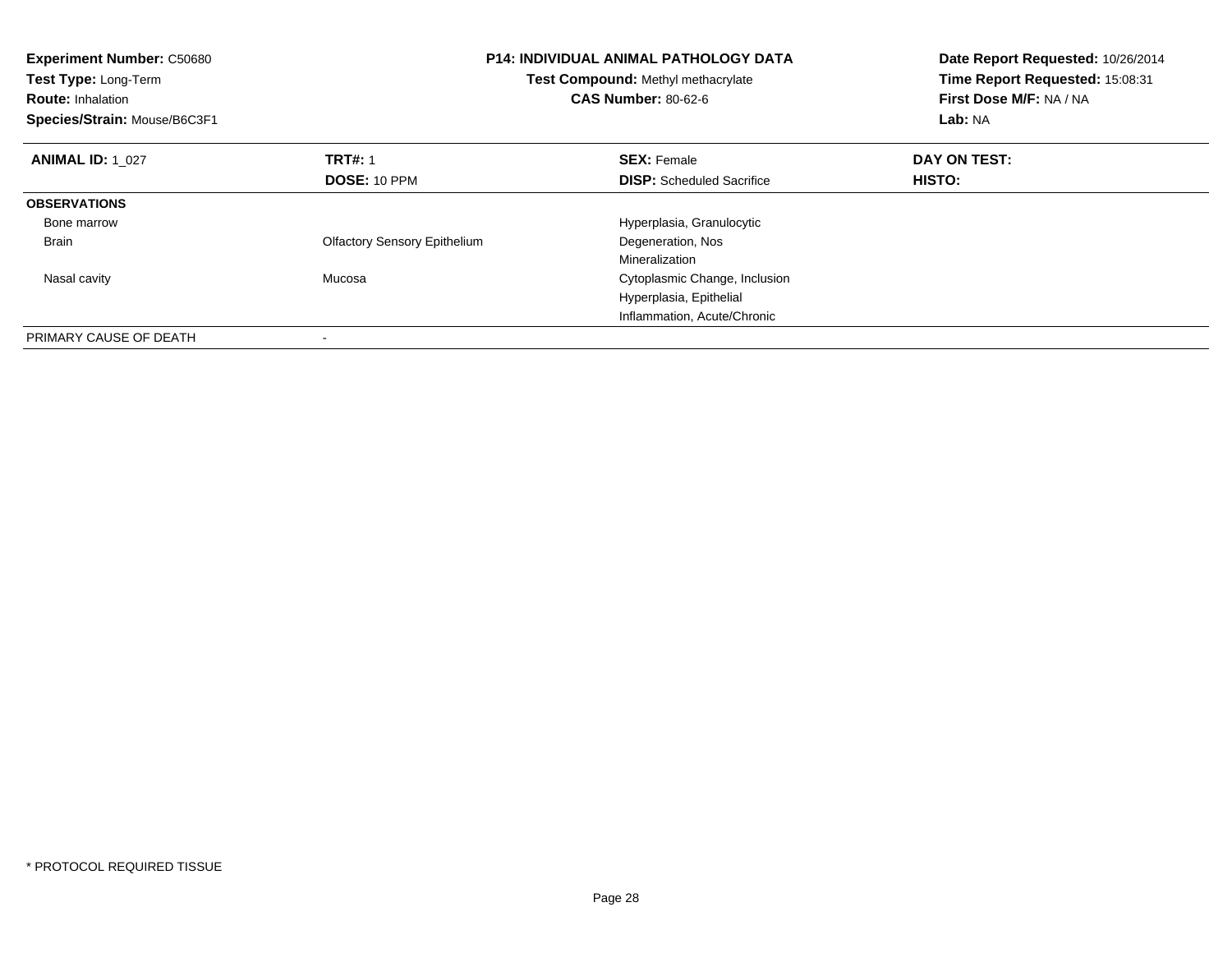**Experiment Number:** C50680
**Test Type:** Long-Term
**Route:** Inhalation
**Species/Strain:** Mouse/B6C3F1

**P14: INDIVIDUAL ANIMAL PATHOLOGY DATA**
**Test Compound:** Methyl methacrylate
**CAS Number:** 80-62-6

**Date Report Requested:** 10/26/2014
**Time Report Requested:** 15:08:31
**First Dose M/F:** NA / NA
**Lab:** NA

| **ANIMAL ID:** 1_027 | **TRT#:** 1 | **SEX:** Female | **DAY ON TEST:** |
|---|---|---|---|
| | **DOSE:** 10 PPM | **DISP:** Scheduled Sacrifice | **HISTO:** |
| **OBSERVATIONS** | | | |
| Bone marrow | | Hyperplasia, Granulocytic | |
| Brain | Olfactory Sensory Epithelium | Degeneration, Nos | |
| | | Mineralization | |
| Nasal cavity | Mucosa | Cytoplasmic Change, Inclusion | |
| | | Hyperplasia, Epithelial | |
| | | Inflammation, Acute/Chronic | |
| PRIMARY CAUSE OF DEATH | - | | |

* PROTOCOL REQUIRED TISSUE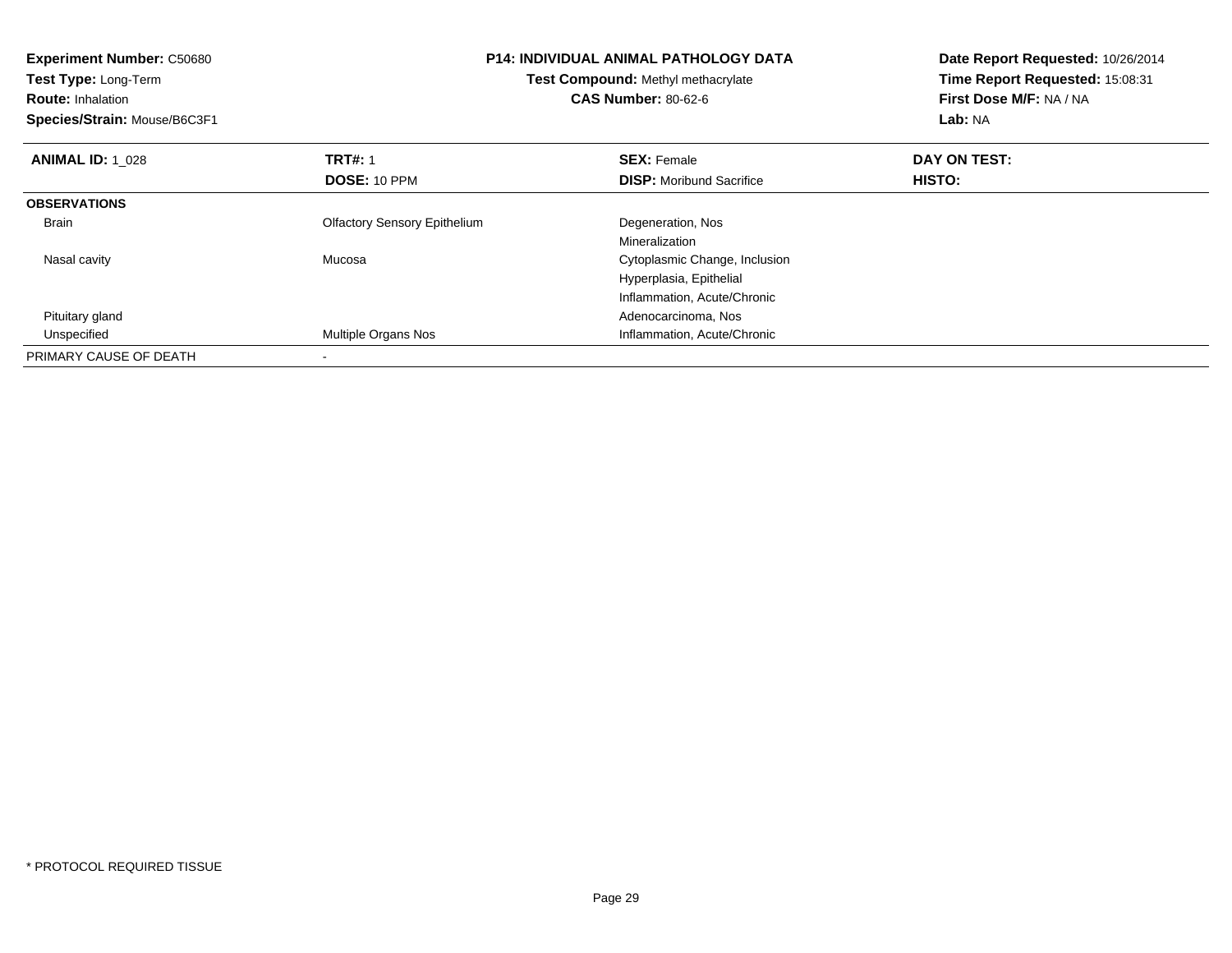**Experiment Number:** C50680
**Test Type:** Long-Term
**Route:** Inhalation
**Species/Strain:** Mouse/B6C3F1

**P14: INDIVIDUAL ANIMAL PATHOLOGY DATA**
**Test Compound:** Methyl methacrylate
**CAS Number:** 80-62-6

**Date Report Requested:** 10/26/2014
**Time Report Requested:** 15:08:31
**First Dose M/F:** NA / NA
**Lab:** NA

| **ANIMAL ID:** 1_028 | **TRT#:** 1 | **SEX:** Female | **DAY ON TEST:** |
|---|---|---|---|
| | **DOSE:** 10 PPM | **DISP:** Moribund Sacrifice | **HISTO:** |
| **OBSERVATIONS** | | | |
| Brain | Olfactory Sensory Epithelium | Degeneration, Nos | |
| | | Mineralization | |
| Nasal cavity | Mucosa | Cytoplasmic Change, Inclusion | |
| | | Hyperplasia, Epithelial | |
| | | Inflammation, Acute/Chronic | |
| Pituitary gland | | Adenocarcinoma, Nos | |
| Unspecified | Multiple Organs Nos | Inflammation, Acute/Chronic | |
| PRIMARY CAUSE OF DEATH | - | | |

* PROTOCOL REQUIRED TISSUE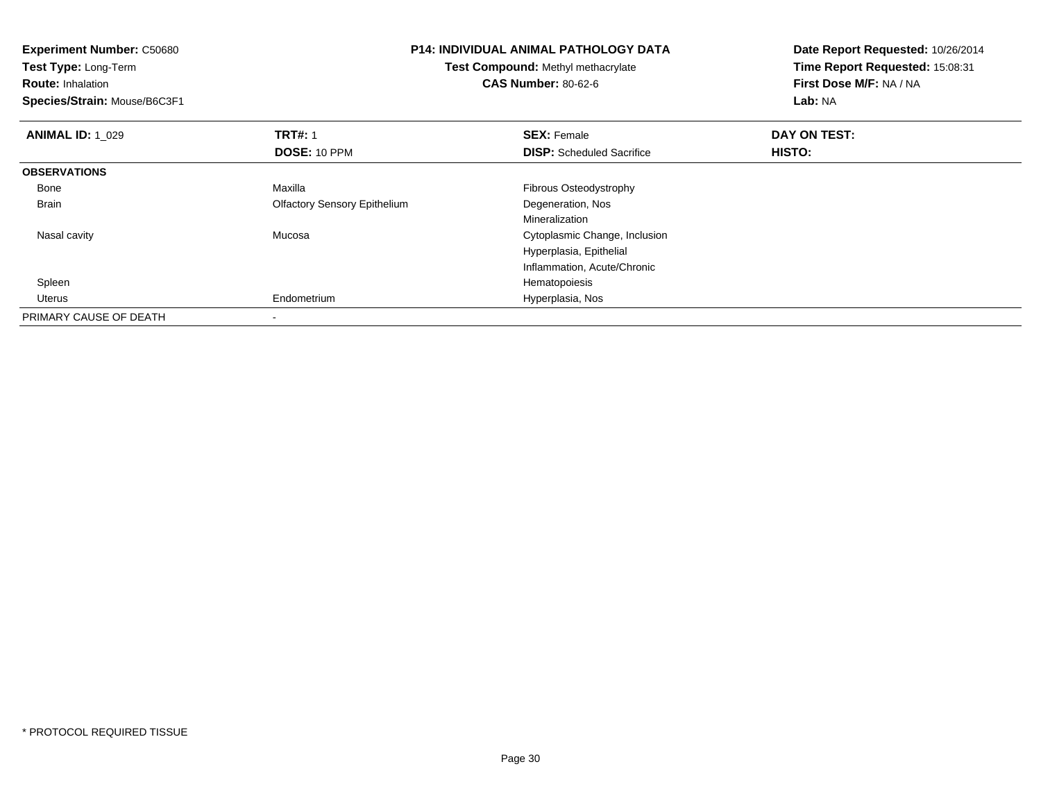**Experiment Number:** C50680
**Test Type:** Long-Term
**Route:** Inhalation
**Species/Strain:** Mouse/B6C3F1

**P14: INDIVIDUAL ANIMAL PATHOLOGY DATA**
**Test Compound:** Methyl methacrylate
**CAS Number:** 80-62-6

**Date Report Requested:** 10/26/2014
**Time Report Requested:** 15:08:31
**First Dose M/F:** NA / NA
**Lab:** NA

| **ANIMAL ID:** 1_029 | **TRT#:** 1 | **SEX:** Female | **DAY ON TEST:** |
|---|---|---|---|
| | **DOSE:** 10 PPM | **DISP:** Scheduled Sacrifice | **HISTO:** |
| **OBSERVATIONS** | | | |
| Bone | Maxilla | Fibrous Osteodystrophy | |
| Brain | Olfactory Sensory Epithelium | Degeneration, Nos | |
| | | Mineralization | |
| Nasal cavity | Mucosa | Cytoplasmic Change, Inclusion | |
| | | Hyperplasia, Epithelial | |
| | | Inflammation, Acute/Chronic | |
| Spleen | | Hematopoiesis | |
| Uterus | Endometrium | Hyperplasia, Nos | |
| PRIMARY CAUSE OF DEATH | - | | |

\* PROTOCOL REQUIRED TISSUE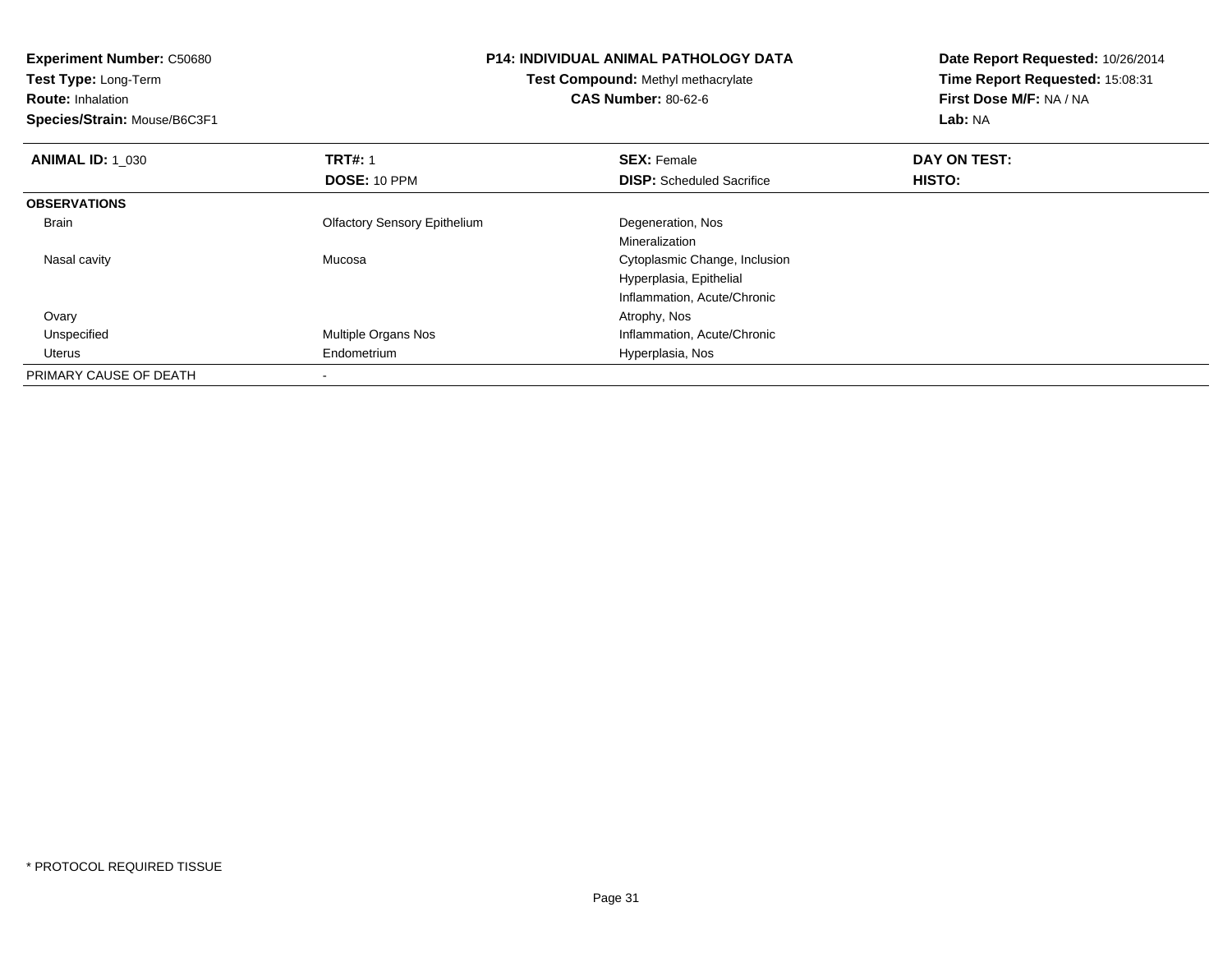**Experiment Number:** C50680
**Test Type:** Long-Term
**Route:** Inhalation
**Species/Strain:** Mouse/B6C3F1

**P14: INDIVIDUAL ANIMAL PATHOLOGY DATA**
**Test Compound:** Methyl methacrylate
**CAS Number:** 80-62-6

**Date Report Requested:** 10/26/2014
**Time Report Requested:** 15:08:31
**First Dose M/F:** NA / NA
**Lab:** NA

| **ANIMAL ID:** 1_030 | **TRT#:** 1 | **SEX:** Female | **DAY ON TEST:** |
|---|---|---|---|
| | **DOSE:** 10 PPM | **DISP:** Scheduled Sacrifice | **HISTO:** |
| **OBSERVATIONS** | | | |
| Brain | Olfactory Sensory Epithelium | Degeneration, Nos | |
| | | Mineralization | |
| Nasal cavity | Mucosa | Cytoplasmic Change, Inclusion | |
| | | Hyperplasia, Epithelial | |
| | | Inflammation, Acute/Chronic | |
| Ovary | | Atrophy, Nos | |
| Unspecified | Multiple Organs Nos | Inflammation, Acute/Chronic | |
| Uterus | Endometrium | Hyperplasia, Nos | |
| PRIMARY CAUSE OF DEATH | - | | |

* PROTOCOL REQUIRED TISSUE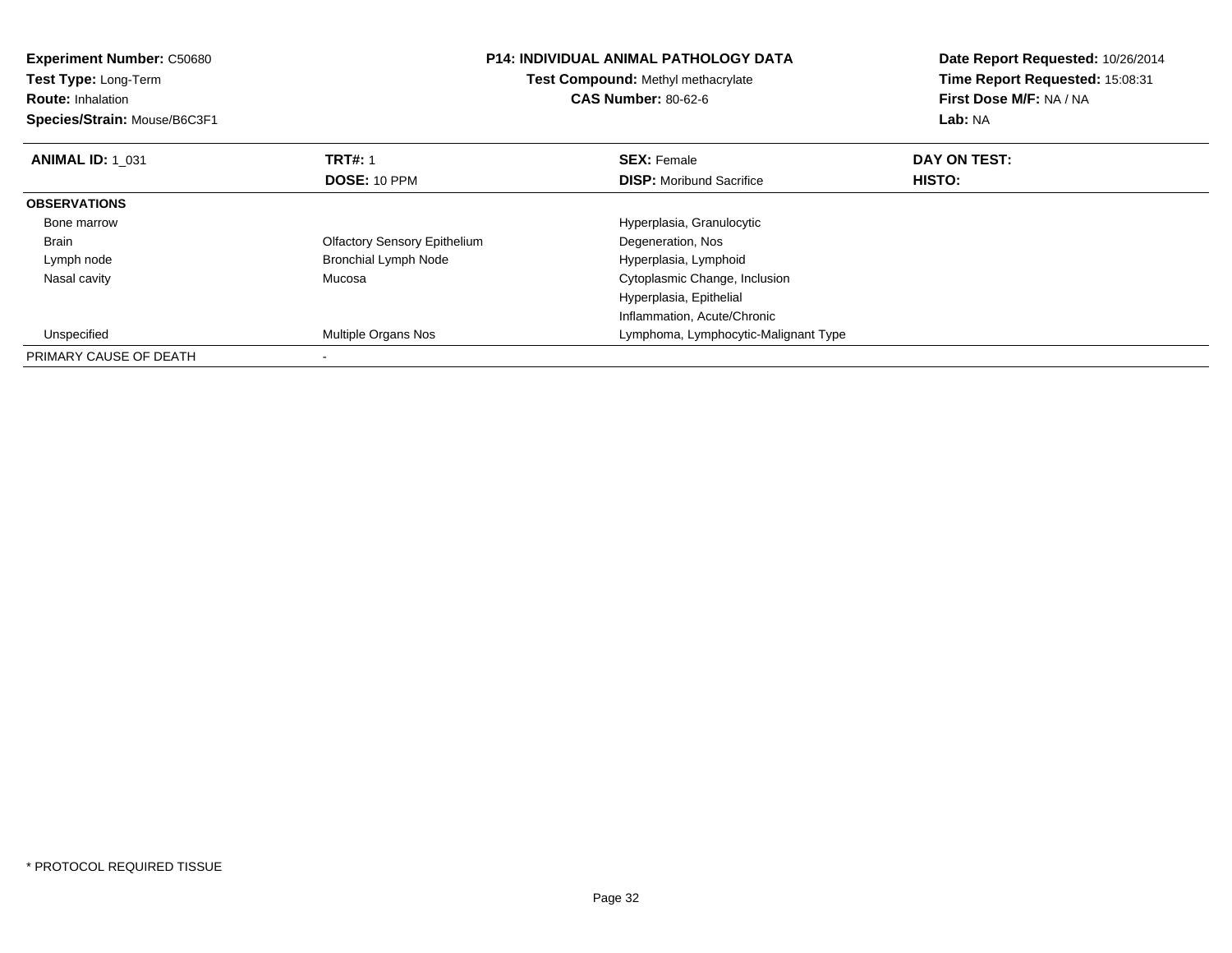**Experiment Number:** C50680
**Test Type:** Long-Term
**Route:** Inhalation
**Species/Strain:** Mouse/B6C3F1

**P14: INDIVIDUAL ANIMAL PATHOLOGY DATA**
**Test Compound:** Methyl methacrylate
**CAS Number:** 80-62-6

**Date Report Requested:** 10/26/2014
**Time Report Requested:** 15:08:31
**First Dose M/F:** NA / NA
**Lab:** NA

| **ANIMAL ID:** 1_031 | **TRT#:** 1 | **SEX:** Female | **DAY ON TEST:** |
|---|---|---|---|
| | **DOSE:** 10 PPM | **DISP:** Moribund Sacrifice | **HISTO:** |
| **OBSERVATIONS** | | | |
| Bone marrow | | Hyperplasia, Granulocytic | |
| Brain | Olfactory Sensory Epithelium | Degeneration, Nos | |
| Lymph node | Bronchial Lymph Node | Hyperplasia, Lymphoid | |
| Nasal cavity | Mucosa | Cytoplasmic Change, Inclusion | |
| | | Hyperplasia, Epithelial | |
| | | Inflammation, Acute/Chronic | |
| Unspecified | Multiple Organs Nos | Lymphoma, Lymphocytic-Malignant Type | |
| PRIMARY CAUSE OF DEATH | - | | |

* PROTOCOL REQUIRED TISSUE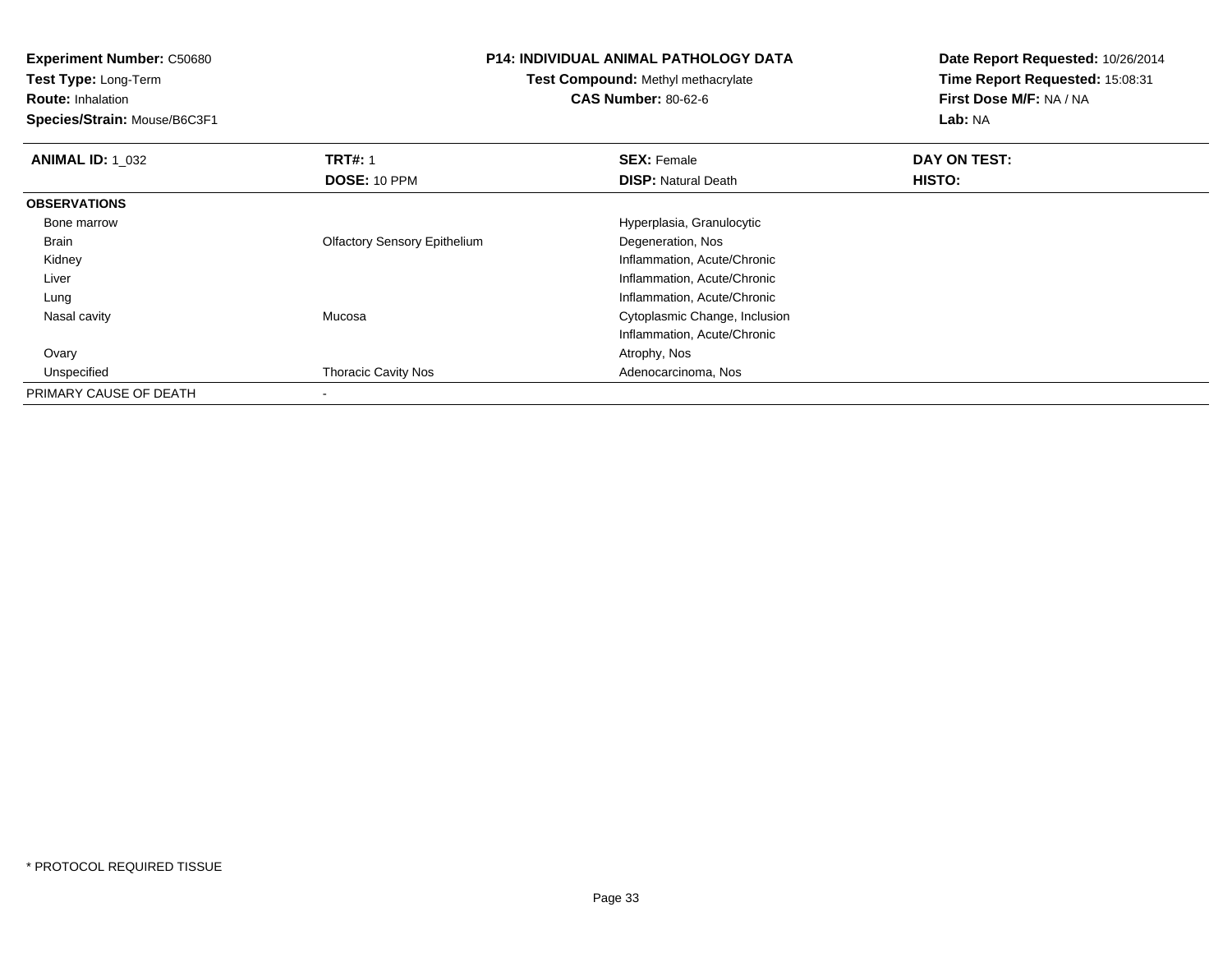**Experiment Number:** C50680
**Test Type:** Long-Term
**Route:** Inhalation
**Species/Strain:** Mouse/B6C3F1

**P14: INDIVIDUAL ANIMAL PATHOLOGY DATA**
**Test Compound:** Methyl methacrylate
**CAS Number:** 80-62-6

**Date Report Requested:** 10/26/2014
**Time Report Requested:** 15:08:31
**First Dose M/F:** NA / NA
**Lab:** NA

| **ANIMAL ID:** 1_032 | **TRT#:** 1 | **SEX:** Female | **DAY ON TEST:** |
|---|---|---|---|
| | **DOSE:** 10 PPM | **DISP:** Natural Death | **HISTO:** |
| **OBSERVATIONS** | | | |
| Bone marrow | | Hyperplasia, Granulocytic | |
| Brain | Olfactory Sensory Epithelium | Degeneration, Nos | |
| Kidney | | Inflammation, Acute/Chronic | |
| Liver | | Inflammation, Acute/Chronic | |
| Lung | | Inflammation, Acute/Chronic | |
| Nasal cavity | Mucosa | Cytoplasmic Change, Inclusion | |
| | | Inflammation, Acute/Chronic | |
| Ovary | | Atrophy, Nos | |
| Unspecified | Thoracic Cavity Nos | Adenocarcinoma, Nos | |
| PRIMARY CAUSE OF DEATH | - | | |

* PROTOCOL REQUIRED TISSUE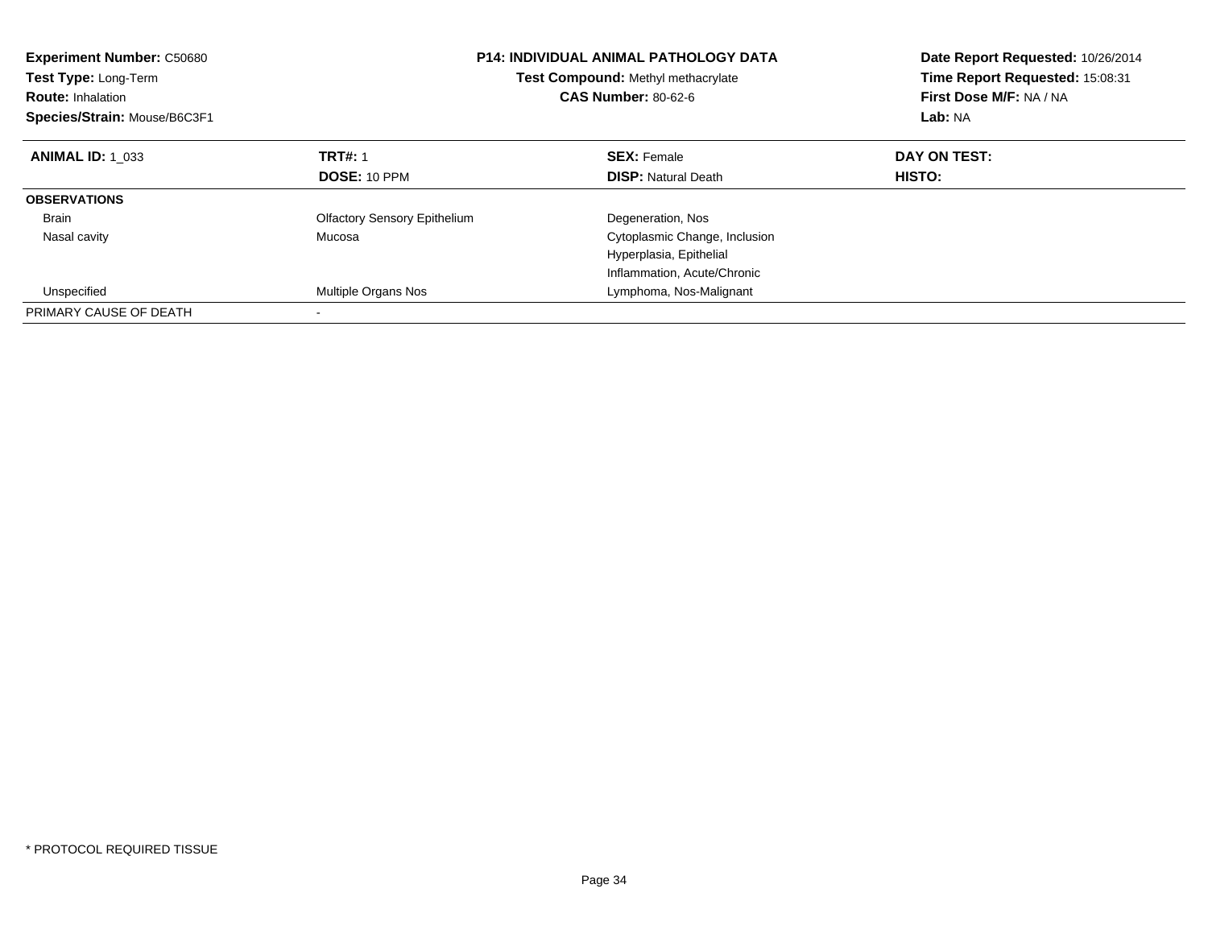**Experiment Number:** C50680
**Test Type:** Long-Term
**Route:** Inhalation
**Species/Strain:** Mouse/B6C3F1

**P14: INDIVIDUAL ANIMAL PATHOLOGY DATA**
**Test Compound:** Methyl methacrylate
**CAS Number:** 80-62-6

**Date Report Requested:** 10/26/2014
**Time Report Requested:** 15:08:31
**First Dose M/F:** NA / NA
**Lab:** NA

| **ANIMAL ID:** 1_033 | **TRT#:** 1 | **SEX:** Female | **DAY ON TEST:** |
|---|---|---|---|
| | **DOSE:** 10 PPM | **DISP:** Natural Death | **HISTO:** |
| **OBSERVATIONS** | | | |
| Brain | Olfactory Sensory Epithelium | Degeneration, Nos | |
| Nasal cavity | Mucosa | Cytoplasmic Change, Inclusion | |
| | | Hyperplasia, Epithelial | |
| | | Inflammation, Acute/Chronic | |
| Unspecified | Multiple Organs Nos | Lymphoma, Nos-Malignant | |
| PRIMARY CAUSE OF DEATH | - | | |

\* PROTOCOL REQUIRED TISSUE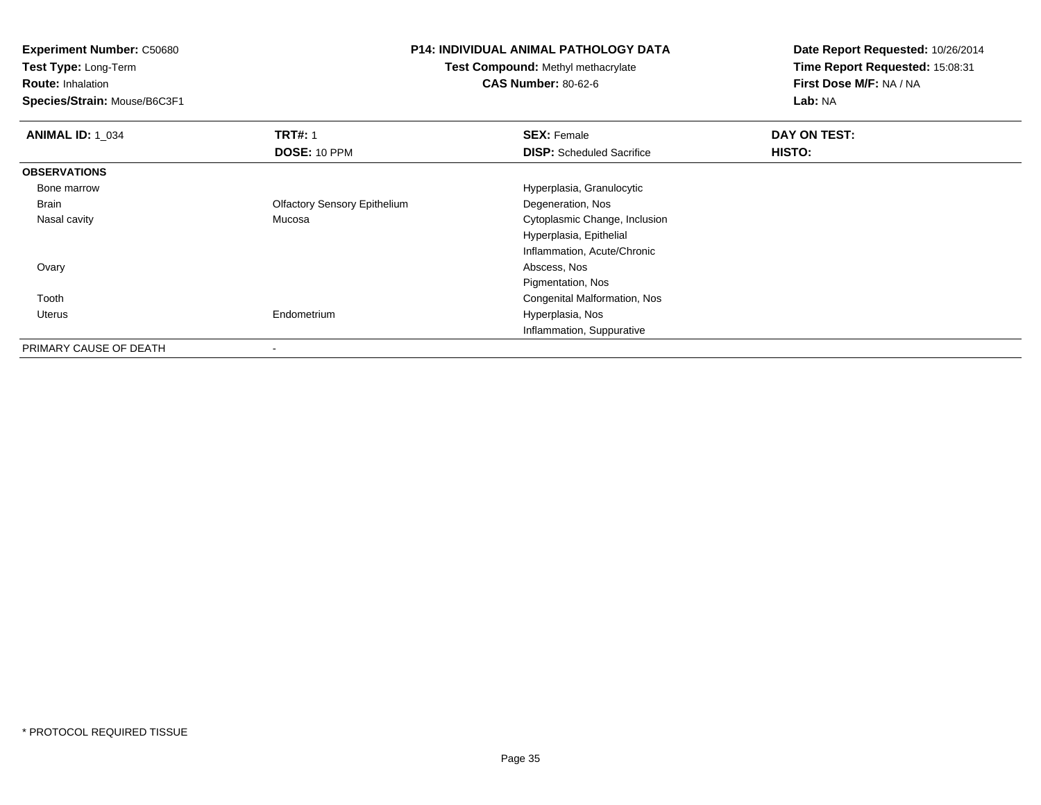**Experiment Number:** C50680
**Test Type:** Long-Term
**Route:** Inhalation
**Species/Strain:** Mouse/B6C3F1

**P14: INDIVIDUAL ANIMAL PATHOLOGY DATA**
**Test Compound:** Methyl methacrylate
**CAS Number:** 80-62-6

**Date Report Requested:** 10/26/2014
**Time Report Requested:** 15:08:31
**First Dose M/F:** NA / NA
**Lab:** NA

| **ANIMAL ID:** 1_034 | **TRT#:** 1 | **SEX:** Female | **DAY ON TEST:** |
|---|---|---|---|
| | **DOSE:** 10 PPM | **DISP:** Scheduled Sacrifice | **HISTO:** |
| **OBSERVATIONS** | | | |
| Bone marrow | | Hyperplasia, Granulocytic | |
| Brain | Olfactory Sensory Epithelium | Degeneration, Nos | |
| Nasal cavity | Mucosa | Cytoplasmic Change, Inclusion | |
| | | Hyperplasia, Epithelial | |
| | | Inflammation, Acute/Chronic | |
| Ovary | | Abscess, Nos | |
| | | Pigmentation, Nos | |
| Tooth | | Congenital Malformation, Nos | |
| Uterus | Endometrium | Hyperplasia, Nos | |
| | | Inflammation, Suppurative | |
| PRIMARY CAUSE OF DEATH | - | | |

* PROTOCOL REQUIRED TISSUE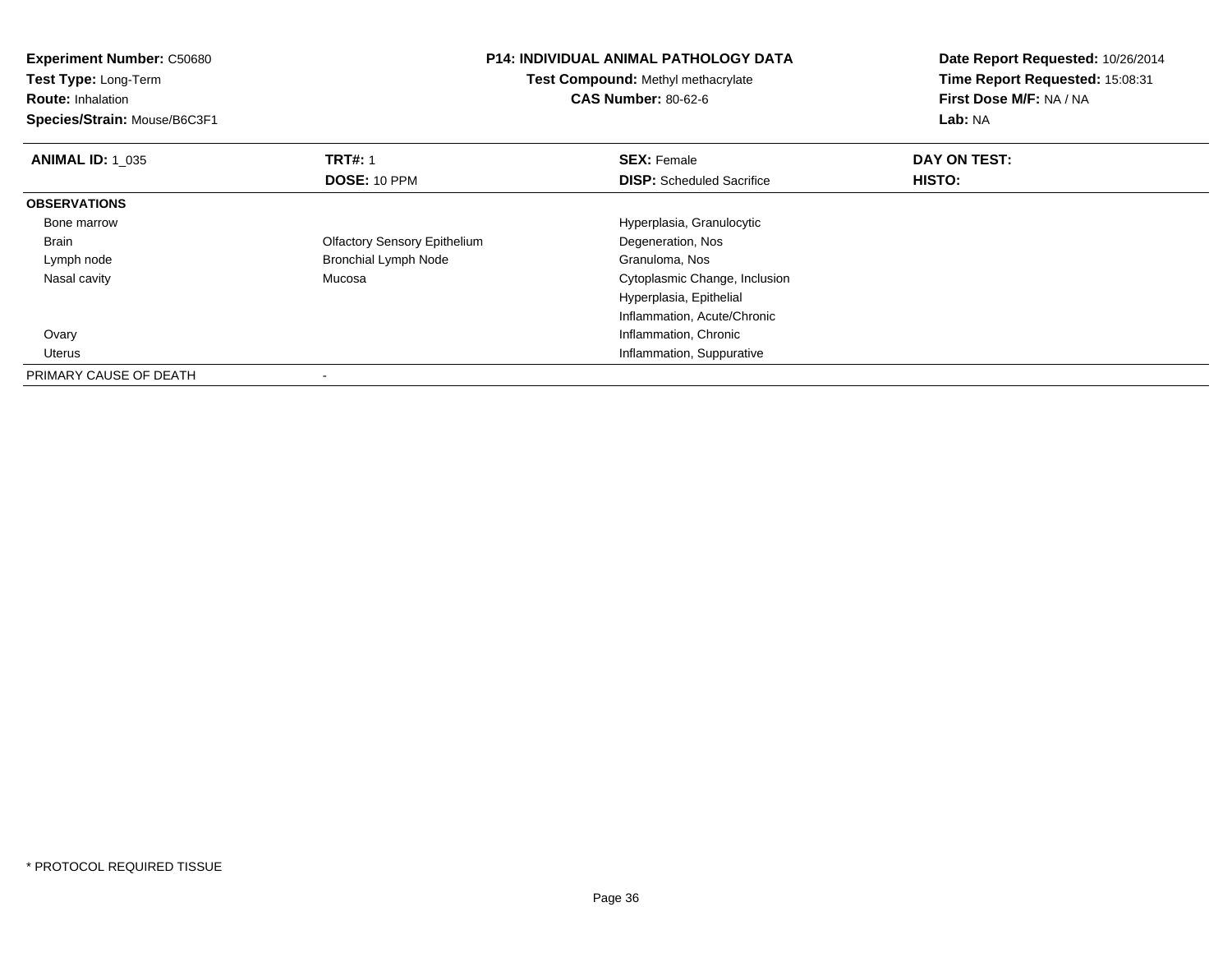**Experiment Number:** C50680
**Test Type:** Long-Term
**Route:** Inhalation
**Species/Strain:** Mouse/B6C3F1

**P14: INDIVIDUAL ANIMAL PATHOLOGY DATA**
**Test Compound:** Methyl methacrylate
**CAS Number:** 80-62-6

**Date Report Requested:** 10/26/2014
**Time Report Requested:** 15:08:31
**First Dose M/F:** NA / NA
**Lab:** NA

| **ANIMAL ID:** 1_035 | **TRT#:** 1 | **SEX:** Female | **DAY ON TEST:** |
|---|---|---|---|
| | **DOSE:** 10 PPM | **DISP:** Scheduled Sacrifice | **HISTO:** |
| **OBSERVATIONS** | | | |
| Bone marrow | | Hyperplasia, Granulocytic | |
| Brain | Olfactory Sensory Epithelium | Degeneration, Nos | |
| Lymph node | Bronchial Lymph Node | Granuloma, Nos | |
| Nasal cavity | Mucosa | Cytoplasmic Change, Inclusion | |
| | | Hyperplasia, Epithelial | |
| | | Inflammation, Acute/Chronic | |
| Ovary | | Inflammation, Chronic | |
| Uterus | | Inflammation, Suppurative | |
| PRIMARY CAUSE OF DEATH | - | | |

* PROTOCOL REQUIRED TISSUE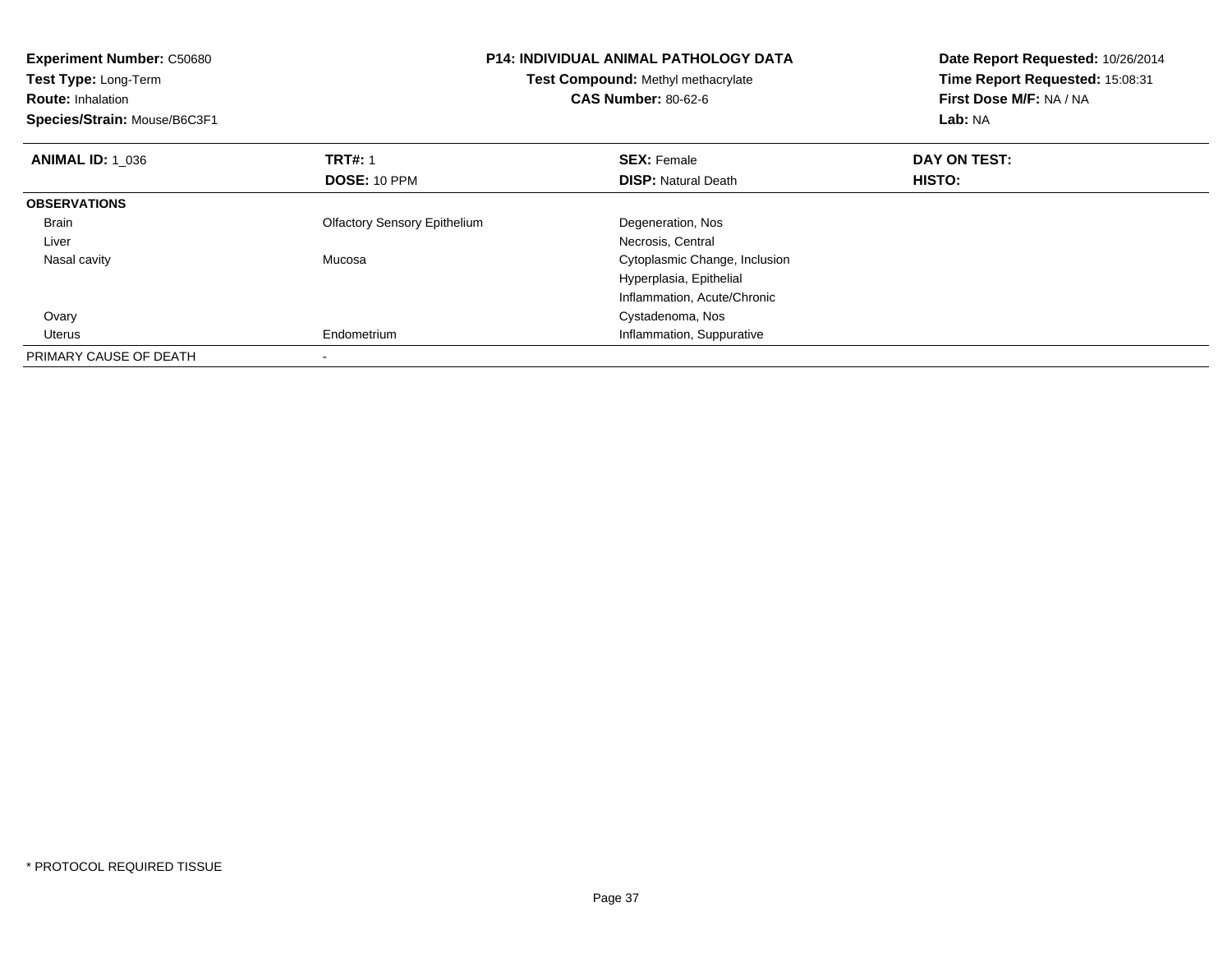**Experiment Number:** C50680
**Test Type:** Long-Term
**Route:** Inhalation
**Species/Strain:** Mouse/B6C3F1

**P14: INDIVIDUAL ANIMAL PATHOLOGY DATA**
**Test Compound:** Methyl methacrylate
**CAS Number:** 80-62-6

**Date Report Requested:** 10/26/2014
**Time Report Requested:** 15:08:31
**First Dose M/F:** NA / NA
**Lab:** NA

| **ANIMAL ID:** 1_036 | **TRT#:** 1 | **SEX:** Female | **DAY ON TEST:** |
|---|---|---|---|
| | **DOSE:** 10 PPM | **DISP:** Natural Death | **HISTO:** |
| **OBSERVATIONS** | | | |
| Brain | Olfactory Sensory Epithelium | Degeneration, Nos | |
| Liver | | Necrosis, Central | |
| Nasal cavity | Mucosa | Cytoplasmic Change, Inclusion | |
| | | Hyperplasia, Epithelial | |
| | | Inflammation, Acute/Chronic | |
| Ovary | | Cystadenoma, Nos | |
| Uterus | Endometrium | Inflammation, Suppurative | |
| PRIMARY CAUSE OF DEATH | - | | |

* PROTOCOL REQUIRED TISSUE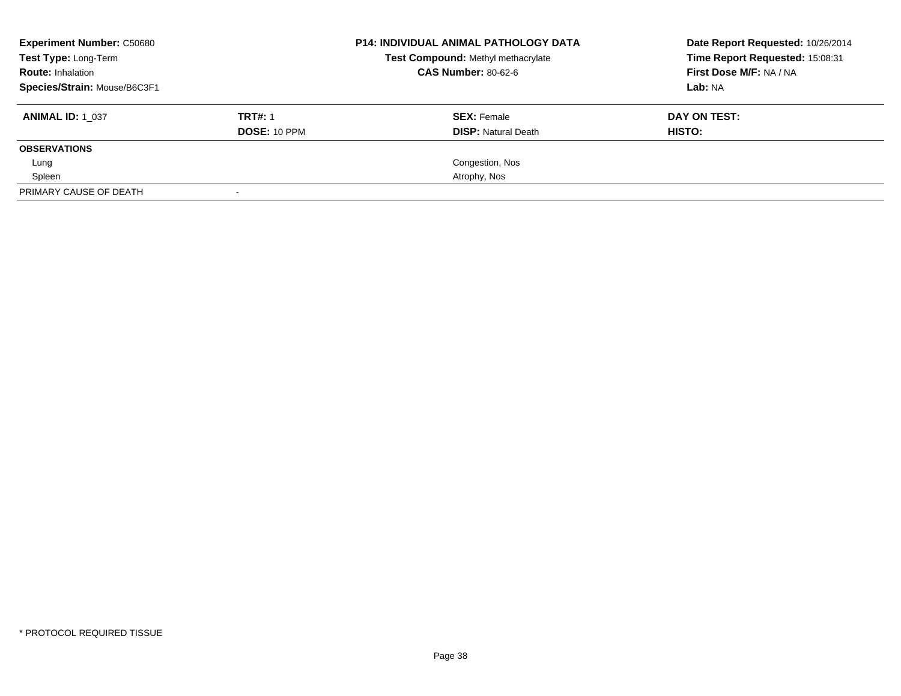**Experiment Number:** C50680
**Test Type:** Long-Term
**Route:** Inhalation
**Species/Strain:** Mouse/B6C3F1

**P14: INDIVIDUAL ANIMAL PATHOLOGY DATA**
**Test Compound:** Methyl methacrylate
**CAS Number:** 80-62-6

**Date Report Requested:** 10/26/2014
**Time Report Requested:** 15:08:31
**First Dose M/F:** NA / NA
**Lab:** NA

| **ANIMAL ID:** 1_037 | **TRT#:** 1 | **SEX:** Female | **DAY ON TEST:** |
|---|---|---|---|
| | **DOSE:** 10 PPM | **DISP:** Natural Death | **HISTO:** |
| **OBSERVATIONS** | | | |
| Lung | | Congestion, Nos | |
| Spleen | | Atrophy, Nos | |
| PRIMARY CAUSE OF DEATH | - | | |

* PROTOCOL REQUIRED TISSUE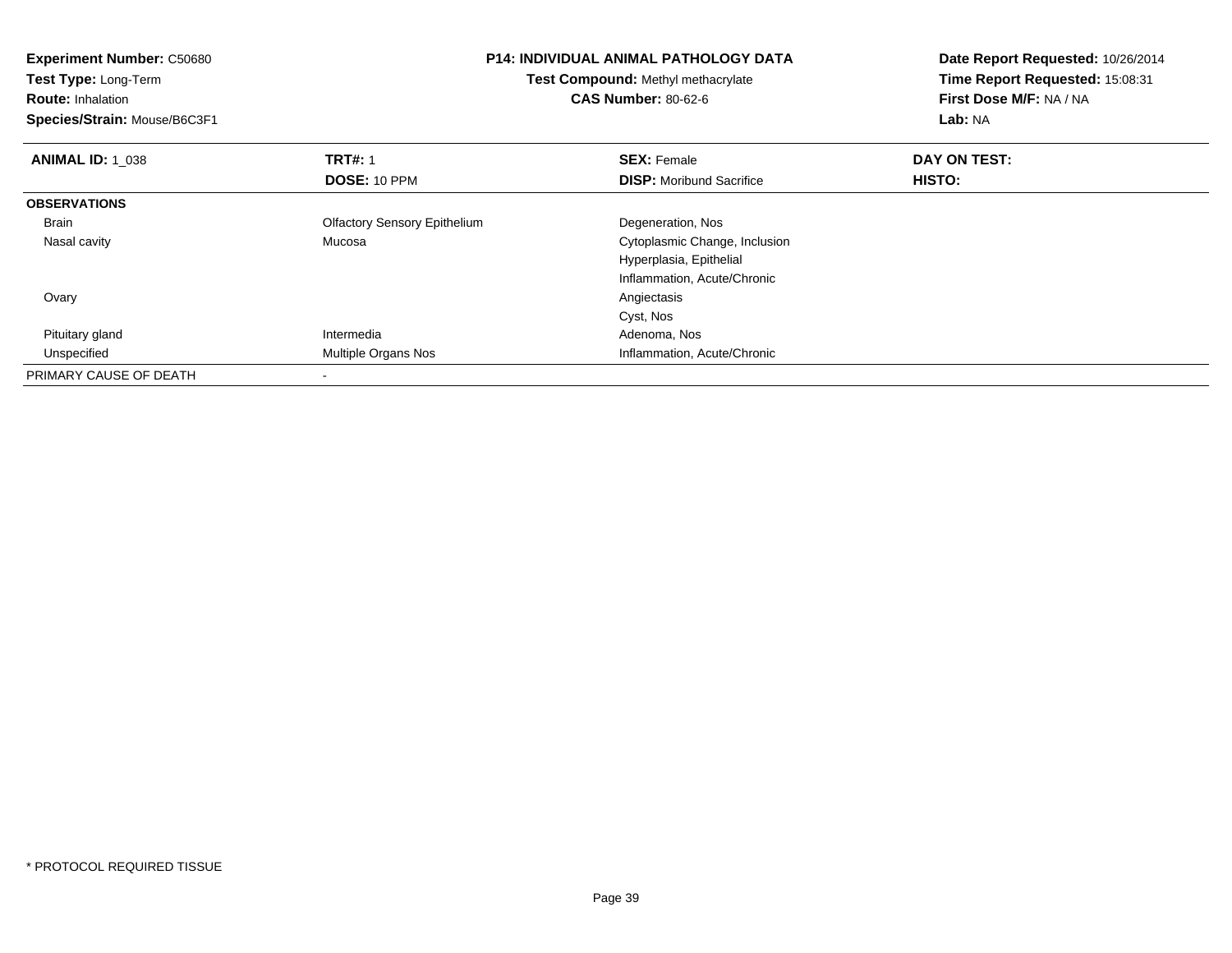**Experiment Number:** C50680
**Test Type:** Long-Term
**Route:** Inhalation
**Species/Strain:** Mouse/B6C3F1

**P14: INDIVIDUAL ANIMAL PATHOLOGY DATA**
**Test Compound:** Methyl methacrylate
**CAS Number:** 80-62-6

**Date Report Requested:** 10/26/2014
**Time Report Requested:** 15:08:31
**First Dose M/F:** NA / NA
**Lab:** NA

| **ANIMAL ID:** 1_038 | **TRT#:** 1 | **SEX:** Female | **DAY ON TEST:** |
|---|---|---|---|
| | **DOSE:** 10 PPM | **DISP:** Moribund Sacrifice | **HISTO:** |
| **OBSERVATIONS** | | | |
| Brain | Olfactory Sensory Epithelium | Degeneration, Nos | |
| Nasal cavity | Mucosa | Cytoplasmic Change, Inclusion | |
| | | Hyperplasia, Epithelial | |
| | | Inflammation, Acute/Chronic | |
| Ovary | | Angiectasis | |
| | | Cyst, Nos | |
| Pituitary gland | Intermedia | Adenoma, Nos | |
| Unspecified | Multiple Organs Nos | Inflammation, Acute/Chronic | |
| PRIMARY CAUSE OF DEATH | - | | |

* PROTOCOL REQUIRED TISSUE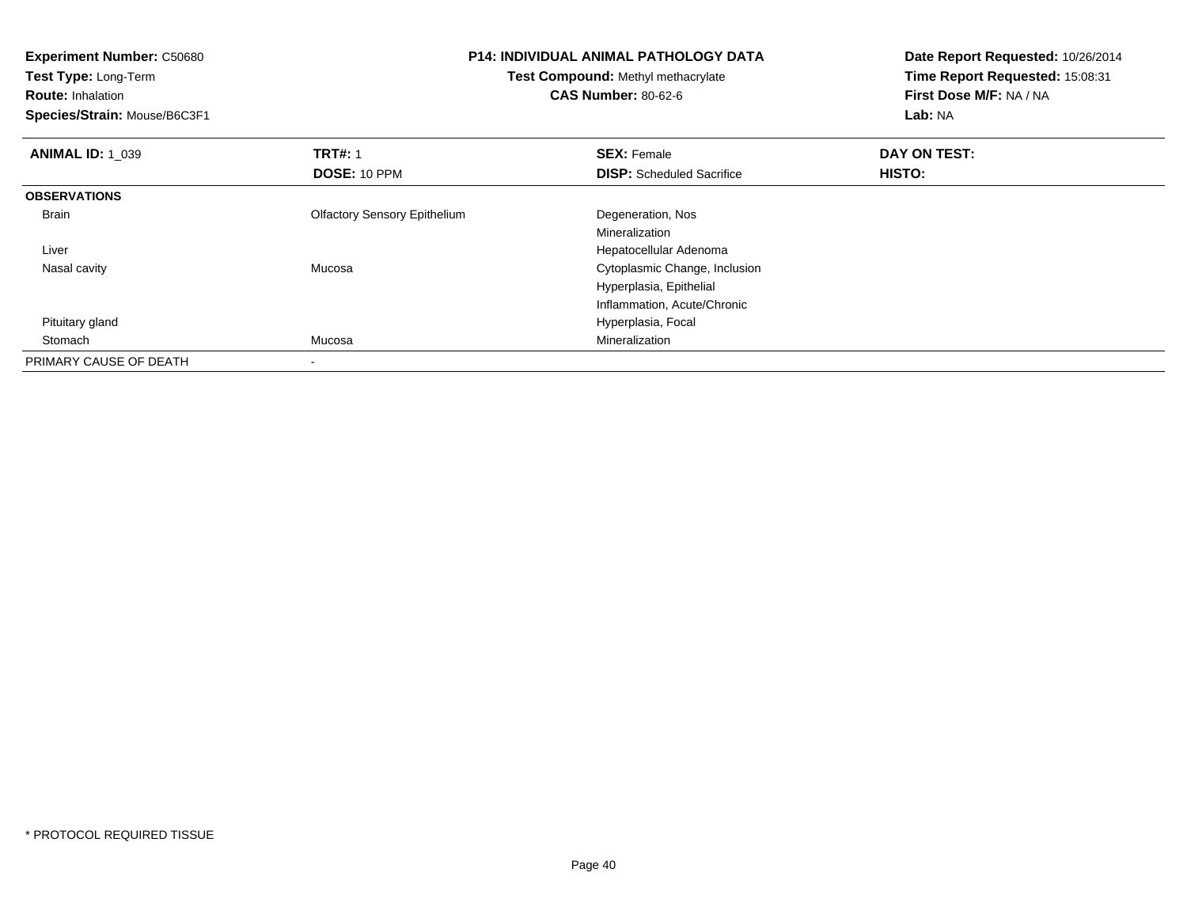**Experiment Number:** C50680
**Test Type:** Long-Term
**Route:** Inhalation
**Species/Strain:** Mouse/B6C3F1

**P14: INDIVIDUAL ANIMAL PATHOLOGY DATA**
**Test Compound:** Methyl methacrylate
**CAS Number:** 80-62-6

**Date Report Requested:** 10/26/2014
**Time Report Requested:** 15:08:31
**First Dose M/F:** NA / NA
**Lab:** NA

| **ANIMAL ID:** 1_039 | **TRT#:** 1 | **SEX:** Female | **DAY ON TEST:** |
|---|---|---|---|
| | **DOSE:** 10 PPM | **DISP:** Scheduled Sacrifice | **HISTO:** |
| **OBSERVATIONS** | | | |
| Brain | Olfactory Sensory Epithelium | Degeneration, Nos | |
| | | Mineralization | |
| Liver | | Hepatocellular Adenoma | |
| Nasal cavity | Mucosa | Cytoplasmic Change, Inclusion | |
| | | Hyperplasia, Epithelial | |
| | | Inflammation, Acute/Chronic | |
| Pituitary gland | | Hyperplasia, Focal | |
| Stomach | Mucosa | Mineralization | |
| PRIMARY CAUSE OF DEATH | - | | |

* PROTOCOL REQUIRED TISSUE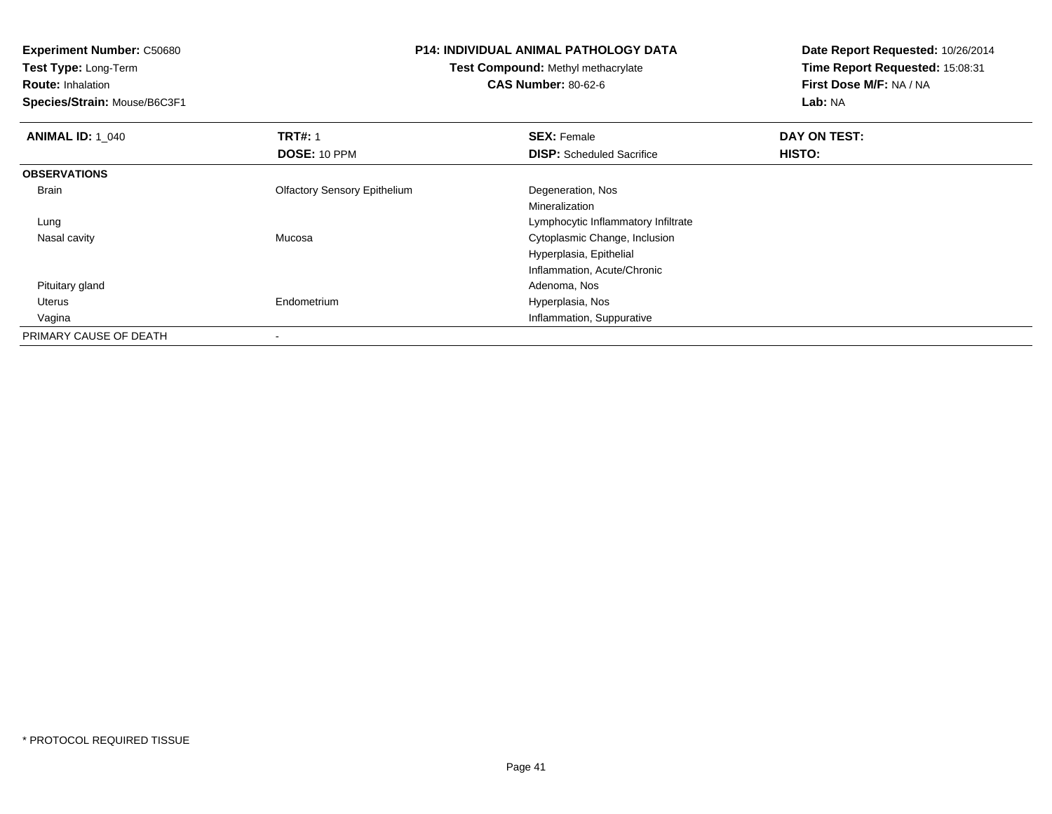**Experiment Number:** C50680
**Test Type:** Long-Term
**Route:** Inhalation
**Species/Strain:** Mouse/B6C3F1

**P14: INDIVIDUAL ANIMAL PATHOLOGY DATA**
**Test Compound:** Methyl methacrylate
**CAS Number:** 80-62-6

**Date Report Requested:** 10/26/2014
**Time Report Requested:** 15:08:31
**First Dose M/F:** NA / NA
**Lab:** NA

| **ANIMAL ID:** 1_040 | **TRT#:** 1 | **SEX:** Female | **DAY ON TEST:** |
|---|---|---|---|
| | **DOSE:** 10 PPM | **DISP:** Scheduled Sacrifice | **HISTO:** |
| **OBSERVATIONS** | | | |
| Brain | Olfactory Sensory Epithelium | Degeneration, Nos | |
| | | Mineralization | |
| Lung | | Lymphocytic Inflammatory Infiltrate | |
| Nasal cavity | Mucosa | Cytoplasmic Change, Inclusion | |
| | | Hyperplasia, Epithelial | |
| | | Inflammation, Acute/Chronic | |
| Pituitary gland | | Adenoma, Nos | |
| Uterus | Endometrium | Hyperplasia, Nos | |
| Vagina | | Inflammation, Suppurative | |
| PRIMARY CAUSE OF DEATH | - | | |

* PROTOCOL REQUIRED TISSUE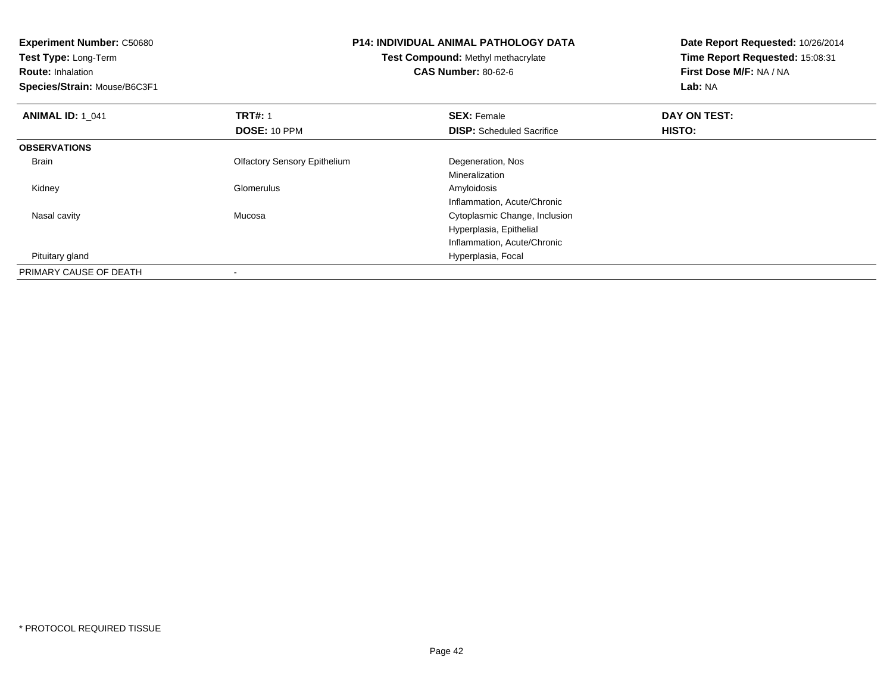**Experiment Number:** C50680
**Test Type:** Long-Term
**Route:** Inhalation
**Species/Strain:** Mouse/B6C3F1

**P14: INDIVIDUAL ANIMAL PATHOLOGY DATA**
**Test Compound:** Methyl methacrylate
**CAS Number:** 80-62-6

**Date Report Requested:** 10/26/2014
**Time Report Requested:** 15:08:31
**First Dose M/F:** NA / NA
**Lab:** NA

| **ANIMAL ID:** 1_041 | **TRT#:** 1 | **SEX:** Female | **DAY ON TEST:** |
|---|---|---|---|
| | **DOSE:** 10 PPM | **DISP:** Scheduled Sacrifice | **HISTO:** |
| **OBSERVATIONS** | | | |
| Brain | Olfactory Sensory Epithelium | Degeneration, Nos | |
| | | Mineralization | |
| Kidney | Glomerulus | Amyloidosis | |
| | | Inflammation, Acute/Chronic | |
| Nasal cavity | Mucosa | Cytoplasmic Change, Inclusion | |
| | | Hyperplasia, Epithelial | |
| | | Inflammation, Acute/Chronic | |
| Pituitary gland | | Hyperplasia, Focal | |
| PRIMARY CAUSE OF DEATH | - | | |

* PROTOCOL REQUIRED TISSUE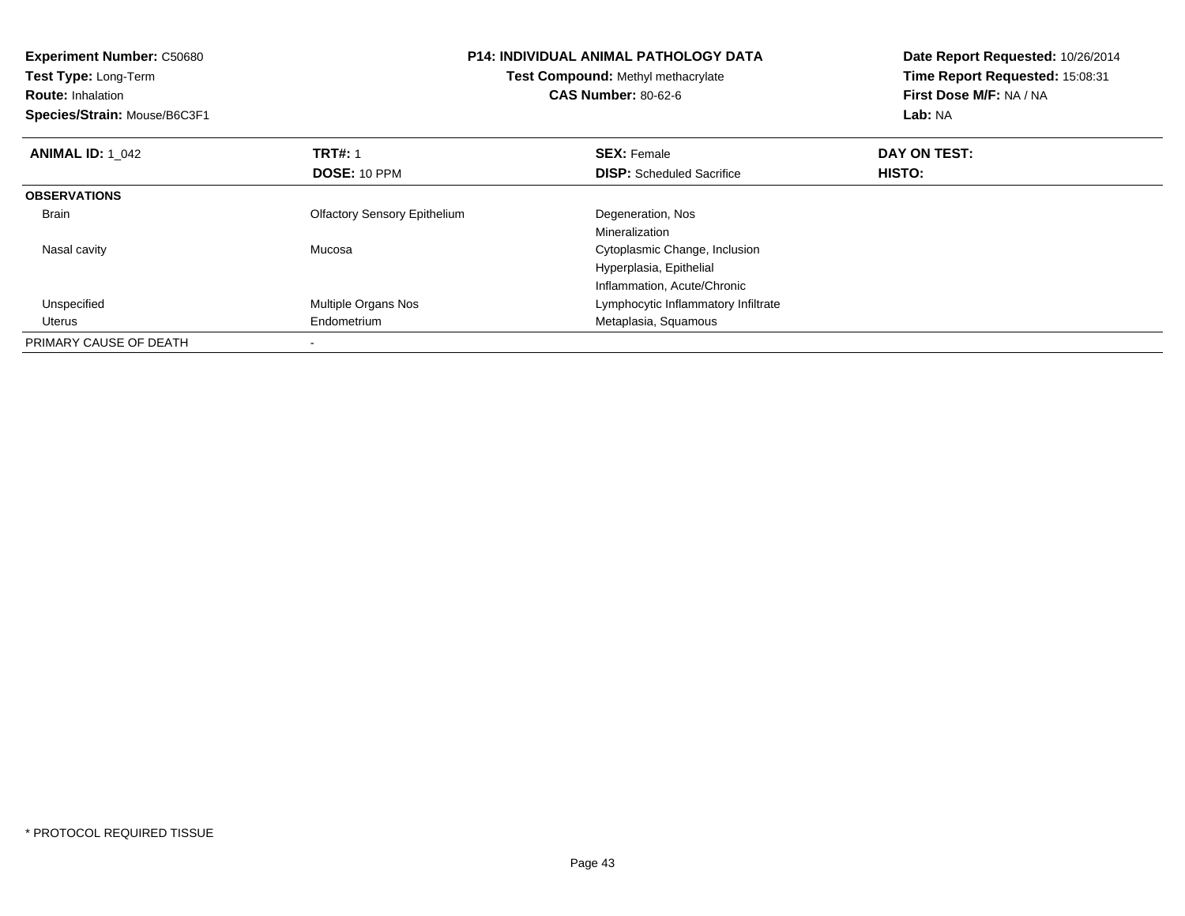**Experiment Number:** C50680
**Test Type:** Long-Term
**Route:** Inhalation
**Species/Strain:** Mouse/B6C3F1

**P14: INDIVIDUAL ANIMAL PATHOLOGY DATA**
**Test Compound:** Methyl methacrylate
**CAS Number:** 80-62-6

**Date Report Requested:** 10/26/2014
**Time Report Requested:** 15:08:31
**First Dose M/F:** NA / NA
**Lab:** NA

| **ANIMAL ID:** 1_042 | **TRT#:** 1 | **SEX:** Female | **DAY ON TEST:** |
|---|---|---|---|
| | **DOSE:** 10 PPM | **DISP:** Scheduled Sacrifice | **HISTO:** |
| **OBSERVATIONS** | | | |
| Brain | Olfactory Sensory Epithelium | Degeneration, Nos | |
| | | Mineralization | |
| Nasal cavity | Mucosa | Cytoplasmic Change, Inclusion | |
| | | Hyperplasia, Epithelial | |
| | | Inflammation, Acute/Chronic | |
| Unspecified | Multiple Organs Nos | Lymphocytic Inflammatory Infiltrate | |
| Uterus | Endometrium | Metaplasia, Squamous | |
| PRIMARY CAUSE OF DEATH | - | | |

* PROTOCOL REQUIRED TISSUE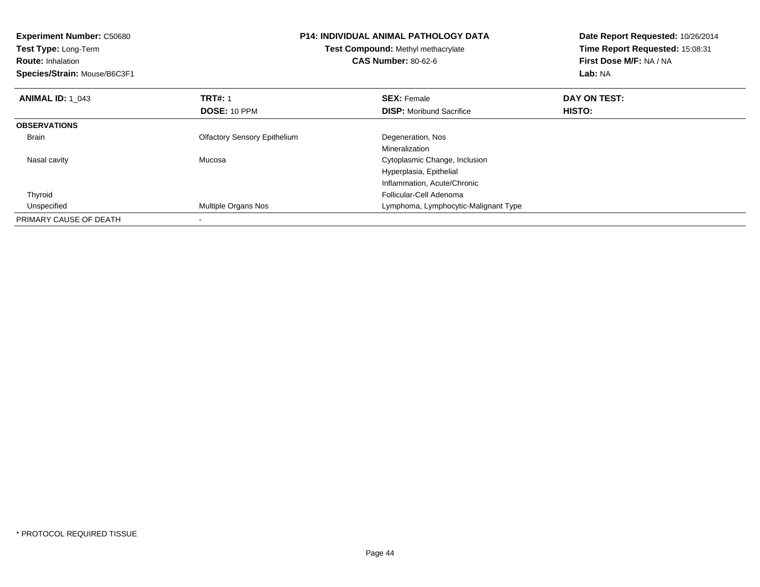**Experiment Number:** C50680
**Test Type:** Long-Term
**Route:** Inhalation
**Species/Strain:** Mouse/B6C3F1

**P14: INDIVIDUAL ANIMAL PATHOLOGY DATA**
**Test Compound:** Methyl methacrylate
**CAS Number:** 80-62-6

**Date Report Requested:** 10/26/2014
**Time Report Requested:** 15:08:31
**First Dose M/F:** NA / NA
**Lab:** NA

| **ANIMAL ID:** 1_043 | **TRT#:** 1 | **SEX:** Female | **DAY ON TEST:** |
|---|---|---|---|
| | **DOSE:** 10 PPM | **DISP:** Moribund Sacrifice | **HISTO:** |
| **OBSERVATIONS** | | | |
| Brain | Olfactory Sensory Epithelium | Degeneration, Nos | |
| | | Mineralization | |
| Nasal cavity | Mucosa | Cytoplasmic Change, Inclusion | |
| | | Hyperplasia, Epithelial | |
| | | Inflammation, Acute/Chronic | |
| Thyroid | | Follicular-Cell Adenoma | |
| Unspecified | Multiple Organs Nos | Lymphoma, Lymphocytic-Malignant Type | |
| PRIMARY CAUSE OF DEATH | - | | |

* PROTOCOL REQUIRED TISSUE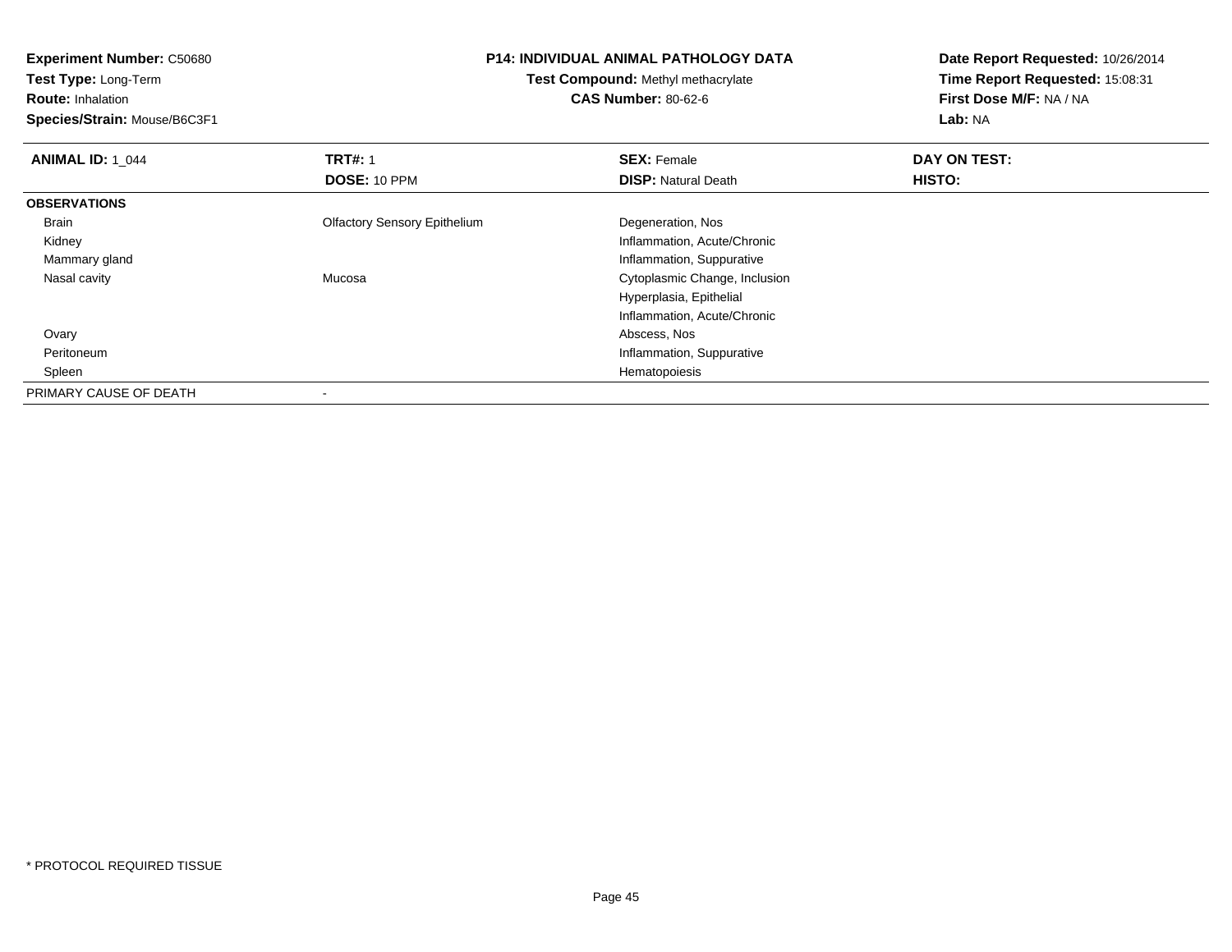**Experiment Number:** C50680
**Test Type:** Long-Term
**Route:** Inhalation
**Species/Strain:** Mouse/B6C3F1

**P14: INDIVIDUAL ANIMAL PATHOLOGY DATA**
**Test Compound:** Methyl methacrylate
**CAS Number:** 80-62-6

**Date Report Requested:** 10/26/2014
**Time Report Requested:** 15:08:31
**First Dose M/F:** NA / NA
**Lab:** NA

| **ANIMAL ID:** 1_044 | **TRT#:** 1 | **SEX:** Female | **DAY ON TEST:** |
|---|---|---|---|
| | **DOSE:** 10 PPM | **DISP:** Natural Death | **HISTO:** |
| **OBSERVATIONS** | | | |
| Brain | Olfactory Sensory Epithelium | Degeneration, Nos | |
| Kidney | | Inflammation, Acute/Chronic | |
| Mammary gland | | Inflammation, Suppurative | |
| Nasal cavity | Mucosa | Cytoplasmic Change, Inclusion | |
| | | Hyperplasia, Epithelial | |
| | | Inflammation, Acute/Chronic | |
| Ovary | | Abscess, Nos | |
| Peritoneum | | Inflammation, Suppurative | |
| Spleen | | Hematopoiesis | |
| PRIMARY CAUSE OF DEATH | - | | |

* PROTOCOL REQUIRED TISSUE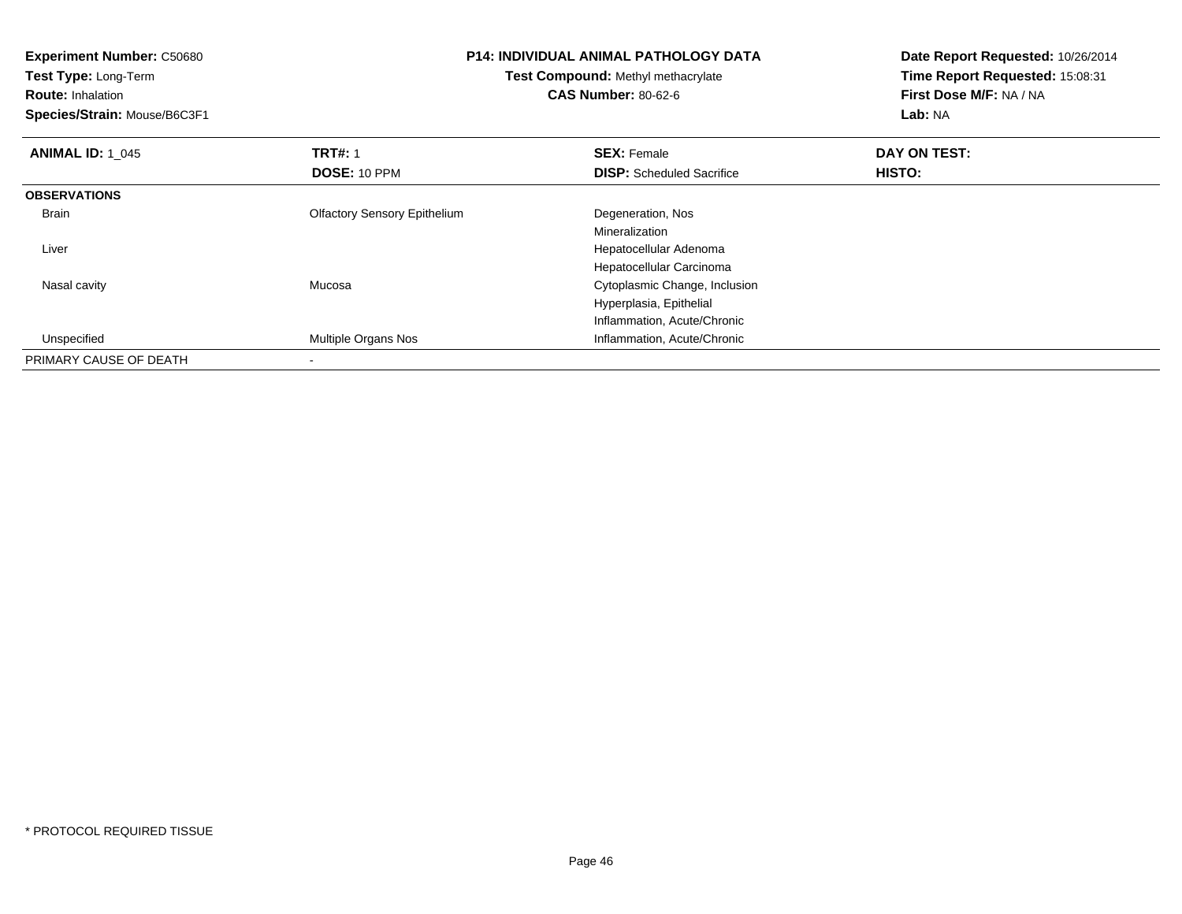**Experiment Number:** C50680
**Test Type:** Long-Term
**Route:** Inhalation
**Species/Strain:** Mouse/B6C3F1

**P14: INDIVIDUAL ANIMAL PATHOLOGY DATA**
**Test Compound:** Methyl methacrylate
**CAS Number:** 80-62-6

**Date Report Requested:** 10/26/2014
**Time Report Requested:** 15:08:31
**First Dose M/F:** NA / NA
**Lab:** NA

| **ANIMAL ID:** 1_045 | **TRT#:** 1 | **SEX:** Female | **DAY ON TEST:** |
|---|---|---|---|
| | **DOSE:** 10 PPM | **DISP:** Scheduled Sacrifice | **HISTO:** |
| **OBSERVATIONS** | | | |
| Brain | Olfactory Sensory Epithelium | Degeneration, Nos | |
| | | Mineralization | |
| Liver | | Hepatocellular Adenoma | |
| | | Hepatocellular Carcinoma | |
| Nasal cavity | Mucosa | Cytoplasmic Change, Inclusion | |
| | | Hyperplasia, Epithelial | |
| | | Inflammation, Acute/Chronic | |
| Unspecified | Multiple Organs Nos | Inflammation, Acute/Chronic | |
| PRIMARY CAUSE OF DEATH | - | | |

* PROTOCOL REQUIRED TISSUE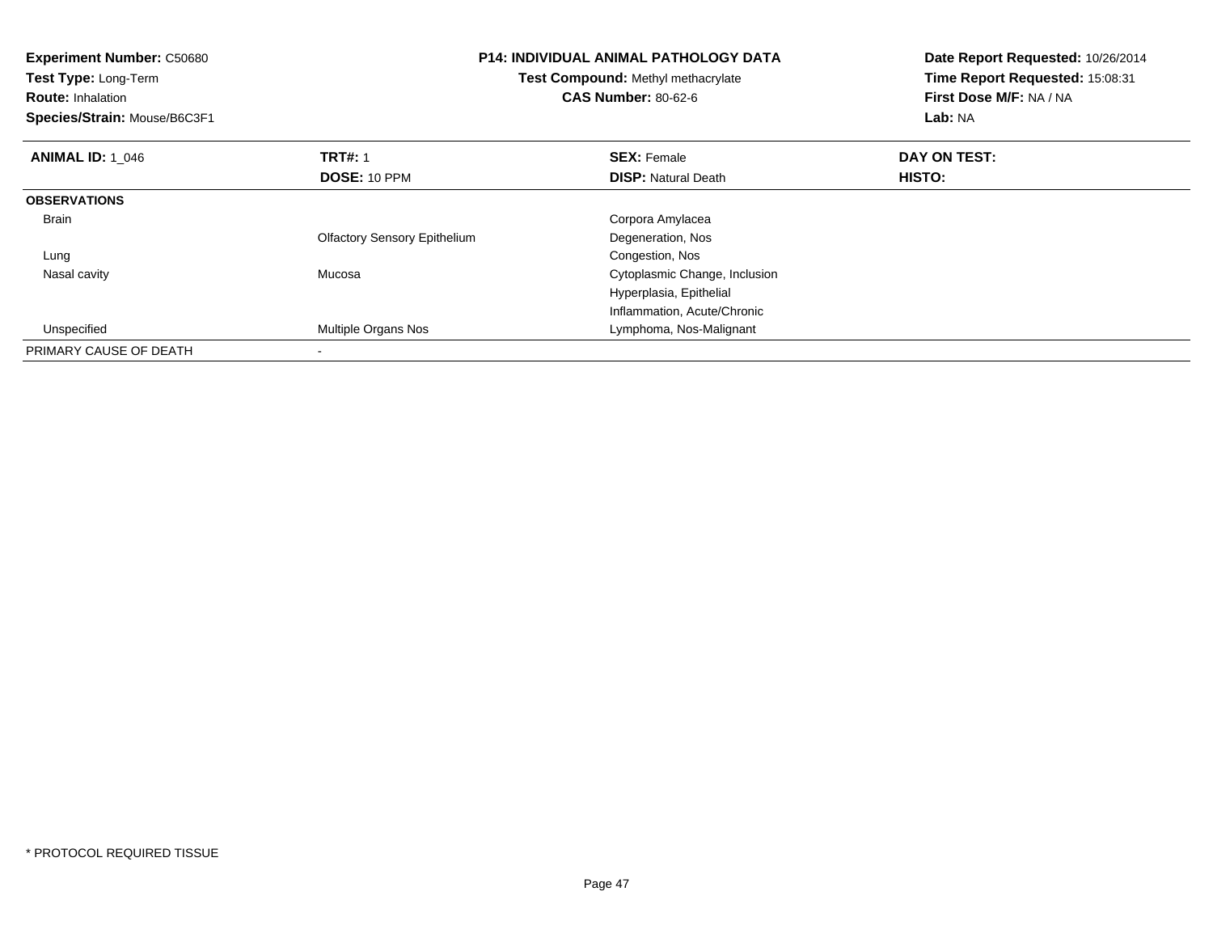**Experiment Number:** C50680
**Test Type:** Long-Term
**Route:** Inhalation
**Species/Strain:** Mouse/B6C3F1

**P14: INDIVIDUAL ANIMAL PATHOLOGY DATA**
**Test Compound:** Methyl methacrylate
**CAS Number:** 80-62-6

**Date Report Requested:** 10/26/2014
**Time Report Requested:** 15:08:31
**First Dose M/F:** NA / NA
**Lab:** NA

| **ANIMAL ID:** 1_046 | **TRT#:** 1 | **SEX:** Female | **DAY ON TEST:** |
|---|---|---|---|
| | **DOSE:** 10 PPM | **DISP:** Natural Death | **HISTO:** |
| **OBSERVATIONS** | | | |
| Brain | | Corpora Amylacea | |
| | Olfactory Sensory Epithelium | Degeneration, Nos | |
| Lung | | Congestion, Nos | |
| Nasal cavity | Mucosa | Cytoplasmic Change, Inclusion | |
| | | Hyperplasia, Epithelial | |
| | | Inflammation, Acute/Chronic | |
| Unspecified | Multiple Organs Nos | Lymphoma, Nos-Malignant | |
| PRIMARY CAUSE OF DEATH | - | | |

\* PROTOCOL REQUIRED TISSUE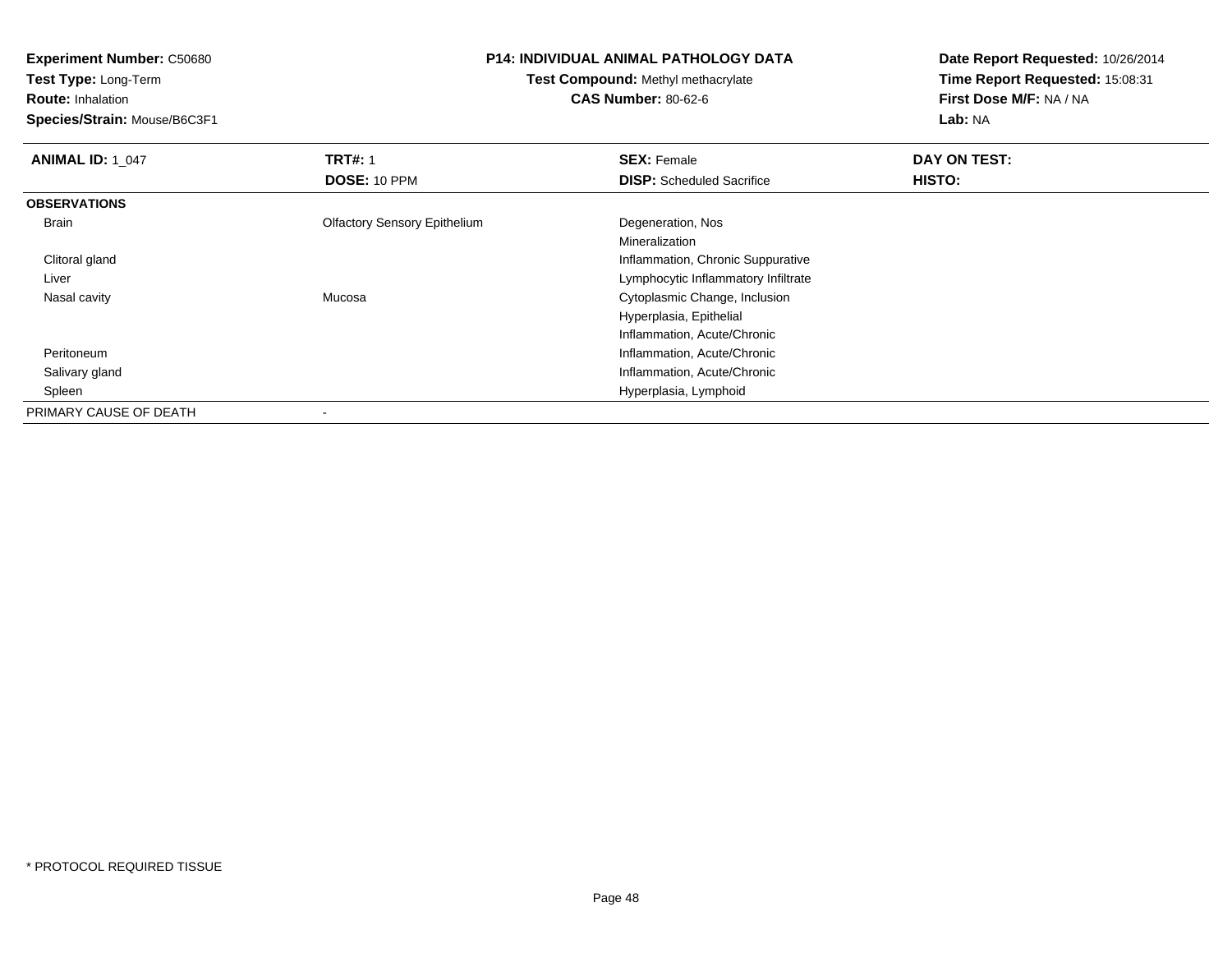**Experiment Number:** C50680
**Test Type:** Long-Term
**Route:** Inhalation
**Species/Strain:** Mouse/B6C3F1

**P14: INDIVIDUAL ANIMAL PATHOLOGY DATA**
**Test Compound:** Methyl methacrylate
**CAS Number:** 80-62-6

**Date Report Requested:** 10/26/2014
**Time Report Requested:** 15:08:31
**First Dose M/F:** NA / NA
**Lab:** NA

| **ANIMAL ID:** 1_047 | **TRT#:** 1 | **SEX:** Female | **DAY ON TEST:** |
|---|---|---|---|
| | **DOSE:** 10 PPM | **DISP:** Scheduled Sacrifice | **HISTO:** |
| **OBSERVATIONS** | | | |
| Brain | Olfactory Sensory Epithelium | Degeneration, Nos | |
| | | Mineralization | |
| Clitoral gland | | Inflammation, Chronic Suppurative | |
| Liver | | Lymphocytic Inflammatory Infiltrate | |
| Nasal cavity | Mucosa | Cytoplasmic Change, Inclusion | |
| | | Hyperplasia, Epithelial | |
| | | Inflammation, Acute/Chronic | |
| Peritoneum | | Inflammation, Acute/Chronic | |
| Salivary gland | | Inflammation, Acute/Chronic | |
| Spleen | | Hyperplasia, Lymphoid | |
| PRIMARY CAUSE OF DEATH | - | | |

\* PROTOCOL REQUIRED TISSUE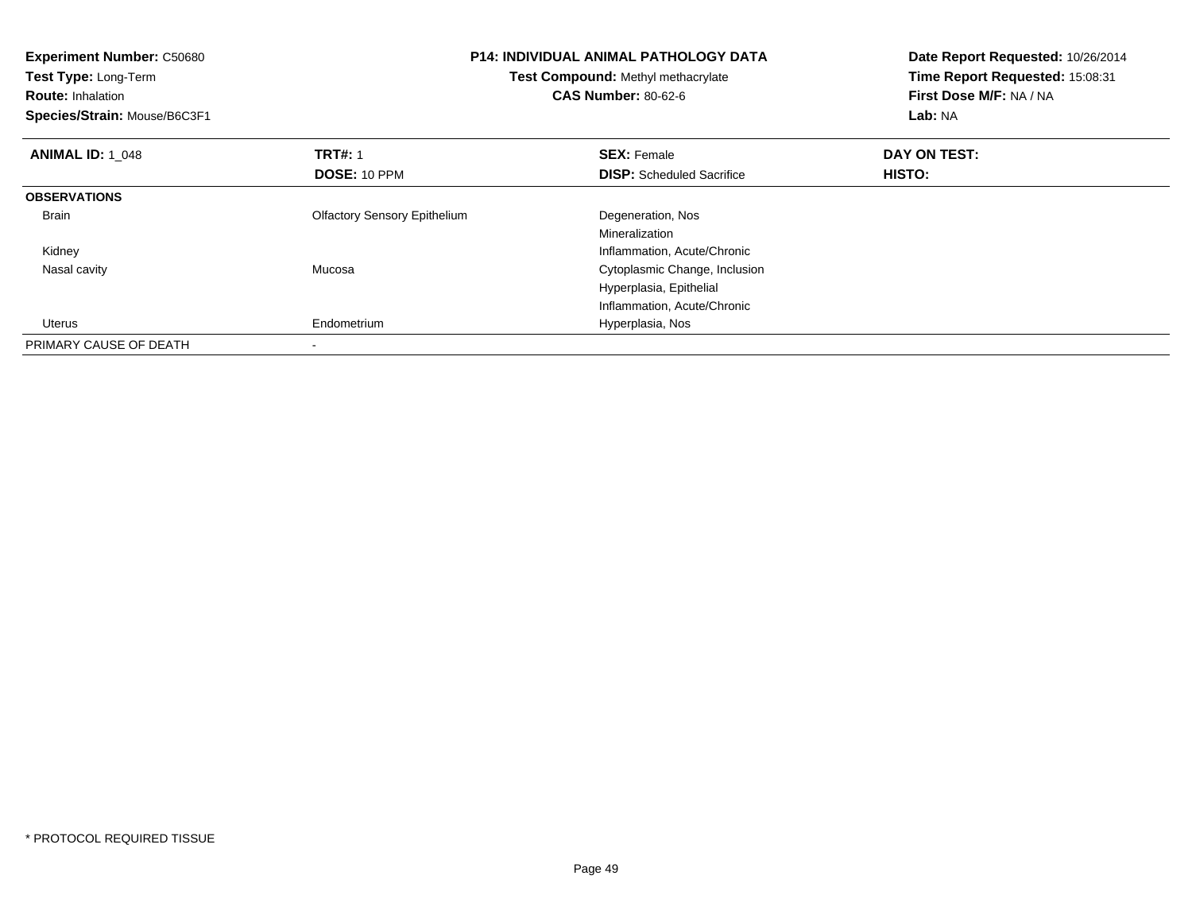**Experiment Number:** C50680
**Test Type:** Long-Term
**Route:** Inhalation
**Species/Strain:** Mouse/B6C3F1

**P14: INDIVIDUAL ANIMAL PATHOLOGY DATA**
**Test Compound:** Methyl methacrylate
**CAS Number:** 80-62-6

**Date Report Requested:** 10/26/2014
**Time Report Requested:** 15:08:31
**First Dose M/F:** NA / NA
**Lab:** NA

| **ANIMAL ID:** 1_048 | **TRT#:** 1 | **SEX:** Female | **DAY ON TEST:** |
|---|---|---|---|
| | **DOSE:** 10 PPM | **DISP:** Scheduled Sacrifice | **HISTO:** |
| **OBSERVATIONS** | | | |
| Brain | Olfactory Sensory Epithelium | Degeneration, Nos | |
| | | Mineralization | |
| Kidney | | Inflammation, Acute/Chronic | |
| Nasal cavity | Mucosa | Cytoplasmic Change, Inclusion | |
| | | Hyperplasia, Epithelial | |
| | | Inflammation, Acute/Chronic | |
| Uterus | Endometrium | Hyperplasia, Nos | |
| PRIMARY CAUSE OF DEATH | - | | |

* PROTOCOL REQUIRED TISSUE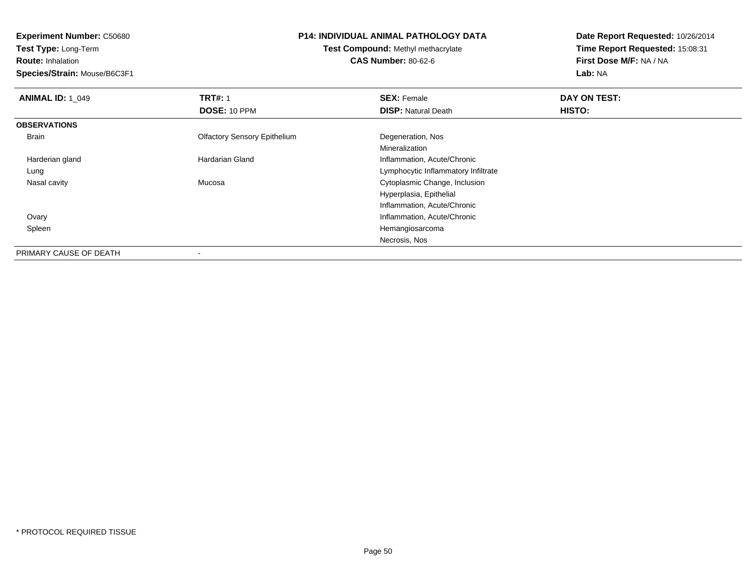**Experiment Number:** C50680
**Test Type:** Long-Term
**Route:** Inhalation
**Species/Strain:** Mouse/B6C3F1

**P14: INDIVIDUAL ANIMAL PATHOLOGY DATA**
**Test Compound:** Methyl methacrylate
**CAS Number:** 80-62-6

**Date Report Requested:** 10/26/2014
**Time Report Requested:** 15:08:31
**First Dose M/F:** NA / NA
**Lab:** NA

| **ANIMAL ID:** 1_049 | **TRT#:** 1 | **SEX:** Female | **DAY ON TEST:** |
|---|---|---|---|
| | **DOSE:** 10 PPM | **DISP:** Natural Death | **HISTO:** |
| **OBSERVATIONS** | | | |
| Brain | Olfactory Sensory Epithelium | Degeneration, Nos | |
| | | Mineralization | |
| Harderian gland | Hardarian Gland | Inflammation, Acute/Chronic | |
| Lung | | Lymphocytic Inflammatory Infiltrate | |
| Nasal cavity | Mucosa | Cytoplasmic Change, Inclusion | |
| | | Hyperplasia, Epithelial | |
| | | Inflammation, Acute/Chronic | |
| Ovary | | Inflammation, Acute/Chronic | |
| Spleen | | Hemangiosarcoma | |
| | | Necrosis, Nos | |
| PRIMARY CAUSE OF DEATH | - | | |

* PROTOCOL REQUIRED TISSUE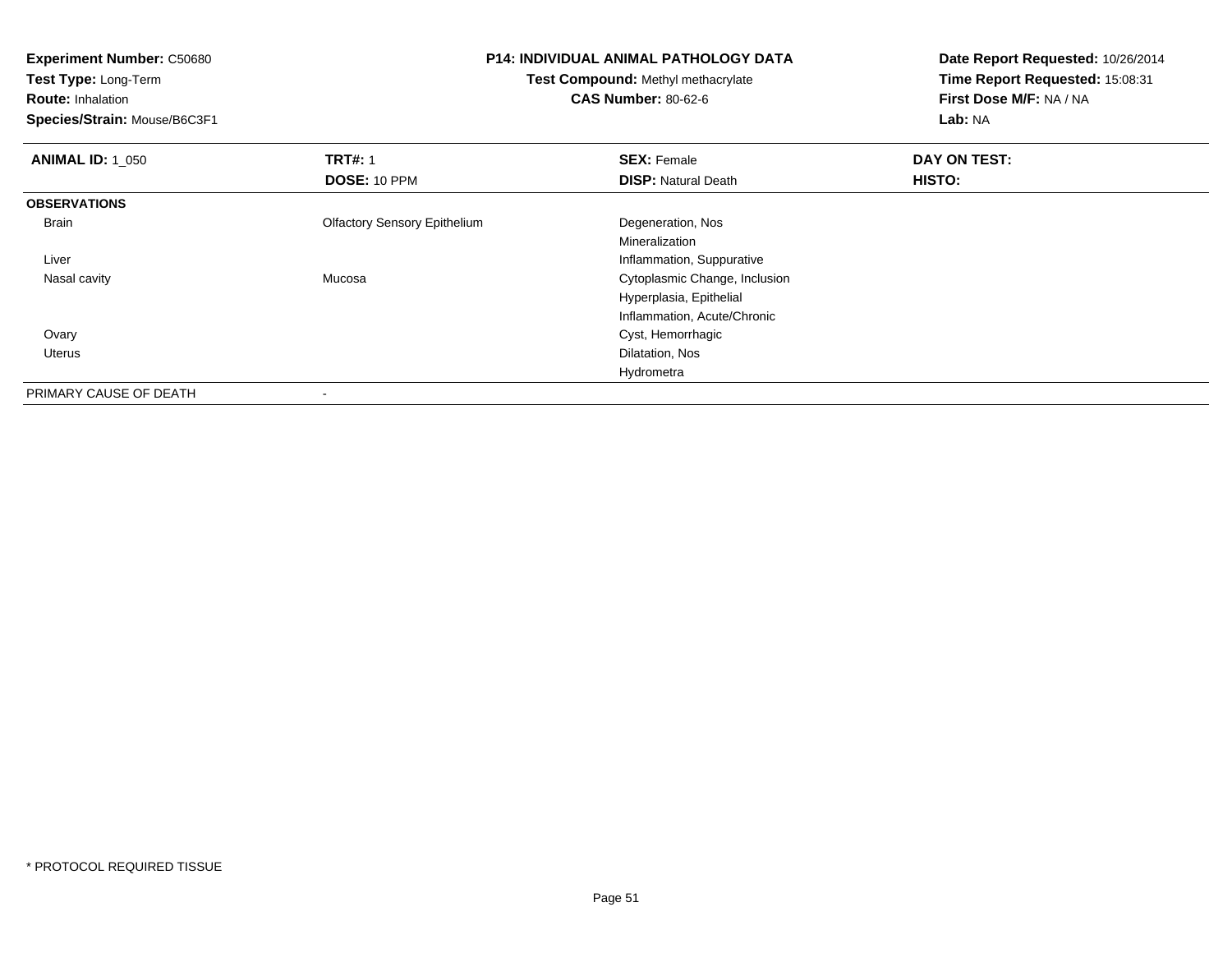**Experiment Number:** C50680
**Test Type:** Long-Term
**Route:** Inhalation
**Species/Strain:** Mouse/B6C3F1

**P14: INDIVIDUAL ANIMAL PATHOLOGY DATA**
**Test Compound:** Methyl methacrylate
**CAS Number:** 80-62-6

**Date Report Requested:** 10/26/2014
**Time Report Requested:** 15:08:31
**First Dose M/F:** NA / NA
**Lab:** NA

| **ANIMAL ID:** 1_050 | **TRT#:** 1 | **SEX:** Female | **DAY ON TEST:** |
|---|---|---|---|
| | **DOSE:** 10 PPM | **DISP:** Natural Death | **HISTO:** |
| **OBSERVATIONS** | | | |
| Brain | Olfactory Sensory Epithelium | Degeneration, Nos | |
| | | Mineralization | |
| Liver | | Inflammation, Suppurative | |
| Nasal cavity | Mucosa | Cytoplasmic Change, Inclusion | |
| | | Hyperplasia, Epithelial | |
| | | Inflammation, Acute/Chronic | |
| Ovary | | Cyst, Hemorrhagic | |
| Uterus | | Dilatation, Nos | |
| | | Hydrometra | |
| PRIMARY CAUSE OF DEATH | - | | |

* PROTOCOL REQUIRED TISSUE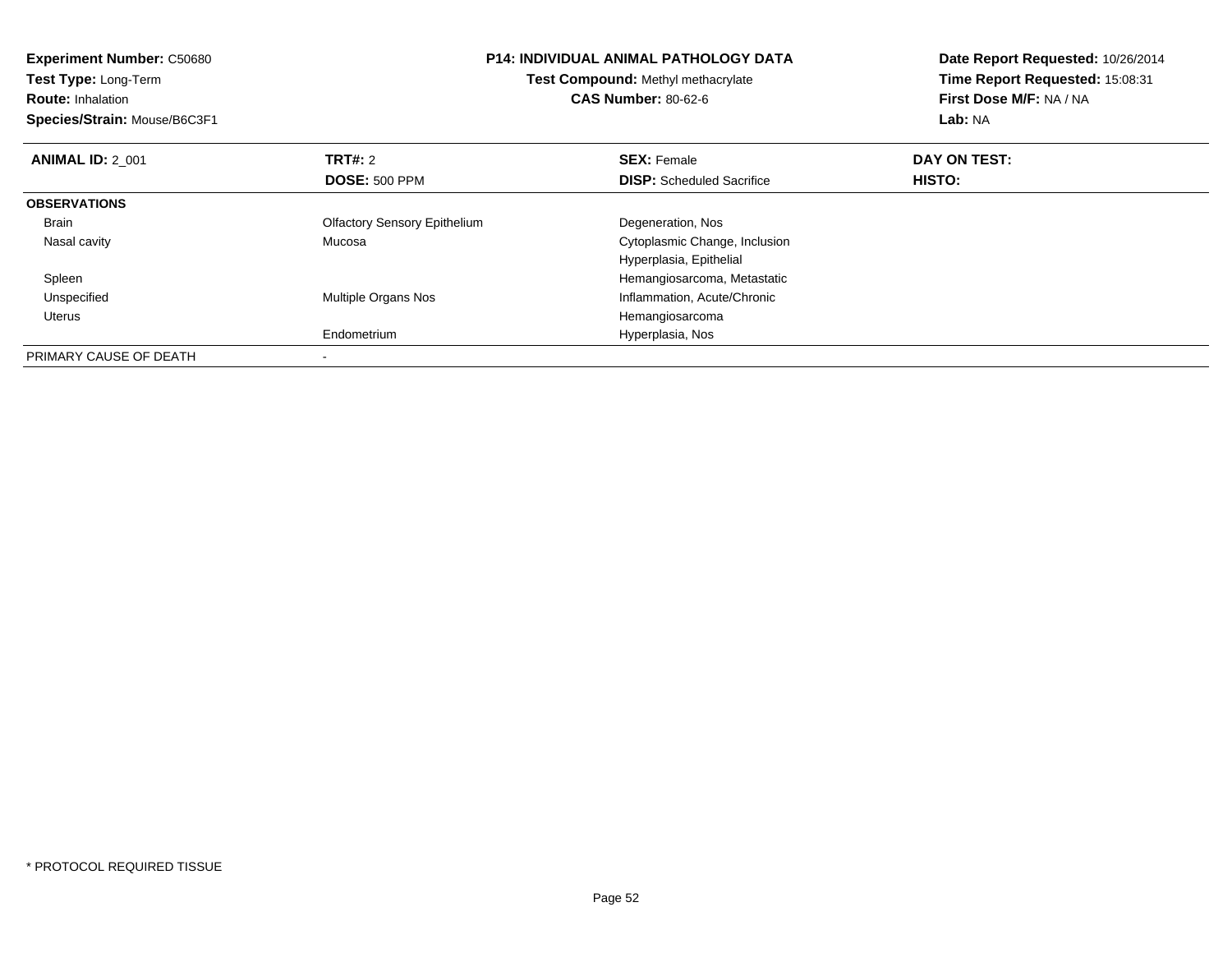**Experiment Number:** C50680
**Test Type:** Long-Term
**Route:** Inhalation
**Species/Strain:** Mouse/B6C3F1

**P14: INDIVIDUAL ANIMAL PATHOLOGY DATA**
**Test Compound:** Methyl methacrylate
**CAS Number:** 80-62-6

**Date Report Requested:** 10/26/2014
**Time Report Requested:** 15:08:31
**First Dose M/F:** NA / NA
**Lab:** NA

| **ANIMAL ID:** 2_001 | **TRT#:** 2 | **SEX:** Female | **DAY ON TEST:** |
|---|---|---|---|
| | **DOSE:** 500 PPM | **DISP:** Scheduled Sacrifice | **HISTO:** |
| **OBSERVATIONS** | | | |
| Brain | Olfactory Sensory Epithelium | Degeneration, Nos | |
| Nasal cavity | Mucosa | Cytoplasmic Change, Inclusion | |
| | | Hyperplasia, Epithelial | |
| Spleen | | Hemangiosarcoma, Metastatic | |
| Unspecified | Multiple Organs Nos | Inflammation, Acute/Chronic | |
| Uterus | | Hemangiosarcoma | |
| | Endometrium | Hyperplasia, Nos | |
| PRIMARY CAUSE OF DEATH | - | | |

* PROTOCOL REQUIRED TISSUE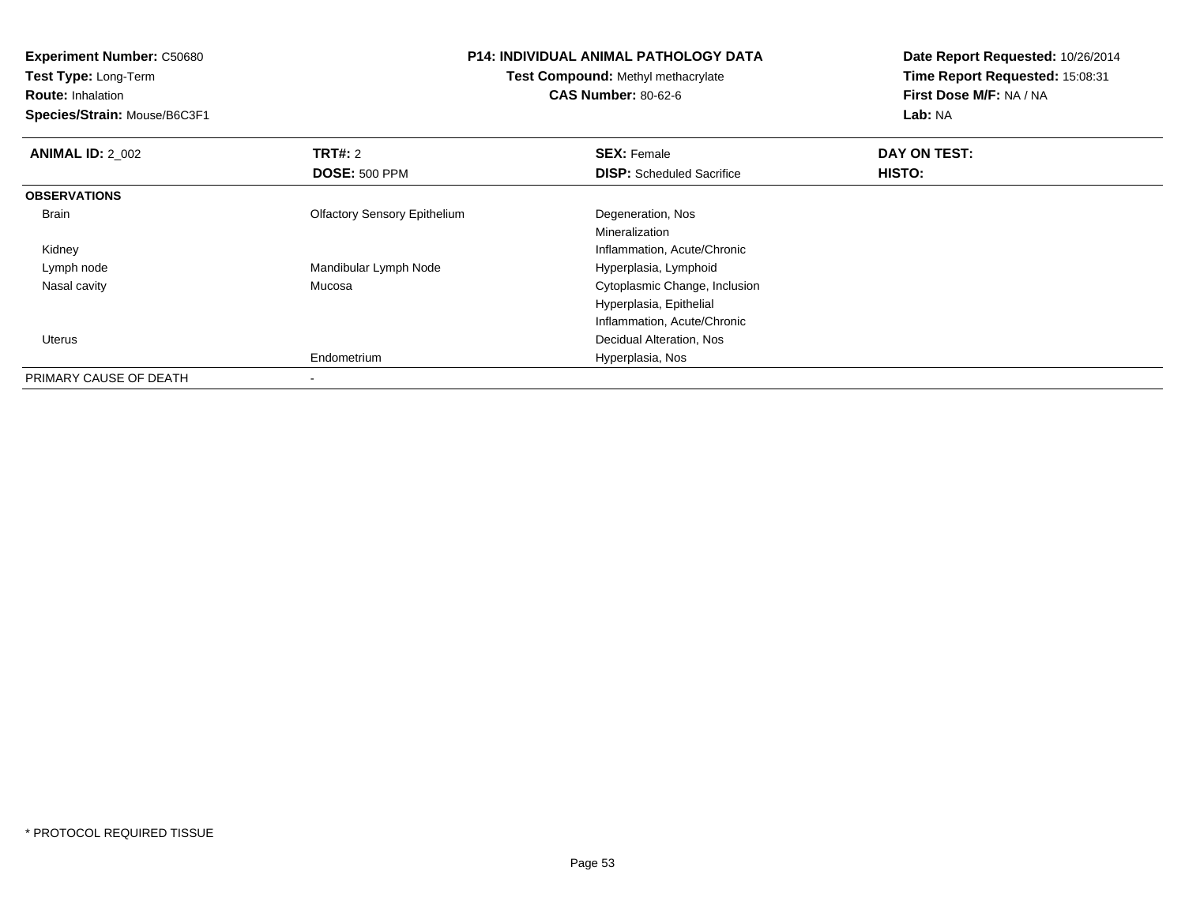**Experiment Number:** C50680
**Test Type:** Long-Term
**Route:** Inhalation
**Species/Strain:** Mouse/B6C3F1

**P14: INDIVIDUAL ANIMAL PATHOLOGY DATA**
**Test Compound:** Methyl methacrylate
**CAS Number:** 80-62-6

**Date Report Requested:** 10/26/2014
**Time Report Requested:** 15:08:31
**First Dose M/F:** NA / NA
**Lab:** NA

| **ANIMAL ID:** 2_002 | **TRT#:** 2 | **SEX:** Female | **DAY ON TEST:** |
|---|---|---|---|
| | **DOSE:** 500 PPM | **DISP:** Scheduled Sacrifice | **HISTO:** |
| **OBSERVATIONS** | | | |
| Brain | Olfactory Sensory Epithelium | Degeneration, Nos | |
| | | Mineralization | |
| Kidney | | Inflammation, Acute/Chronic | |
| Lymph node | Mandibular Lymph Node | Hyperplasia, Lymphoid | |
| Nasal cavity | Mucosa | Cytoplasmic Change, Inclusion | |
| | | Hyperplasia, Epithelial | |
| | | Inflammation, Acute/Chronic | |
| Uterus | | Decidual Alteration, Nos | |
| | Endometrium | Hyperplasia, Nos | |
| PRIMARY CAUSE OF DEATH | - | | |

* PROTOCOL REQUIRED TISSUE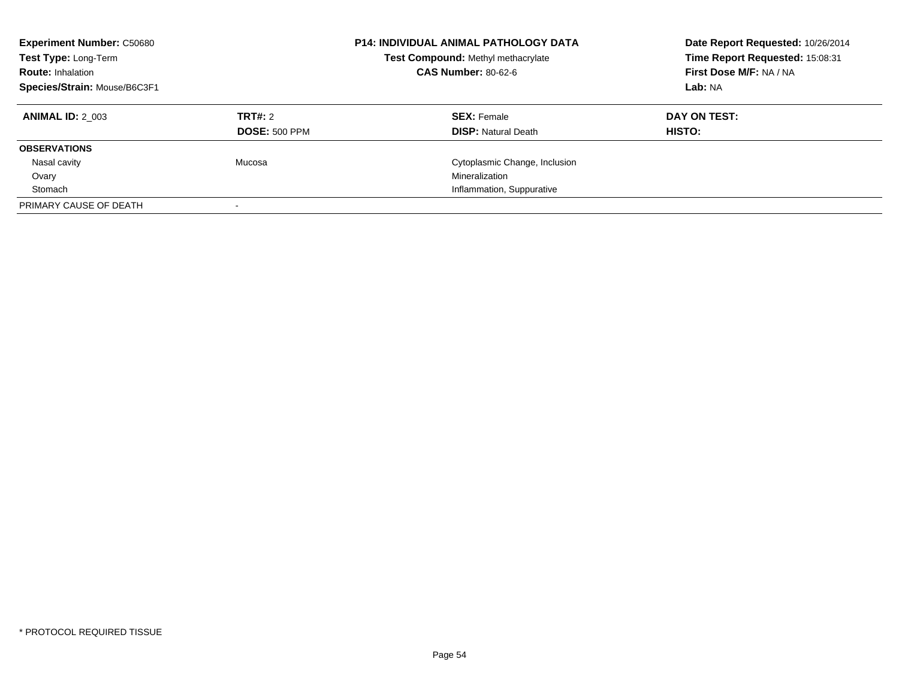**Experiment Number:** C50680
**Test Type:** Long-Term
**Route:** Inhalation
**Species/Strain:** Mouse/B6C3F1

**P14: INDIVIDUAL ANIMAL PATHOLOGY DATA**
**Test Compound:** Methyl methacrylate
**CAS Number:** 80-62-6

**Date Report Requested:** 10/26/2014
**Time Report Requested:** 15:08:31
**First Dose M/F:** NA / NA
**Lab:** NA

| **ANIMAL ID:** 2_003 | **TRT#:** 2 | **SEX:** Female | **DAY ON TEST:** |
|---|---|---|---|
| | **DOSE:** 500 PPM | **DISP:** Natural Death | **HISTO:** |
| **OBSERVATIONS** | | | |
| Nasal cavity | Mucosa | Cytoplasmic Change, Inclusion | |
| Ovary | | Mineralization | |
| Stomach | | Inflammation, Suppurative | |
| PRIMARY CAUSE OF DEATH | - | | |

* PROTOCOL REQUIRED TISSUE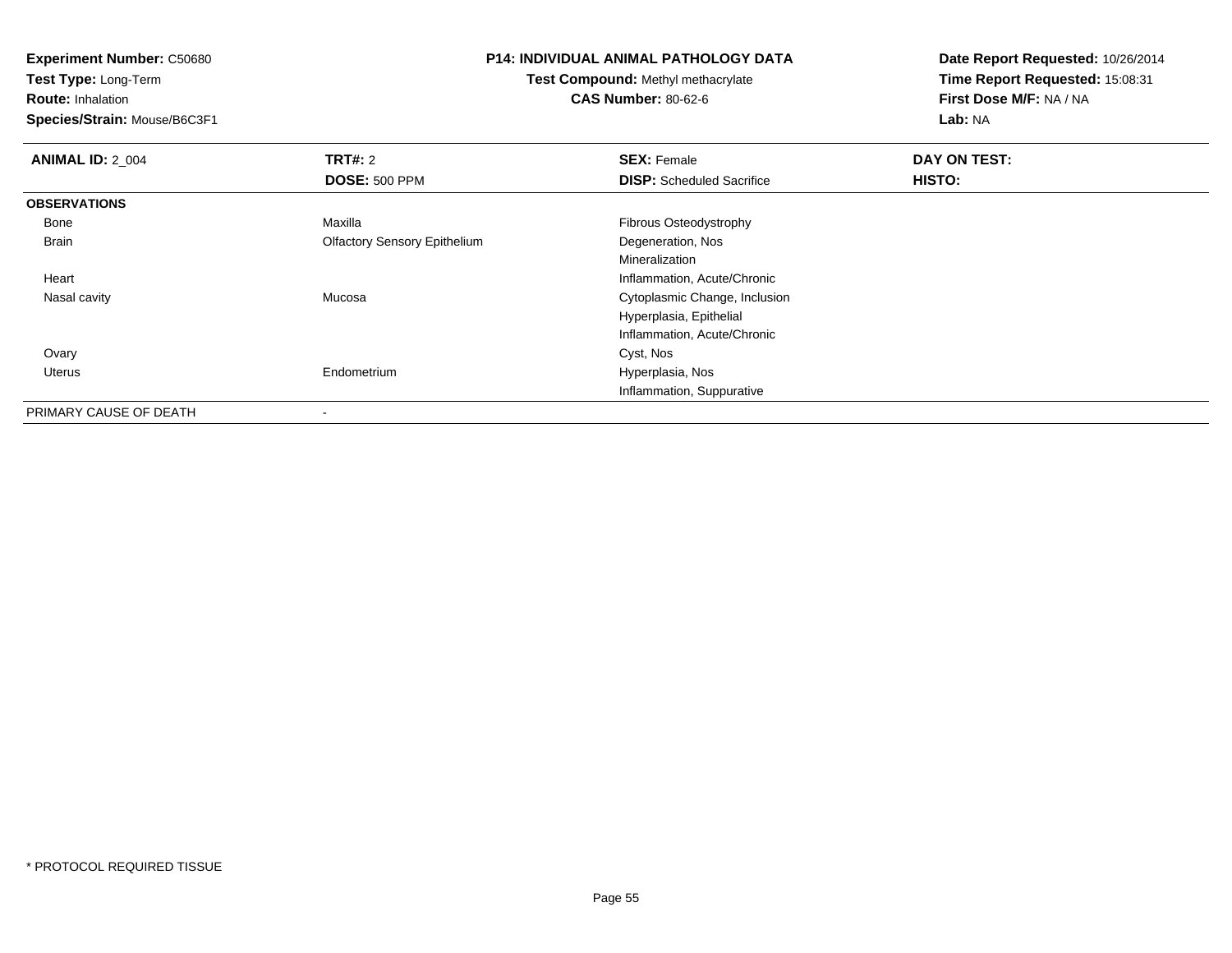**Experiment Number:** C50680
**Test Type:** Long-Term
**Route:** Inhalation
**Species/Strain:** Mouse/B6C3F1

**P14: INDIVIDUAL ANIMAL PATHOLOGY DATA**
**Test Compound:** Methyl methacrylate
**CAS Number:** 80-62-6

**Date Report Requested:** 10/26/2014
**Time Report Requested:** 15:08:31
**First Dose M/F:** NA / NA
**Lab:** NA

| **ANIMAL ID:** 2_004 | **TRT#:** 2 | **SEX:** Female | **DAY ON TEST:** |
|---|---|---|---|
| | **DOSE:** 500 PPM | **DISP:** Scheduled Sacrifice | **HISTO:** |
| **OBSERVATIONS** | | | |
| Bone | Maxilla | Fibrous Osteodystrophy | |
| Brain | Olfactory Sensory Epithelium | Degeneration, Nos | |
| | | Mineralization | |
| Heart | | Inflammation, Acute/Chronic | |
| Nasal cavity | Mucosa | Cytoplasmic Change, Inclusion | |
| | | Hyperplasia, Epithelial | |
| | | Inflammation, Acute/Chronic | |
| Ovary | | Cyst, Nos | |
| Uterus | Endometrium | Hyperplasia, Nos | |
| | | Inflammation, Suppurative | |
| PRIMARY CAUSE OF DEATH | - | | |

* PROTOCOL REQUIRED TISSUE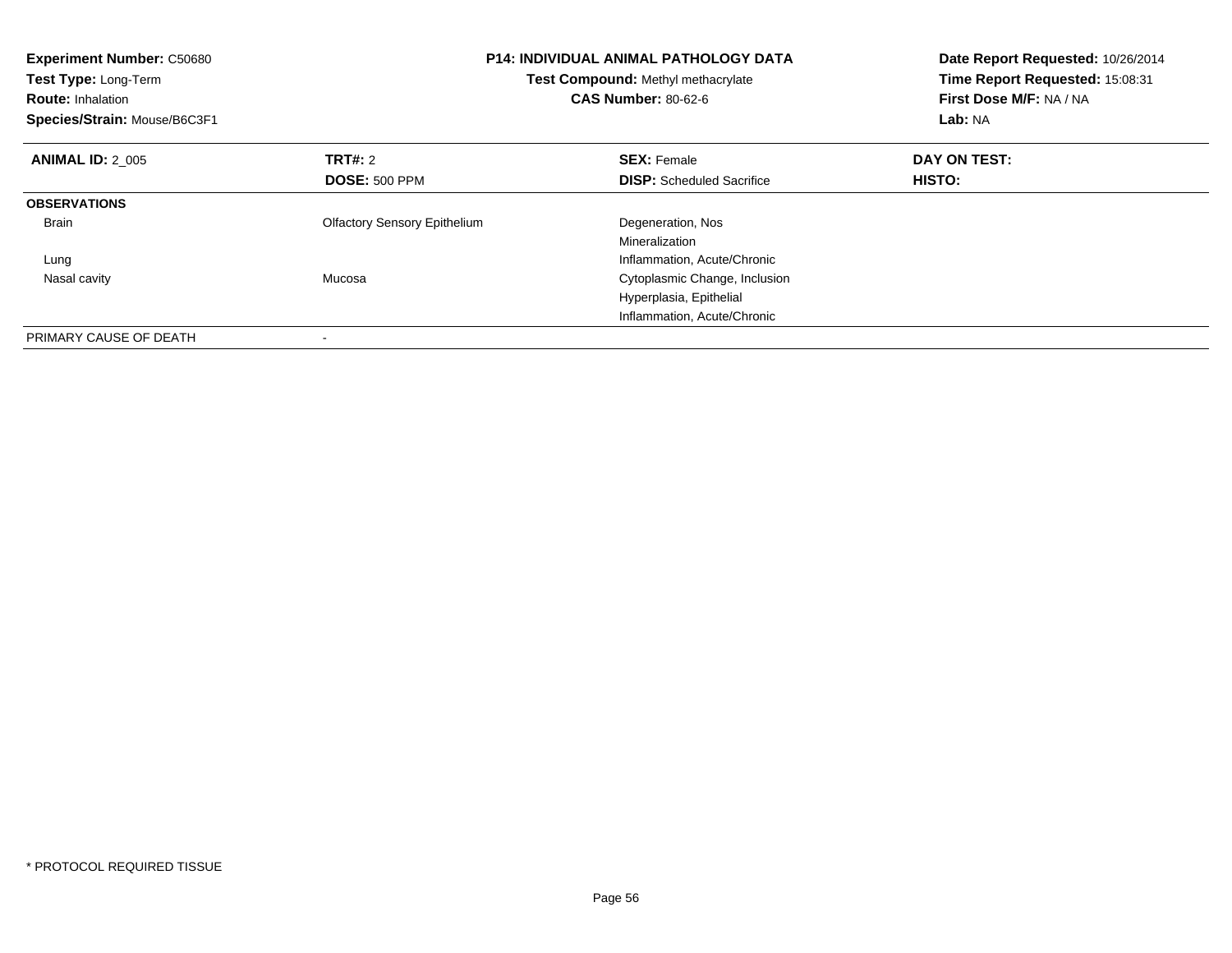**Experiment Number:** C50680
**Test Type:** Long-Term
**Route:** Inhalation
**Species/Strain:** Mouse/B6C3F1

**P14: INDIVIDUAL ANIMAL PATHOLOGY DATA**
**Test Compound:** Methyl methacrylate
**CAS Number:** 80-62-6

**Date Report Requested:** 10/26/2014
**Time Report Requested:** 15:08:31
**First Dose M/F:** NA / NA
**Lab:** NA

| **ANIMAL ID:** 2_005 | **TRT#:** 2 | **SEX:** Female | **DAY ON TEST:** |
|---|---|---|---|
| | **DOSE:** 500 PPM | **DISP:** Scheduled Sacrifice | **HISTO:** |
| **OBSERVATIONS** | | | |
| Brain | Olfactory Sensory Epithelium | Degeneration, Nos | |
| | | Mineralization | |
| Lung | | Inflammation, Acute/Chronic | |
| Nasal cavity | Mucosa | Cytoplasmic Change, Inclusion | |
| | | Hyperplasia, Epithelial | |
| | | Inflammation, Acute/Chronic | |
| PRIMARY CAUSE OF DEATH | - | | |

* PROTOCOL REQUIRED TISSUE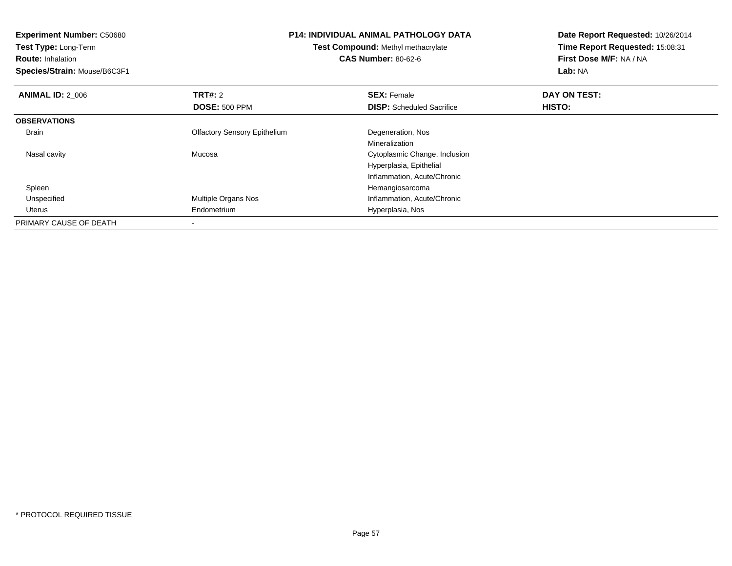**Experiment Number:** C50680
**Test Type:** Long-Term
**Route:** Inhalation
**Species/Strain:** Mouse/B6C3F1

**P14: INDIVIDUAL ANIMAL PATHOLOGY DATA**
**Test Compound:** Methyl methacrylate
**CAS Number:** 80-62-6

**Date Report Requested:** 10/26/2014
**Time Report Requested:** 15:08:31
**First Dose M/F:** NA / NA
**Lab:** NA

| **ANIMAL ID:** 2_006 | **TRT#:** 2 | **SEX:** Female | **DAY ON TEST:** |
|---|---|---|---|
| | **DOSE:** 500 PPM | **DISP:** Scheduled Sacrifice | **HISTO:** |
| **OBSERVATIONS** | | | |
| Brain | Olfactory Sensory Epithelium | Degeneration, Nos | |
| | | Mineralization | |
| Nasal cavity | Mucosa | Cytoplasmic Change, Inclusion | |
| | | Hyperplasia, Epithelial | |
| | | Inflammation, Acute/Chronic | |
| Spleen | | Hemangiosarcoma | |
| Unspecified | Multiple Organs Nos | Inflammation, Acute/Chronic | |
| Uterus | Endometrium | Hyperplasia, Nos | |
| PRIMARY CAUSE OF DEATH | - | | |

* PROTOCOL REQUIRED TISSUE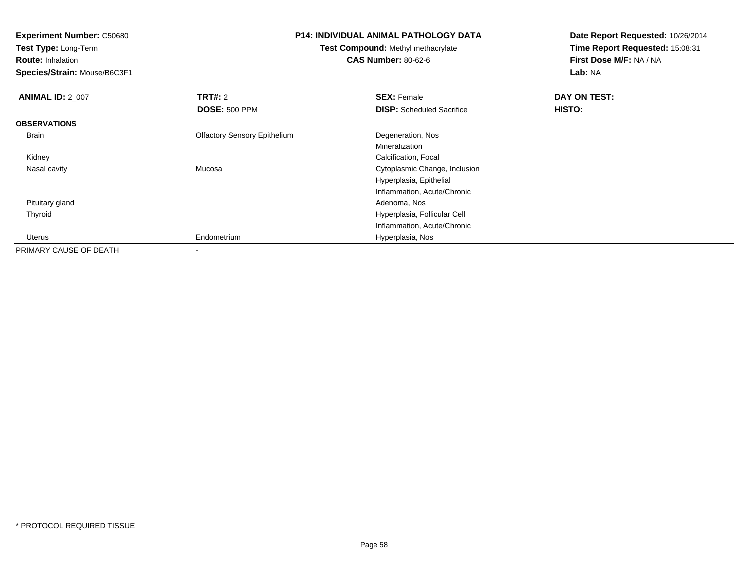**Experiment Number:** C50680
**Test Type:** Long-Term
**Route:** Inhalation
**Species/Strain:** Mouse/B6C3F1

**P14: INDIVIDUAL ANIMAL PATHOLOGY DATA**
**Test Compound:** Methyl methacrylate
**CAS Number:** 80-62-6

**Date Report Requested:** 10/26/2014
**Time Report Requested:** 15:08:31
**First Dose M/F:** NA / NA
**Lab:** NA

| **ANIMAL ID:** 2_007 | **TRT#:** 2 | **SEX:** Female | **DAY ON TEST:** |
|---|---|---|---|
| | **DOSE:** 500 PPM | **DISP:** Scheduled Sacrifice | **HISTO:** |
| **OBSERVATIONS** | | | |
| Brain | Olfactory Sensory Epithelium | Degeneration, Nos | |
| | | Mineralization | |
| Kidney | | Calcification, Focal | |
| Nasal cavity | Mucosa | Cytoplasmic Change, Inclusion | |
| | | Hyperplasia, Epithelial | |
| | | Inflammation, Acute/Chronic | |
| Pituitary gland | | Adenoma, Nos | |
| Thyroid | | Hyperplasia, Follicular Cell | |
| | | Inflammation, Acute/Chronic | |
| Uterus | Endometrium | Hyperplasia, Nos | |
| PRIMARY CAUSE OF DEATH | - | | |

* PROTOCOL REQUIRED TISSUE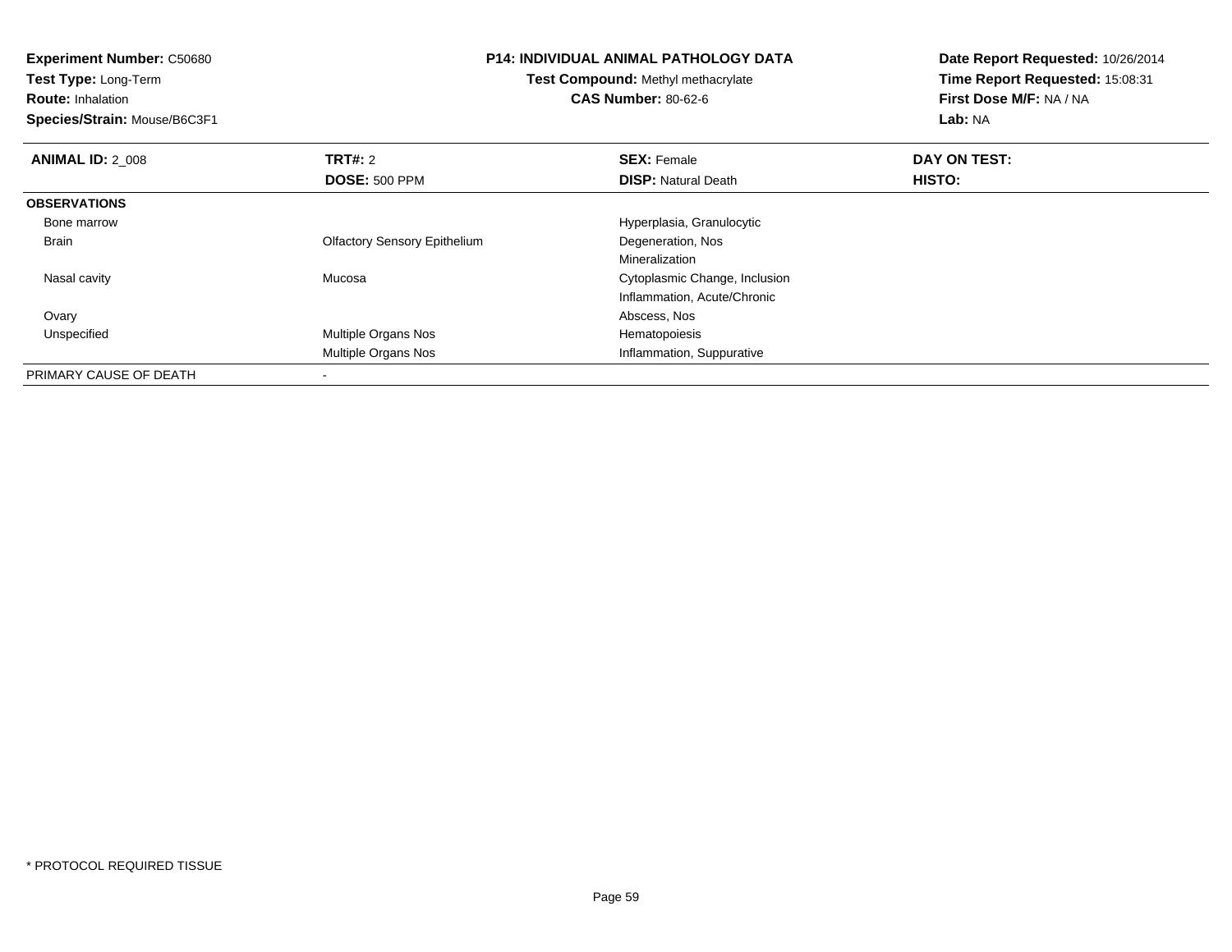**Experiment Number:** C50680
**Test Type:** Long-Term
**Route:** Inhalation
**Species/Strain:** Mouse/B6C3F1

**P14: INDIVIDUAL ANIMAL PATHOLOGY DATA**
**Test Compound:** Methyl methacrylate
**CAS Number:** 80-62-6

**Date Report Requested:** 10/26/2014
**Time Report Requested:** 15:08:31
**First Dose M/F:** NA / NA
**Lab:** NA

| **ANIMAL ID:** 2_008 | **TRT#:** 2 | **SEX:** Female | **DAY ON TEST:** |
|---|---|---|---|
| | **DOSE:** 500 PPM | **DISP:** Natural Death | **HISTO:** |
| **OBSERVATIONS** | | | |
| Bone marrow | | Hyperplasia, Granulocytic | |
| Brain | Olfactory Sensory Epithelium | Degeneration, Nos | |
| | | Mineralization | |
| Nasal cavity | Mucosa | Cytoplasmic Change, Inclusion | |
| | | Inflammation, Acute/Chronic | |
| Ovary | | Abscess, Nos | |
| Unspecified | Multiple Organs Nos | Hematopoiesis | |
| | Multiple Organs Nos | Inflammation, Suppurative | |
| PRIMARY CAUSE OF DEATH | - | | |

* PROTOCOL REQUIRED TISSUE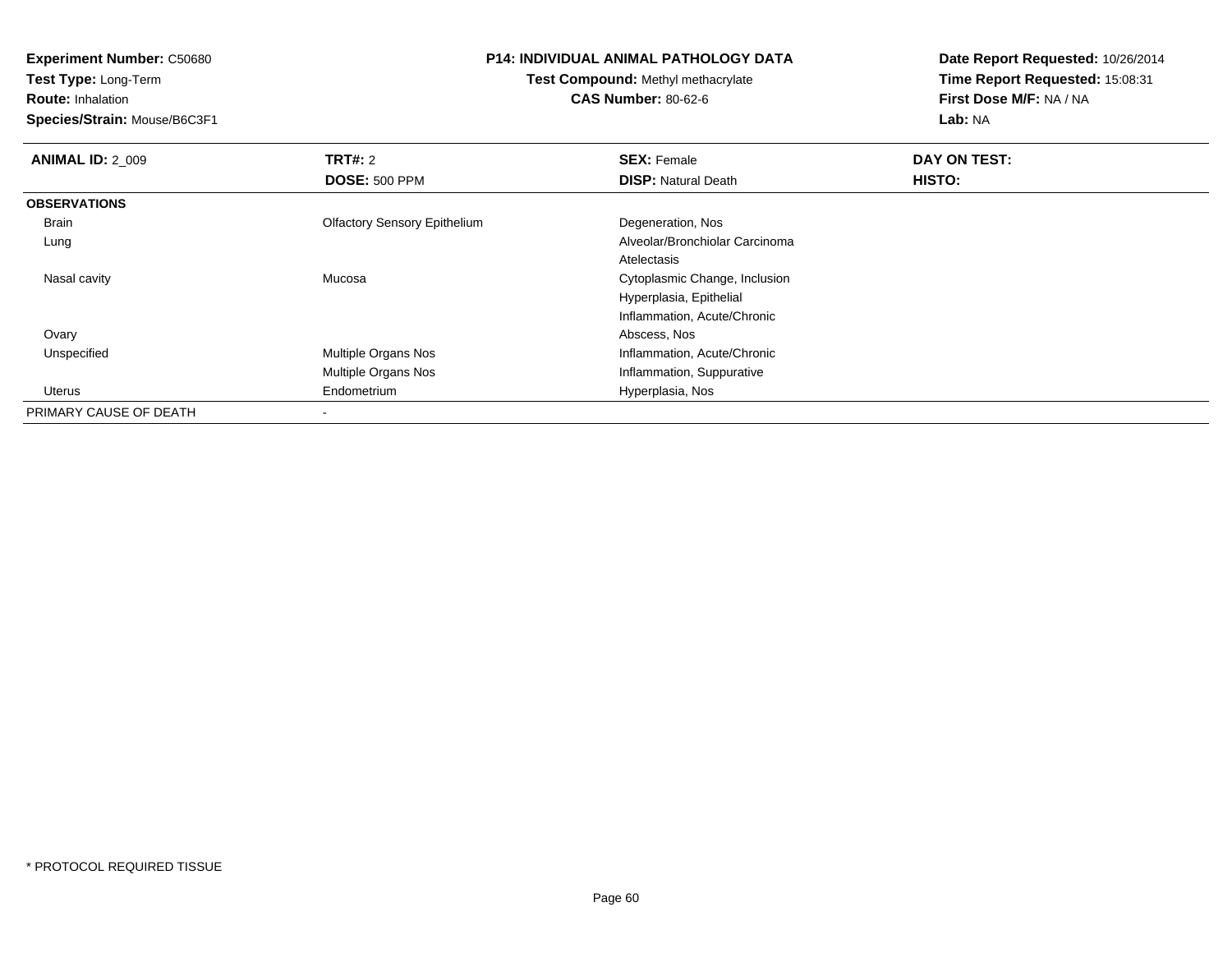**Experiment Number:** C50680
**Test Type:** Long-Term
**Route:** Inhalation
**Species/Strain:** Mouse/B6C3F1

**P14: INDIVIDUAL ANIMAL PATHOLOGY DATA**
**Test Compound:** Methyl methacrylate
**CAS Number:** 80-62-6

**Date Report Requested:** 10/26/2014
**Time Report Requested:** 15:08:31
**First Dose M/F:** NA / NA
**Lab:** NA

| **ANIMAL ID:** 2_009 | **TRT#:** 2 | **SEX:** Female | **DAY ON TEST:** |
|---|---|---|---|
| | **DOSE:** 500 PPM | **DISP:** Natural Death | **HISTO:** |
| **OBSERVATIONS** | | | |
| Brain | Olfactory Sensory Epithelium | Degeneration, Nos | |
| Lung | | Alveolar/Bronchiolar Carcinoma | |
| | | Atelectasis | |
| Nasal cavity | Mucosa | Cytoplasmic Change, Inclusion | |
| | | Hyperplasia, Epithelial | |
| | | Inflammation, Acute/Chronic | |
| Ovary | | Abscess, Nos | |
| Unspecified | Multiple Organs Nos | Inflammation, Acute/Chronic | |
| | Multiple Organs Nos | Inflammation, Suppurative | |
| Uterus | Endometrium | Hyperplasia, Nos | |
| PRIMARY CAUSE OF DEATH | - | | |

\* PROTOCOL REQUIRED TISSUE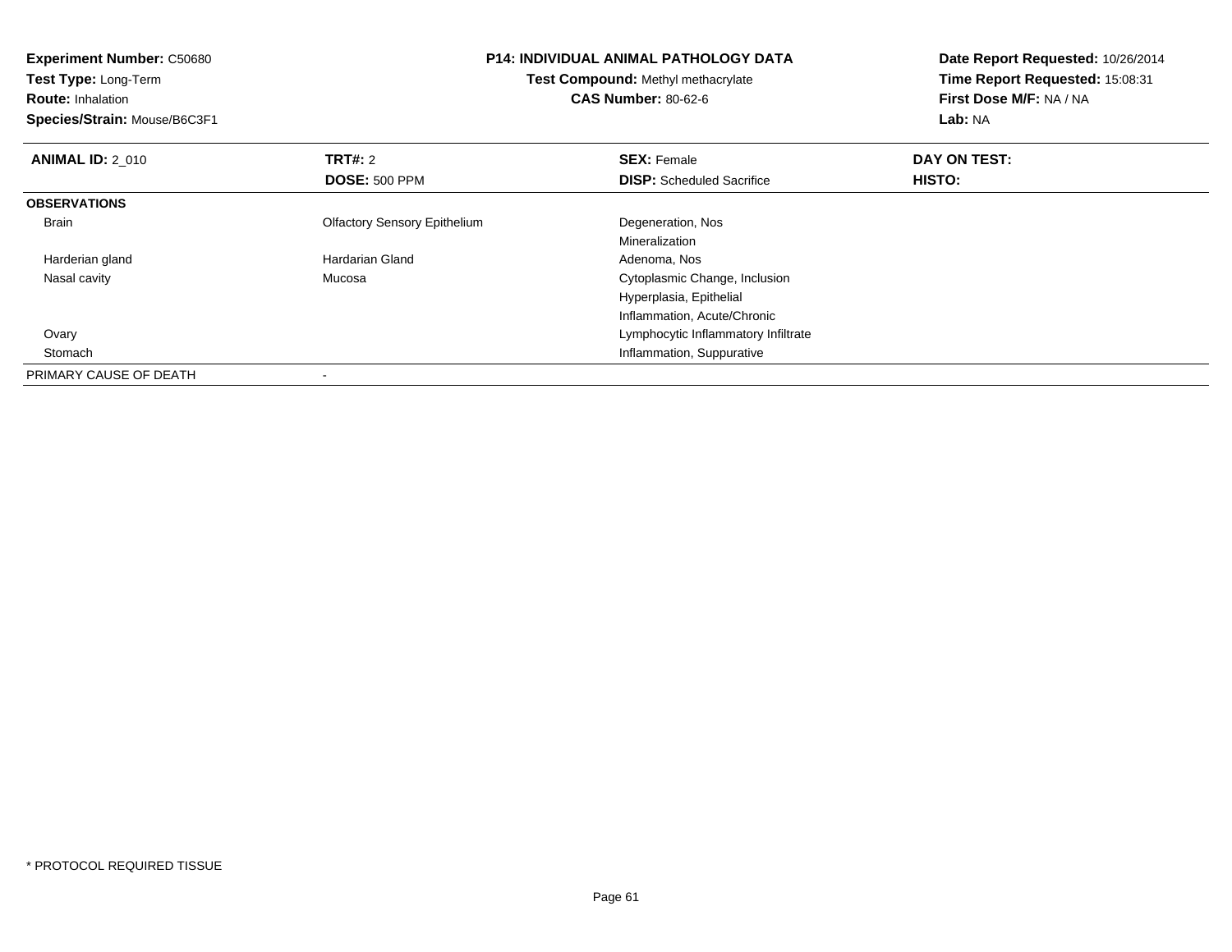**Experiment Number:** C50680
**Test Type:** Long-Term
**Route:** Inhalation
**Species/Strain:** Mouse/B6C3F1

**P14: INDIVIDUAL ANIMAL PATHOLOGY DATA**
**Test Compound:** Methyl methacrylate
**CAS Number:** 80-62-6

**Date Report Requested:** 10/26/2014
**Time Report Requested:** 15:08:31
**First Dose M/F:** NA / NA
**Lab:** NA

| **ANIMAL ID:** 2_010 | **TRT#:** 2 | **SEX:** Female | **DAY ON TEST:** |
|---|---|---|---|
| | **DOSE:** 500 PPM | **DISP:** Scheduled Sacrifice | **HISTO:** |
| **OBSERVATIONS** | | | |
| Brain | Olfactory Sensory Epithelium | Degeneration, Nos | |
| | | Mineralization | |
| Harderian gland | Hardarian Gland | Adenoma, Nos | |
| Nasal cavity | Mucosa | Cytoplasmic Change, Inclusion | |
| | | Hyperplasia, Epithelial | |
| | | Inflammation, Acute/Chronic | |
| Ovary | | Lymphocytic Inflammatory Infiltrate | |
| Stomach | | Inflammation, Suppurative | |
| PRIMARY CAUSE OF DEATH | - | | |

* PROTOCOL REQUIRED TISSUE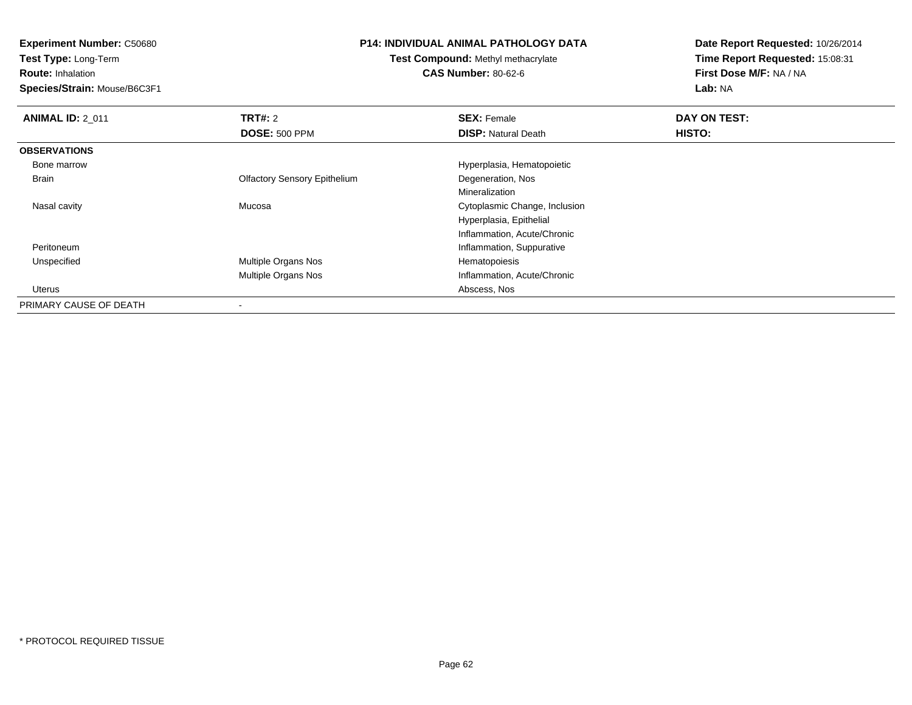**Experiment Number:** C50680
**Test Type:** Long-Term
**Route:** Inhalation
**Species/Strain:** Mouse/B6C3F1

**P14: INDIVIDUAL ANIMAL PATHOLOGY DATA**
**Test Compound:** Methyl methacrylate
**CAS Number:** 80-62-6

**Date Report Requested:** 10/26/2014
**Time Report Requested:** 15:08:31
**First Dose M/F:** NA / NA
**Lab:** NA

| **ANIMAL ID:** 2_011 | **TRT#:** 2 | **SEX:** Female | **DAY ON TEST:** |
|---|---|---|---|
| | **DOSE:** 500 PPM | **DISP:** Natural Death | **HISTO:** |
| **OBSERVATIONS** | | | |
| Bone marrow | | Hyperplasia, Hematopoietic | |
| Brain | Olfactory Sensory Epithelium | Degeneration, Nos | |
| | | Mineralization | |
| Nasal cavity | Mucosa | Cytoplasmic Change, Inclusion | |
| | | Hyperplasia, Epithelial | |
| | | Inflammation, Acute/Chronic | |
| Peritoneum | | Inflammation, Suppurative | |
| Unspecified | Multiple Organs Nos | Hematopoiesis | |
| | Multiple Organs Nos | Inflammation, Acute/Chronic | |
| Uterus | | Abscess, Nos | |
| PRIMARY CAUSE OF DEATH | - | | |

\* PROTOCOL REQUIRED TISSUE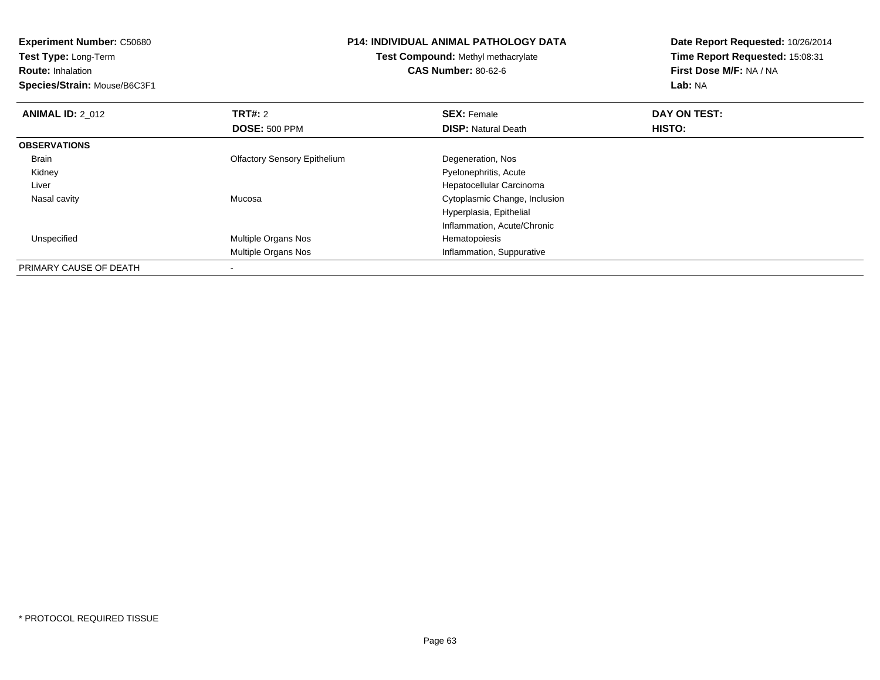**Experiment Number:** C50680
**Test Type:** Long-Term
**Route:** Inhalation
**Species/Strain:** Mouse/B6C3F1

**P14: INDIVIDUAL ANIMAL PATHOLOGY DATA**
**Test Compound:** Methyl methacrylate
**CAS Number:** 80-62-6

**Date Report Requested:** 10/26/2014
**Time Report Requested:** 15:08:31
**First Dose M/F:** NA / NA
**Lab:** NA

| **ANIMAL ID:** 2_012 | **TRT#:** 2 | **SEX:** Female | **DAY ON TEST:** |
|---|---|---|---|
| | **DOSE:** 500 PPM | **DISP:** Natural Death | **HISTO:** |
| **OBSERVATIONS** | | | |
| Brain | Olfactory Sensory Epithelium | Degeneration, Nos | |
| Kidney | | Pyelonephritis, Acute | |
| Liver | | Hepatocellular Carcinoma | |
| Nasal cavity | Mucosa | Cytoplasmic Change, Inclusion | |
| | | Hyperplasia, Epithelial | |
| | | Inflammation, Acute/Chronic | |
| Unspecified | Multiple Organs Nos | Hematopoiesis | |
| | Multiple Organs Nos | Inflammation, Suppurative | |
| PRIMARY CAUSE OF DEATH | - | | |

* PROTOCOL REQUIRED TISSUE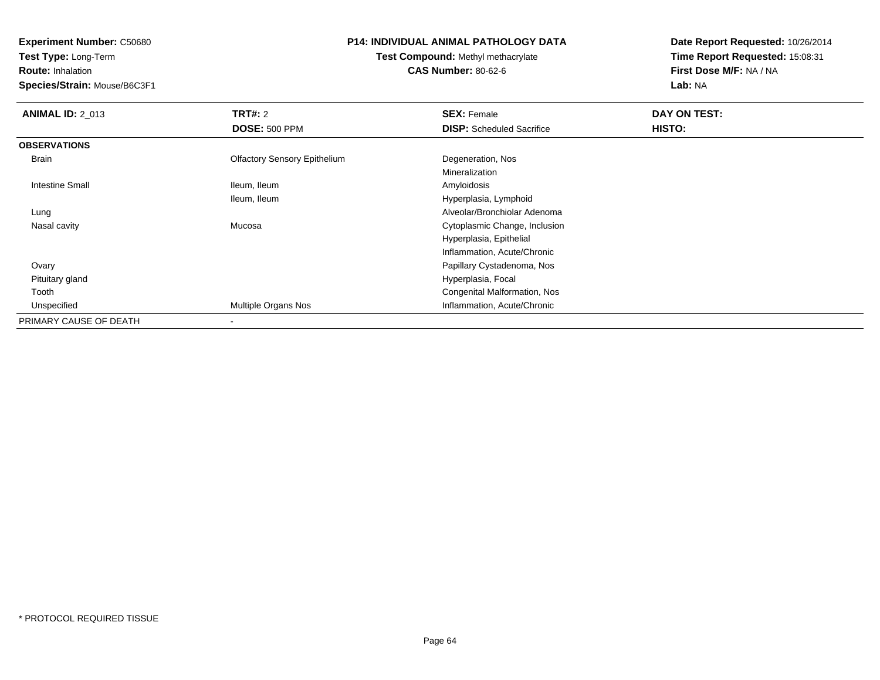**Experiment Number:** C50680
**Test Type:** Long-Term
**Route:** Inhalation
**Species/Strain:** Mouse/B6C3F1

**P14: INDIVIDUAL ANIMAL PATHOLOGY DATA**
**Test Compound:** Methyl methacrylate
**CAS Number:** 80-62-6

**Date Report Requested:** 10/26/2014
**Time Report Requested:** 15:08:31
**First Dose M/F:** NA / NA
**Lab:** NA

| **ANIMAL ID:** 2_013 | **TRT#:** 2 | **SEX:** Female | **DAY ON TEST:** |
|---|---|---|---|
| | **DOSE:** 500 PPM | **DISP:** Scheduled Sacrifice | **HISTO:** |
| **OBSERVATIONS** | | | |
| Brain | Olfactory Sensory Epithelium | Degeneration, Nos | |
| | | Mineralization | |
| Intestine Small | Ileum, Ileum | Amyloidosis | |
| | Ileum, Ileum | Hyperplasia, Lymphoid | |
| Lung | | Alveolar/Bronchiolar Adenoma | |
| Nasal cavity | Mucosa | Cytoplasmic Change, Inclusion | |
| | | Hyperplasia, Epithelial | |
| | | Inflammation, Acute/Chronic | |
| Ovary | | Papillary Cystadenoma, Nos | |
| Pituitary gland | | Hyperplasia, Focal | |
| Tooth | | Congenital Malformation, Nos | |
| Unspecified | Multiple Organs Nos | Inflammation, Acute/Chronic | |
| PRIMARY CAUSE OF DEATH | - | | |

* PROTOCOL REQUIRED TISSUE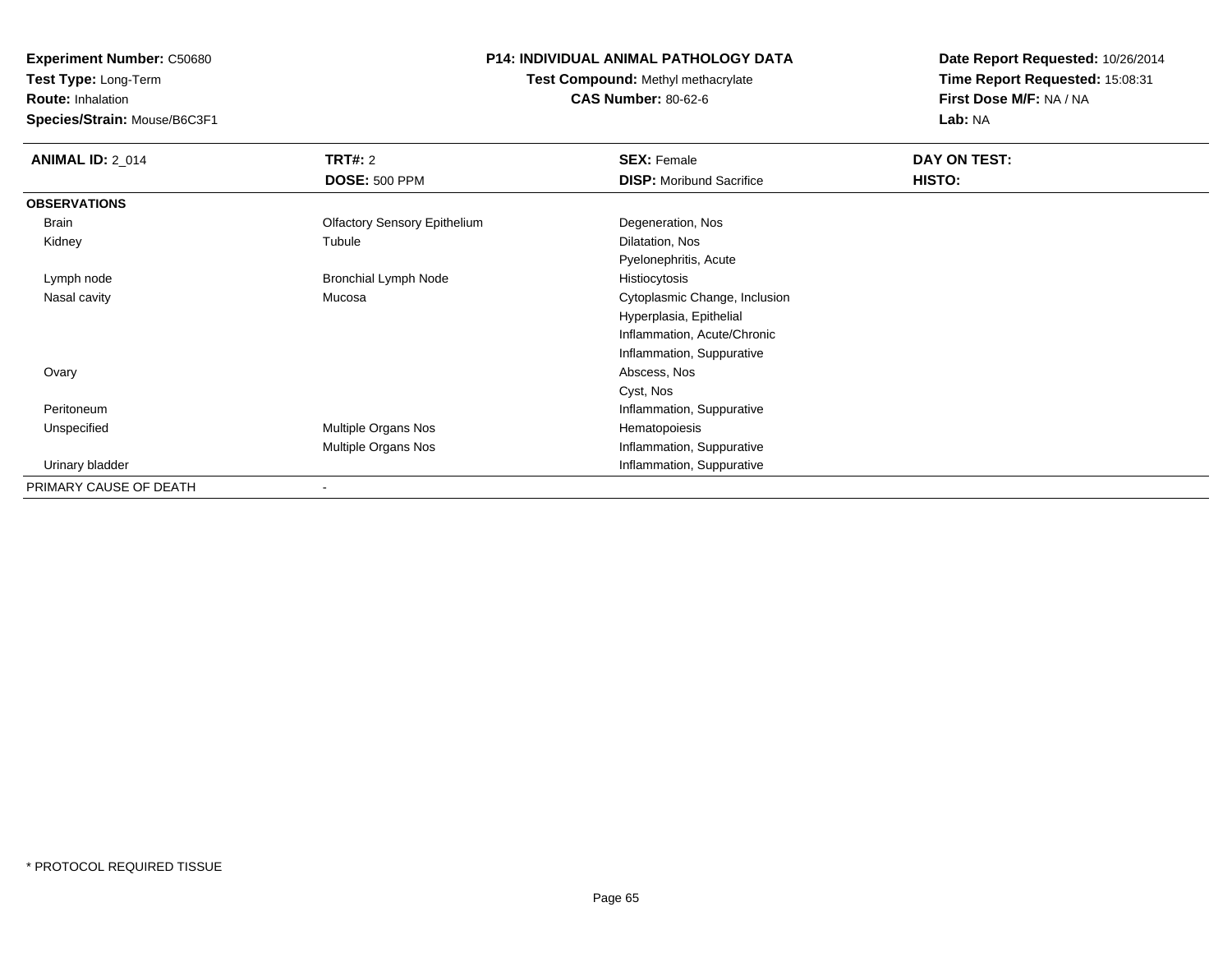**Experiment Number:** C50680
**Test Type:** Long-Term
**Route:** Inhalation
**Species/Strain:** Mouse/B6C3F1

**P14: INDIVIDUAL ANIMAL PATHOLOGY DATA**
**Test Compound:** Methyl methacrylate
**CAS Number:** 80-62-6

**Date Report Requested:** 10/26/2014
**Time Report Requested:** 15:08:31
**First Dose M/F:** NA / NA
**Lab:** NA

| **ANIMAL ID:** 2_014 | **TRT#:** 2 | **SEX:** Female | **DAY ON TEST:** |
|---|---|---|---|
| | **DOSE:** 500 PPM | **DISP:** Moribund Sacrifice | **HISTO:** |
| **OBSERVATIONS** | | | |
| Brain | Olfactory Sensory Epithelium | Degeneration, Nos | |
| Kidney | Tubule | Dilatation, Nos | |
| | | Pyelonephritis, Acute | |
| Lymph node | Bronchial Lymph Node | Histiocytosis | |
| Nasal cavity | Mucosa | Cytoplasmic Change, Inclusion | |
| | | Hyperplasia, Epithelial | |
| | | Inflammation, Acute/Chronic | |
| | | Inflammation, Suppurative | |
| Ovary | | Abscess, Nos | |
| | | Cyst, Nos | |
| Peritoneum | | Inflammation, Suppurative | |
| Unspecified | Multiple Organs Nos | Hematopoiesis | |
| | Multiple Organs Nos | Inflammation, Suppurative | |
| Urinary bladder | | Inflammation, Suppurative | |
| PRIMARY CAUSE OF DEATH | - | | |

* PROTOCOL REQUIRED TISSUE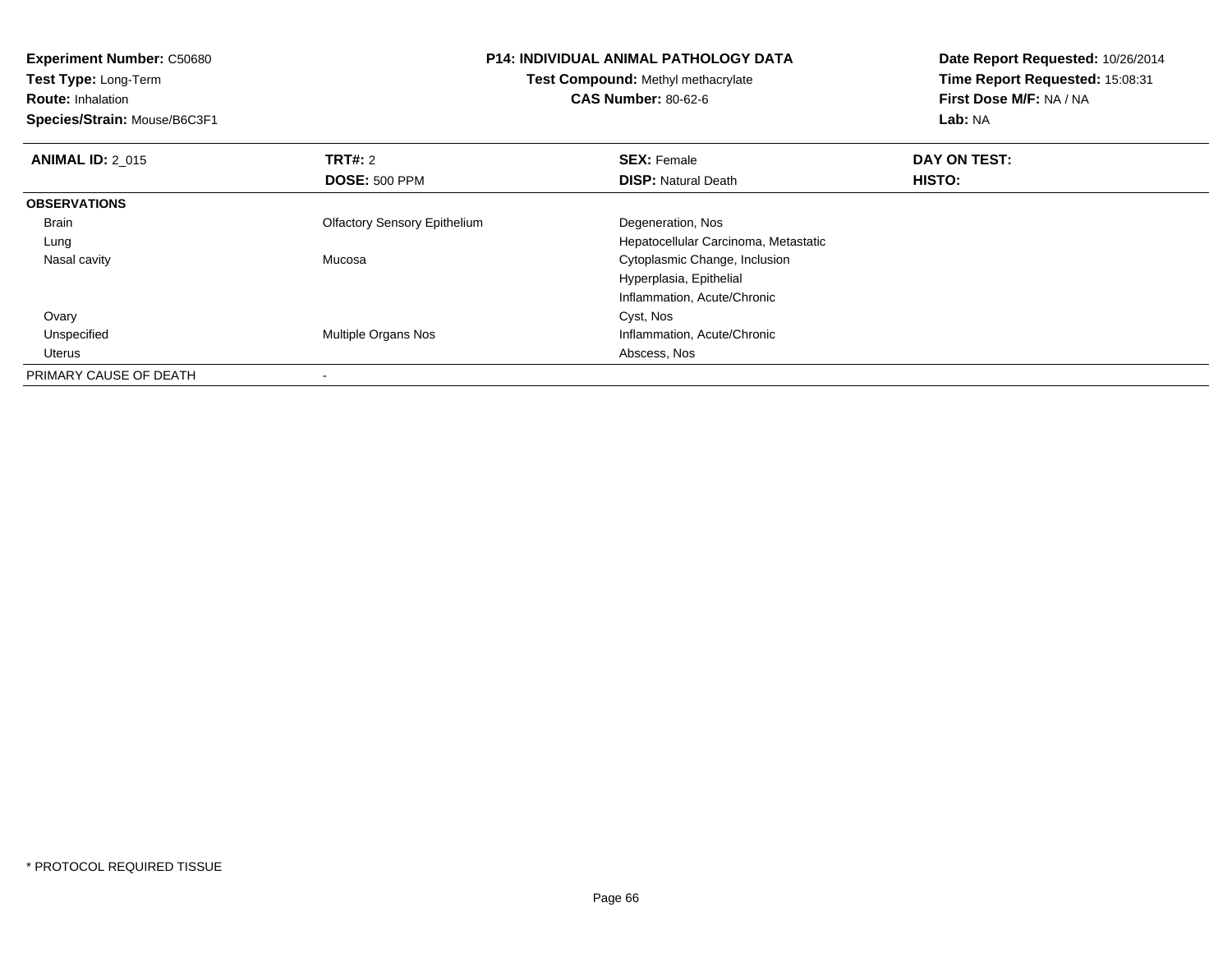**Experiment Number:** C50680
**Test Type:** Long-Term
**Route:** Inhalation
**Species/Strain:** Mouse/B6C3F1

**P14: INDIVIDUAL ANIMAL PATHOLOGY DATA**
**Test Compound:** Methyl methacrylate
**CAS Number:** 80-62-6

**Date Report Requested:** 10/26/2014
**Time Report Requested:** 15:08:31
**First Dose M/F:** NA / NA
**Lab:** NA

| **ANIMAL ID:** 2_015 | **TRT#:** 2 | **SEX:** Female | **DAY ON TEST:** |
|---|---|---|---|
| | **DOSE:** 500 PPM | **DISP:** Natural Death | **HISTO:** |
| **OBSERVATIONS** | | | |
| Brain | Olfactory Sensory Epithelium | Degeneration, Nos | |
| Lung | | Hepatocellular Carcinoma, Metastatic | |
| Nasal cavity | Mucosa | Cytoplasmic Change, Inclusion | |
| | | Hyperplasia, Epithelial | |
| | | Inflammation, Acute/Chronic | |
| Ovary | | Cyst, Nos | |
| Unspecified | Multiple Organs Nos | Inflammation, Acute/Chronic | |
| Uterus | | Abscess, Nos | |
| PRIMARY CAUSE OF DEATH | - | | |

\* PROTOCOL REQUIRED TISSUE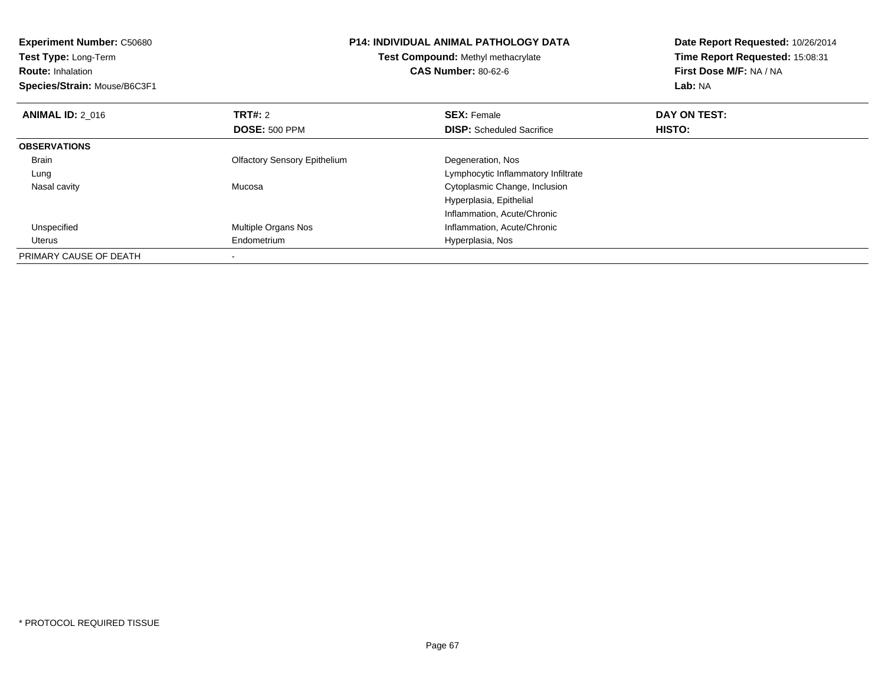**Experiment Number:** C50680
**Test Type:** Long-Term
**Route:** Inhalation
**Species/Strain:** Mouse/B6C3F1

**P14: INDIVIDUAL ANIMAL PATHOLOGY DATA**
**Test Compound:** Methyl methacrylate
**CAS Number:** 80-62-6

**Date Report Requested:** 10/26/2014
**Time Report Requested:** 15:08:31
**First Dose M/F:** NA / NA
**Lab:** NA

| **ANIMAL ID:** 2_016 | **TRT#:** 2 | **SEX:** Female | **DAY ON TEST:** |
|---|---|---|---|
| | **DOSE:** 500 PPM | **DISP:** Scheduled Sacrifice | **HISTO:** |
| **OBSERVATIONS** | | | |
| Brain | Olfactory Sensory Epithelium | Degeneration, Nos | |
| Lung | | Lymphocytic Inflammatory Infiltrate | |
| Nasal cavity | Mucosa | Cytoplasmic Change, Inclusion | |
| | | Hyperplasia, Epithelial | |
| | | Inflammation, Acute/Chronic | |
| Unspecified | Multiple Organs Nos | Inflammation, Acute/Chronic | |
| Uterus | Endometrium | Hyperplasia, Nos | |
| PRIMARY CAUSE OF DEATH | - | | |

\* PROTOCOL REQUIRED TISSUE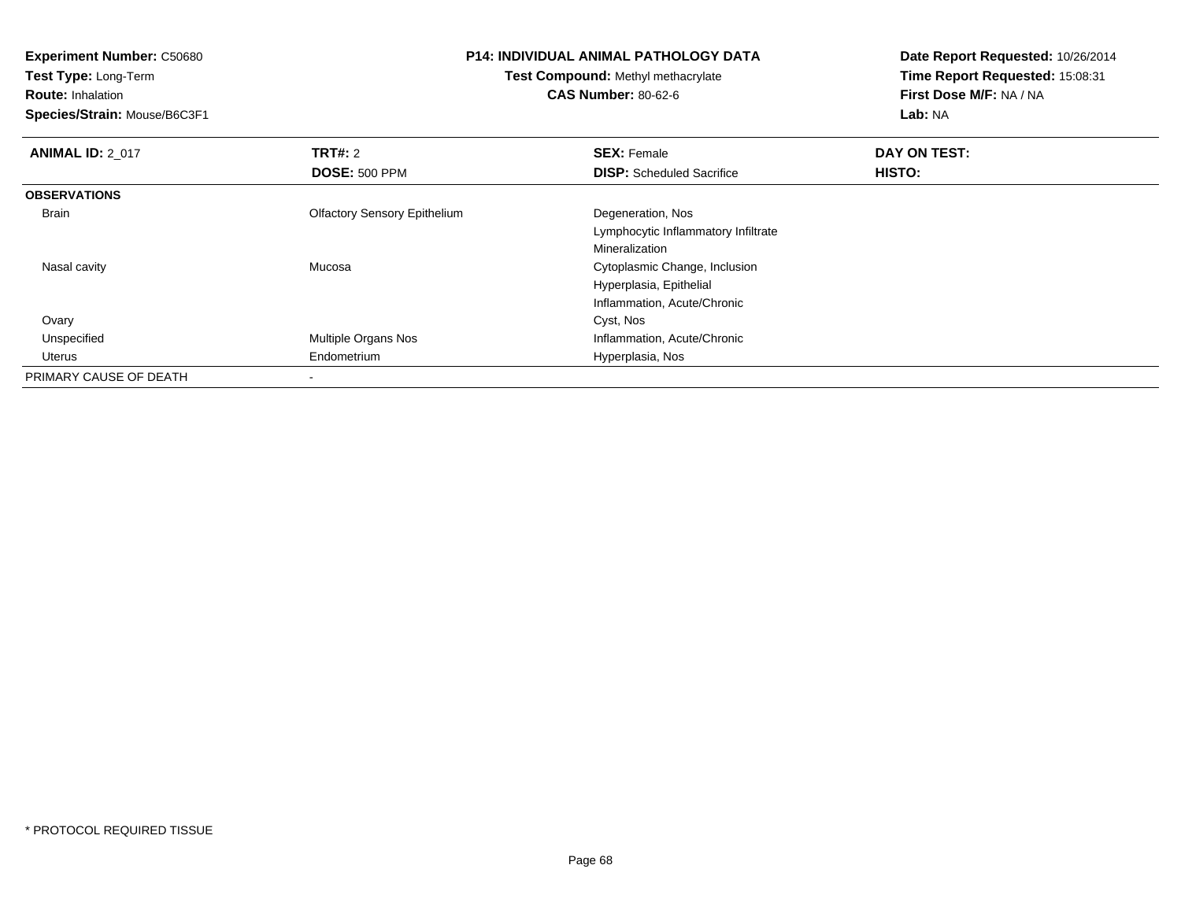**Experiment Number:** C50680
**Test Type:** Long-Term
**Route:** Inhalation
**Species/Strain:** Mouse/B6C3F1

**P14: INDIVIDUAL ANIMAL PATHOLOGY DATA**
**Test Compound:** Methyl methacrylate
**CAS Number:** 80-62-6

**Date Report Requested:** 10/26/2014
**Time Report Requested:** 15:08:31
**First Dose M/F:** NA / NA
**Lab:** NA

| **ANIMAL ID:** 2_017 | **TRT#:** 2 | **SEX:** Female | **DAY ON TEST:** |
|---|---|---|---|
| | **DOSE:** 500 PPM | **DISP:** Scheduled Sacrifice | **HISTO:** |
| **OBSERVATIONS** | | | |
| Brain | Olfactory Sensory Epithelium | Degeneration, Nos | |
| | | Lymphocytic Inflammatory Infiltrate | |
| | | Mineralization | |
| Nasal cavity | Mucosa | Cytoplasmic Change, Inclusion | |
| | | Hyperplasia, Epithelial | |
| | | Inflammation, Acute/Chronic | |
| Ovary | | Cyst, Nos | |
| Unspecified | Multiple Organs Nos | Inflammation, Acute/Chronic | |
| Uterus | Endometrium | Hyperplasia, Nos | |
| PRIMARY CAUSE OF DEATH | - | | |

* PROTOCOL REQUIRED TISSUE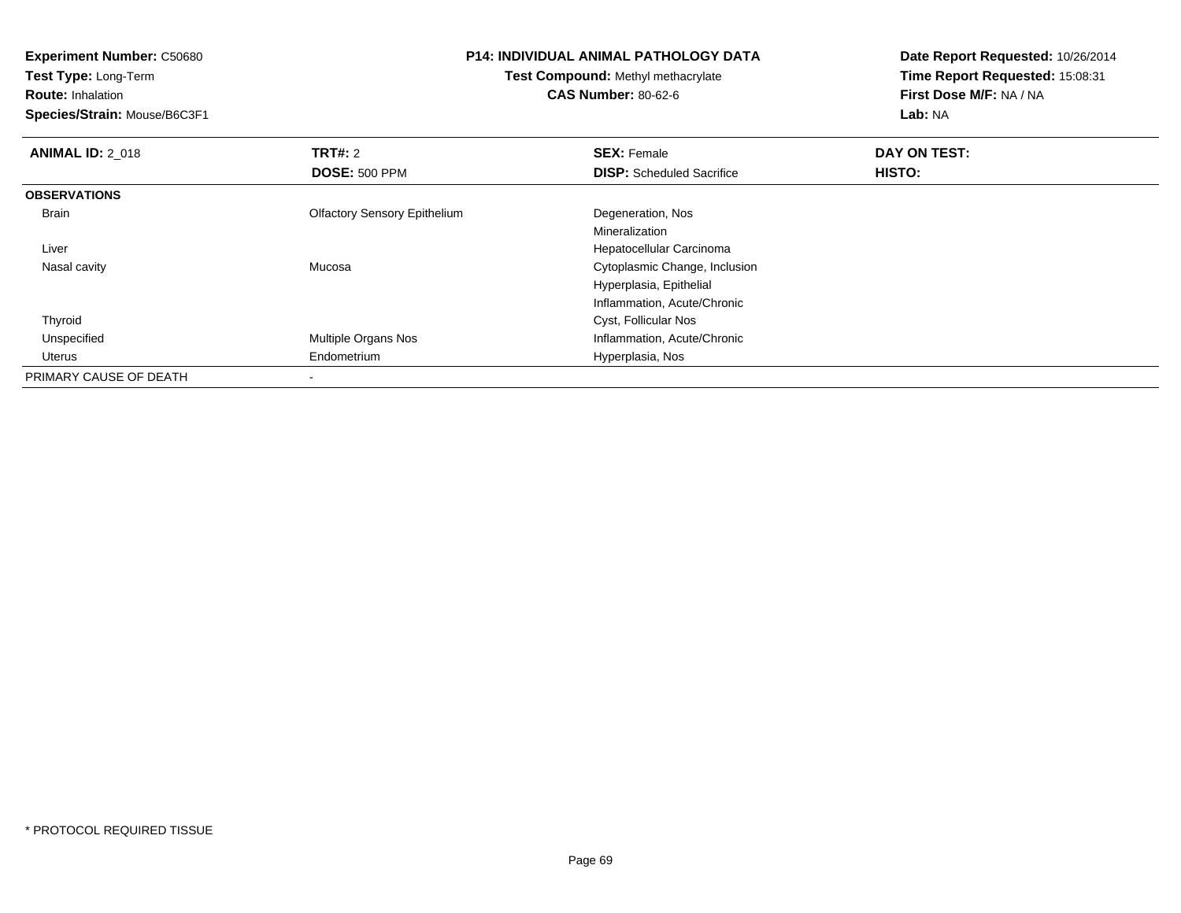**Experiment Number:** C50680
**Test Type:** Long-Term
**Route:** Inhalation
**Species/Strain:** Mouse/B6C3F1

**P14: INDIVIDUAL ANIMAL PATHOLOGY DATA**
**Test Compound:** Methyl methacrylate
**CAS Number:** 80-62-6

**Date Report Requested:** 10/26/2014
**Time Report Requested:** 15:08:31
**First Dose M/F:** NA / NA
**Lab:** NA

| **ANIMAL ID:** 2_018 | **TRT#:** 2 | **SEX:** Female | **DAY ON TEST:** |
|---|---|---|---|
| | **DOSE:** 500 PPM | **DISP:** Scheduled Sacrifice | **HISTO:** |
| **OBSERVATIONS** | | | |
| Brain | Olfactory Sensory Epithelium | Degeneration, Nos | |
| | | Mineralization | |
| Liver | | Hepatocellular Carcinoma | |
| Nasal cavity | Mucosa | Cytoplasmic Change, Inclusion | |
| | | Hyperplasia, Epithelial | |
| | | Inflammation, Acute/Chronic | |
| Thyroid | | Cyst, Follicular Nos | |
| Unspecified | Multiple Organs Nos | Inflammation, Acute/Chronic | |
| Uterus | Endometrium | Hyperplasia, Nos | |
| PRIMARY CAUSE OF DEATH | - | | |

* PROTOCOL REQUIRED TISSUE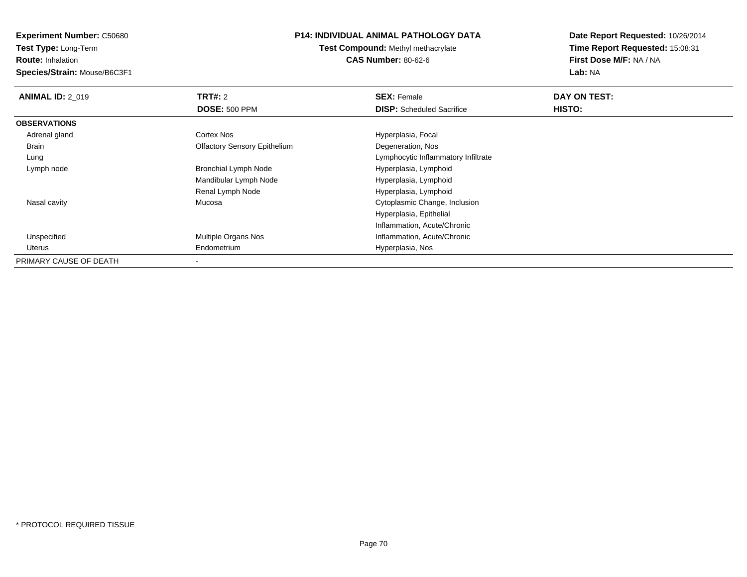**Experiment Number:** C50680
**Test Type:** Long-Term
**Route:** Inhalation
**Species/Strain:** Mouse/B6C3F1

# P14: INDIVIDUAL ANIMAL PATHOLOGY DATA

**Test Compound:** Methyl methacrylate
**CAS Number:** 80-62-6

**Date Report Requested:** 10/26/2014
**Time Report Requested:** 15:08:31
**First Dose M/F:** NA / NA
**Lab:** NA

| **ANIMAL ID:** 2_019 | **TRT#:** 2 | **SEX:** Female | **DAY ON TEST:** |
|---|---|---|---|
| | **DOSE:** 500 PPM | **DISP:** Scheduled Sacrifice | **HISTO:** |
| **OBSERVATIONS** | | | |
| Adrenal gland | Cortex Nos | Hyperplasia, Focal | |
| Brain | Olfactory Sensory Epithelium | Degeneration, Nos | |
| Lung | | Lymphocytic Inflammatory Infiltrate | |
| Lymph node | Bronchial Lymph Node | Hyperplasia, Lymphoid | |
| | Mandibular Lymph Node | Hyperplasia, Lymphoid | |
| | Renal Lymph Node | Hyperplasia, Lymphoid | |
| Nasal cavity | Mucosa | Cytoplasmic Change, Inclusion | |
| | | Hyperplasia, Epithelial | |
| | | Inflammation, Acute/Chronic | |
| Unspecified | Multiple Organs Nos | Inflammation, Acute/Chronic | |
| Uterus | Endometrium | Hyperplasia, Nos | |
| PRIMARY CAUSE OF DEATH | - | | |

* PROTOCOL REQUIRED TISSUE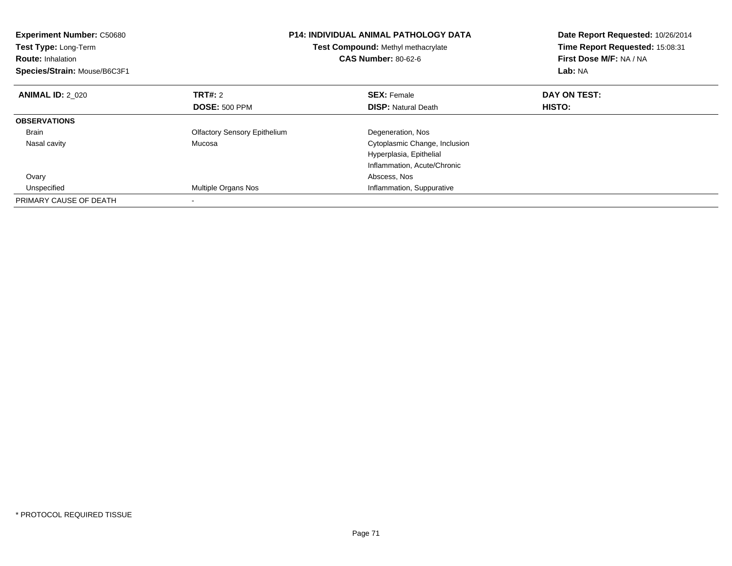**Experiment Number:** C50680
**Test Type:** Long-Term
**Route:** Inhalation
**Species/Strain:** Mouse/B6C3F1

**P14: INDIVIDUAL ANIMAL PATHOLOGY DATA**
**Test Compound:** Methyl methacrylate
**CAS Number:** 80-62-6

**Date Report Requested:** 10/26/2014
**Time Report Requested:** 15:08:31
**First Dose M/F:** NA / NA
**Lab:** NA

| **ANIMAL ID:** 2_020 | **TRT#:** 2 | **SEX:** Female | **DAY ON TEST:** |
|---|---|---|---|
| | **DOSE:** 500 PPM | **DISP:** Natural Death | **HISTO:** |
| **OBSERVATIONS** | | | |
| Brain | Olfactory Sensory Epithelium | Degeneration, Nos | |
| Nasal cavity | Mucosa | Cytoplasmic Change, Inclusion | |
| | | Hyperplasia, Epithelial | |
| | | Inflammation, Acute/Chronic | |
| Ovary | | Abscess, Nos | |
| Unspecified | Multiple Organs Nos | Inflammation, Suppurative | |
| PRIMARY CAUSE OF DEATH | - | | |

* PROTOCOL REQUIRED TISSUE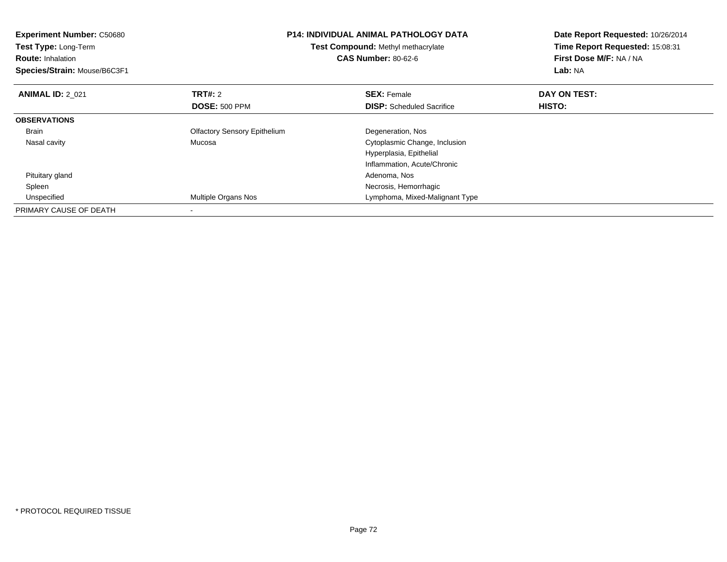**Experiment Number:** C50680
**Test Type:** Long-Term
**Route:** Inhalation
**Species/Strain:** Mouse/B6C3F1

**P14: INDIVIDUAL ANIMAL PATHOLOGY DATA**
**Test Compound:** Methyl methacrylate
**CAS Number:** 80-62-6

**Date Report Requested:** 10/26/2014
**Time Report Requested:** 15:08:31
**First Dose M/F:** NA / NA
**Lab:** NA

| **ANIMAL ID:** 2_021 | **TRT#:** 2 | **SEX:** Female | **DAY ON TEST:** |
|---|---|---|---|
| | **DOSE:** 500 PPM | **DISP:** Scheduled Sacrifice | **HISTO:** |
| **OBSERVATIONS** | | | |
| Brain | Olfactory Sensory Epithelium | Degeneration, Nos | |
| Nasal cavity | Mucosa | Cytoplasmic Change, Inclusion | |
| | | Hyperplasia, Epithelial | |
| | | Inflammation, Acute/Chronic | |
| Pituitary gland | | Adenoma, Nos | |
| Spleen | | Necrosis, Hemorrhagic | |
| Unspecified | Multiple Organs Nos | Lymphoma, Mixed-Malignant Type | |
| PRIMARY CAUSE OF DEATH | - | | |

* PROTOCOL REQUIRED TISSUE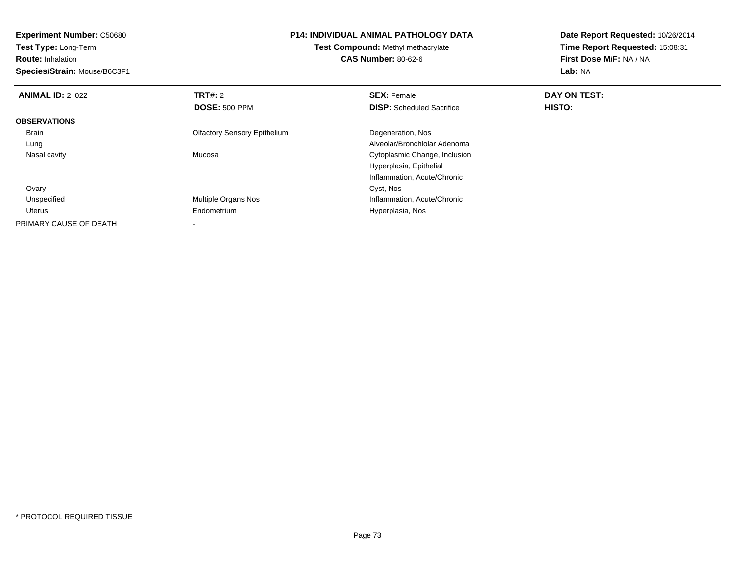**Experiment Number:** C50680
**Test Type:** Long-Term
**Route:** Inhalation
**Species/Strain:** Mouse/B6C3F1

**P14: INDIVIDUAL ANIMAL PATHOLOGY DATA**
**Test Compound:** Methyl methacrylate
**CAS Number:** 80-62-6

**Date Report Requested:** 10/26/2014
**Time Report Requested:** 15:08:31
**First Dose M/F:** NA / NA
**Lab:** NA

| **ANIMAL ID:** 2_022 | **TRT#:** 2 | **SEX:** Female | **DAY ON TEST:** |
|---|---|---|---|
| | **DOSE:** 500 PPM | **DISP:** Scheduled Sacrifice | **HISTO:** |
| **OBSERVATIONS** | | | |
| Brain | Olfactory Sensory Epithelium | Degeneration, Nos | |
| Lung | | Alveolar/Bronchiolar Adenoma | |
| Nasal cavity | Mucosa | Cytoplasmic Change, Inclusion | |
| | | Hyperplasia, Epithelial | |
| | | Inflammation, Acute/Chronic | |
| Ovary | | Cyst, Nos | |
| Unspecified | Multiple Organs Nos | Inflammation, Acute/Chronic | |
| Uterus | Endometrium | Hyperplasia, Nos | |
| PRIMARY CAUSE OF DEATH | - | | |

* PROTOCOL REQUIRED TISSUE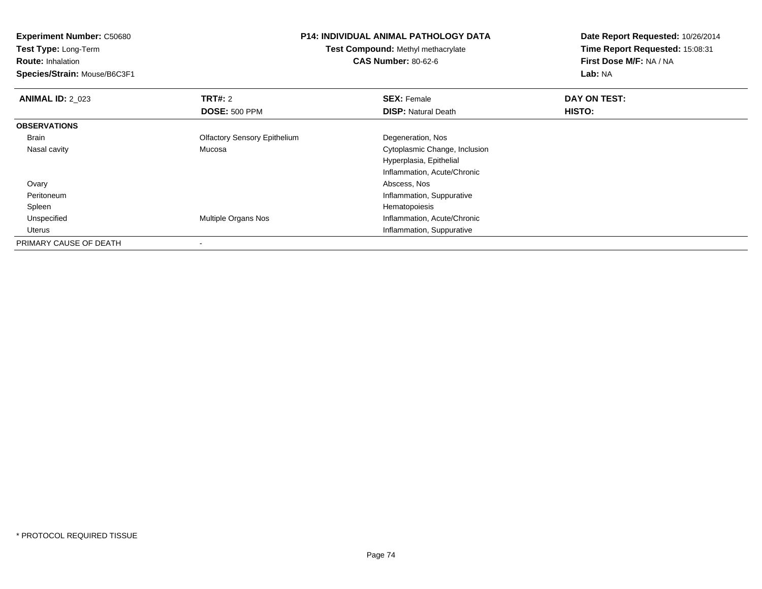**Experiment Number:** C50680
**Test Type:** Long-Term
**Route:** Inhalation
**Species/Strain:** Mouse/B6C3F1

**P14: INDIVIDUAL ANIMAL PATHOLOGY DATA**
**Test Compound:** Methyl methacrylate
**CAS Number:** 80-62-6

**Date Report Requested:** 10/26/2014
**Time Report Requested:** 15:08:31
**First Dose M/F:** NA / NA
**Lab:** NA

| **ANIMAL ID:** 2_023 | **TRT#:** 2 | **SEX:** Female | **DAY ON TEST:** |
|---|---|---|---|
| | **DOSE:** 500 PPM | **DISP:** Natural Death | **HISTO:** |
| **OBSERVATIONS** | | | |
| Brain | Olfactory Sensory Epithelium | Degeneration, Nos | |
| Nasal cavity | Mucosa | Cytoplasmic Change, Inclusion | |
| | | Hyperplasia, Epithelial | |
| | | Inflammation, Acute/Chronic | |
| Ovary | | Abscess, Nos | |
| Peritoneum | | Inflammation, Suppurative | |
| Spleen | | Hematopoiesis | |
| Unspecified | Multiple Organs Nos | Inflammation, Acute/Chronic | |
| Uterus | | Inflammation, Suppurative | |
| PRIMARY CAUSE OF DEATH | - | | |

* PROTOCOL REQUIRED TISSUE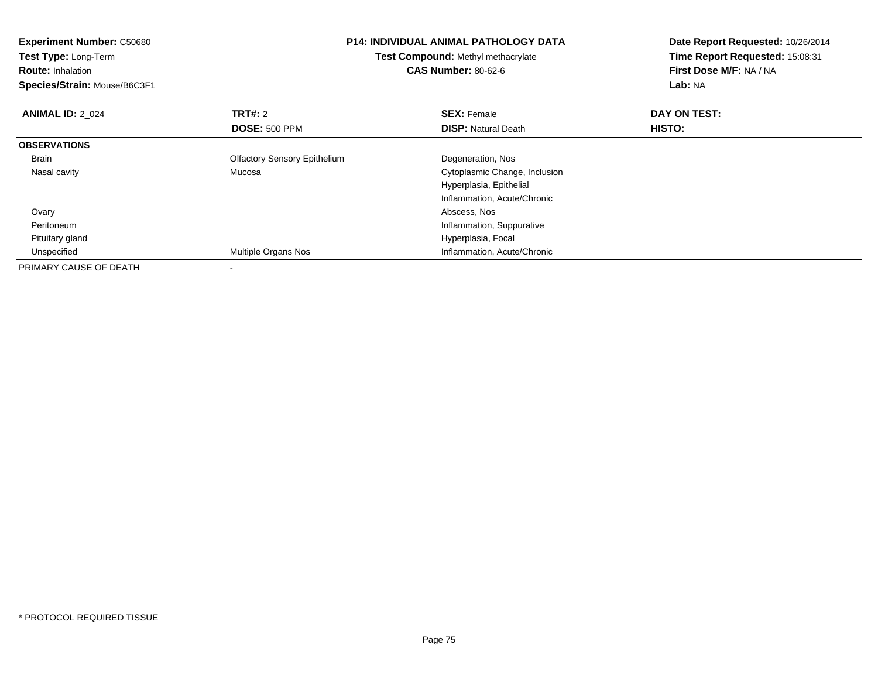**Experiment Number:** C50680
**Test Type:** Long-Term
**Route:** Inhalation
**Species/Strain:** Mouse/B6C3F1

**P14: INDIVIDUAL ANIMAL PATHOLOGY DATA**
**Test Compound:** Methyl methacrylate
**CAS Number:** 80-62-6

**Date Report Requested:** 10/26/2014
**Time Report Requested:** 15:08:31
**First Dose M/F:** NA / NA
**Lab:** NA

| **ANIMAL ID:** 2_024 | **TRT#:** 2 | **SEX:** Female | **DAY ON TEST:** |
|---|---|---|---|
| | **DOSE:** 500 PPM | **DISP:** Natural Death | **HISTO:** |
| **OBSERVATIONS** | | | |
| Brain | Olfactory Sensory Epithelium | Degeneration, Nos | |
| Nasal cavity | Mucosa | Cytoplasmic Change, Inclusion | |
| | | Hyperplasia, Epithelial | |
| | | Inflammation, Acute/Chronic | |
| Ovary | | Abscess, Nos | |
| Peritoneum | | Inflammation, Suppurative | |
| Pituitary gland | | Hyperplasia, Focal | |
| Unspecified | Multiple Organs Nos | Inflammation, Acute/Chronic | |
| PRIMARY CAUSE OF DEATH | - | | |

* PROTOCOL REQUIRED TISSUE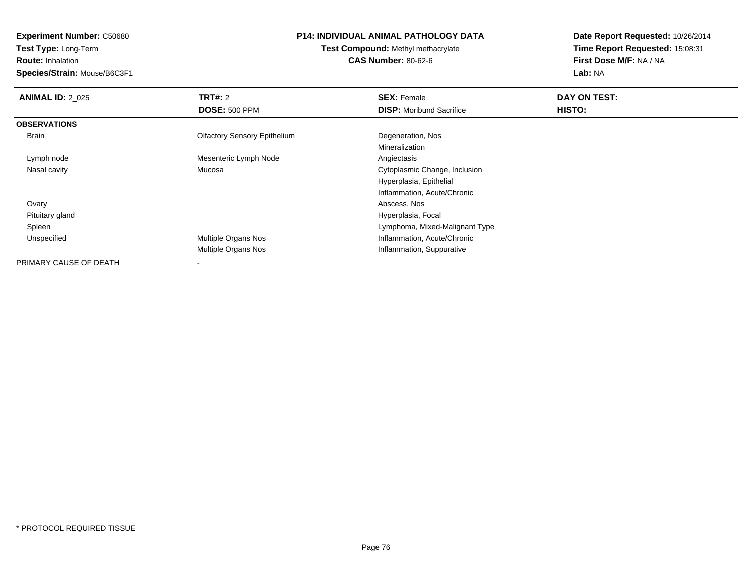**Experiment Number:** C50680
**Test Type:** Long-Term
**Route:** Inhalation
**Species/Strain:** Mouse/B6C3F1

**P14: INDIVIDUAL ANIMAL PATHOLOGY DATA**
**Test Compound:** Methyl methacrylate
**CAS Number:** 80-62-6

**Date Report Requested:** 10/26/2014
**Time Report Requested:** 15:08:31
**First Dose M/F:** NA / NA
**Lab:** NA

| **ANIMAL ID:** 2_025 | **TRT#:** 2 | **SEX:** Female | **DAY ON TEST:** |
|---|---|---|---|
| | **DOSE:** 500 PPM | **DISP:** Moribund Sacrifice | **HISTO:** |
| **OBSERVATIONS** | | | |
| Brain | Olfactory Sensory Epithelium | Degeneration, Nos | |
| | | Mineralization | |
| Lymph node | Mesenteric Lymph Node | Angiectasis | |
| Nasal cavity | Mucosa | Cytoplasmic Change, Inclusion | |
| | | Hyperplasia, Epithelial | |
| | | Inflammation, Acute/Chronic | |
| Ovary | | Abscess, Nos | |
| Pituitary gland | | Hyperplasia, Focal | |
| Spleen | | Lymphoma, Mixed-Malignant Type | |
| Unspecified | Multiple Organs Nos | Inflammation, Acute/Chronic | |
| | Multiple Organs Nos | Inflammation, Suppurative | |
| PRIMARY CAUSE OF DEATH | - | | |

* PROTOCOL REQUIRED TISSUE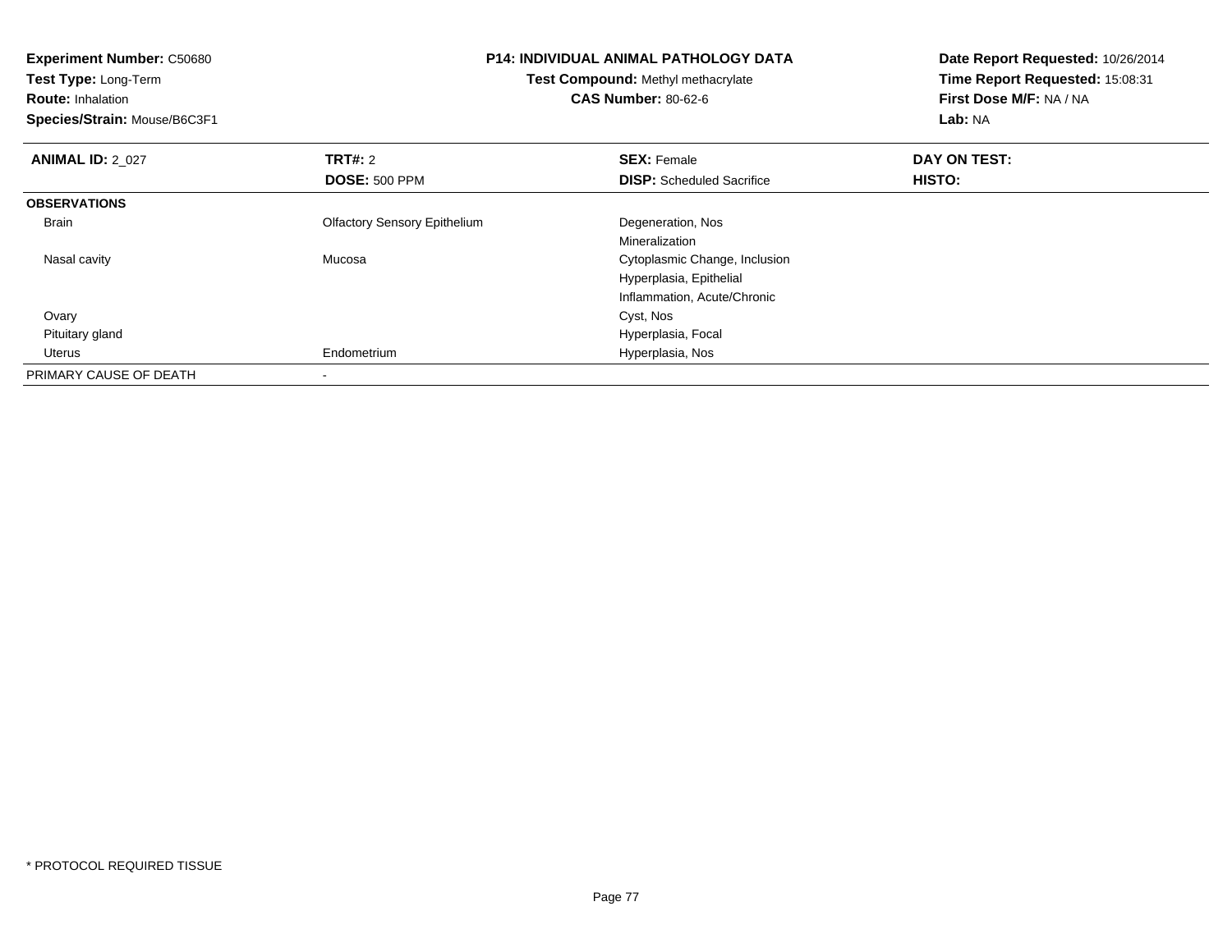**Experiment Number:** C50680
**Test Type:** Long-Term
**Route:** Inhalation
**Species/Strain:** Mouse/B6C3F1

# P14: INDIVIDUAL ANIMAL PATHOLOGY DATA

**Test Compound:** Methyl methacrylate
**CAS Number:** 80-62-6

**Date Report Requested:** 10/26/2014
**Time Report Requested:** 15:08:31
**First Dose M/F:** NA / NA
**Lab:** NA

| **ANIMAL ID:** 2_027 | **TRT#:** 2 | **SEX:** Female | **DAY ON TEST:** |
|---|---|---|---|
| | **DOSE:** 500 PPM | **DISP:** Scheduled Sacrifice | **HISTO:** |
| **OBSERVATIONS** | | | |
| Brain | Olfactory Sensory Epithelium | Degeneration, Nos | |
| | | Mineralization | |
| Nasal cavity | Mucosa | Cytoplasmic Change, Inclusion | |
| | | Hyperplasia, Epithelial | |
| | | Inflammation, Acute/Chronic | |
| Ovary | | Cyst, Nos | |
| Pituitary gland | | Hyperplasia, Focal | |
| Uterus | Endometrium | Hyperplasia, Nos | |
| PRIMARY CAUSE OF DEATH | - | | |

* PROTOCOL REQUIRED TISSUE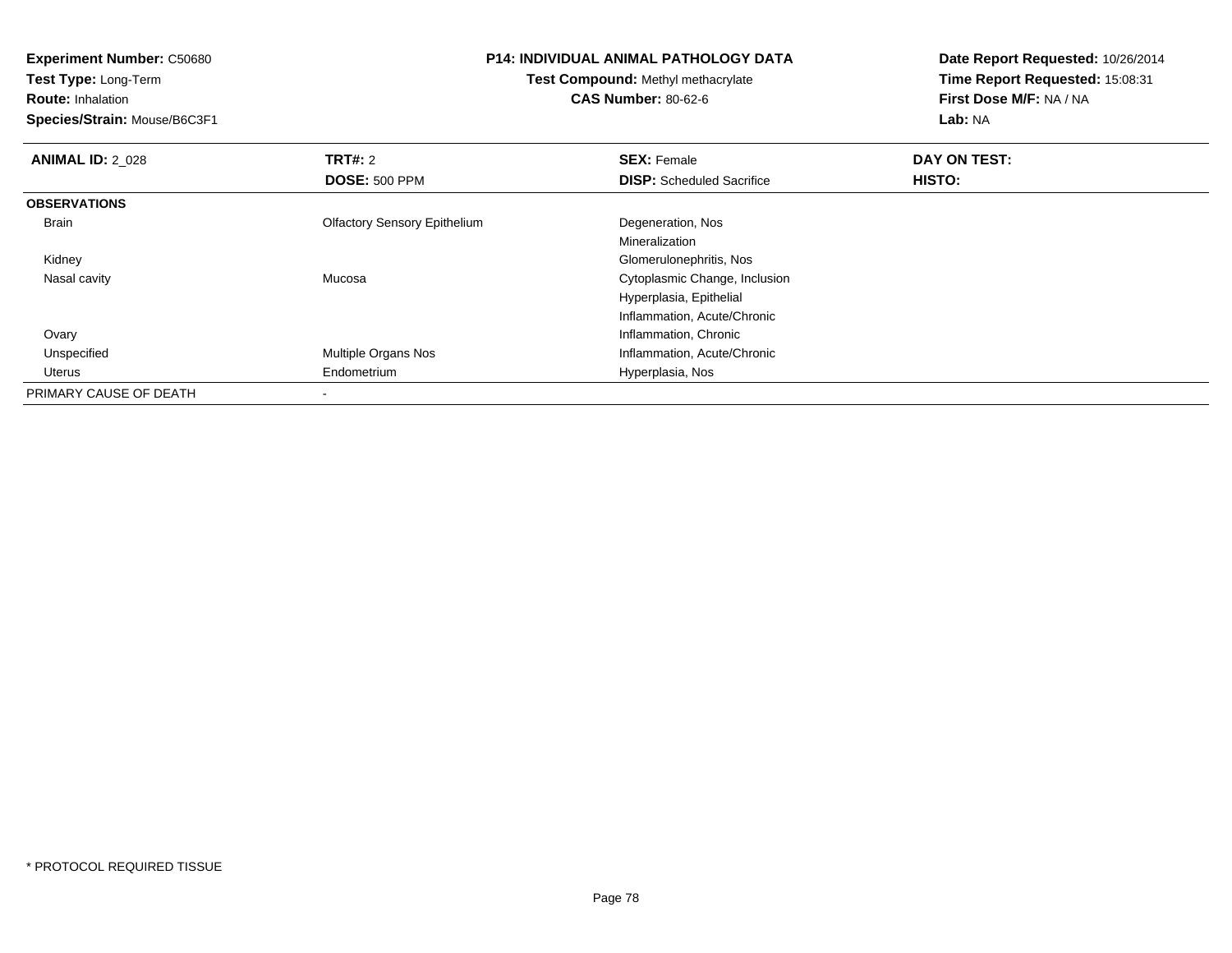**Experiment Number:** C50680
**Test Type:** Long-Term
**Route:** Inhalation
**Species/Strain:** Mouse/B6C3F1

**P14: INDIVIDUAL ANIMAL PATHOLOGY DATA**
**Test Compound:** Methyl methacrylate
**CAS Number:** 80-62-6

**Date Report Requested:** 10/26/2014
**Time Report Requested:** 15:08:31
**First Dose M/F:** NA / NA
**Lab:** NA

| **ANIMAL ID:** 2_028 | **TRT#:** 2 | **SEX:** Female | **DAY ON TEST:** |
|---|---|---|---|
| | **DOSE:** 500 PPM | **DISP:** Scheduled Sacrifice | **HISTO:** |
| **OBSERVATIONS** | | | |
| Brain | Olfactory Sensory Epithelium | Degeneration, Nos | |
| | | Mineralization | |
| Kidney | | Glomerulonephritis, Nos | |
| Nasal cavity | Mucosa | Cytoplasmic Change, Inclusion | |
| | | Hyperplasia, Epithelial | |
| | | Inflammation, Acute/Chronic | |
| Ovary | | Inflammation, Chronic | |
| Unspecified | Multiple Organs Nos | Inflammation, Acute/Chronic | |
| Uterus | Endometrium | Hyperplasia, Nos | |
| PRIMARY CAUSE OF DEATH | - | | |

* PROTOCOL REQUIRED TISSUE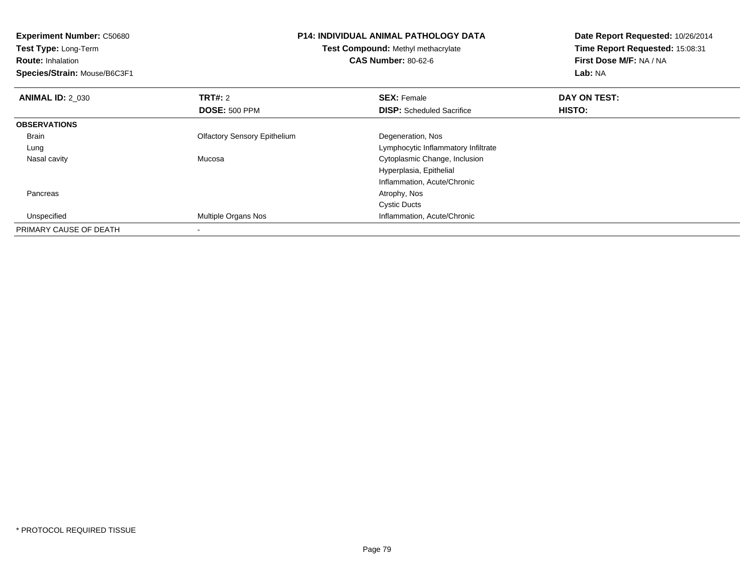**Experiment Number:** C50680
**Test Type:** Long-Term
**Route:** Inhalation
**Species/Strain:** Mouse/B6C3F1

**P14: INDIVIDUAL ANIMAL PATHOLOGY DATA**
**Test Compound:** Methyl methacrylate
**CAS Number:** 80-62-6

**Date Report Requested:** 10/26/2014
**Time Report Requested:** 15:08:31
**First Dose M/F:** NA / NA
**Lab:** NA

| **ANIMAL ID:** 2_030 | **TRT#:** 2 | **SEX:** Female | **DAY ON TEST:** |
|---|---|---|---|
| | **DOSE:** 500 PPM | **DISP:** Scheduled Sacrifice | **HISTO:** |
| **OBSERVATIONS** | | | |
| Brain | Olfactory Sensory Epithelium | Degeneration, Nos | |
| Lung | | Lymphocytic Inflammatory Infiltrate | |
| Nasal cavity | Mucosa | Cytoplasmic Change, Inclusion | |
| | | Hyperplasia, Epithelial | |
| | | Inflammation, Acute/Chronic | |
| Pancreas | | Atrophy, Nos | |
| | | Cystic Ducts | |
| Unspecified | Multiple Organs Nos | Inflammation, Acute/Chronic | |
| PRIMARY CAUSE OF DEATH | - | | |

* PROTOCOL REQUIRED TISSUE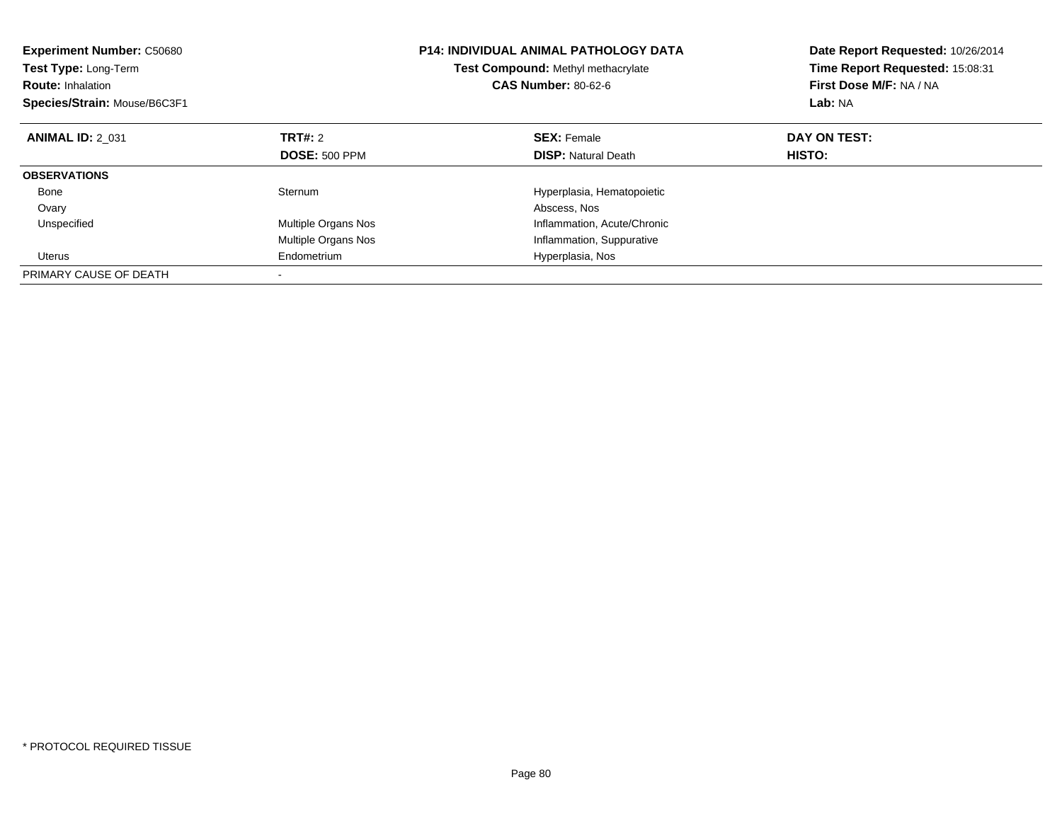**Experiment Number:** C50680
**Test Type:** Long-Term
**Route:** Inhalation
**Species/Strain:** Mouse/B6C3F1

**P14: INDIVIDUAL ANIMAL PATHOLOGY DATA**
**Test Compound:** Methyl methacrylate
**CAS Number:** 80-62-6

**Date Report Requested:** 10/26/2014
**Time Report Requested:** 15:08:31
**First Dose M/F:** NA / NA
**Lab:** NA

| **ANIMAL ID:** 2_031 | **TRT#:** 2 | **SEX:** Female | **DAY ON TEST:** |
|---|---|---|---|
| | **DOSE:** 500 PPM | **DISP:** Natural Death | **HISTO:** |
| **OBSERVATIONS** | | | |
| Bone | Sternum | Hyperplasia, Hematopoietic | |
| Ovary | | Abscess, Nos | |
| Unspecified | Multiple Organs Nos | Inflammation, Acute/Chronic | |
| | Multiple Organs Nos | Inflammation, Suppurative | |
| Uterus | Endometrium | Hyperplasia, Nos | |
| PRIMARY CAUSE OF DEATH | - | | |

* PROTOCOL REQUIRED TISSUE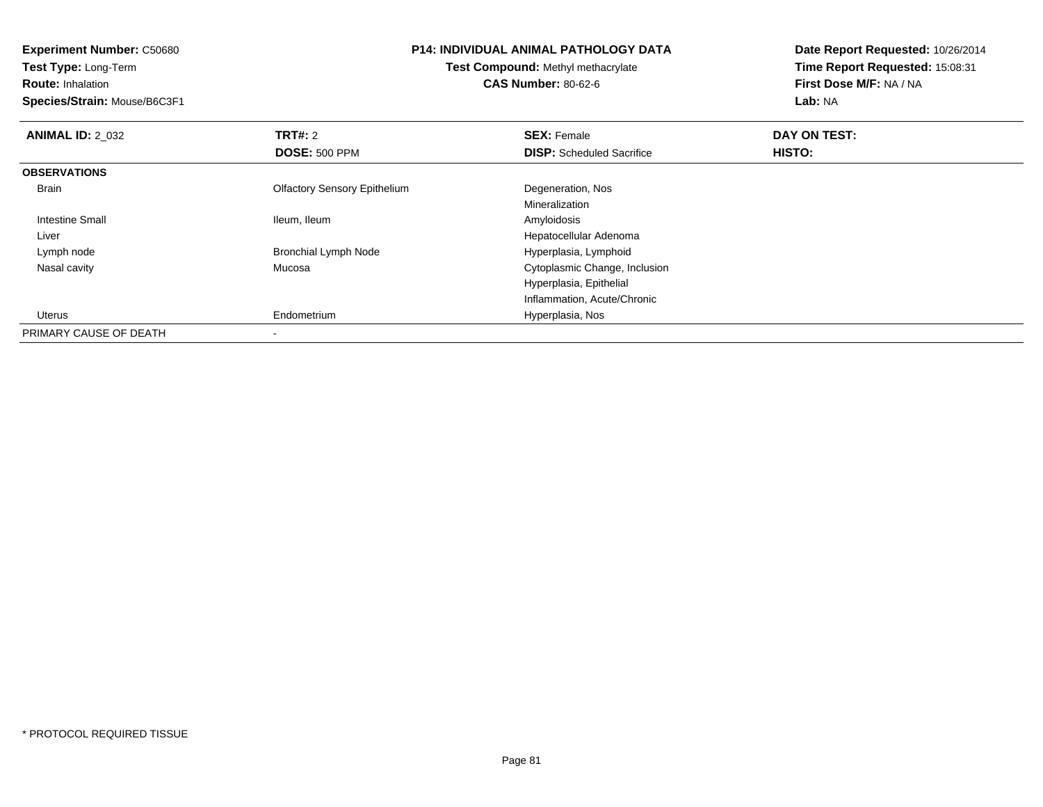**Experiment Number:** C50680
**Test Type:** Long-Term
**Route:** Inhalation
**Species/Strain:** Mouse/B6C3F1

**P14: INDIVIDUAL ANIMAL PATHOLOGY DATA**
**Test Compound:** Methyl methacrylate
**CAS Number:** 80-62-6

**Date Report Requested:** 10/26/2014
**Time Report Requested:** 15:08:31
**First Dose M/F:** NA / NA
**Lab:** NA

| **ANIMAL ID:** 2_032 | **TRT#:** 2 | **SEX:** Female | **DAY ON TEST:** |
|---|---|---|---|
| | **DOSE:** 500 PPM | **DISP:** Scheduled Sacrifice | **HISTO:** |
| **OBSERVATIONS** | | | |
| Brain | Olfactory Sensory Epithelium | Degeneration, Nos | |
| | | Mineralization | |
| Intestine Small | Ileum, Ileum | Amyloidosis | |
| Liver | | Hepatocellular Adenoma | |
| Lymph node | Bronchial Lymph Node | Hyperplasia, Lymphoid | |
| Nasal cavity | Mucosa | Cytoplasmic Change, Inclusion | |
| | | Hyperplasia, Epithelial | |
| | | Inflammation, Acute/Chronic | |
| Uterus | Endometrium | Hyperplasia, Nos | |
| PRIMARY CAUSE OF DEATH | - | | |

* PROTOCOL REQUIRED TISSUE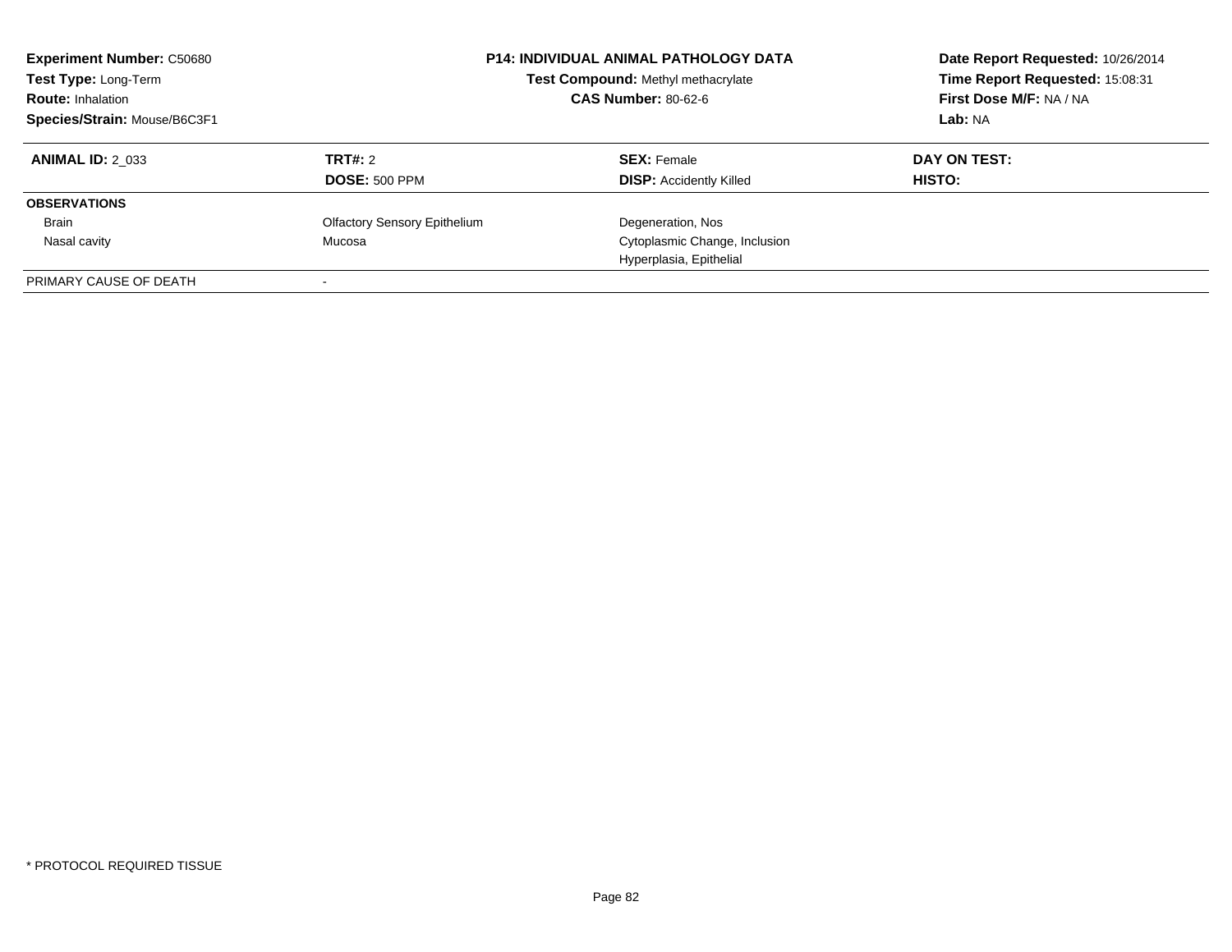| **Experiment Number:** C50680 | **P14: INDIVIDUAL ANIMAL PATHOLOGY DATA** | **Date Report Requested:** 10/26/2014 |
|---|---|---|
| **Test Type:** Long-Term | **Test Compound:** Methyl methacrylate | **Time Report Requested:** 15:08:31 |
| **Route:** Inhalation | **CAS Number:** 80-62-6 | **First Dose M/F:** NA / NA |
| **Species/Strain:** Mouse/B6C3F1 | | **Lab:** NA |

| **ANIMAL ID:** 2_033 | **TRT#:** 2 | **SEX:** Female | **DAY ON TEST:** |
|---|---|---|---|
| | **DOSE:** 500 PPM | **DISP:** Accidently Killed | **HISTO:** |
| **OBSERVATIONS** | | | |
| Brain | Olfactory Sensory Epithelium | Degeneration, Nos | |
| Nasal cavity | Mucosa | Cytoplasmic Change, Inclusion | |
| | | Hyperplasia, Epithelial | |
| PRIMARY CAUSE OF DEATH | - | | |

* PROTOCOL REQUIRED TISSUE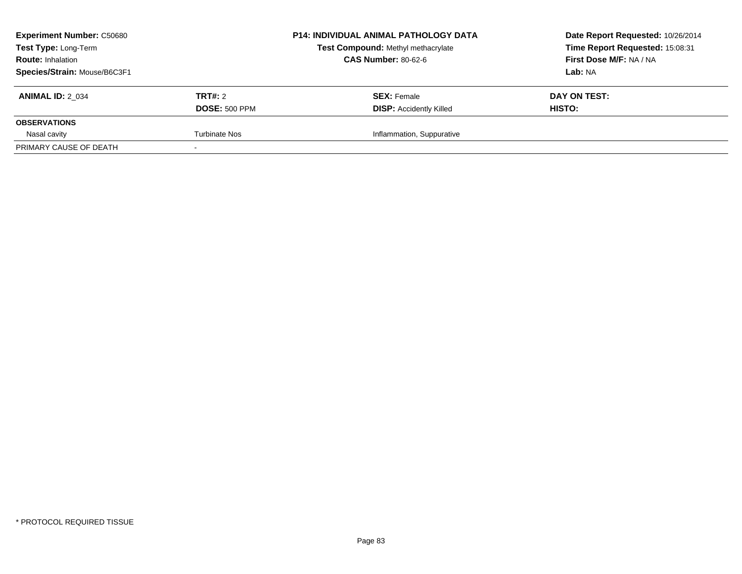**Experiment Number:** C50680
**Test Type:** Long-Term
**Route:** Inhalation
**Species/Strain:** Mouse/B6C3F1

**P14: INDIVIDUAL ANIMAL PATHOLOGY DATA**
**Test Compound:** Methyl methacrylate
**CAS Number:** 80-62-6

**Date Report Requested:** 10/26/2014
**Time Report Requested:** 15:08:31
**First Dose M/F:** NA / NA
**Lab:** NA

| **ANIMAL ID:** 2_034 | **TRT#:** 2 | **SEX:** Female | **DAY ON TEST:** |
|---|---|---|---|
| | **DOSE:** 500 PPM | **DISP:** Accidently Killed | **HISTO:** |
| **OBSERVATIONS** | | | |
| Nasal cavity | Turbinate Nos | Inflammation, Suppurative | |
| PRIMARY CAUSE OF DEATH | - | | |

* PROTOCOL REQUIRED TISSUE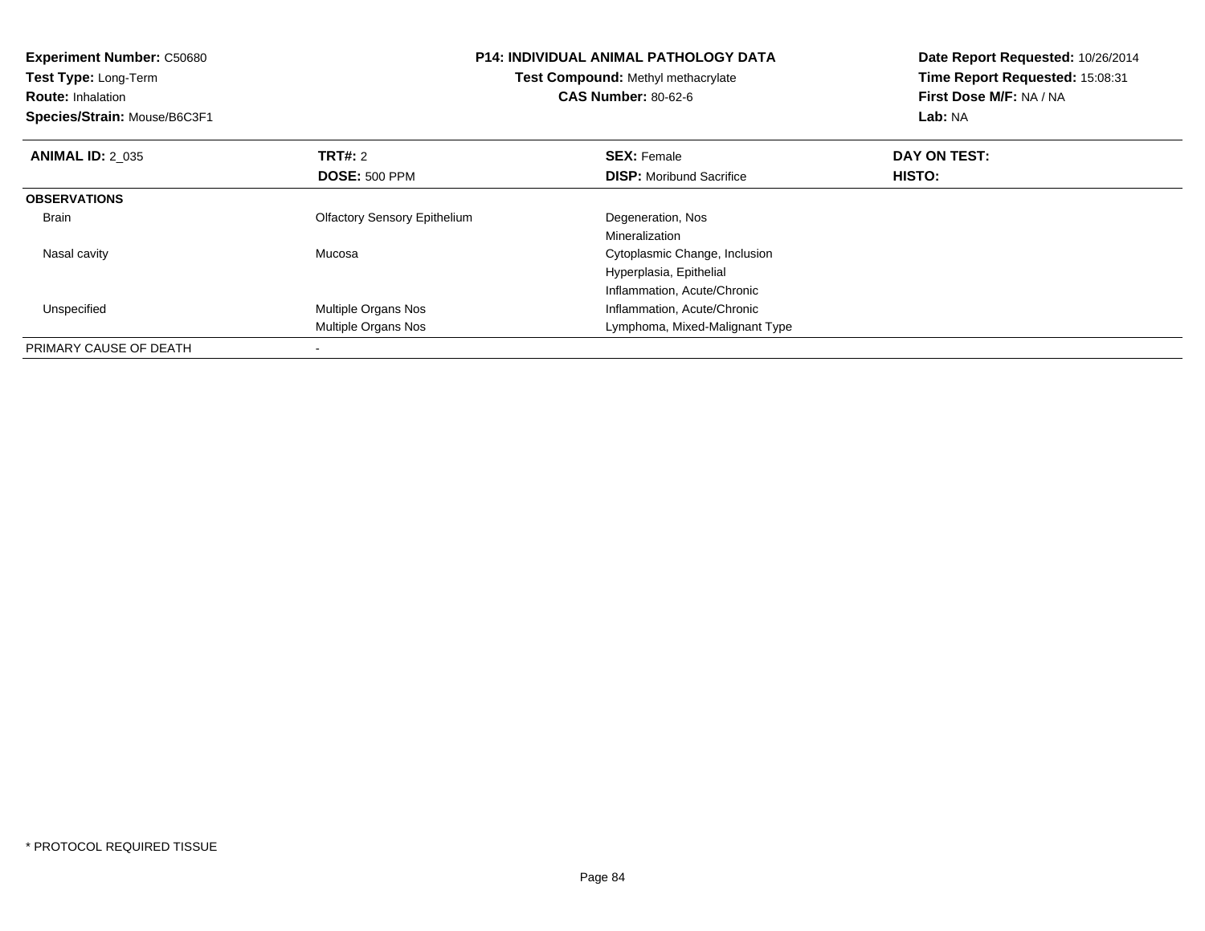**Experiment Number:** C50680
**Test Type:** Long-Term
**Route:** Inhalation
**Species/Strain:** Mouse/B6C3F1

**P14: INDIVIDUAL ANIMAL PATHOLOGY DATA**
**Test Compound:** Methyl methacrylate
**CAS Number:** 80-62-6

**Date Report Requested:** 10/26/2014
**Time Report Requested:** 15:08:31
**First Dose M/F:** NA / NA
**Lab:** NA

| **ANIMAL ID:** 2_035 | **TRT#:** 2 | **SEX:** Female | **DAY ON TEST:** |
|---|---|---|---|
| | **DOSE:** 500 PPM | **DISP:** Moribund Sacrifice | **HISTO:** |
| **OBSERVATIONS** | | | |
| Brain | Olfactory Sensory Epithelium | Degeneration, Nos | |
| | | Mineralization | |
| Nasal cavity | Mucosa | Cytoplasmic Change, Inclusion | |
| | | Hyperplasia, Epithelial | |
| | | Inflammation, Acute/Chronic | |
| Unspecified | Multiple Organs Nos | Inflammation, Acute/Chronic | |
| | Multiple Organs Nos | Lymphoma, Mixed-Malignant Type | |
| PRIMARY CAUSE OF DEATH | - | | |

* PROTOCOL REQUIRED TISSUE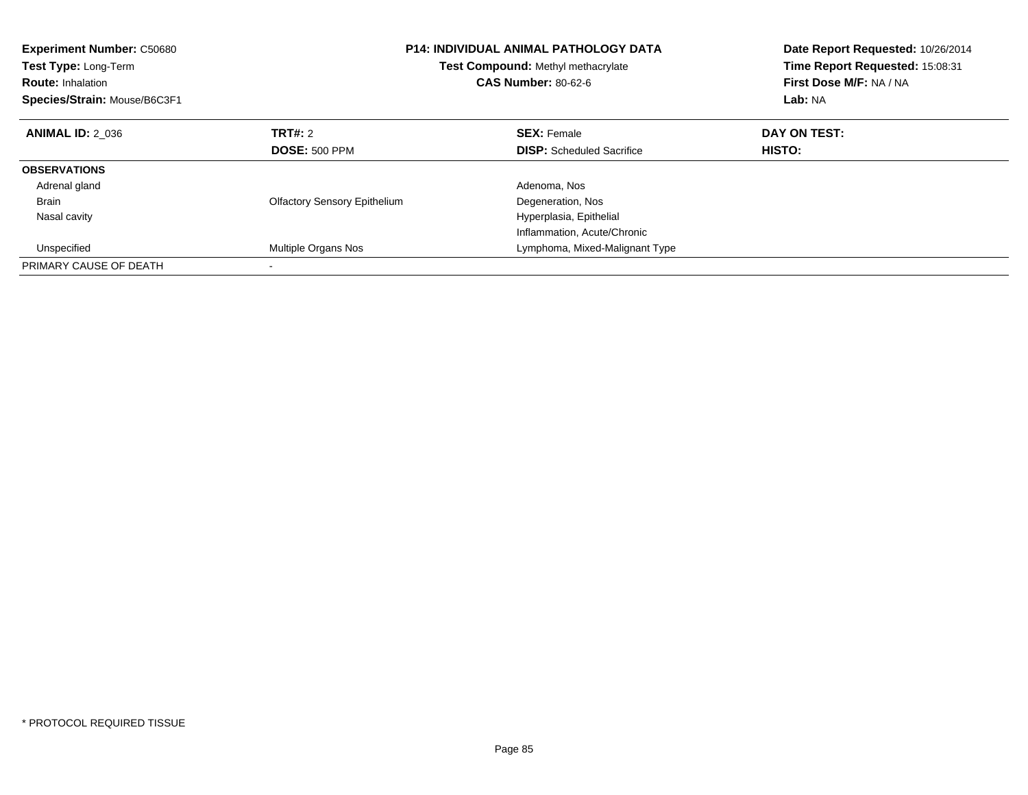**Experiment Number:** C50680
**Test Type:** Long-Term
**Route:** Inhalation
**Species/Strain:** Mouse/B6C3F1

**P14: INDIVIDUAL ANIMAL PATHOLOGY DATA**
**Test Compound:** Methyl methacrylate
**CAS Number:** 80-62-6

**Date Report Requested:** 10/26/2014
**Time Report Requested:** 15:08:31
**First Dose M/F:** NA / NA
**Lab:** NA

| **ANIMAL ID:** 2_036 | **TRT#:** 2 | **SEX:** Female | **DAY ON TEST:** |
|---|---|---|---|
| | **DOSE:** 500 PPM | **DISP:** Scheduled Sacrifice | **HISTO:** |
| **OBSERVATIONS** | | | |
| Adrenal gland | | Adenoma, Nos | |
| Brain | Olfactory Sensory Epithelium | Degeneration, Nos | |
| Nasal cavity | | Hyperplasia, Epithelial | |
| | | Inflammation, Acute/Chronic | |
| Unspecified | Multiple Organs Nos | Lymphoma, Mixed-Malignant Type | |
| PRIMARY CAUSE OF DEATH | - | | |

* PROTOCOL REQUIRED TISSUE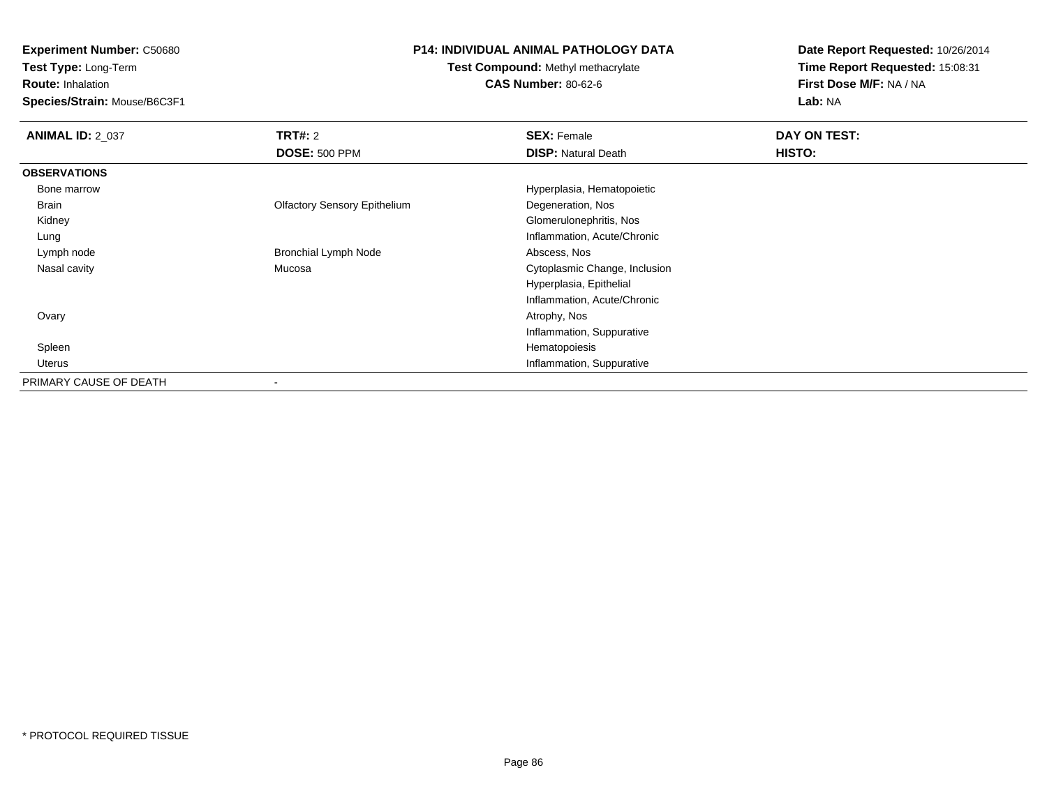**Experiment Number:** C50680
**Test Type:** Long-Term
**Route:** Inhalation
**Species/Strain:** Mouse/B6C3F1

**P14: INDIVIDUAL ANIMAL PATHOLOGY DATA**
**Test Compound:** Methyl methacrylate
**CAS Number:** 80-62-6

**Date Report Requested:** 10/26/2014
**Time Report Requested:** 15:08:31
**First Dose M/F:** NA / NA
**Lab:** NA

| **ANIMAL ID:** 2_037 | **TRT#:** 2 | **SEX:** Female | **DAY ON TEST:** |
|---|---|---|---|
| | **DOSE:** 500 PPM | **DISP:** Natural Death | **HISTO:** |
| **OBSERVATIONS** | | | |
| Bone marrow | | Hyperplasia, Hematopoietic | |
| Brain | Olfactory Sensory Epithelium | Degeneration, Nos | |
| Kidney | | Glomerulonephritis, Nos | |
| Lung | | Inflammation, Acute/Chronic | |
| Lymph node | Bronchial Lymph Node | Abscess, Nos | |
| Nasal cavity | Mucosa | Cytoplasmic Change, Inclusion | |
| | | Hyperplasia, Epithelial | |
| | | Inflammation, Acute/Chronic | |
| Ovary | | Atrophy, Nos | |
| | | Inflammation, Suppurative | |
| Spleen | | Hematopoiesis | |
| Uterus | | Inflammation, Suppurative | |
| PRIMARY CAUSE OF DEATH | - | | |

\* PROTOCOL REQUIRED TISSUE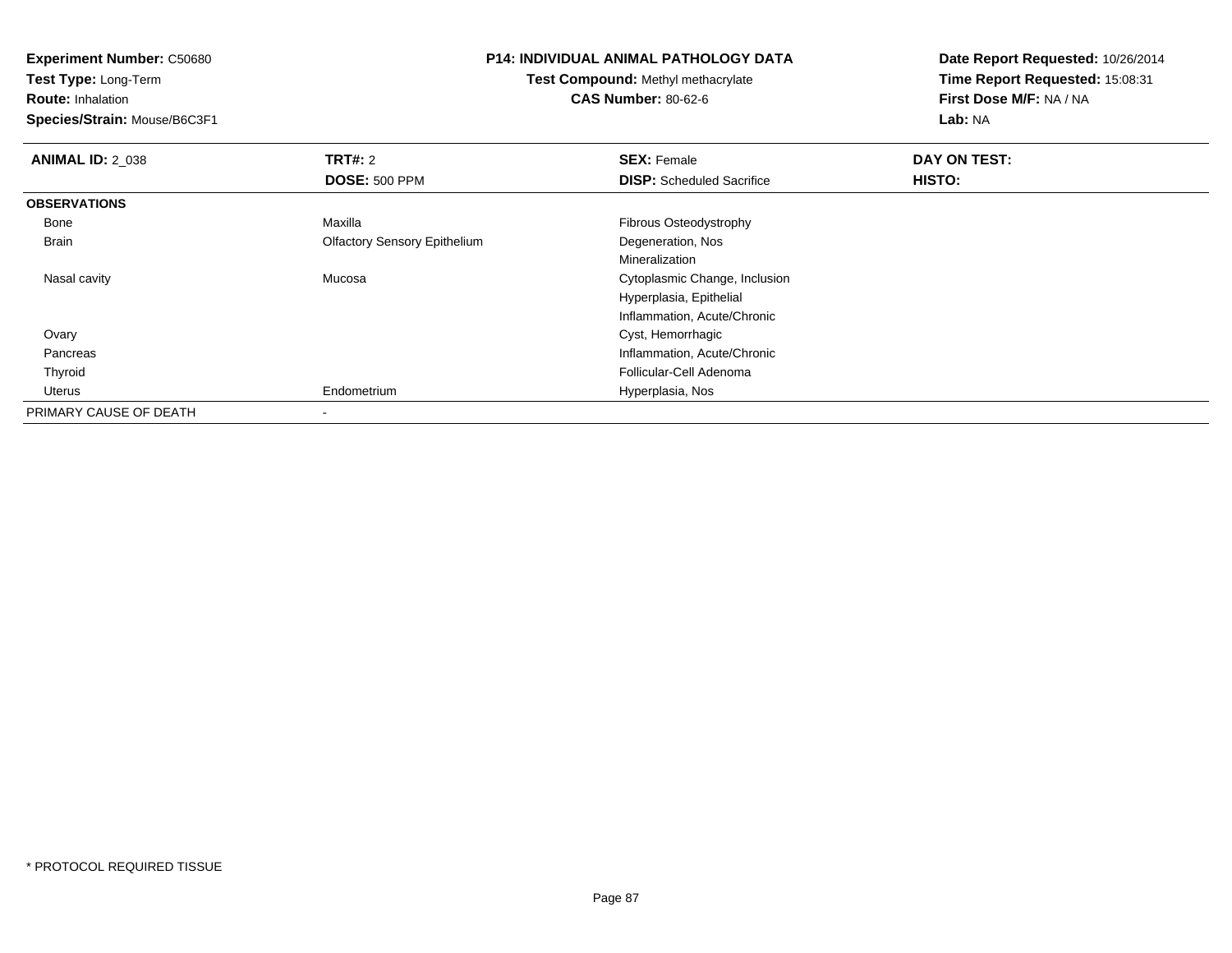**Experiment Number:** C50680
**Test Type:** Long-Term
**Route:** Inhalation
**Species/Strain:** Mouse/B6C3F1

**P14: INDIVIDUAL ANIMAL PATHOLOGY DATA**
**Test Compound:** Methyl methacrylate
**CAS Number:** 80-62-6

**Date Report Requested:** 10/26/2014
**Time Report Requested:** 15:08:31
**First Dose M/F:** NA / NA
**Lab:** NA

| **ANIMAL ID:** 2_038 | **TRT#:** 2 | **SEX:** Female | **DAY ON TEST:** |
|---|---|---|---|
| | **DOSE:** 500 PPM | **DISP:** Scheduled Sacrifice | **HISTO:** |
| **OBSERVATIONS** | | | |
| Bone | Maxilla | Fibrous Osteodystrophy | |
| Brain | Olfactory Sensory Epithelium | Degeneration, Nos | |
| | | Mineralization | |
| Nasal cavity | Mucosa | Cytoplasmic Change, Inclusion | |
| | | Hyperplasia, Epithelial | |
| | | Inflammation, Acute/Chronic | |
| Ovary | | Cyst, Hemorrhagic | |
| Pancreas | | Inflammation, Acute/Chronic | |
| Thyroid | | Follicular-Cell Adenoma | |
| Uterus | Endometrium | Hyperplasia, Nos | |
| PRIMARY CAUSE OF DEATH | - | | |

* PROTOCOL REQUIRED TISSUE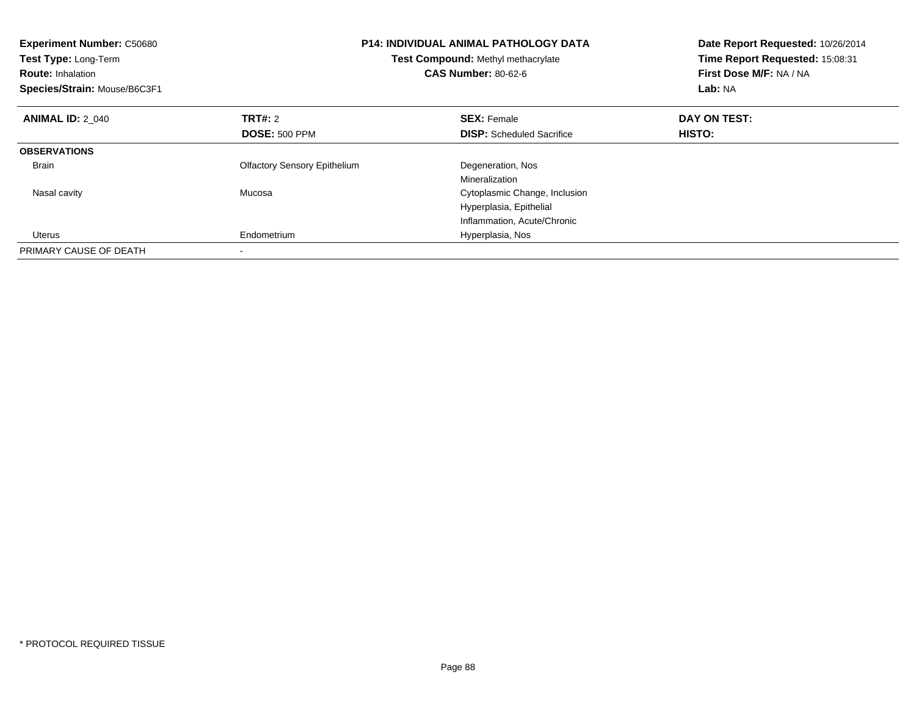**Experiment Number:** C50680
**Test Type:** Long-Term
**Route:** Inhalation
**Species/Strain:** Mouse/B6C3F1

**P14: INDIVIDUAL ANIMAL PATHOLOGY DATA**
**Test Compound:** Methyl methacrylate
**CAS Number:** 80-62-6

**Date Report Requested:** 10/26/2014
**Time Report Requested:** 15:08:31
**First Dose M/F:** NA / NA
**Lab:** NA

| **ANIMAL ID:** 2_040 | **TRT#:** 2 | **SEX:** Female | **DAY ON TEST:** |
|---|---|---|---|
| | **DOSE:** 500 PPM | **DISP:** Scheduled Sacrifice | **HISTO:** |
| **OBSERVATIONS** | | | |
| Brain | Olfactory Sensory Epithelium | Degeneration, Nos | |
| | | Mineralization | |
| Nasal cavity | Mucosa | Cytoplasmic Change, Inclusion | |
| | | Hyperplasia, Epithelial | |
| | | Inflammation, Acute/Chronic | |
| Uterus | Endometrium | Hyperplasia, Nos | |
| PRIMARY CAUSE OF DEATH | - | | |

\* PROTOCOL REQUIRED TISSUE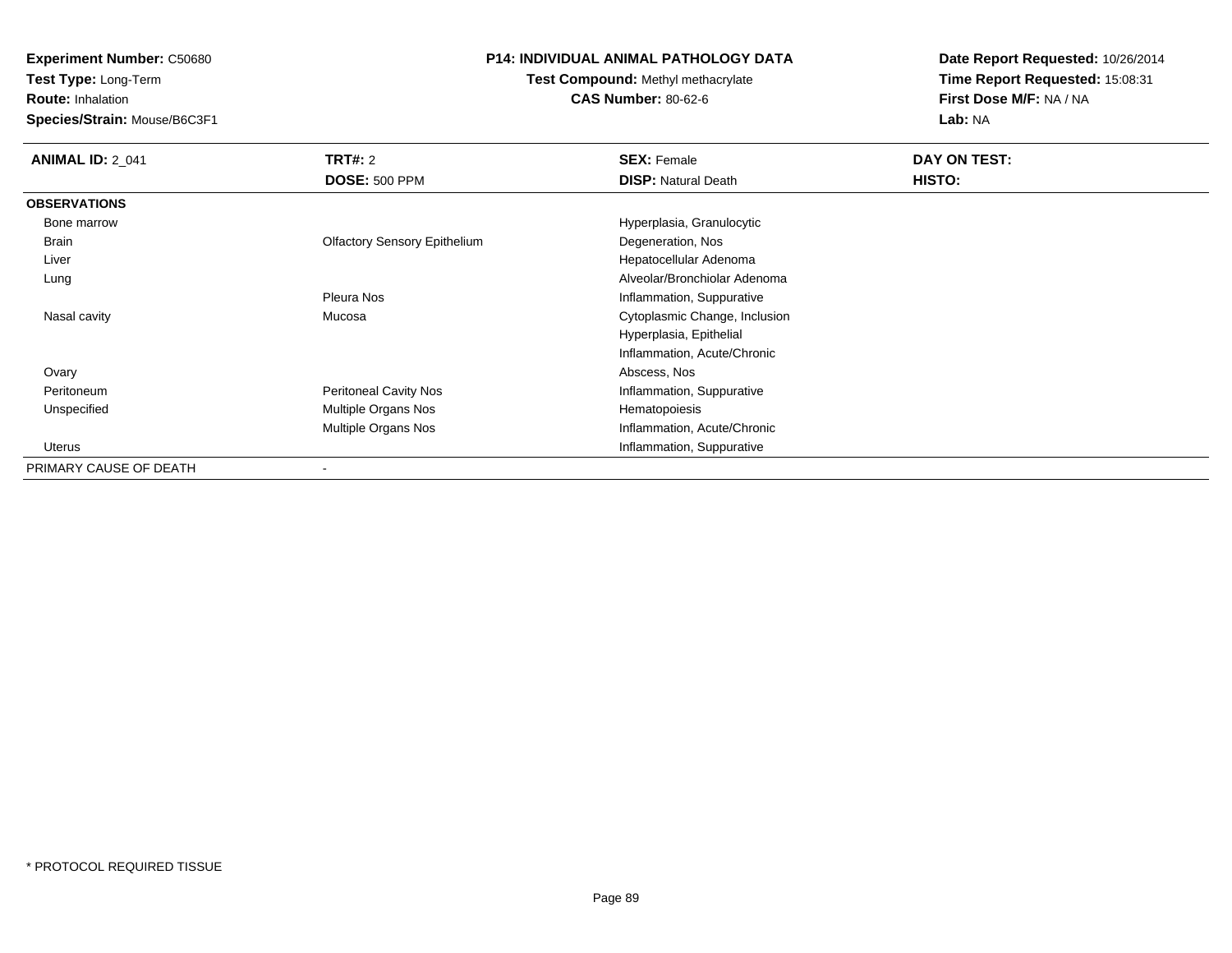**Experiment Number:** C50680
**Test Type:** Long-Term
**Route:** Inhalation
**Species/Strain:** Mouse/B6C3F1

**P14: INDIVIDUAL ANIMAL PATHOLOGY DATA**
**Test Compound:** Methyl methacrylate
**CAS Number:** 80-62-6

**Date Report Requested:** 10/26/2014
**Time Report Requested:** 15:08:31
**First Dose M/F:** NA / NA
**Lab:** NA

| **ANIMAL ID:** 2_041 | **TRT#:** 2 | **SEX:** Female | **DAY ON TEST:** |
|---|---|---|---|
| | **DOSE:** 500 PPM | **DISP:** Natural Death | **HISTO:** |
| **OBSERVATIONS** | | | |
| Bone marrow | | Hyperplasia, Granulocytic | |
| Brain | Olfactory Sensory Epithelium | Degeneration, Nos | |
| Liver | | Hepatocellular Adenoma | |
| Lung | | Alveolar/Bronchiolar Adenoma | |
| | Pleura Nos | Inflammation, Suppurative | |
| Nasal cavity | Mucosa | Cytoplasmic Change, Inclusion | |
| | | Hyperplasia, Epithelial | |
| | | Inflammation, Acute/Chronic | |
| Ovary | | Abscess, Nos | |
| Peritoneum | Peritoneal Cavity Nos | Inflammation, Suppurative | |
| Unspecified | Multiple Organs Nos | Hematopoiesis | |
| | Multiple Organs Nos | Inflammation, Acute/Chronic | |
| Uterus | | Inflammation, Suppurative | |
| PRIMARY CAUSE OF DEATH | - | | |

* PROTOCOL REQUIRED TISSUE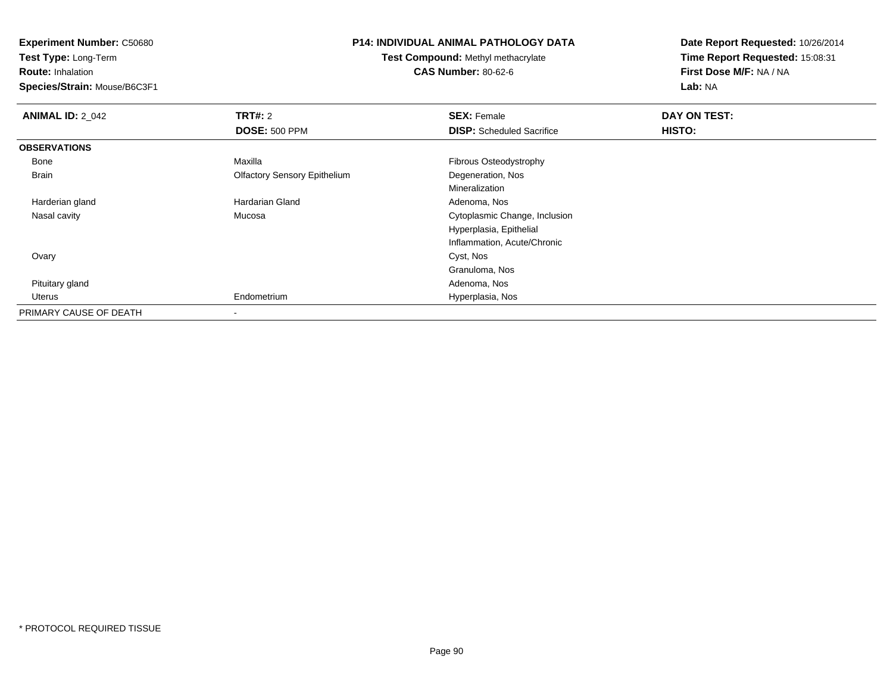**Experiment Number:** C50680
**Test Type:** Long-Term
**Route:** Inhalation
**Species/Strain:** Mouse/B6C3F1

**P14: INDIVIDUAL ANIMAL PATHOLOGY DATA**
**Test Compound:** Methyl methacrylate
**CAS Number:** 80-62-6

**Date Report Requested:** 10/26/2014
**Time Report Requested:** 15:08:31
**First Dose M/F:** NA / NA
**Lab:** NA

| **ANIMAL ID:** 2_042 | **TRT#:** 2 | **SEX:** Female | **DAY ON TEST:** |
|---|---|---|---|
| | **DOSE:** 500 PPM | **DISP:** Scheduled Sacrifice | **HISTO:** |
| **OBSERVATIONS** | | | |
| Bone | Maxilla | Fibrous Osteodystrophy | |
| Brain | Olfactory Sensory Epithelium | Degeneration, Nos | |
| | | Mineralization | |
| Harderian gland | Hardarian Gland | Adenoma, Nos | |
| Nasal cavity | Mucosa | Cytoplasmic Change, Inclusion | |
| | | Hyperplasia, Epithelial | |
| | | Inflammation, Acute/Chronic | |
| Ovary | | Cyst, Nos | |
| | | Granuloma, Nos | |
| Pituitary gland | | Adenoma, Nos | |
| Uterus | Endometrium | Hyperplasia, Nos | |
| PRIMARY CAUSE OF DEATH | - | | |

* PROTOCOL REQUIRED TISSUE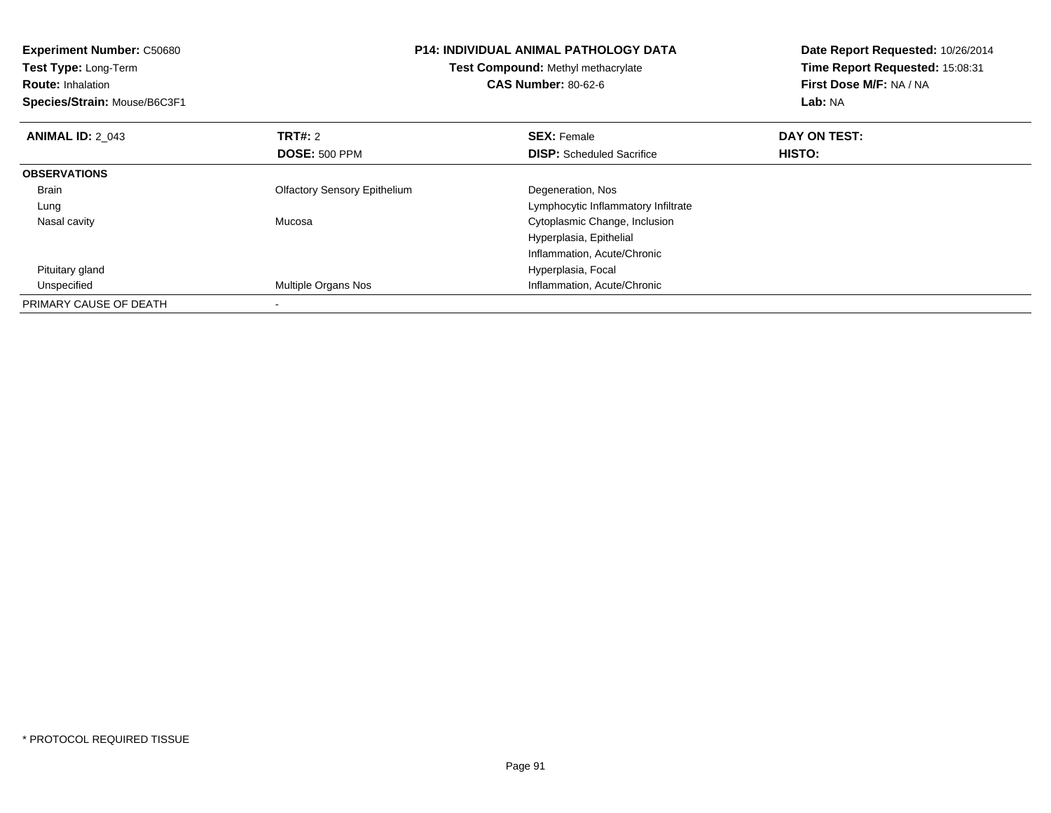**Experiment Number:** C50680
**Test Type:** Long-Term
**Route:** Inhalation
**Species/Strain:** Mouse/B6C3F1

**P14: INDIVIDUAL ANIMAL PATHOLOGY DATA**
**Test Compound:** Methyl methacrylate
**CAS Number:** 80-62-6

**Date Report Requested:** 10/26/2014
**Time Report Requested:** 15:08:31
**First Dose M/F:** NA / NA
**Lab:** NA

| **ANIMAL ID:** 2_043 | **TRT#:** 2 | **SEX:** Female | **DAY ON TEST:** |
|---|---|---|---|
| | **DOSE:** 500 PPM | **DISP:** Scheduled Sacrifice | **HISTO:** |
| **OBSERVATIONS** | | | |
| Brain | Olfactory Sensory Epithelium | Degeneration, Nos | |
| Lung | | Lymphocytic Inflammatory Infiltrate | |
| Nasal cavity | Mucosa | Cytoplasmic Change, Inclusion | |
| | | Hyperplasia, Epithelial | |
| | | Inflammation, Acute/Chronic | |
| Pituitary gland | | Hyperplasia, Focal | |
| Unspecified | Multiple Organs Nos | Inflammation, Acute/Chronic | |
| PRIMARY CAUSE OF DEATH | - | | |

* PROTOCOL REQUIRED TISSUE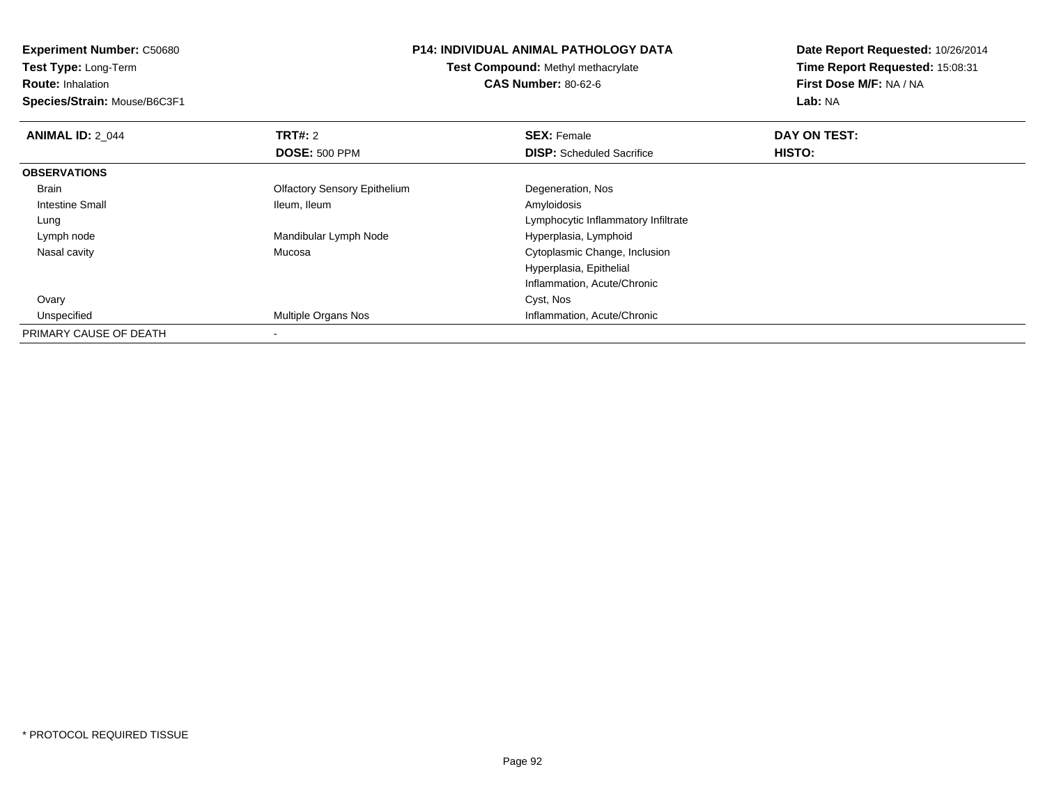**Experiment Number:** C50680
**Test Type:** Long-Term
**Route:** Inhalation
**Species/Strain:** Mouse/B6C3F1

**P14: INDIVIDUAL ANIMAL PATHOLOGY DATA**
**Test Compound:** Methyl methacrylate
**CAS Number:** 80-62-6

**Date Report Requested:** 10/26/2014
**Time Report Requested:** 15:08:31
**First Dose M/F:** NA / NA
**Lab:** NA

| **ANIMAL ID:** 2_044 | **TRT#:** 2 | **SEX:** Female | **DAY ON TEST:** |
|---|---|---|---|
| | **DOSE:** 500 PPM | **DISP:** Scheduled Sacrifice | **HISTO:** |
| **OBSERVATIONS** | | | |
| Brain | Olfactory Sensory Epithelium | Degeneration, Nos | |
| Intestine Small | Ileum, Ileum | Amyloidosis | |
| Lung | | Lymphocytic Inflammatory Infiltrate | |
| Lymph node | Mandibular Lymph Node | Hyperplasia, Lymphoid | |
| Nasal cavity | Mucosa | Cytoplasmic Change, Inclusion | |
| | | Hyperplasia, Epithelial | |
| | | Inflammation, Acute/Chronic | |
| Ovary | | Cyst, Nos | |
| Unspecified | Multiple Organs Nos | Inflammation, Acute/Chronic | |
| PRIMARY CAUSE OF DEATH | - | | |

* PROTOCOL REQUIRED TISSUE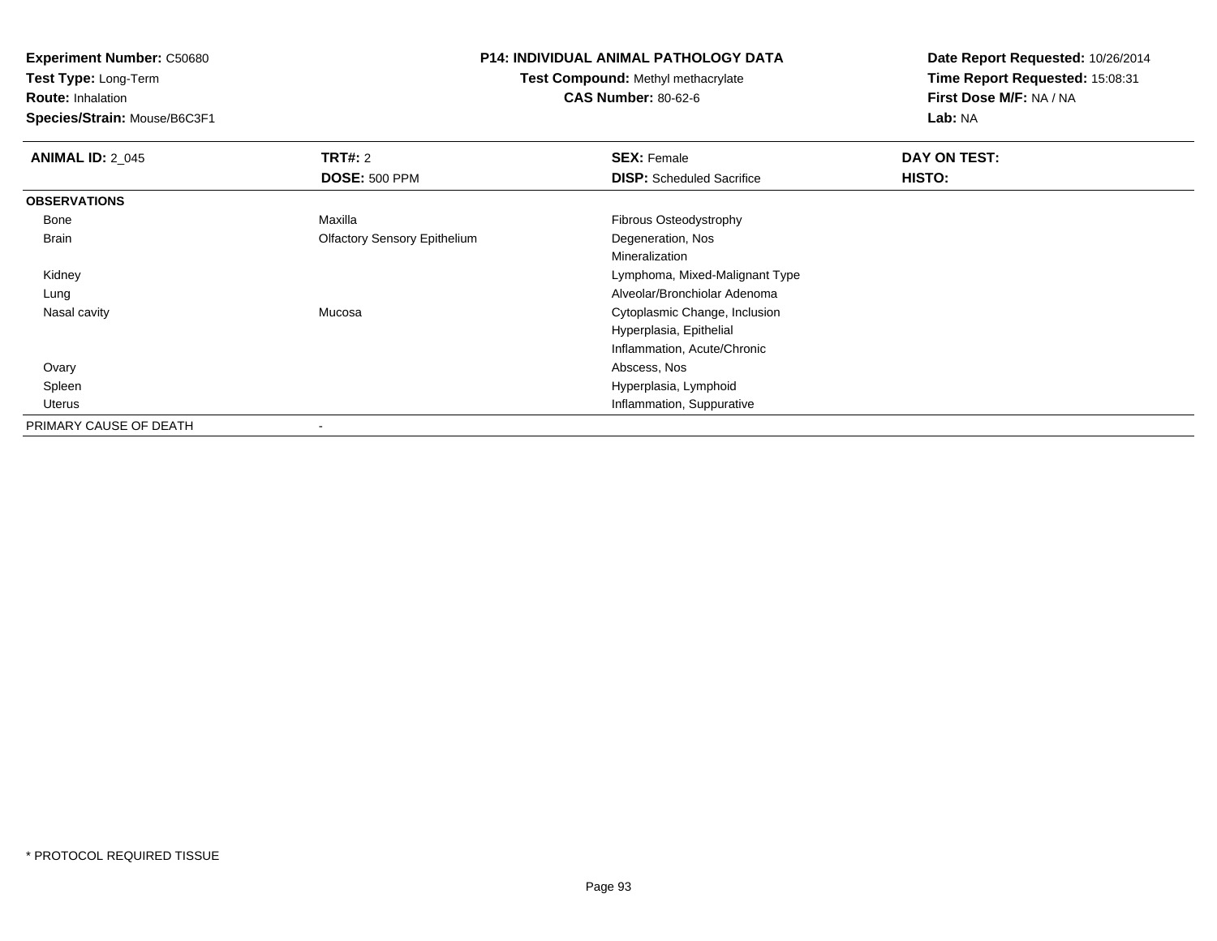**Experiment Number:** C50680
**Test Type:** Long-Term
**Route:** Inhalation
**Species/Strain:** Mouse/B6C3F1

**P14: INDIVIDUAL ANIMAL PATHOLOGY DATA**
**Test Compound:** Methyl methacrylate
**CAS Number:** 80-62-6

**Date Report Requested:** 10/26/2014
**Time Report Requested:** 15:08:31
**First Dose M/F:** NA / NA
**Lab:** NA

| **ANIMAL ID:** 2_045 | **TRT#:** 2 | **SEX:** Female | **DAY ON TEST:** |
|---|---|---|---|
| | **DOSE:** 500 PPM | **DISP:** Scheduled Sacrifice | **HISTO:** |
| **OBSERVATIONS** | | | |
| Bone | Maxilla | Fibrous Osteodystrophy | |
| Brain | Olfactory Sensory Epithelium | Degeneration, Nos | |
| | | Mineralization | |
| Kidney | | Lymphoma, Mixed-Malignant Type | |
| Lung | | Alveolar/Bronchiolar Adenoma | |
| Nasal cavity | Mucosa | Cytoplasmic Change, Inclusion | |
| | | Hyperplasia, Epithelial | |
| | | Inflammation, Acute/Chronic | |
| Ovary | | Abscess, Nos | |
| Spleen | | Hyperplasia, Lymphoid | |
| Uterus | | Inflammation, Suppurative | |
| PRIMARY CAUSE OF DEATH | - | | |

* PROTOCOL REQUIRED TISSUE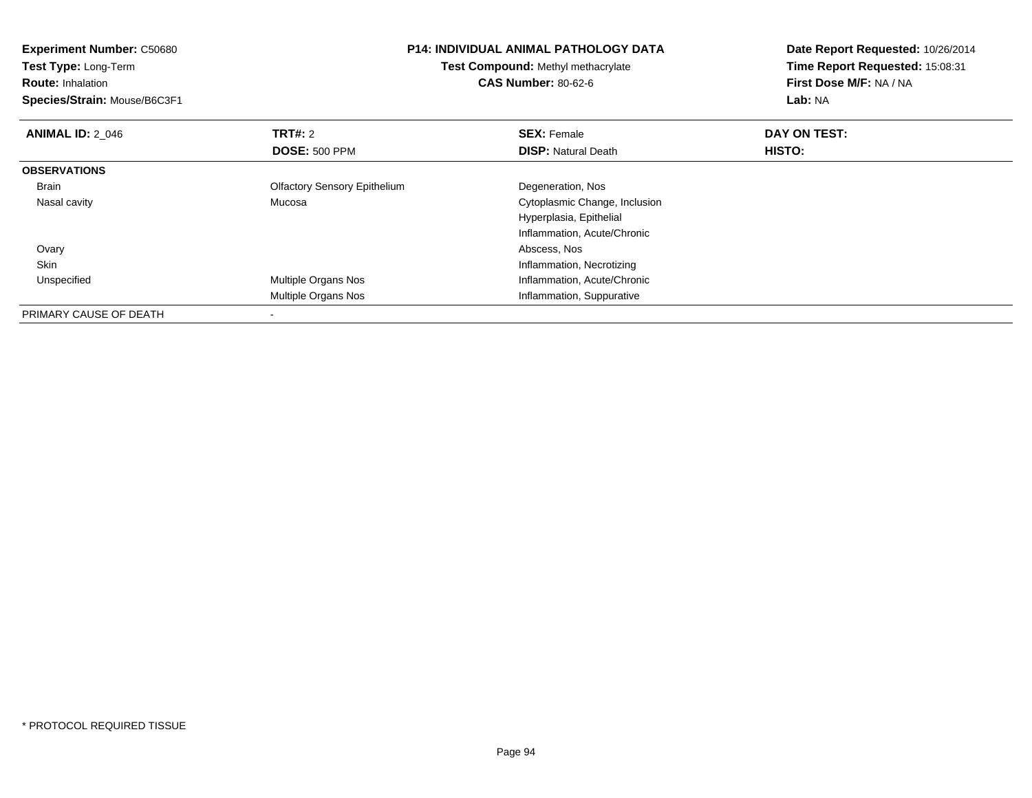**Experiment Number:** C50680
**Test Type:** Long-Term
**Route:** Inhalation
**Species/Strain:** Mouse/B6C3F1

**P14: INDIVIDUAL ANIMAL PATHOLOGY DATA**
**Test Compound:** Methyl methacrylate
**CAS Number:** 80-62-6

**Date Report Requested:** 10/26/2014
**Time Report Requested:** 15:08:31
**First Dose M/F:** NA / NA
**Lab:** NA

| **ANIMAL ID:** 2_046 | **TRT#:** 2 | **SEX:** Female | **DAY ON TEST:** |
|---|---|---|---|
| | **DOSE:** 500 PPM | **DISP:** Natural Death | **HISTO:** |
| **OBSERVATIONS** | | | |
| Brain | Olfactory Sensory Epithelium | Degeneration, Nos | |
| Nasal cavity | Mucosa | Cytoplasmic Change, Inclusion | |
| | | Hyperplasia, Epithelial | |
| | | Inflammation, Acute/Chronic | |
| Ovary | | Abscess, Nos | |
| Skin | | Inflammation, Necrotizing | |
| Unspecified | Multiple Organs Nos | Inflammation, Acute/Chronic | |
| | Multiple Organs Nos | Inflammation, Suppurative | |
| PRIMARY CAUSE OF DEATH | - | | |

* PROTOCOL REQUIRED TISSUE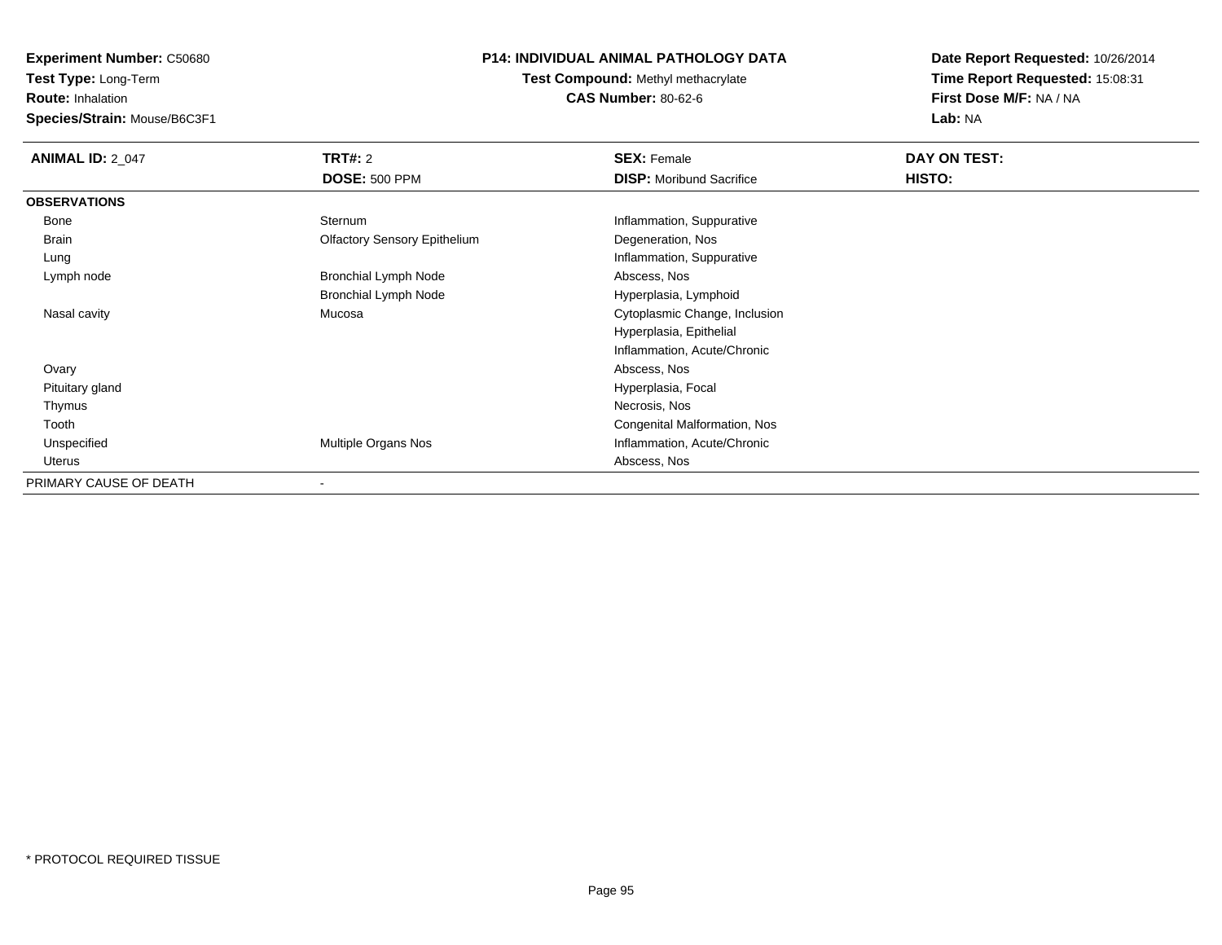**Experiment Number:** C50680
**Test Type:** Long-Term
**Route:** Inhalation
**Species/Strain:** Mouse/B6C3F1

**P14: INDIVIDUAL ANIMAL PATHOLOGY DATA**
**Test Compound:** Methyl methacrylate
**CAS Number:** 80-62-6

**Date Report Requested:** 10/26/2014
**Time Report Requested:** 15:08:31
**First Dose M/F:** NA / NA
**Lab:** NA

| **ANIMAL ID:** 2_047 | **TRT#:** 2 | **SEX:** Female | **DAY ON TEST:** |
|---|---|---|---|
| | **DOSE:** 500 PPM | **DISP:** Moribund Sacrifice | **HISTO:** |
| **OBSERVATIONS** | | | |
| Bone | Sternum | Inflammation, Suppurative | |
| Brain | Olfactory Sensory Epithelium | Degeneration, Nos | |
| Lung | | Inflammation, Suppurative | |
| Lymph node | Bronchial Lymph Node | Abscess, Nos | |
| | Bronchial Lymph Node | Hyperplasia, Lymphoid | |
| Nasal cavity | Mucosa | Cytoplasmic Change, Inclusion | |
| | | Hyperplasia, Epithelial | |
| | | Inflammation, Acute/Chronic | |
| Ovary | | Abscess, Nos | |
| Pituitary gland | | Hyperplasia, Focal | |
| Thymus | | Necrosis, Nos | |
| Tooth | | Congenital Malformation, Nos | |
| Unspecified | Multiple Organs Nos | Inflammation, Acute/Chronic | |
| Uterus | | Abscess, Nos | |
| PRIMARY CAUSE OF DEATH | - | | |

* PROTOCOL REQUIRED TISSUE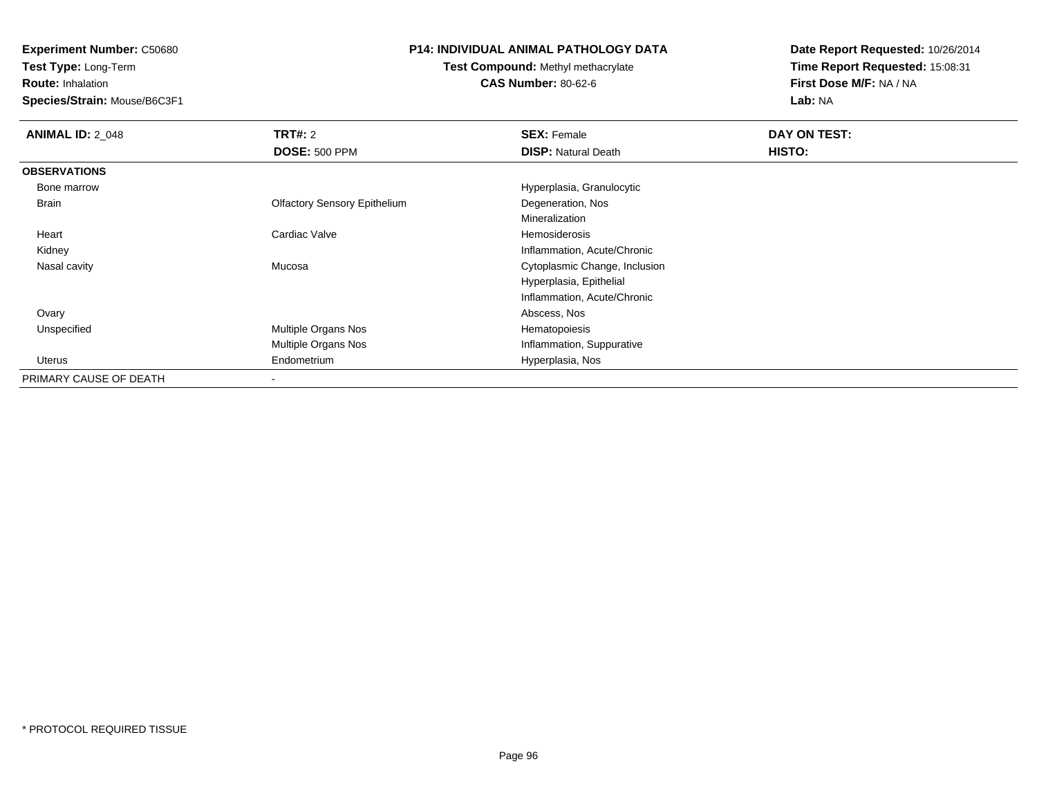**Experiment Number:** C50680
**Test Type:** Long-Term
**Route:** Inhalation
**Species/Strain:** Mouse/B6C3F1

**P14: INDIVIDUAL ANIMAL PATHOLOGY DATA**
**Test Compound:** Methyl methacrylate
**CAS Number:** 80-62-6

**Date Report Requested:** 10/26/2014
**Time Report Requested:** 15:08:31
**First Dose M/F:** NA / NA
**Lab:** NA

| **ANIMAL ID:** 2_048 | **TRT#:** 2 | **SEX:** Female | **DAY ON TEST:** |
|---|---|---|---|
| | **DOSE:** 500 PPM | **DISP:** Natural Death | **HISTO:** |
| **OBSERVATIONS** | | | |
| Bone marrow | | Hyperplasia, Granulocytic | |
| Brain | Olfactory Sensory Epithelium | Degeneration, Nos | |
| | | Mineralization | |
| Heart | Cardiac Valve | Hemosiderosis | |
| Kidney | | Inflammation, Acute/Chronic | |
| Nasal cavity | Mucosa | Cytoplasmic Change, Inclusion | |
| | | Hyperplasia, Epithelial | |
| | | Inflammation, Acute/Chronic | |
| Ovary | | Abscess, Nos | |
| Unspecified | Multiple Organs Nos | Hematopoiesis | |
| | Multiple Organs Nos | Inflammation, Suppurative | |
| Uterus | Endometrium | Hyperplasia, Nos | |
| PRIMARY CAUSE OF DEATH | - | | |

\* PROTOCOL REQUIRED TISSUE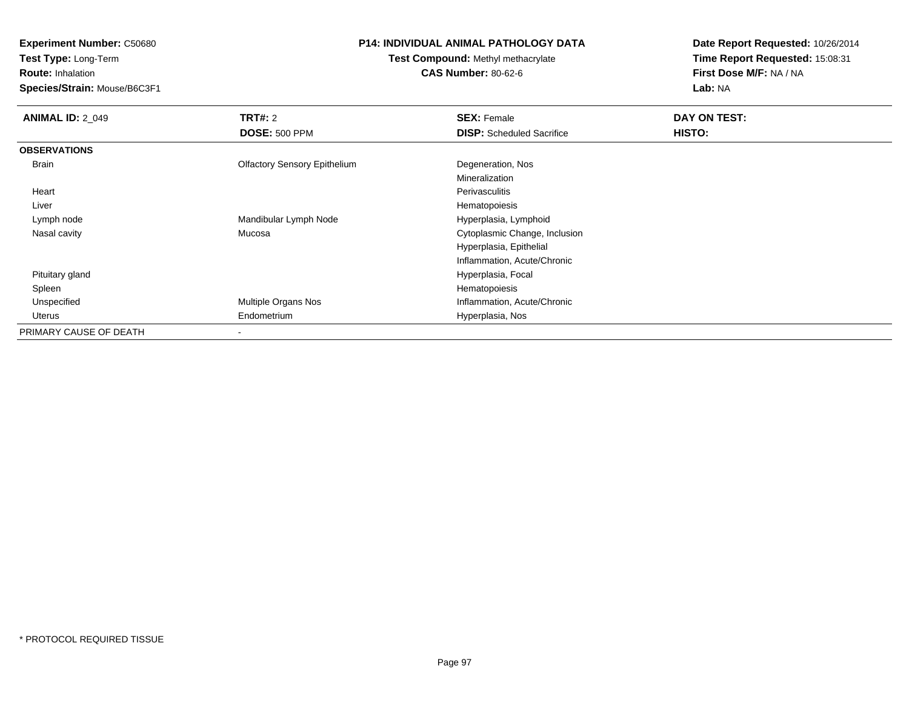**Experiment Number:** C50680
**Test Type:** Long-Term
**Route:** Inhalation
**Species/Strain:** Mouse/B6C3F1

**P14: INDIVIDUAL ANIMAL PATHOLOGY DATA**
**Test Compound:** Methyl methacrylate
**CAS Number:** 80-62-6

**Date Report Requested:** 10/26/2014
**Time Report Requested:** 15:08:31
**First Dose M/F:** NA / NA
**Lab:** NA

| **ANIMAL ID:** 2_049 | **TRT#:** 2 | **SEX:** Female | **DAY ON TEST:** |
|---|---|---|---|
| | **DOSE:** 500 PPM | **DISP:** Scheduled Sacrifice | **HISTO:** |
| **OBSERVATIONS** | | | |
| Brain | Olfactory Sensory Epithelium | Degeneration, Nos | |
| | | Mineralization | |
| Heart | | Perivasculitis | |
| Liver | | Hematopoiesis | |
| Lymph node | Mandibular Lymph Node | Hyperplasia, Lymphoid | |
| Nasal cavity | Mucosa | Cytoplasmic Change, Inclusion | |
| | | Hyperplasia, Epithelial | |
| | | Inflammation, Acute/Chronic | |
| Pituitary gland | | Hyperplasia, Focal | |
| Spleen | | Hematopoiesis | |
| Unspecified | Multiple Organs Nos | Inflammation, Acute/Chronic | |
| Uterus | Endometrium | Hyperplasia, Nos | |
| PRIMARY CAUSE OF DEATH | - | | |

* PROTOCOL REQUIRED TISSUE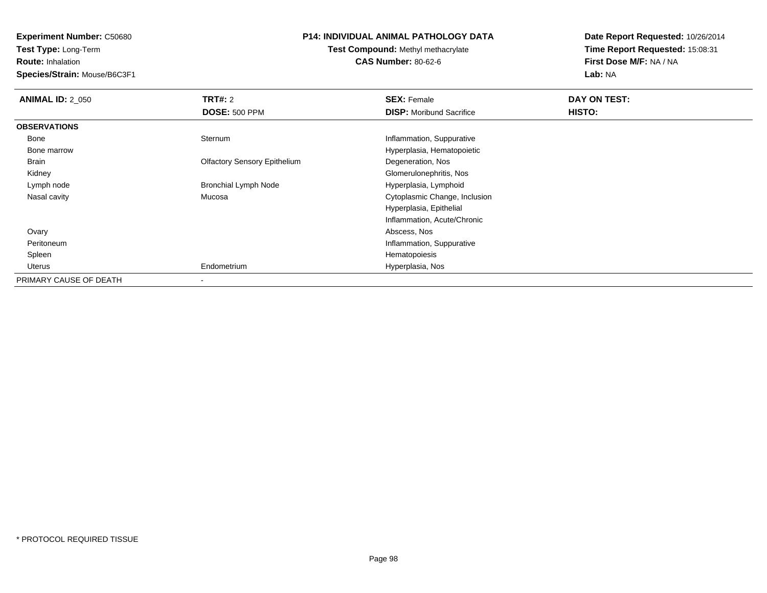**Experiment Number:** C50680
**Test Type:** Long-Term
**Route:** Inhalation
**Species/Strain:** Mouse/B6C3F1

**P14: INDIVIDUAL ANIMAL PATHOLOGY DATA**
**Test Compound:** Methyl methacrylate
**CAS Number:** 80-62-6

**Date Report Requested:** 10/26/2014
**Time Report Requested:** 15:08:31
**First Dose M/F:** NA / NA
**Lab:** NA

| **ANIMAL ID:** 2_050 | **TRT#:** 2 | **SEX:** Female | **DAY ON TEST:** |
|---|---|---|---|
| | **DOSE:** 500 PPM | **DISP:** Moribund Sacrifice | **HISTO:** |
| **OBSERVATIONS** | | | |
| Bone | Sternum | Inflammation, Suppurative | |
| Bone marrow | | Hyperplasia, Hematopoietic | |
| Brain | Olfactory Sensory Epithelium | Degeneration, Nos | |
| Kidney | | Glomerulonephritis, Nos | |
| Lymph node | Bronchial Lymph Node | Hyperplasia, Lymphoid | |
| Nasal cavity | Mucosa | Cytoplasmic Change, Inclusion | |
| | | Hyperplasia, Epithelial | |
| | | Inflammation, Acute/Chronic | |
| Ovary | | Abscess, Nos | |
| Peritoneum | | Inflammation, Suppurative | |
| Spleen | | Hematopoiesis | |
| Uterus | Endometrium | Hyperplasia, Nos | |
| PRIMARY CAUSE OF DEATH | - | | |

* PROTOCOL REQUIRED TISSUE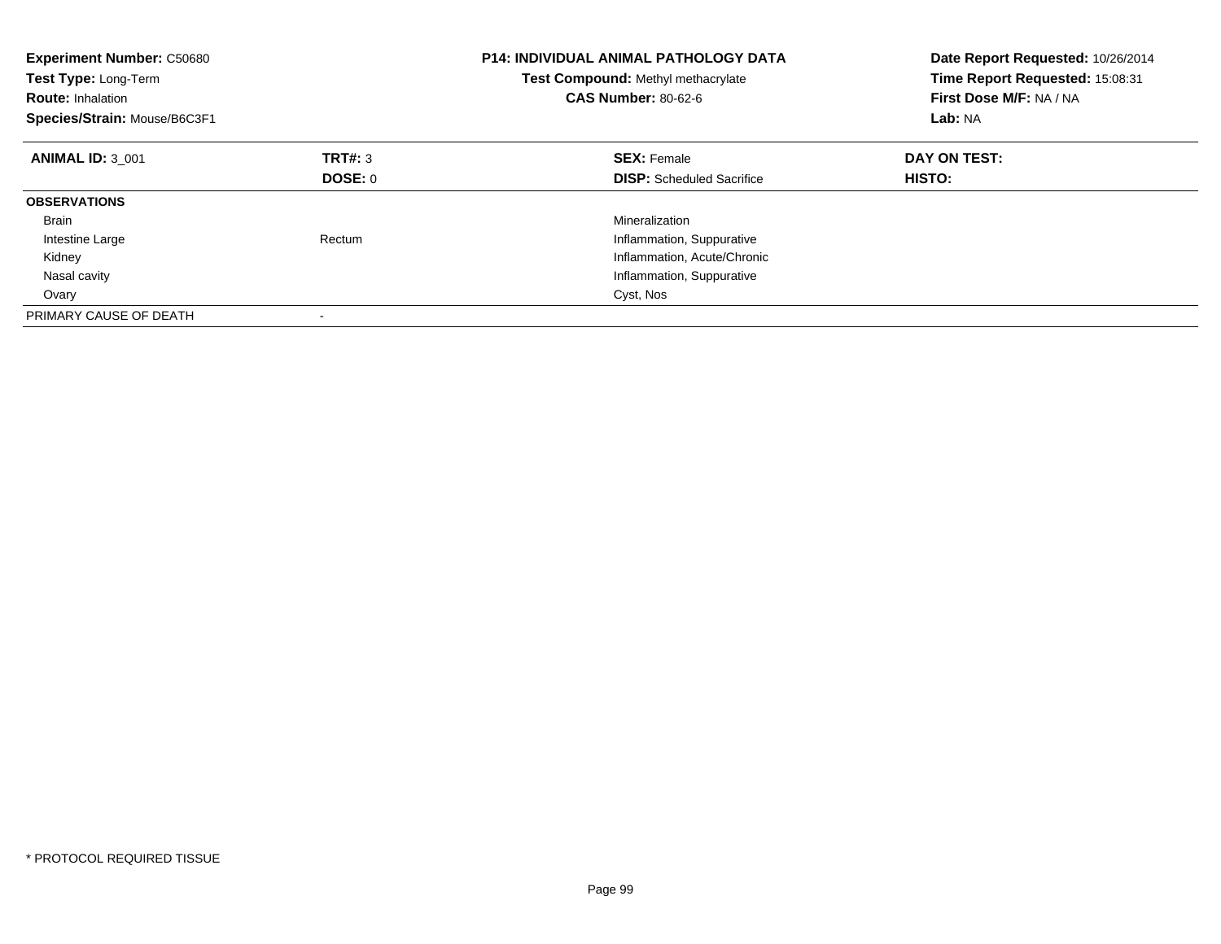**Experiment Number:** C50680
**Test Type:** Long-Term
**Route:** Inhalation
**Species/Strain:** Mouse/B6C3F1

**P14: INDIVIDUAL ANIMAL PATHOLOGY DATA**
**Test Compound:** Methyl methacrylate
**CAS Number:** 80-62-6

**Date Report Requested:** 10/26/2014
**Time Report Requested:** 15:08:31
**First Dose M/F:** NA / NA
**Lab:** NA

| **ANIMAL ID:** 3_001 | **TRT#:** 3 | **SEX:** Female | **DAY ON TEST:** |
|---|---|---|---|
| | **DOSE:** 0 | **DISP:** Scheduled Sacrifice | **HISTO:** |
| **OBSERVATIONS** | | | |
| Brain | | Mineralization | |
| Intestine Large | Rectum | Inflammation, Suppurative | |
| Kidney | | Inflammation, Acute/Chronic | |
| Nasal cavity | | Inflammation, Suppurative | |
| Ovary | | Cyst, Nos | |
| PRIMARY CAUSE OF DEATH | - | | |

* PROTOCOL REQUIRED TISSUE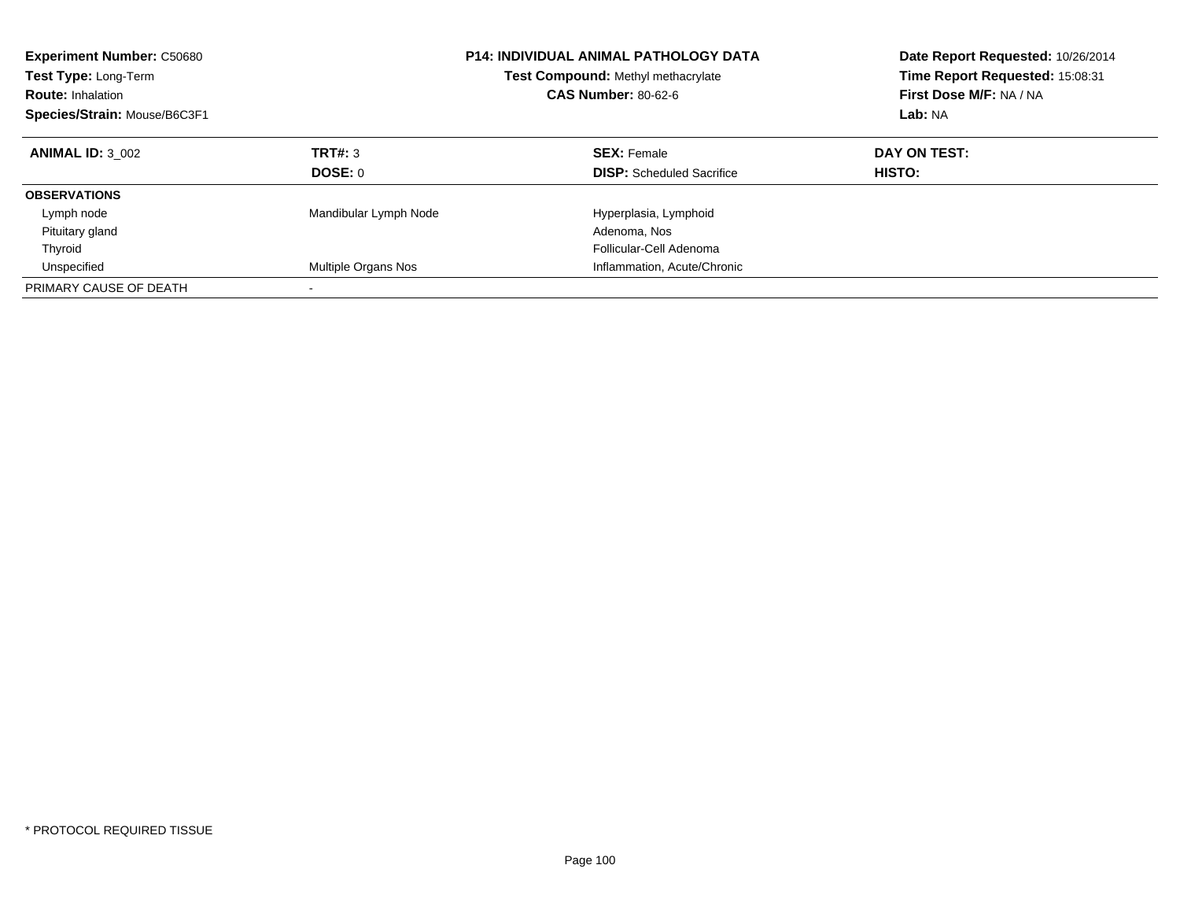**Experiment Number:** C50680
**Test Type:** Long-Term
**Route:** Inhalation
**Species/Strain:** Mouse/B6C3F1

**P14: INDIVIDUAL ANIMAL PATHOLOGY DATA**
**Test Compound:** Methyl methacrylate
**CAS Number:** 80-62-6

**Date Report Requested:** 10/26/2014
**Time Report Requested:** 15:08:31
**First Dose M/F:** NA / NA
**Lab:** NA

| **ANIMAL ID:** 3_002 | **TRT#:** 3 | **SEX:** Female | **DAY ON TEST:** |
|---|---|---|---|
| | **DOSE:** 0 | **DISP:** Scheduled Sacrifice | **HISTO:** |
| **OBSERVATIONS** | | | |
| Lymph node | Mandibular Lymph Node | Hyperplasia, Lymphoid | |
| Pituitary gland | | Adenoma, Nos | |
| Thyroid | | Follicular-Cell Adenoma | |
| Unspecified | Multiple Organs Nos | Inflammation, Acute/Chronic | |
| PRIMARY CAUSE OF DEATH | - | | |

* PROTOCOL REQUIRED TISSUE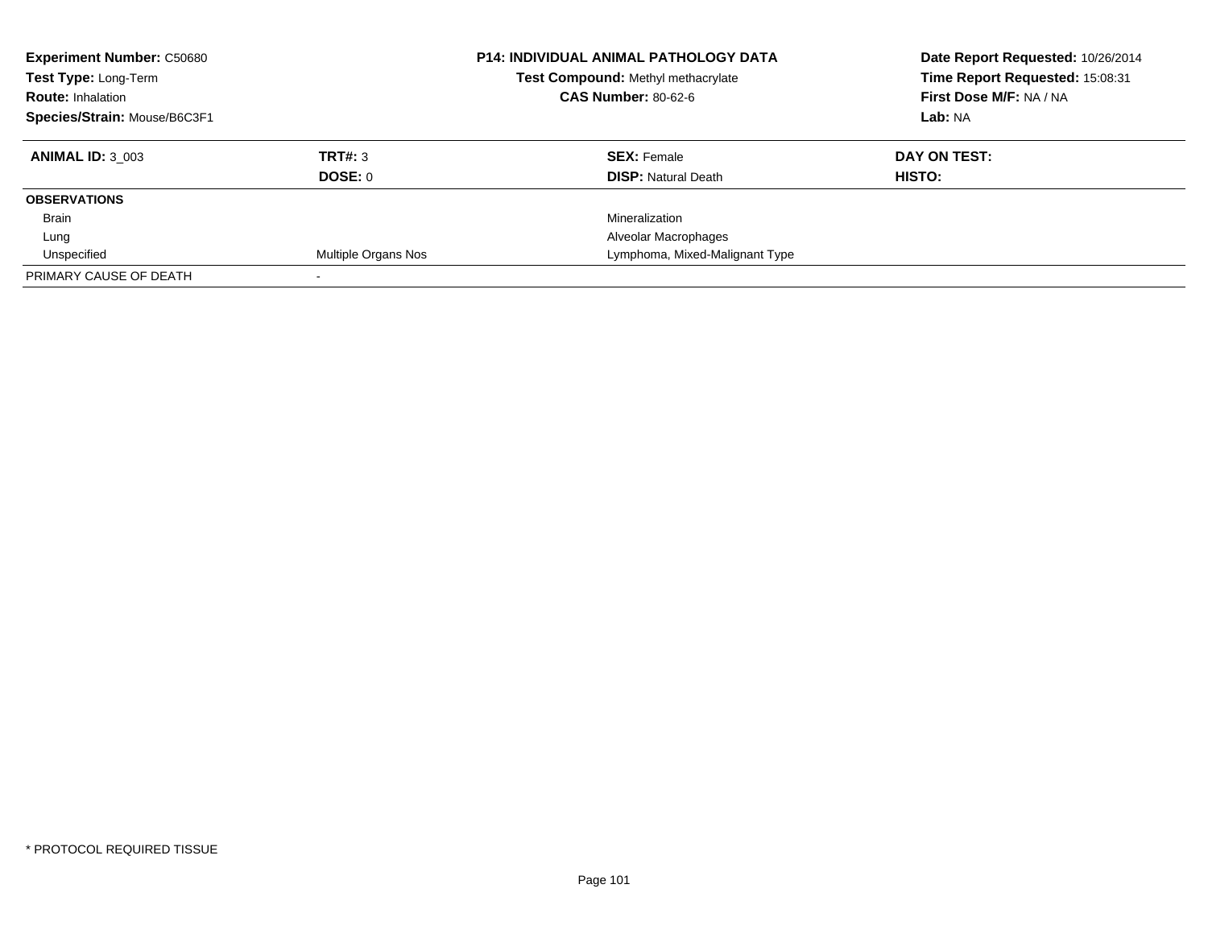| **Experiment Number:** C50680 | **P14: INDIVIDUAL ANIMAL PATHOLOGY DATA** | **Date Report Requested:** 10/26/2014 |
|---|---|---|
| **Test Type:** Long-Term | **Test Compound:** Methyl methacrylate | **Time Report Requested:** 15:08:31 |
| **Route:** Inhalation | **CAS Number:** 80-62-6 | **First Dose M/F:** NA / NA |
| **Species/Strain:** Mouse/B6C3F1 | | **Lab:** NA |

| **ANIMAL ID:** 3_003 | **TRT#:** 3 | **SEX:** Female | **DAY ON TEST:** |
|---|---|---|---|
| | **DOSE:** 0 | **DISP:** Natural Death | **HISTO:** |
| **OBSERVATIONS** | | | |
| Brain | | Mineralization | |
| Lung | | Alveolar Macrophages | |
| Unspecified | Multiple Organs Nos | Lymphoma, Mixed-Malignant Type | |
| PRIMARY CAUSE OF DEATH | - | | |

\* PROTOCOL REQUIRED TISSUE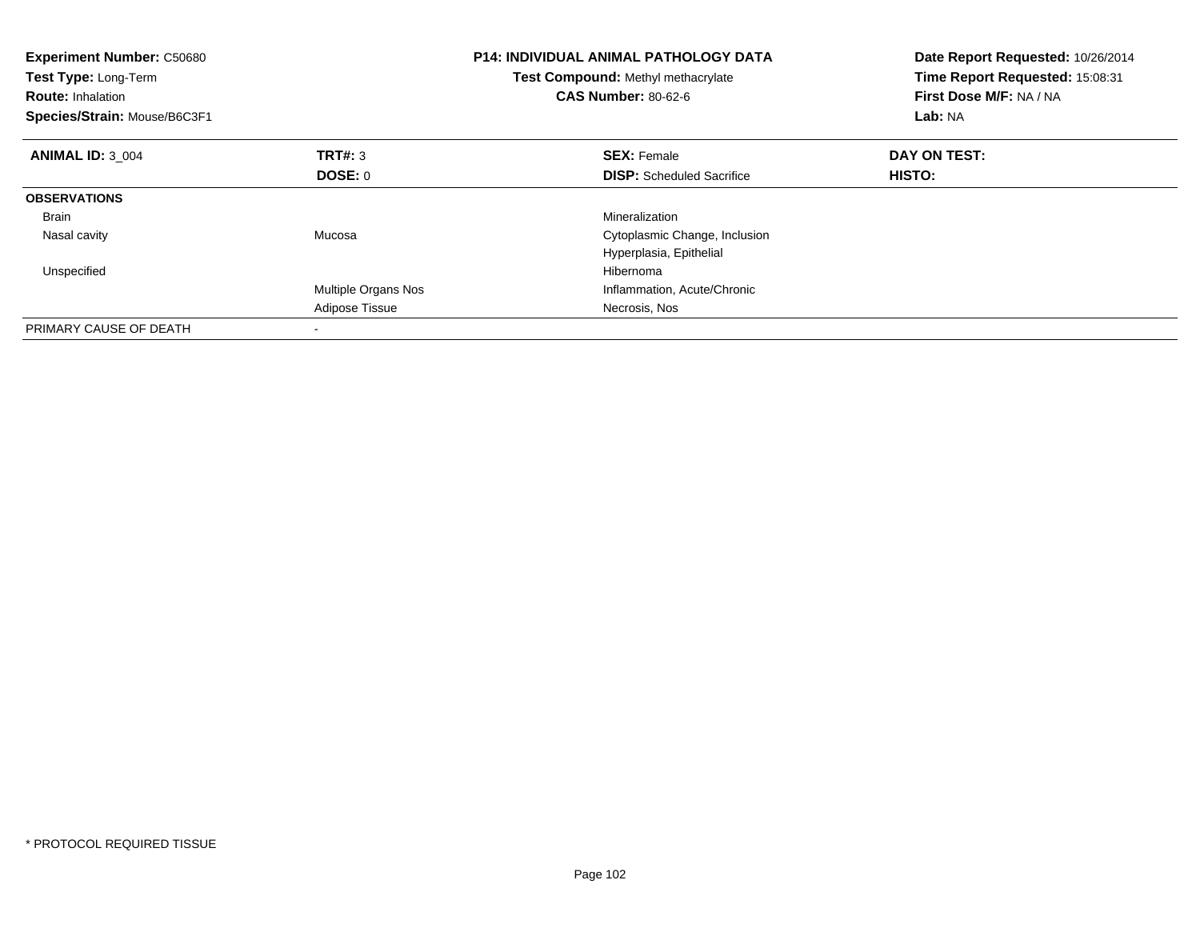**Experiment Number:** C50680
**Test Type:** Long-Term
**Route:** Inhalation
**Species/Strain:** Mouse/B6C3F1

**P14: INDIVIDUAL ANIMAL PATHOLOGY DATA**
**Test Compound:** Methyl methacrylate
**CAS Number:** 80-62-6

**Date Report Requested:** 10/26/2014
**Time Report Requested:** 15:08:31
**First Dose M/F:** NA / NA
**Lab:** NA

| **ANIMAL ID:** 3_004 | **TRT#:** 3 | **SEX:** Female | **DAY ON TEST:** |
|---|---|---|---|
| | **DOSE:** 0 | **DISP:** Scheduled Sacrifice | **HISTO:** |
| **OBSERVATIONS** | | | |
| Brain | | Mineralization | |
| Nasal cavity | Mucosa | Cytoplasmic Change, Inclusion | |
| | | Hyperplasia, Epithelial | |
| Unspecified | | Hibernoma | |
| | Multiple Organs Nos | Inflammation, Acute/Chronic | |
| | Adipose Tissue | Necrosis, Nos | |
| PRIMARY CAUSE OF DEATH | - | | |

* PROTOCOL REQUIRED TISSUE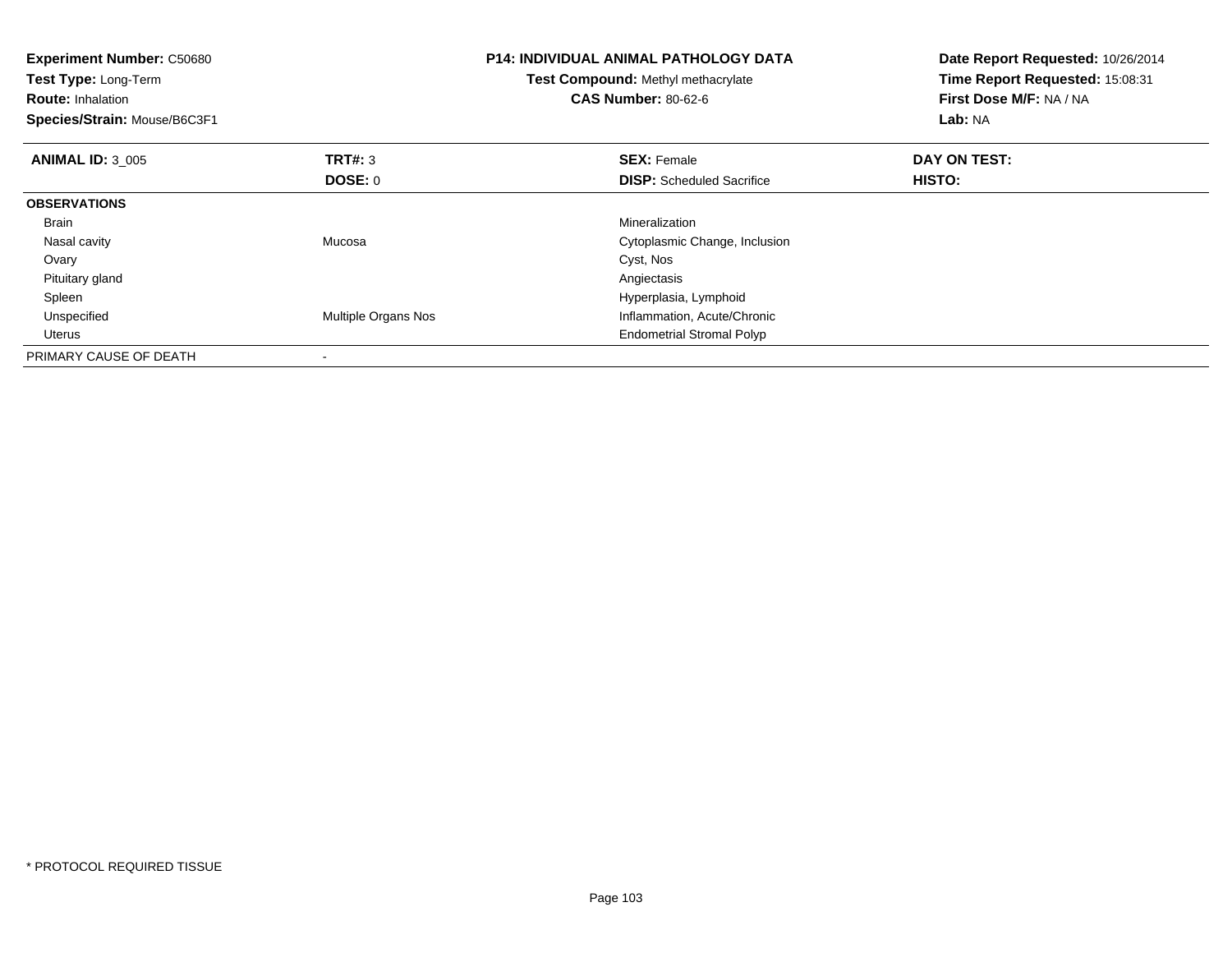**Experiment Number:** C50680
**Test Type:** Long-Term
**Route:** Inhalation
**Species/Strain:** Mouse/B6C3F1

**P14: INDIVIDUAL ANIMAL PATHOLOGY DATA**
**Test Compound:** Methyl methacrylate
**CAS Number:** 80-62-6

**Date Report Requested:** 10/26/2014
**Time Report Requested:** 15:08:31
**First Dose M/F:** NA / NA
**Lab:** NA

| **ANIMAL ID:** 3_005 | **TRT#:** 3 | **SEX:** Female | **DAY ON TEST:** |
|---|---|---|---|
| | **DOSE:** 0 | **DISP:** Scheduled Sacrifice | **HISTO:** |
| **OBSERVATIONS** | | | |
| Brain | | Mineralization | |
| Nasal cavity | Mucosa | Cytoplasmic Change, Inclusion | |
| Ovary | | Cyst, Nos | |
| Pituitary gland | | Angiectasis | |
| Spleen | | Hyperplasia, Lymphoid | |
| Unspecified | Multiple Organs Nos | Inflammation, Acute/Chronic | |
| Uterus | | Endometrial Stromal Polyp | |
| PRIMARY CAUSE OF DEATH | - | | |

* PROTOCOL REQUIRED TISSUE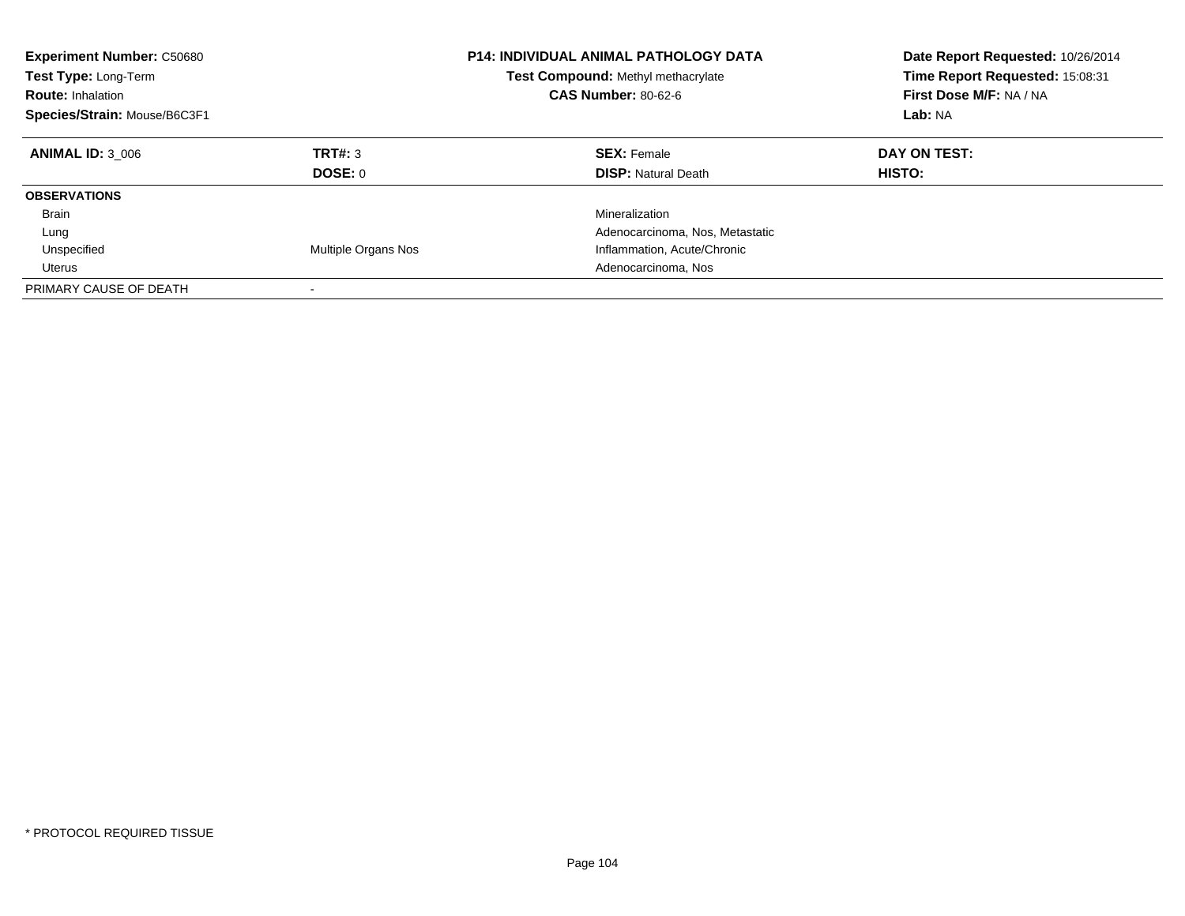**Experiment Number:** C50680
**Test Type:** Long-Term
**Route:** Inhalation
**Species/Strain:** Mouse/B6C3F1

**P14: INDIVIDUAL ANIMAL PATHOLOGY DATA**
**Test Compound:** Methyl methacrylate
**CAS Number:** 80-62-6

**Date Report Requested:** 10/26/2014
**Time Report Requested:** 15:08:31
**First Dose M/F:** NA / NA
**Lab:** NA

| **ANIMAL ID:** 3_006 | **TRT#:** 3 | **SEX:** Female | **DAY ON TEST:** |
|---|---|---|---|
| | **DOSE:** 0 | **DISP:** Natural Death | **HISTO:** |
| **OBSERVATIONS** | | | |
| Brain | | Mineralization | |
| Lung | | Adenocarcinoma, Nos, Metastatic | |
| Unspecified | Multiple Organs Nos | Inflammation, Acute/Chronic | |
| Uterus | | Adenocarcinoma, Nos | |
| PRIMARY CAUSE OF DEATH | - | | |

* PROTOCOL REQUIRED TISSUE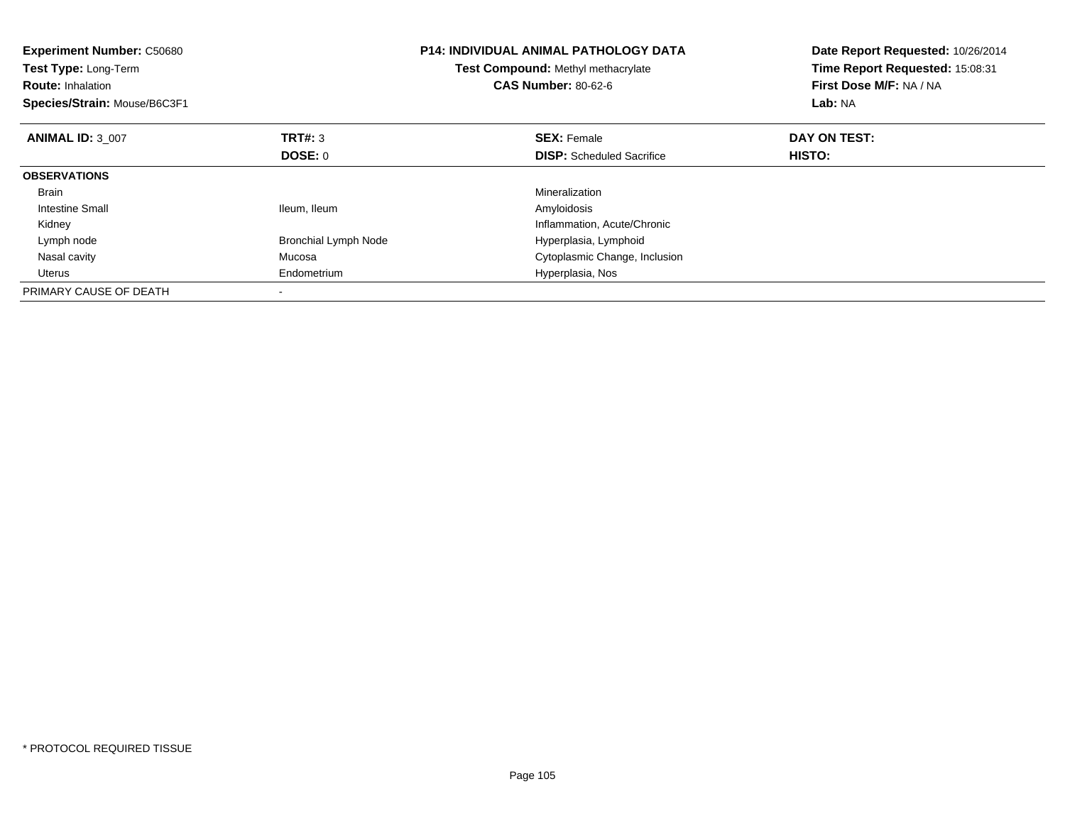**Experiment Number:** C50680
**Test Type:** Long-Term
**Route:** Inhalation
**Species/Strain:** Mouse/B6C3F1

**P14: INDIVIDUAL ANIMAL PATHOLOGY DATA**
**Test Compound:** Methyl methacrylate
**CAS Number:** 80-62-6

**Date Report Requested:** 10/26/2014
**Time Report Requested:** 15:08:31
**First Dose M/F:** NA / NA
**Lab:** NA

| **ANIMAL ID:** 3_007 | **TRT#:** 3 | **SEX:** Female | **DAY ON TEST:** |
|---|---|---|---|
| | **DOSE:** 0 | **DISP:** Scheduled Sacrifice | **HISTO:** |
| **OBSERVATIONS** | | | |
| Brain | | Mineralization | |
| Intestine Small | Ileum, Ileum | Amyloidosis | |
| Kidney | | Inflammation, Acute/Chronic | |
| Lymph node | Bronchial Lymph Node | Hyperplasia, Lymphoid | |
| Nasal cavity | Mucosa | Cytoplasmic Change, Inclusion | |
| Uterus | Endometrium | Hyperplasia, Nos | |
| PRIMARY CAUSE OF DEATH | - | | |

* PROTOCOL REQUIRED TISSUE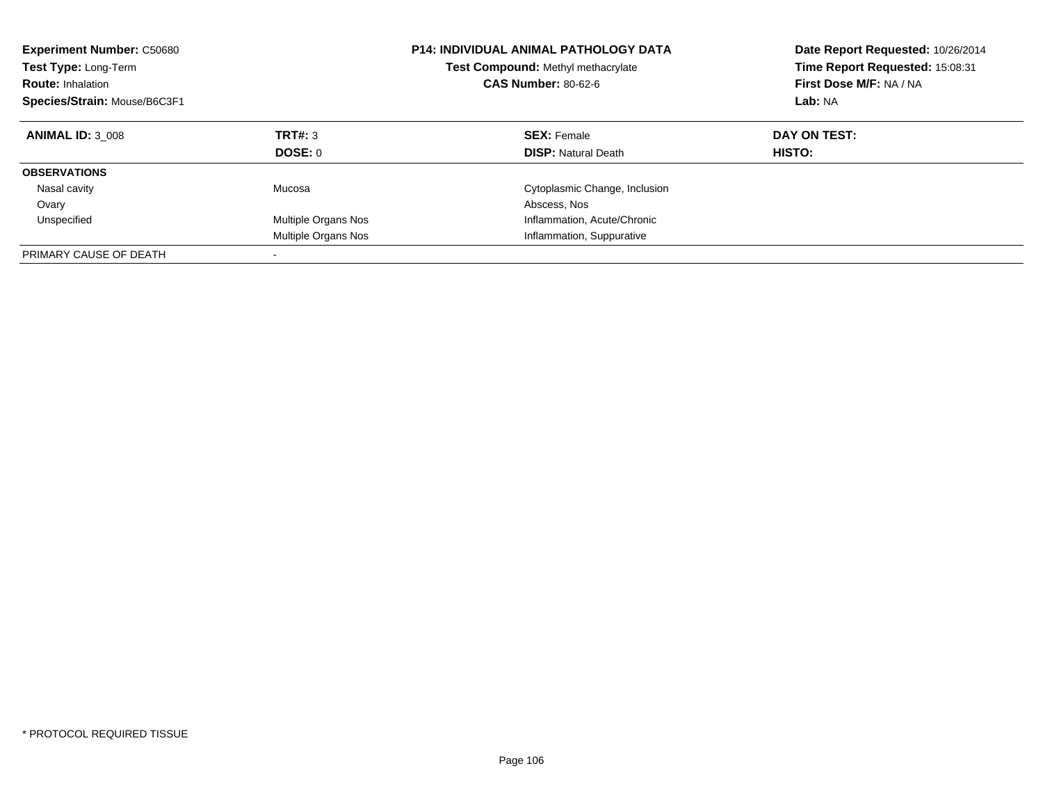**Experiment Number:** C50680
**Test Type:** Long-Term
**Route:** Inhalation
**Species/Strain:** Mouse/B6C3F1

**P14: INDIVIDUAL ANIMAL PATHOLOGY DATA**
**Test Compound:** Methyl methacrylate
**CAS Number:** 80-62-6

**Date Report Requested:** 10/26/2014
**Time Report Requested:** 15:08:31
**First Dose M/F:** NA / NA
**Lab:** NA

| **ANIMAL ID:** 3_008 | **TRT#:** 3 | **SEX:** Female | **DAY ON TEST:** |
|---|---|---|---|
| | **DOSE:** 0 | **DISP:** Natural Death | **HISTO:** |
| **OBSERVATIONS** | | | |
| Nasal cavity | Mucosa | Cytoplasmic Change, Inclusion | |
| Ovary | | Abscess, Nos | |
| Unspecified | Multiple Organs Nos | Inflammation, Acute/Chronic | |
| | Multiple Organs Nos | Inflammation, Suppurative | |
| PRIMARY CAUSE OF DEATH | - | | |

* PROTOCOL REQUIRED TISSUE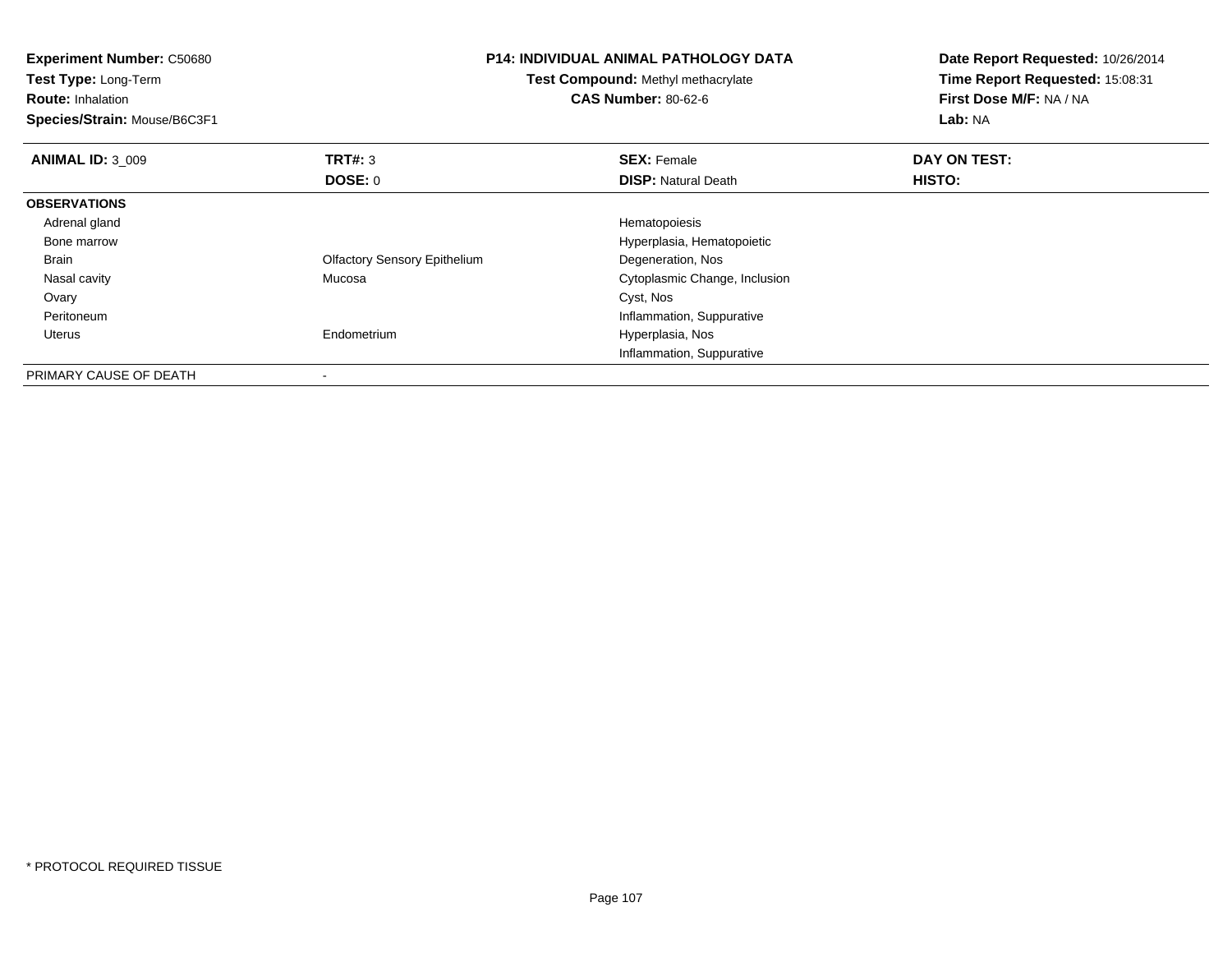**Experiment Number:** C50680
**Test Type:** Long-Term
**Route:** Inhalation
**Species/Strain:** Mouse/B6C3F1

## P14: INDIVIDUAL ANIMAL PATHOLOGY DATA

**Test Compound:** Methyl methacrylate
**CAS Number:** 80-62-6

**Date Report Requested:** 10/26/2014
**Time Report Requested:** 15:08:31
**First Dose M/F:** NA / NA
**Lab:** NA

| **ANIMAL ID:** 3_009 | **TRT#:** 3 | **SEX:** Female | **DAY ON TEST:** |
|---|---|---|---|
| | **DOSE:** 0 | **DISP:** Natural Death | **HISTO:** |
| **OBSERVATIONS** | | | |
| Adrenal gland | | Hematopoiesis | |
| Bone marrow | | Hyperplasia, Hematopoietic | |
| Brain | Olfactory Sensory Epithelium | Degeneration, Nos | |
| Nasal cavity | Mucosa | Cytoplasmic Change, Inclusion | |
| Ovary | | Cyst, Nos | |
| Peritoneum | | Inflammation, Suppurative | |
| Uterus | Endometrium | Hyperplasia, Nos | |
| | | Inflammation, Suppurative | |
| PRIMARY CAUSE OF DEATH | - | | |

* PROTOCOL REQUIRED TISSUE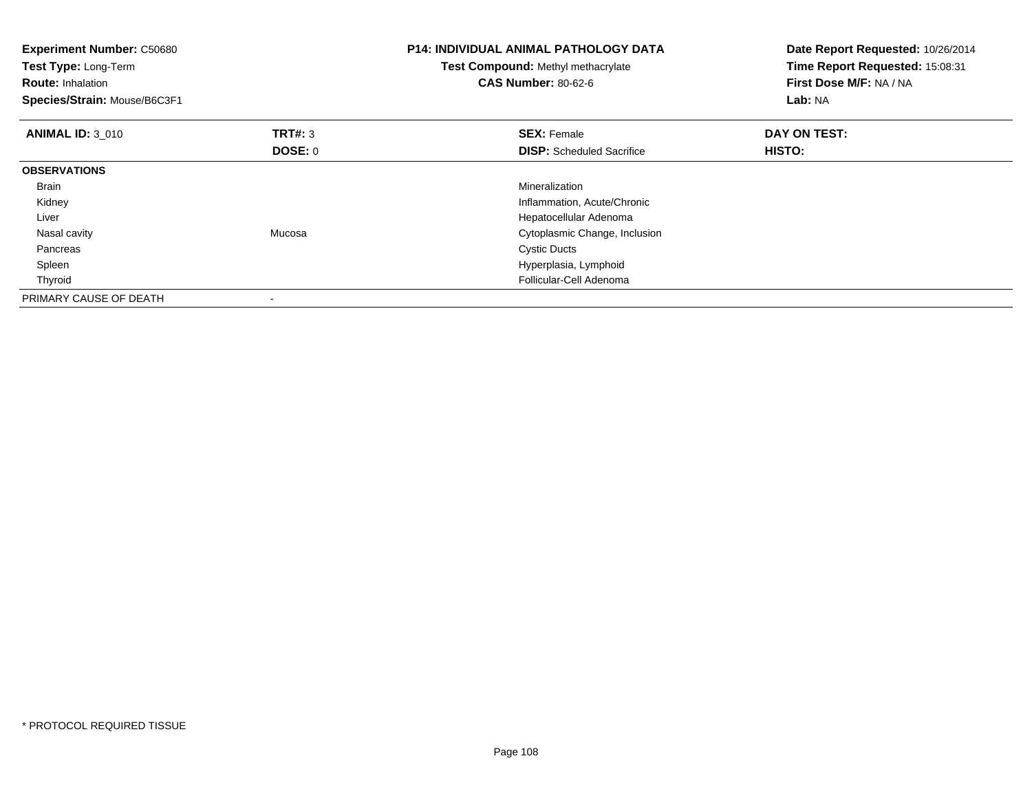**Experiment Number:** C50680
**Test Type:** Long-Term
**Route:** Inhalation
**Species/Strain:** Mouse/B6C3F1

**P14: INDIVIDUAL ANIMAL PATHOLOGY DATA**
**Test Compound:** Methyl methacrylate
**CAS Number:** 80-62-6

**Date Report Requested:** 10/26/2014
**Time Report Requested:** 15:08:31
**First Dose M/F:** NA / NA
**Lab:** NA

| **ANIMAL ID:** 3_010 | **TRT#:** 3 | **SEX:** Female | **DAY ON TEST:** |
|---|---|---|---|
| | **DOSE:** 0 | **DISP:** Scheduled Sacrifice | **HISTO:** |
| **OBSERVATIONS** | | | |
| Brain | | Mineralization | |
| Kidney | | Inflammation, Acute/Chronic | |
| Liver | | Hepatocellular Adenoma | |
| Nasal cavity | Mucosa | Cytoplasmic Change, Inclusion | |
| Pancreas | | Cystic Ducts | |
| Spleen | | Hyperplasia, Lymphoid | |
| Thyroid | | Follicular-Cell Adenoma | |
| PRIMARY CAUSE OF DEATH | - | | |

* PROTOCOL REQUIRED TISSUE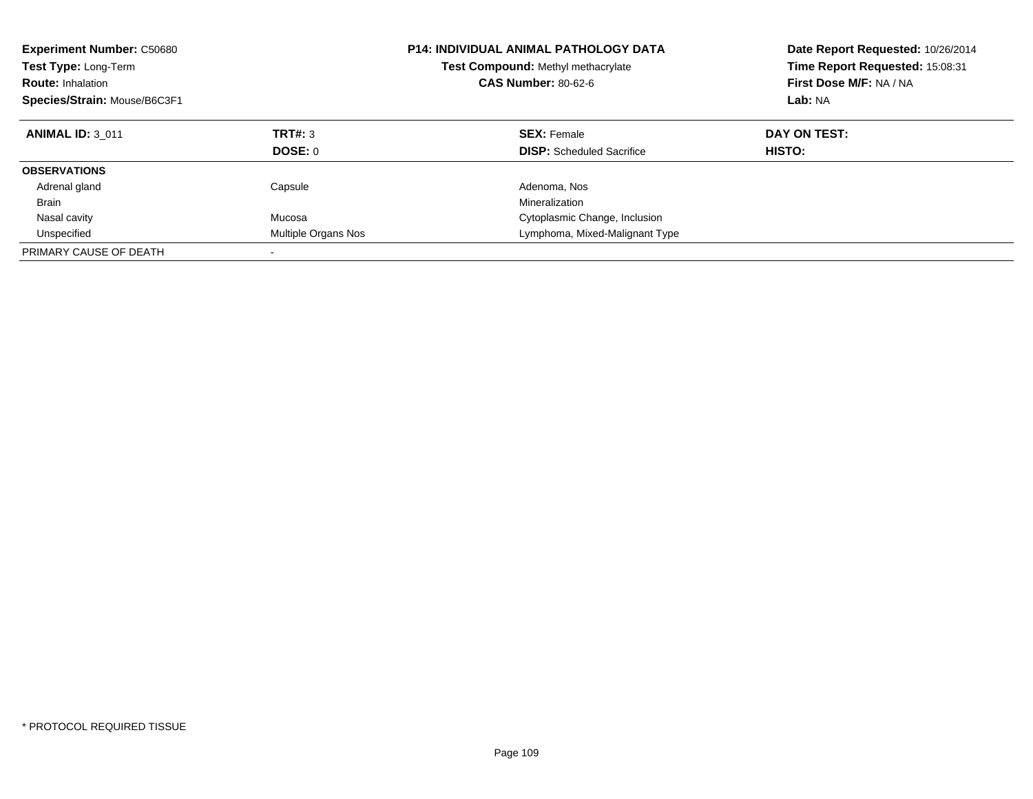**Experiment Number:** C50680
**Test Type:** Long-Term
**Route:** Inhalation
**Species/Strain:** Mouse/B6C3F1

**P14: INDIVIDUAL ANIMAL PATHOLOGY DATA**
**Test Compound:** Methyl methacrylate
**CAS Number:** 80-62-6

**Date Report Requested:** 10/26/2014
**Time Report Requested:** 15:08:31
**First Dose M/F:** NA / NA
**Lab:** NA

| **ANIMAL ID:** 3_011 | **TRT#:** 3 | **SEX:** Female | **DAY ON TEST:** |
|---|---|---|---|
| | **DOSE:** 0 | **DISP:** Scheduled Sacrifice | **HISTO:** |
| **OBSERVATIONS** | | | |
| Adrenal gland | Capsule | Adenoma, Nos | |
| Brain | | Mineralization | |
| Nasal cavity | Mucosa | Cytoplasmic Change, Inclusion | |
| Unspecified | Multiple Organs Nos | Lymphoma, Mixed-Malignant Type | |
| PRIMARY CAUSE OF DEATH | - | | |

* PROTOCOL REQUIRED TISSUE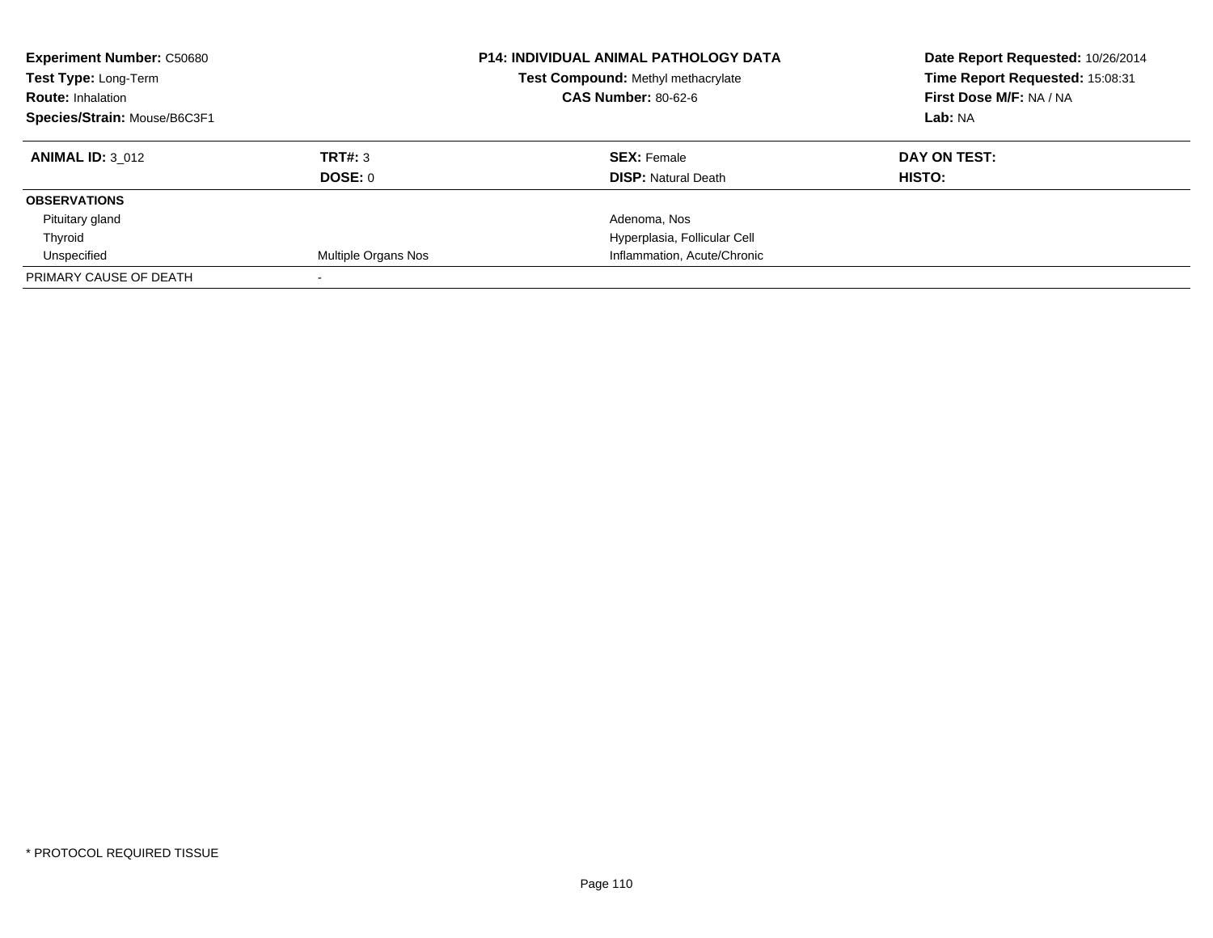**Experiment Number:** C50680
**Test Type:** Long-Term
**Route:** Inhalation
**Species/Strain:** Mouse/B6C3F1

**P14: INDIVIDUAL ANIMAL PATHOLOGY DATA**
**Test Compound:** Methyl methacrylate
**CAS Number:** 80-62-6

**Date Report Requested:** 10/26/2014
**Time Report Requested:** 15:08:31
**First Dose M/F:** NA / NA
**Lab:** NA

| **ANIMAL ID:** 3_012 | **TRT#:** 3 | **SEX:** Female | **DAY ON TEST:** |
|---|---|---|---|
| | **DOSE:** 0 | **DISP:** Natural Death | **HISTO:** |
| **OBSERVATIONS** | | | |
| Pituitary gland | | Adenoma, Nos | |
| Thyroid | | Hyperplasia, Follicular Cell | |
| Unspecified | Multiple Organs Nos | Inflammation, Acute/Chronic | |
| PRIMARY CAUSE OF DEATH | - | | |

* PROTOCOL REQUIRED TISSUE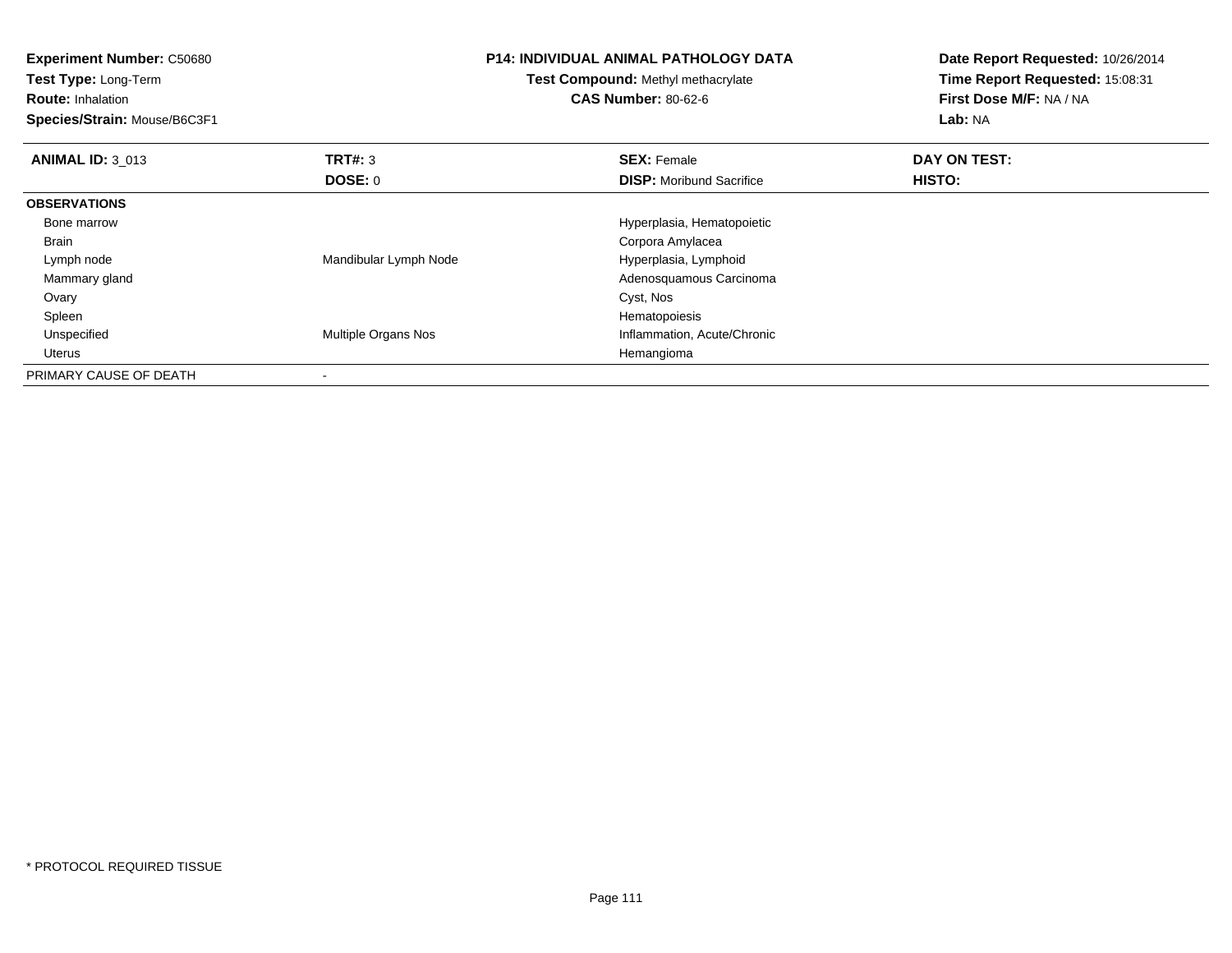**Experiment Number:** C50680
**Test Type:** Long-Term
**Route:** Inhalation
**Species/Strain:** Mouse/B6C3F1

# P14: INDIVIDUAL ANIMAL PATHOLOGY DATA

**Test Compound:** Methyl methacrylate
**CAS Number:** 80-62-6

**Date Report Requested:** 10/26/2014
**Time Report Requested:** 15:08:31
**First Dose M/F:** NA / NA
**Lab:** NA

| **ANIMAL ID:** 3_013 | **TRT#:** 3 | **SEX:** Female | **DAY ON TEST:** |
|---|---|---|---|
| | **DOSE:** 0 | **DISP:** Moribund Sacrifice | **HISTO:** |
| **OBSERVATIONS** | | | |
| Bone marrow | | Hyperplasia, Hematopoietic | |
| Brain | | Corpora Amylacea | |
| Lymph node | Mandibular Lymph Node | Hyperplasia, Lymphoid | |
| Mammary gland | | Adenosquamous Carcinoma | |
| Ovary | | Cyst, Nos | |
| Spleen | | Hematopoiesis | |
| Unspecified | Multiple Organs Nos | Inflammation, Acute/Chronic | |
| Uterus | | Hemangioma | |
| PRIMARY CAUSE OF DEATH | - | | |

\* PROTOCOL REQUIRED TISSUE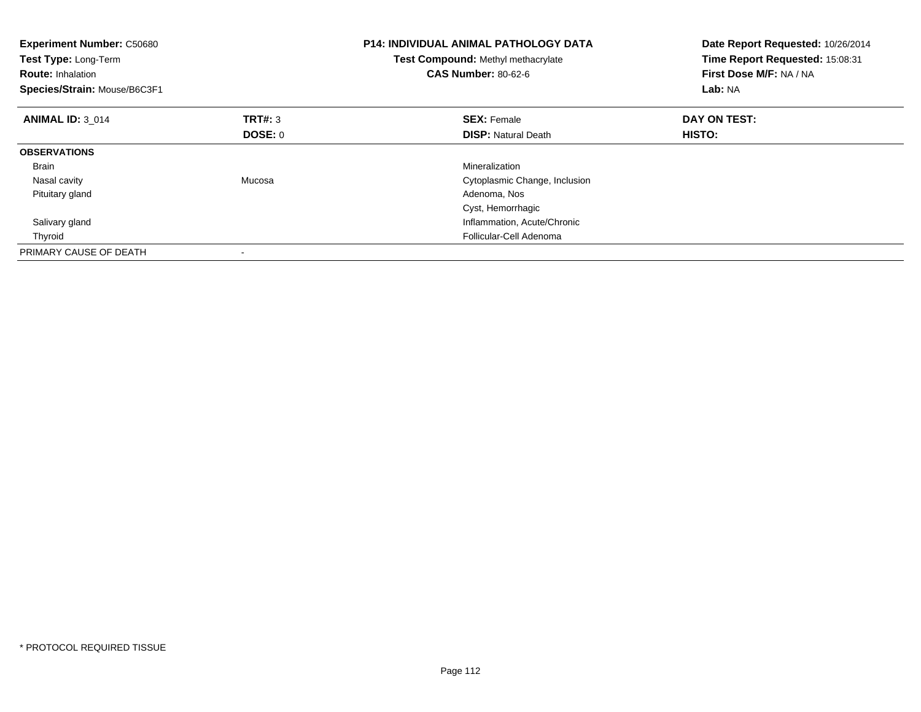**Experiment Number:** C50680
**Test Type:** Long-Term
**Route:** Inhalation
**Species/Strain:** Mouse/B6C3F1

**P14: INDIVIDUAL ANIMAL PATHOLOGY DATA**
**Test Compound:** Methyl methacrylate
**CAS Number:** 80-62-6

**Date Report Requested:** 10/26/2014
**Time Report Requested:** 15:08:31
**First Dose M/F:** NA / NA
**Lab:** NA

| **ANIMAL ID:** 3_014 | **TRT#:** 3 | **SEX:** Female | **DAY ON TEST:** |
|---|---|---|---|
| | **DOSE:** 0 | **DISP:** Natural Death | **HISTO:** |
| **OBSERVATIONS** | | | |
| Brain | | Mineralization | |
| Nasal cavity | Mucosa | Cytoplasmic Change, Inclusion | |
| Pituitary gland | | Adenoma, Nos | |
| | | Cyst, Hemorrhagic | |
| Salivary gland | | Inflammation, Acute/Chronic | |
| Thyroid | | Follicular-Cell Adenoma | |
| PRIMARY CAUSE OF DEATH | - | | |

* PROTOCOL REQUIRED TISSUE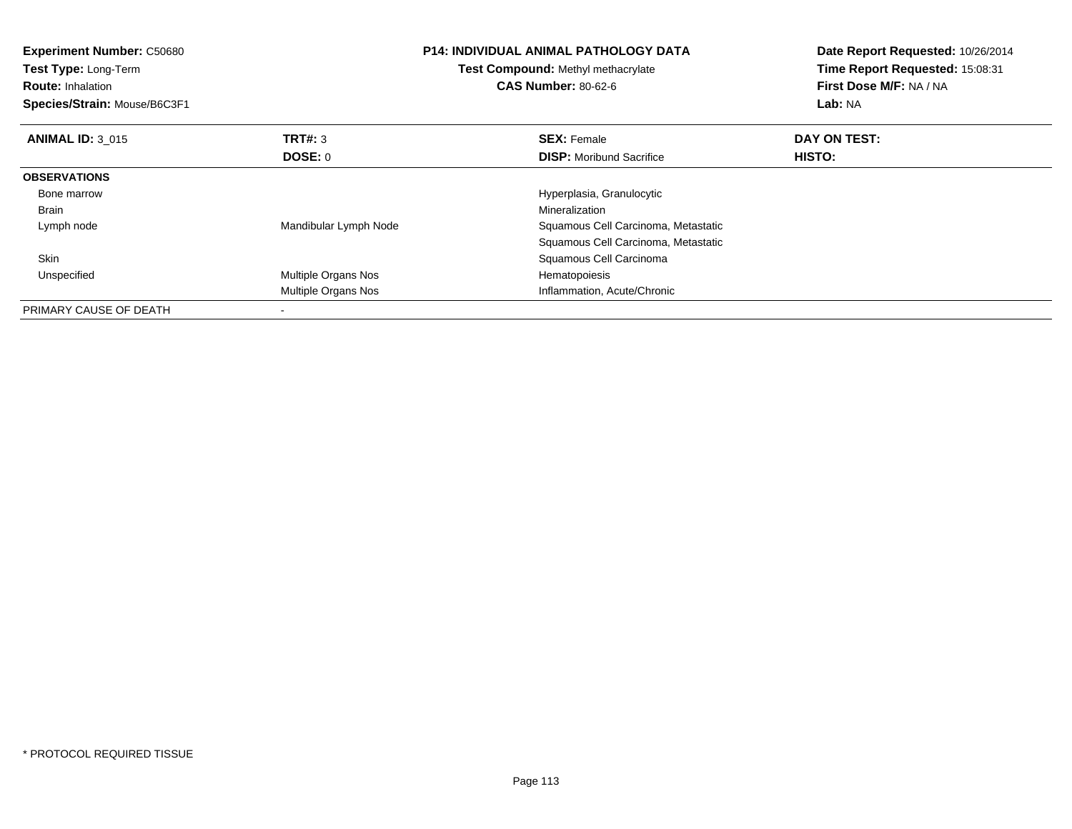**Experiment Number:** C50680
**Test Type:** Long-Term
**Route:** Inhalation
**Species/Strain:** Mouse/B6C3F1

**P14: INDIVIDUAL ANIMAL PATHOLOGY DATA**
**Test Compound:** Methyl methacrylate
**CAS Number:** 80-62-6

**Date Report Requested:** 10/26/2014
**Time Report Requested:** 15:08:31
**First Dose M/F:** NA / NA
**Lab:** NA

| **ANIMAL ID:** 3_015 | **TRT#:** 3 | **SEX:** Female | **DAY ON TEST:** |
|---|---|---|---|
| | **DOSE:** 0 | **DISP:** Moribund Sacrifice | **HISTO:** |
| **OBSERVATIONS** | | | |
| Bone marrow | | Hyperplasia, Granulocytic | |
| Brain | | Mineralization | |
| Lymph node | Mandibular Lymph Node | Squamous Cell Carcinoma, Metastatic | |
| | | Squamous Cell Carcinoma, Metastatic | |
| Skin | | Squamous Cell Carcinoma | |
| Unspecified | Multiple Organs Nos | Hematopoiesis | |
| | Multiple Organs Nos | Inflammation, Acute/Chronic | |
| PRIMARY CAUSE OF DEATH | - | | |

* PROTOCOL REQUIRED TISSUE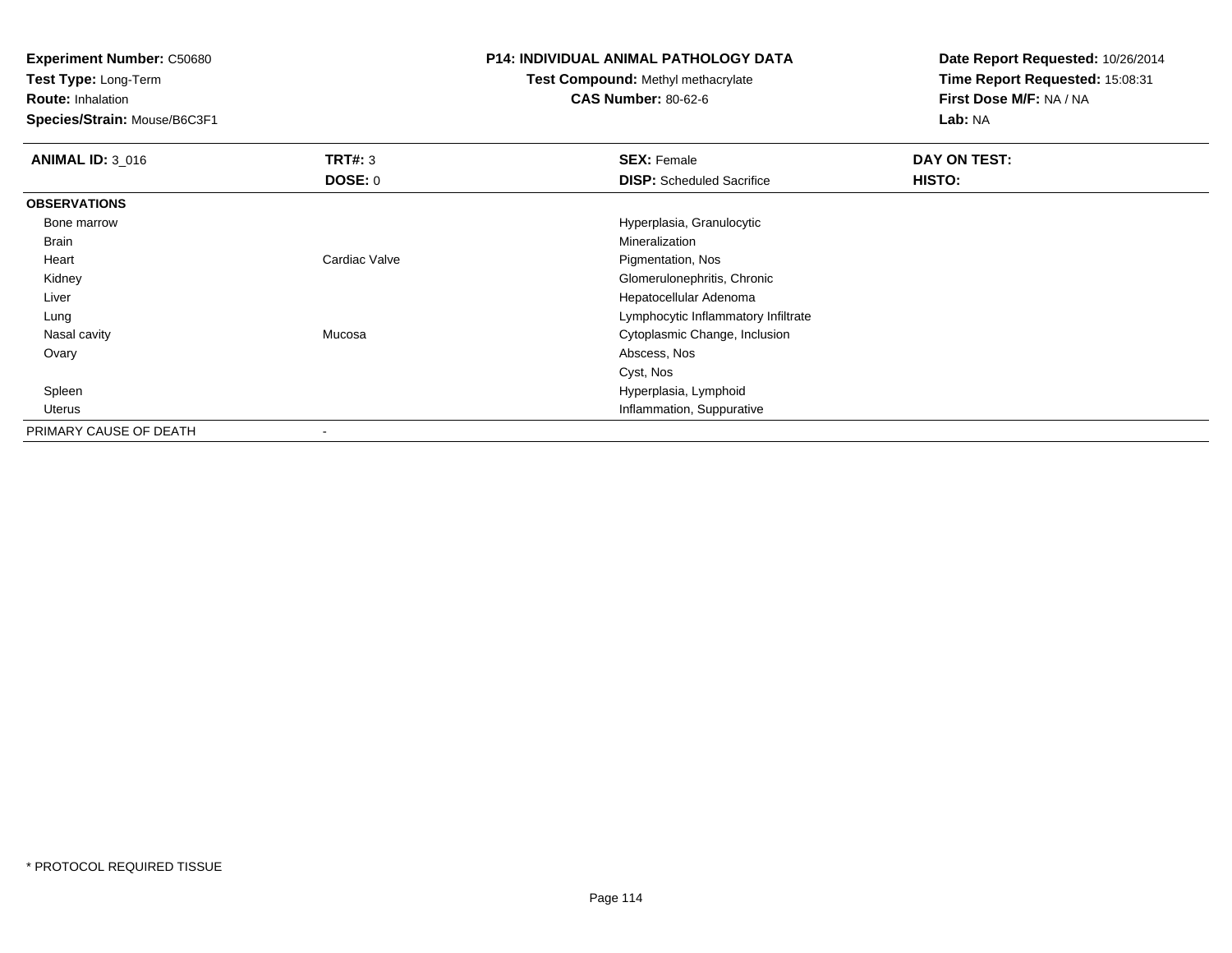**Experiment Number:** C50680
**Test Type:** Long-Term
**Route:** Inhalation
**Species/Strain:** Mouse/B6C3F1

## P14: INDIVIDUAL ANIMAL PATHOLOGY DATA

**Test Compound:** Methyl methacrylate
**CAS Number:** 80-62-6

**Date Report Requested:** 10/26/2014
**Time Report Requested:** 15:08:31
**First Dose M/F:** NA / NA
**Lab:** NA

| **ANIMAL ID:** 3_016 | **TRT#:** 3 | **SEX:** Female | **DAY ON TEST:** |
|---|---|---|---|
| | **DOSE:** 0 | **DISP:** Scheduled Sacrifice | **HISTO:** |
| **OBSERVATIONS** | | | |
| Bone marrow | | Hyperplasia, Granulocytic | |
| Brain | | Mineralization | |
| Heart | Cardiac Valve | Pigmentation, Nos | |
| Kidney | | Glomerulonephritis, Chronic | |
| Liver | | Hepatocellular Adenoma | |
| Lung | | Lymphocytic Inflammatory Infiltrate | |
| Nasal cavity | Mucosa | Cytoplasmic Change, Inclusion | |
| Ovary | | Abscess, Nos | |
| | | Cyst, Nos | |
| Spleen | | Hyperplasia, Lymphoid | |
| Uterus | | Inflammation, Suppurative | |
| PRIMARY CAUSE OF DEATH | - | | |

\* PROTOCOL REQUIRED TISSUE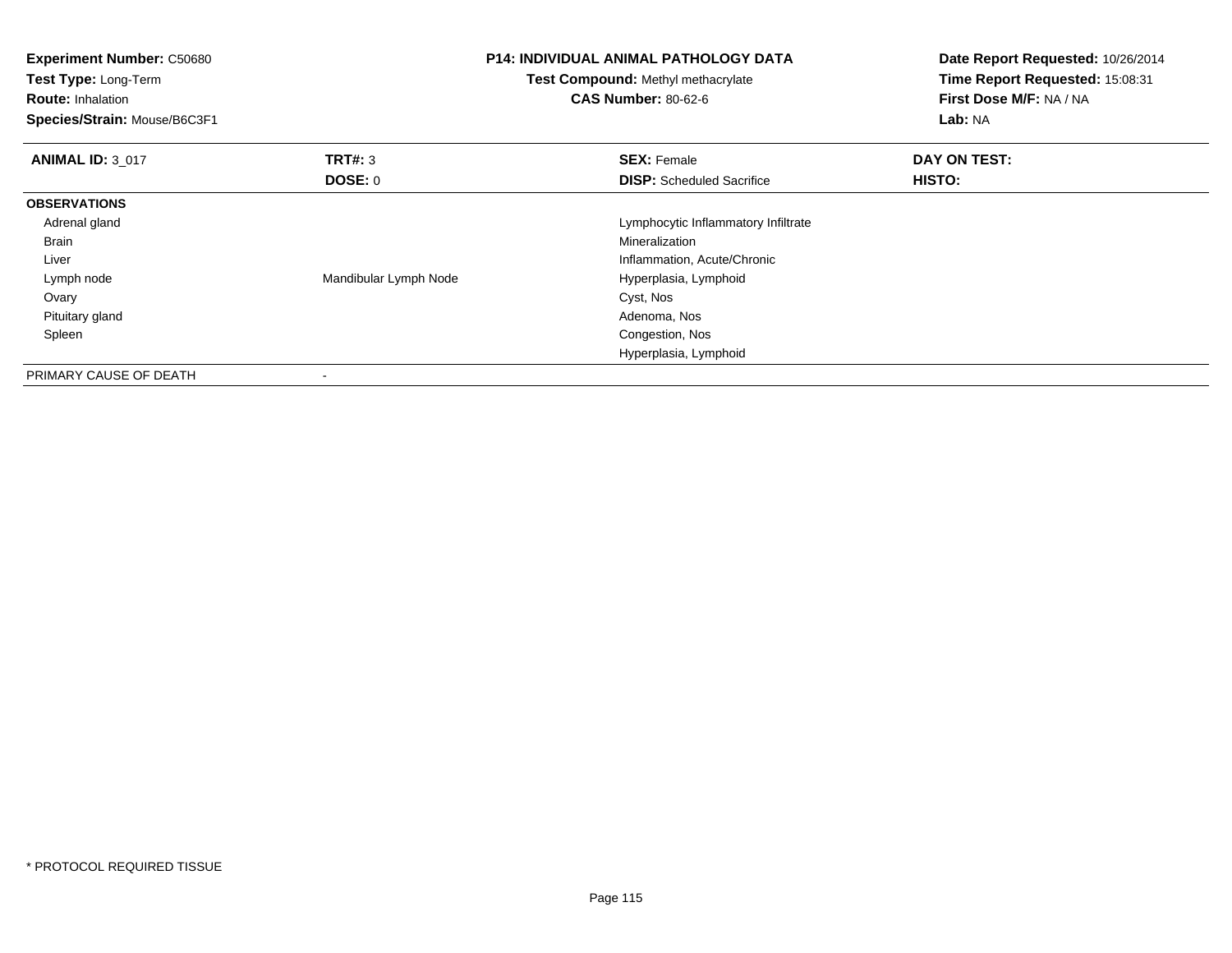**Experiment Number:** C50680
**Test Type:** Long-Term
**Route:** Inhalation
**Species/Strain:** Mouse/B6C3F1

**P14: INDIVIDUAL ANIMAL PATHOLOGY DATA**
**Test Compound:** Methyl methacrylate
**CAS Number:** 80-62-6

**Date Report Requested:** 10/26/2014
**Time Report Requested:** 15:08:31
**First Dose M/F:** NA / NA
**Lab:** NA

| **ANIMAL ID:** 3_017 | **TRT#:** 3 | **SEX:** Female | **DAY ON TEST:** |
|---|---|---|---|
| | **DOSE:** 0 | **DISP:** Scheduled Sacrifice | **HISTO:** |
| **OBSERVATIONS** | | | |
| Adrenal gland | | Lymphocytic Inflammatory Infiltrate | |
| Brain | | Mineralization | |
| Liver | | Inflammation, Acute/Chronic | |
| Lymph node | Mandibular Lymph Node | Hyperplasia, Lymphoid | |
| Ovary | | Cyst, Nos | |
| Pituitary gland | | Adenoma, Nos | |
| Spleen | | Congestion, Nos | |
| | | Hyperplasia, Lymphoid | |
| PRIMARY CAUSE OF DEATH | - | | |

* PROTOCOL REQUIRED TISSUE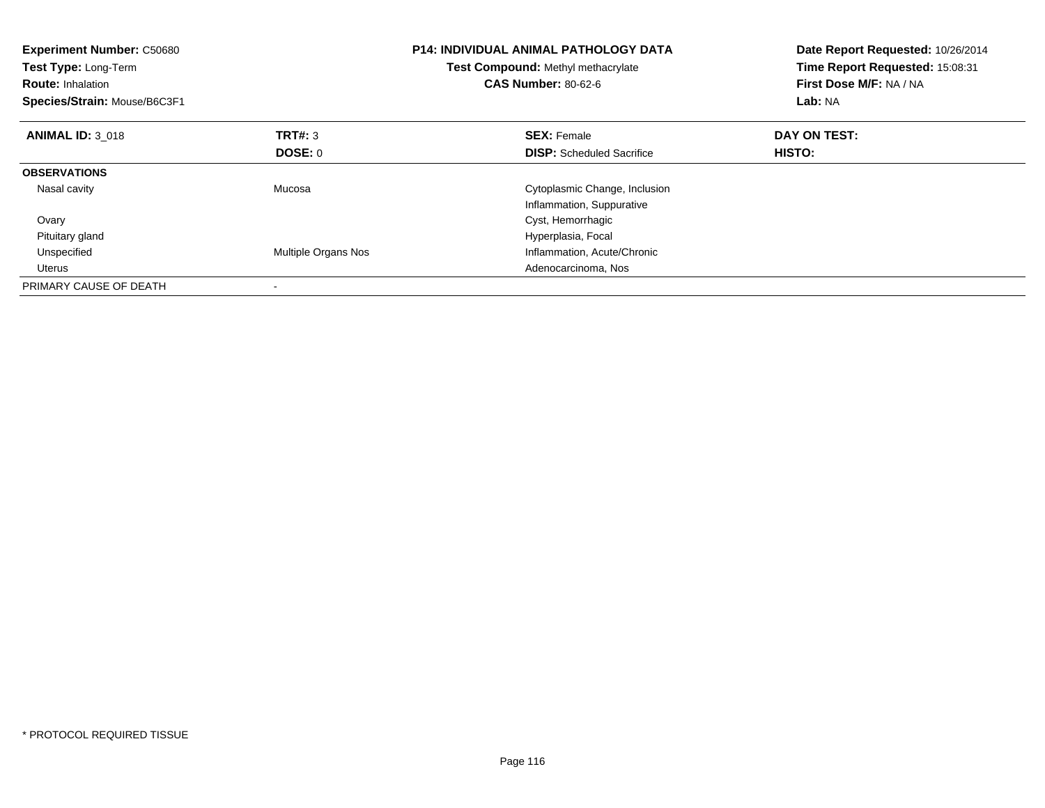**Experiment Number:** C50680
**Test Type:** Long-Term
**Route:** Inhalation
**Species/Strain:** Mouse/B6C3F1

**P14: INDIVIDUAL ANIMAL PATHOLOGY DATA**
**Test Compound:** Methyl methacrylate
**CAS Number:** 80-62-6

**Date Report Requested:** 10/26/2014
**Time Report Requested:** 15:08:31
**First Dose M/F:** NA / NA
**Lab:** NA

| **ANIMAL ID:** 3_018 | **TRT#:** 3 | **SEX:** Female | **DAY ON TEST:** |
|---|---|---|---|
| | **DOSE:** 0 | **DISP:** Scheduled Sacrifice | **HISTO:** |
| **OBSERVATIONS** | | | |
| Nasal cavity | Mucosa | Cytoplasmic Change, Inclusion | |
| | | Inflammation, Suppurative | |
| Ovary | | Cyst, Hemorrhagic | |
| Pituitary gland | | Hyperplasia, Focal | |
| Unspecified | Multiple Organs Nos | Inflammation, Acute/Chronic | |
| Uterus | | Adenocarcinoma, Nos | |
| PRIMARY CAUSE OF DEATH | - | | |

* PROTOCOL REQUIRED TISSUE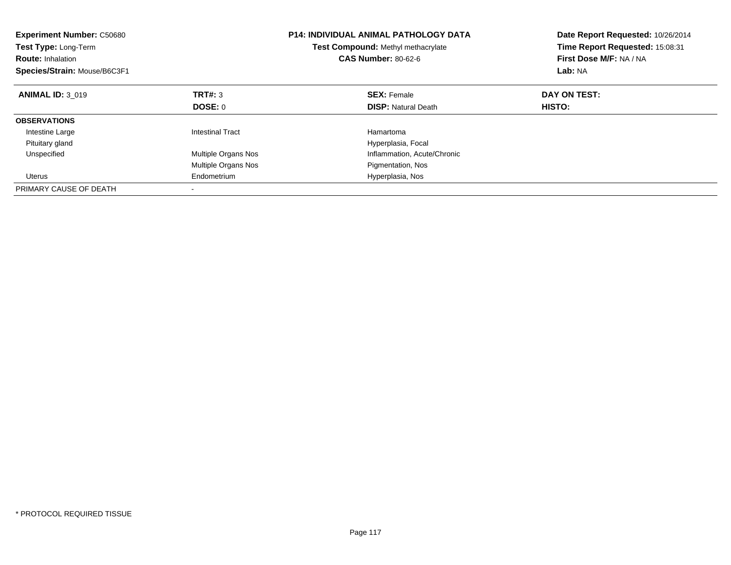**Experiment Number:** C50680
**Test Type:** Long-Term
**Route:** Inhalation
**Species/Strain:** Mouse/B6C3F1

**P14: INDIVIDUAL ANIMAL PATHOLOGY DATA**
**Test Compound:** Methyl methacrylate
**CAS Number:** 80-62-6

**Date Report Requested:** 10/26/2014
**Time Report Requested:** 15:08:31
**First Dose M/F:** NA / NA
**Lab:** NA

| **ANIMAL ID:** 3_019 | **TRT#:** 3 | **SEX:** Female | **DAY ON TEST:** |
|---|---|---|---|
| | **DOSE:** 0 | **DISP:** Natural Death | **HISTO:** |
| **OBSERVATIONS** | | | |
| Intestine Large | Intestinal Tract | Hamartoma | |
| Pituitary gland | | Hyperplasia, Focal | |
| Unspecified | Multiple Organs Nos | Inflammation, Acute/Chronic | |
| | Multiple Organs Nos | Pigmentation, Nos | |
| Uterus | Endometrium | Hyperplasia, Nos | |
| PRIMARY CAUSE OF DEATH | - | | |

* PROTOCOL REQUIRED TISSUE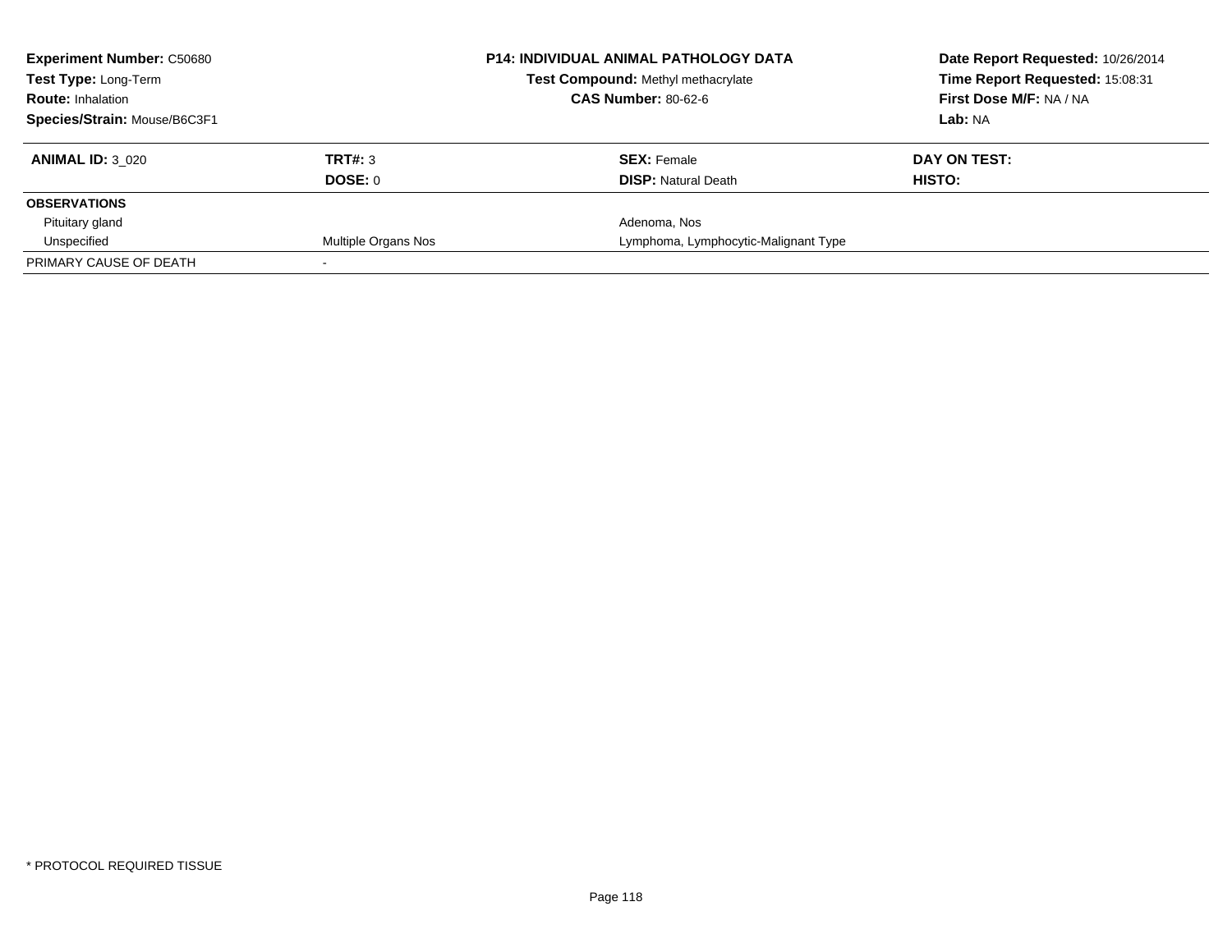**Experiment Number:** C50680
**Test Type:** Long-Term
**Route:** Inhalation
**Species/Strain:** Mouse/B6C3F1

**P14: INDIVIDUAL ANIMAL PATHOLOGY DATA**
**Test Compound:** Methyl methacrylate
**CAS Number:** 80-62-6

**Date Report Requested:** 10/26/2014
**Time Report Requested:** 15:08:31
**First Dose M/F:** NA / NA
**Lab:** NA

| **ANIMAL ID:** 3_020 | **TRT#:** 3 | **SEX:** Female | **DAY ON TEST:** |
|---|---|---|---|
| | **DOSE:** 0 | **DISP:** Natural Death | **HISTO:** |
| **OBSERVATIONS** | | | |
| Pituitary gland | | Adenoma, Nos | |
| Unspecified | Multiple Organs Nos | Lymphoma, Lymphocytic-Malignant Type | |
| PRIMARY CAUSE OF DEATH | - | | |

* PROTOCOL REQUIRED TISSUE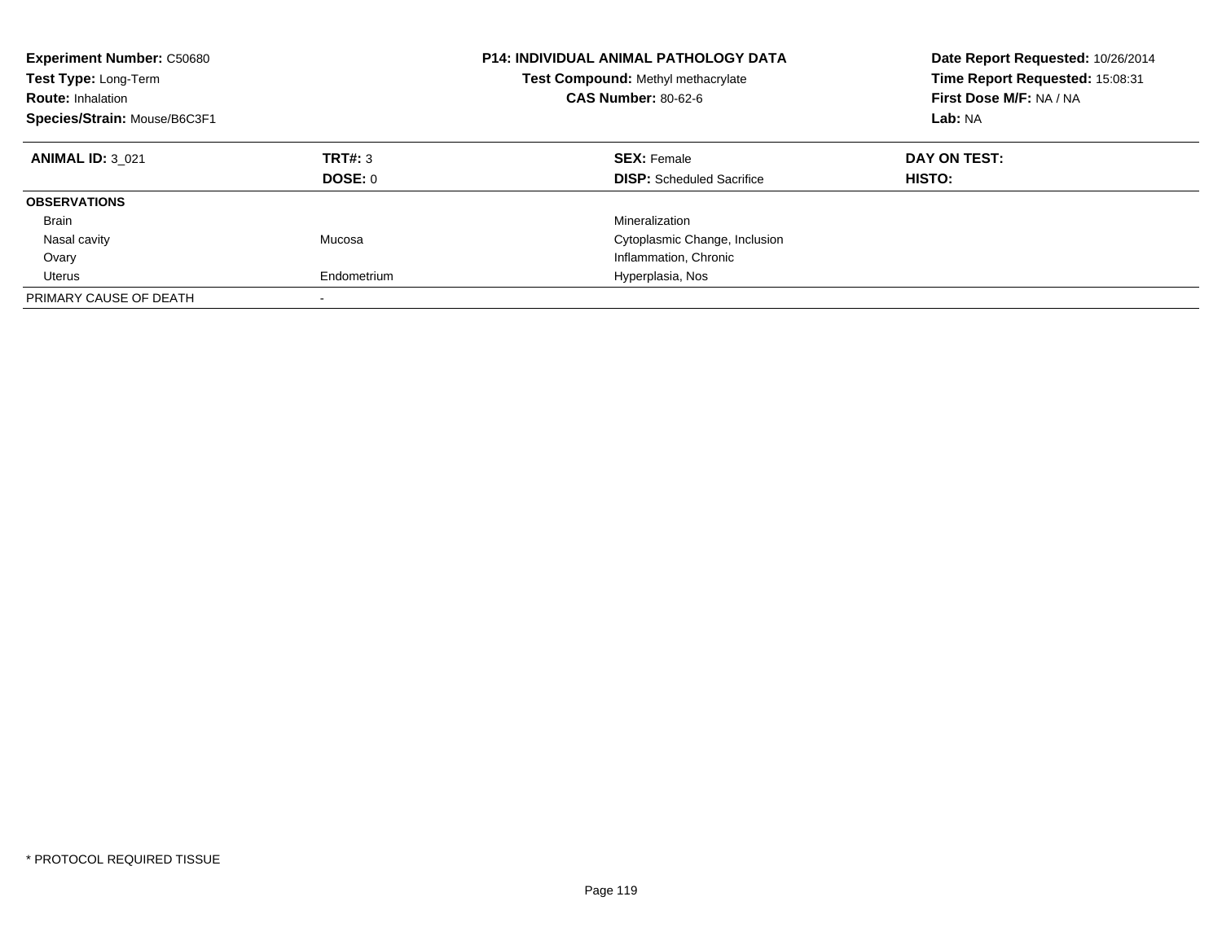**Experiment Number:** C50680
**Test Type:** Long-Term
**Route:** Inhalation
**Species/Strain:** Mouse/B6C3F1

**P14: INDIVIDUAL ANIMAL PATHOLOGY DATA**
**Test Compound:** Methyl methacrylate
**CAS Number:** 80-62-6

**Date Report Requested:** 10/26/2014
**Time Report Requested:** 15:08:31
**First Dose M/F:** NA / NA
**Lab:** NA

| **ANIMAL ID:** 3_021 | **TRT#:** 3 | **SEX:** Female | **DAY ON TEST:** |
|---|---|---|---|
| | **DOSE:** 0 | **DISP:** Scheduled Sacrifice | **HISTO:** |
| **OBSERVATIONS** | | | |
| Brain | | Mineralization | |
| Nasal cavity | Mucosa | Cytoplasmic Change, Inclusion | |
| Ovary | | Inflammation, Chronic | |
| Uterus | Endometrium | Hyperplasia, Nos | |
| PRIMARY CAUSE OF DEATH | - | | |

* PROTOCOL REQUIRED TISSUE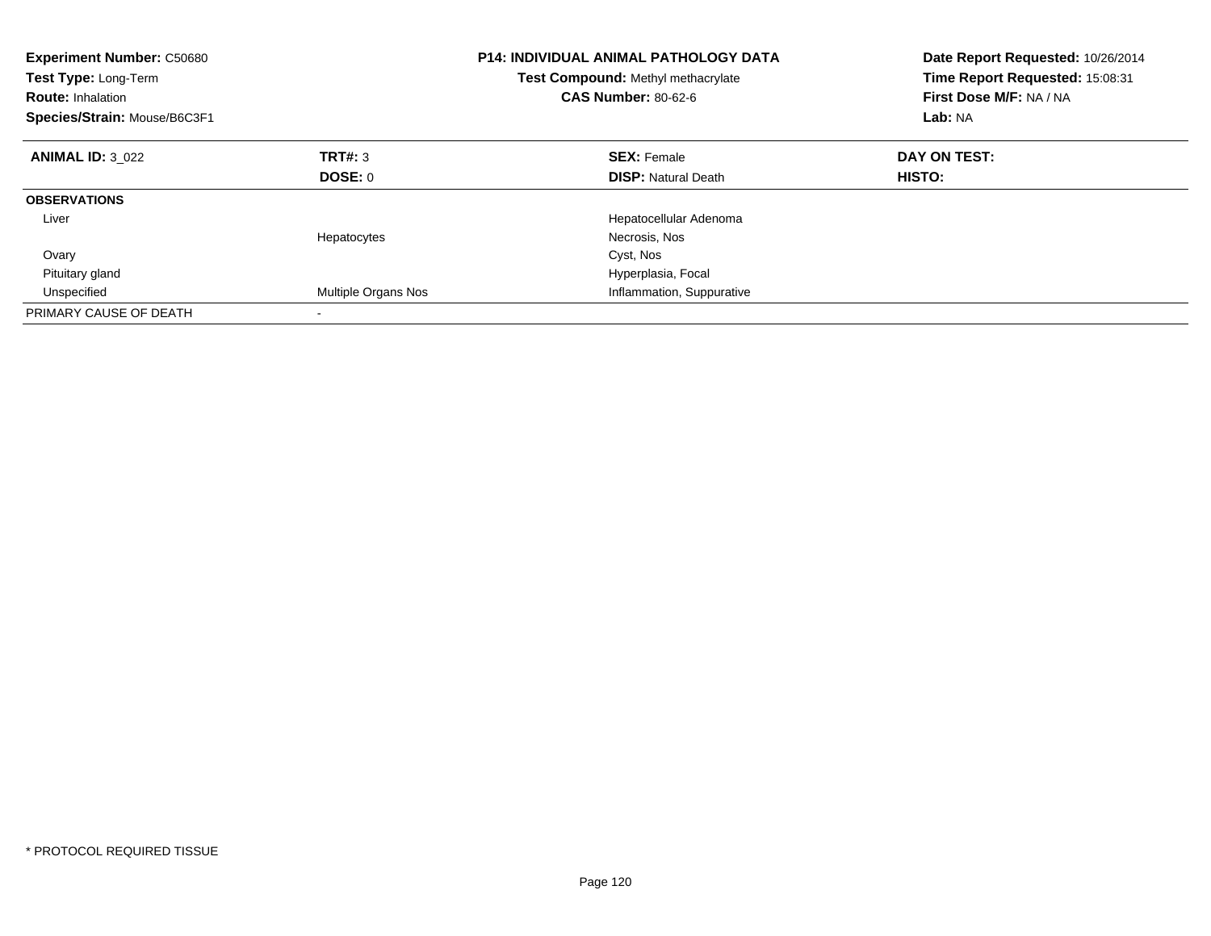| **Experiment Number:** C50680 | **P14: INDIVIDUAL ANIMAL PATHOLOGY DATA** | **Date Report Requested:** 10/26/2014 |
|---|---|---|
| **Test Type:** Long-Term | **Test Compound:** Methyl methacrylate | **Time Report Requested:** 15:08:31 |
| **Route:** Inhalation | **CAS Number:** 80-62-6 | **First Dose M/F:** NA / NA |
| **Species/Strain:** Mouse/B6C3F1 | | **Lab:** NA |

| **ANIMAL ID:** 3_022 | **TRT#:** 3 | **SEX:** Female | **DAY ON TEST:** |
|---|---|---|---|
| | **DOSE:** 0 | **DISP:** Natural Death | **HISTO:** |
| **OBSERVATIONS** | | | |
| Liver | | Hepatocellular Adenoma | |
| | Hepatocytes | Necrosis, Nos | |
| Ovary | | Cyst, Nos | |
| Pituitary gland | | Hyperplasia, Focal | |
| Unspecified | Multiple Organs Nos | Inflammation, Suppurative | |
| PRIMARY CAUSE OF DEATH | - | | |

* PROTOCOL REQUIRED TISSUE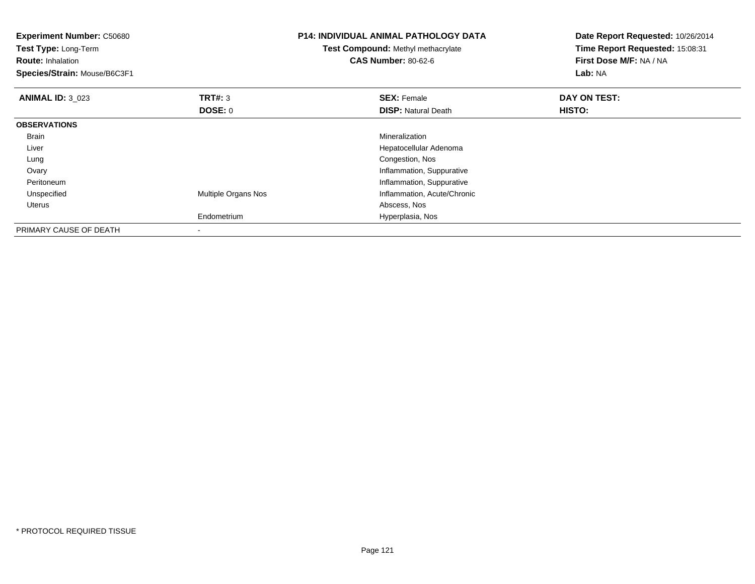**Experiment Number:** C50680
**Test Type:** Long-Term
**Route:** Inhalation
**Species/Strain:** Mouse/B6C3F1

**P14: INDIVIDUAL ANIMAL PATHOLOGY DATA**
**Test Compound:** Methyl methacrylate
**CAS Number:** 80-62-6

**Date Report Requested:** 10/26/2014
**Time Report Requested:** 15:08:31
**First Dose M/F:** NA / NA
**Lab:** NA

| **ANIMAL ID:** 3_023 | **TRT#:** 3 | **SEX:** Female | **DAY ON TEST:** |
|---|---|---|---|
| | **DOSE:** 0 | **DISP:** Natural Death | **HISTO:** |
| **OBSERVATIONS** | | | |
| Brain | | Mineralization | |
| Liver | | Hepatocellular Adenoma | |
| Lung | | Congestion, Nos | |
| Ovary | | Inflammation, Suppurative | |
| Peritoneum | | Inflammation, Suppurative | |
| Unspecified | Multiple Organs Nos | Inflammation, Acute/Chronic | |
| Uterus | | Abscess, Nos | |
| | Endometrium | Hyperplasia, Nos | |
| PRIMARY CAUSE OF DEATH | - | | |

* PROTOCOL REQUIRED TISSUE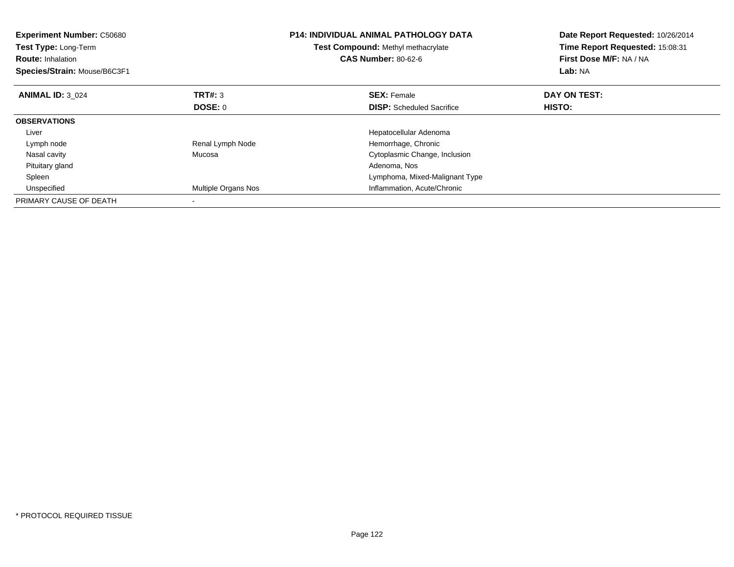**Experiment Number:** C50680
**Test Type:** Long-Term
**Route:** Inhalation
**Species/Strain:** Mouse/B6C3F1

**P14: INDIVIDUAL ANIMAL PATHOLOGY DATA**
**Test Compound:** Methyl methacrylate
**CAS Number:** 80-62-6

**Date Report Requested:** 10/26/2014
**Time Report Requested:** 15:08:31
**First Dose M/F:** NA / NA
**Lab:** NA

| **ANIMAL ID:** 3_024 | **TRT#:** 3 | **SEX:** Female | **DAY ON TEST:** |
|---|---|---|---|
| | **DOSE:** 0 | **DISP:** Scheduled Sacrifice | **HISTO:** |
| **OBSERVATIONS** | | | |
| Liver | | Hepatocellular Adenoma | |
| Lymph node | Renal Lymph Node | Hemorrhage, Chronic | |
| Nasal cavity | Mucosa | Cytoplasmic Change, Inclusion | |
| Pituitary gland | | Adenoma, Nos | |
| Spleen | | Lymphoma, Mixed-Malignant Type | |
| Unspecified | Multiple Organs Nos | Inflammation, Acute/Chronic | |
| PRIMARY CAUSE OF DEATH | - | | |

* PROTOCOL REQUIRED TISSUE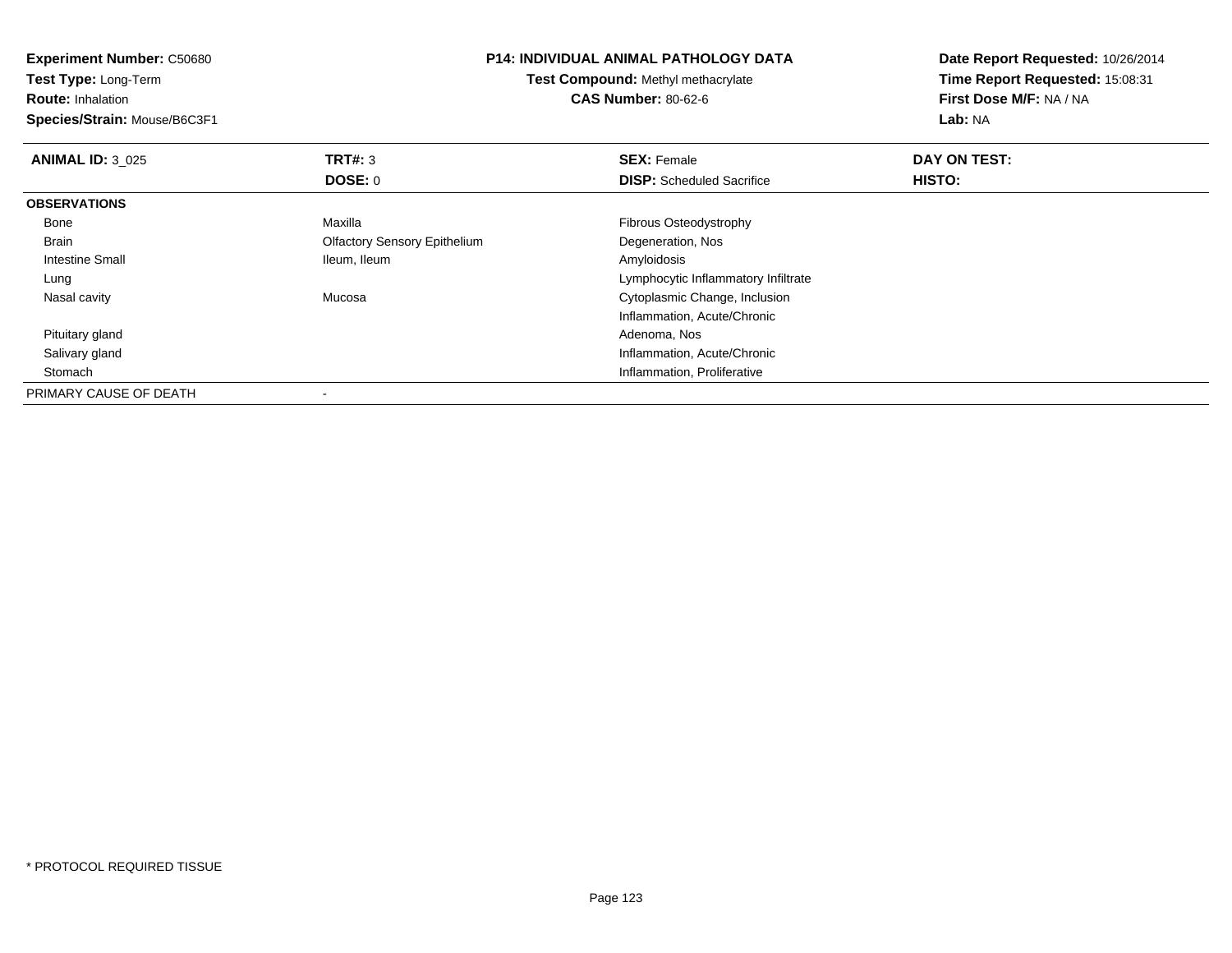**Experiment Number:** C50680
**Test Type:** Long-Term
**Route:** Inhalation
**Species/Strain:** Mouse/B6C3F1

**P14: INDIVIDUAL ANIMAL PATHOLOGY DATA**
**Test Compound:** Methyl methacrylate
**CAS Number:** 80-62-6

**Date Report Requested:** 10/26/2014
**Time Report Requested:** 15:08:31
**First Dose M/F:** NA / NA
**Lab:** NA

| **ANIMAL ID:** 3_025 | **TRT#:** 3 | **SEX:** Female | **DAY ON TEST:** |
|---|---|---|---|
| | **DOSE:** 0 | **DISP:** Scheduled Sacrifice | **HISTO:** |
| **OBSERVATIONS** | | | |
| Bone | Maxilla | Fibrous Osteodystrophy | |
| Brain | Olfactory Sensory Epithelium | Degeneration, Nos | |
| Intestine Small | Ileum, Ileum | Amyloidosis | |
| Lung | | Lymphocytic Inflammatory Infiltrate | |
| Nasal cavity | Mucosa | Cytoplasmic Change, Inclusion | |
| | | Inflammation, Acute/Chronic | |
| Pituitary gland | | Adenoma, Nos | |
| Salivary gland | | Inflammation, Acute/Chronic | |
| Stomach | | Inflammation, Proliferative | |
| PRIMARY CAUSE OF DEATH | - | | |

* PROTOCOL REQUIRED TISSUE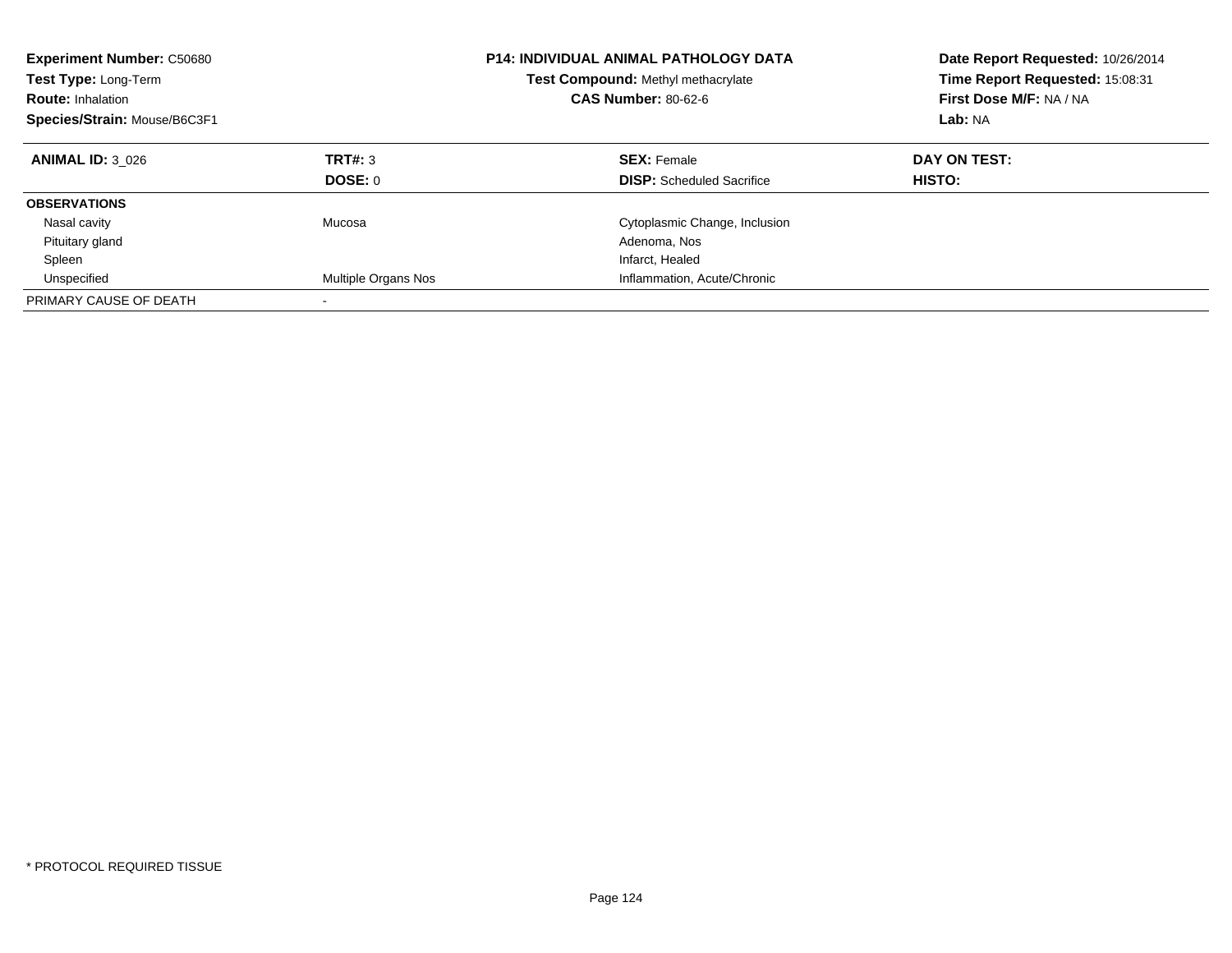**Experiment Number:** C50680
**Test Type:** Long-Term
**Route:** Inhalation
**Species/Strain:** Mouse/B6C3F1

**P14: INDIVIDUAL ANIMAL PATHOLOGY DATA**
**Test Compound:** Methyl methacrylate
**CAS Number:** 80-62-6

**Date Report Requested:** 10/26/2014
**Time Report Requested:** 15:08:31
**First Dose M/F:** NA / NA
**Lab:** NA

| **ANIMAL ID:** 3_026 | **TRT#:** 3 | **SEX:** Female | **DAY ON TEST:** |
|---|---|---|---|
| | **DOSE:** 0 | **DISP:** Scheduled Sacrifice | **HISTO:** |
| **OBSERVATIONS** | | | |
| Nasal cavity | Mucosa | Cytoplasmic Change, Inclusion | |
| Pituitary gland | | Adenoma, Nos | |
| Spleen | | Infarct, Healed | |
| Unspecified | Multiple Organs Nos | Inflammation, Acute/Chronic | |
| PRIMARY CAUSE OF DEATH | - | | |

* PROTOCOL REQUIRED TISSUE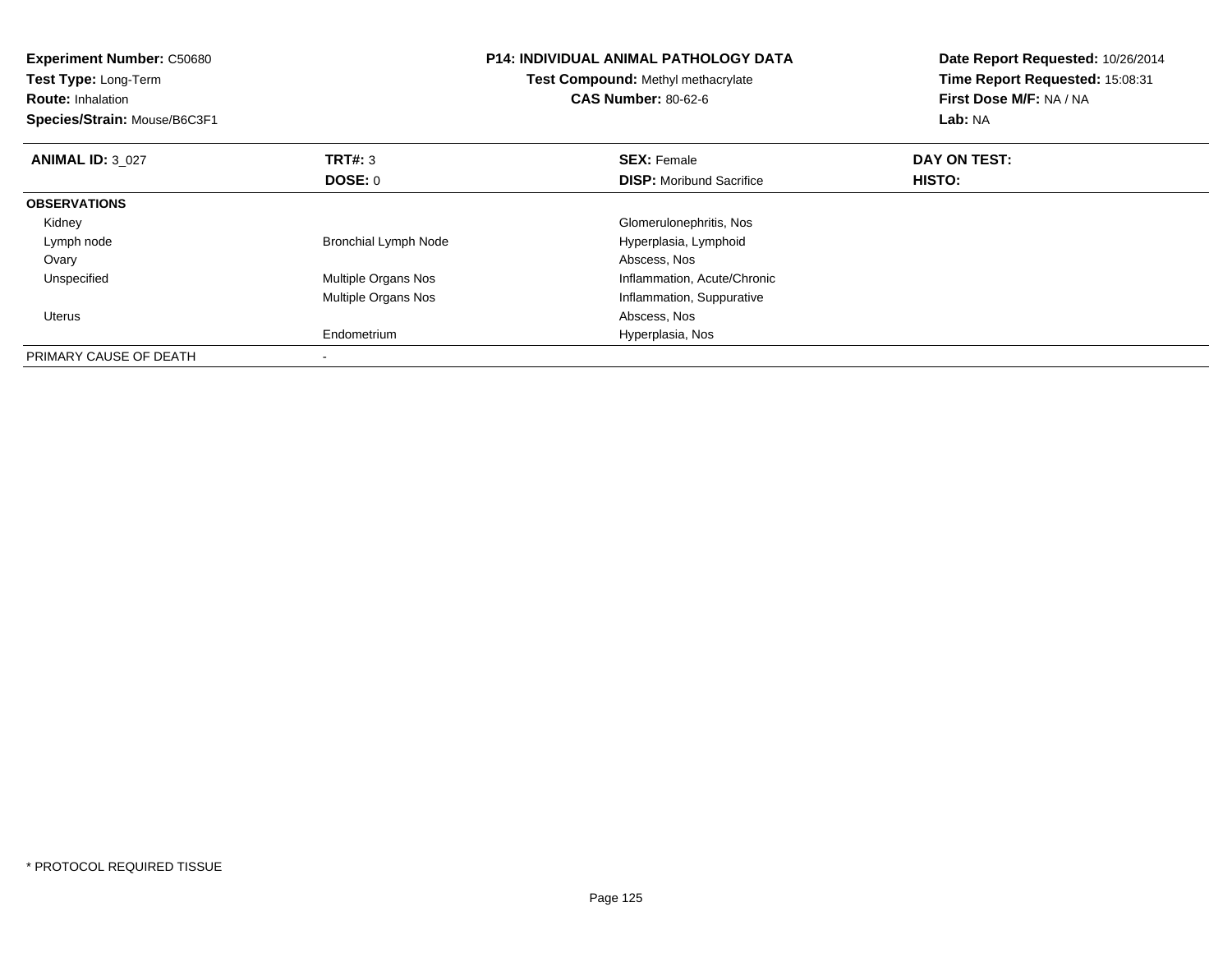**Experiment Number:** C50680
**Test Type:** Long-Term
**Route:** Inhalation
**Species/Strain:** Mouse/B6C3F1

**P14: INDIVIDUAL ANIMAL PATHOLOGY DATA**
**Test Compound:** Methyl methacrylate
**CAS Number:** 80-62-6

**Date Report Requested:** 10/26/2014
**Time Report Requested:** 15:08:31
**First Dose M/F:** NA / NA
**Lab:** NA

| **ANIMAL ID:** 3_027 | **TRT#:** 3 | **SEX:** Female | **DAY ON TEST:** |
|---|---|---|---|
| | **DOSE:** 0 | **DISP:** Moribund Sacrifice | **HISTO:** |
| **OBSERVATIONS** | | | |
| Kidney | | Glomerulonephritis, Nos | |
| Lymph node | Bronchial Lymph Node | Hyperplasia, Lymphoid | |
| Ovary | | Abscess, Nos | |
| Unspecified | Multiple Organs Nos | Inflammation, Acute/Chronic | |
| | Multiple Organs Nos | Inflammation, Suppurative | |
| Uterus | | Abscess, Nos | |
| | Endometrium | Hyperplasia, Nos | |
| PRIMARY CAUSE OF DEATH | - | | |

* PROTOCOL REQUIRED TISSUE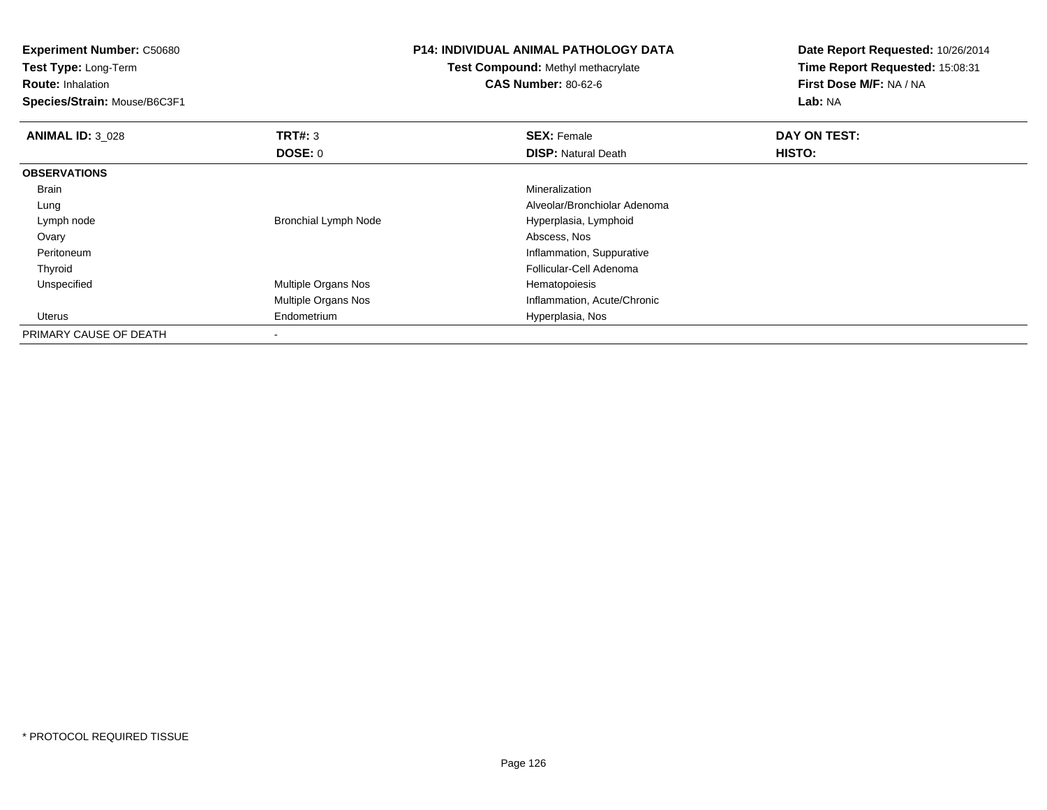**Experiment Number:** C50680
**Test Type:** Long-Term
**Route:** Inhalation
**Species/Strain:** Mouse/B6C3F1

**P14: INDIVIDUAL ANIMAL PATHOLOGY DATA**
**Test Compound:** Methyl methacrylate
**CAS Number:** 80-62-6

**Date Report Requested:** 10/26/2014
**Time Report Requested:** 15:08:31
**First Dose M/F:** NA / NA
**Lab:** NA

| **ANIMAL ID:** 3_028 | **TRT#:** 3 | **SEX:** Female | **DAY ON TEST:** |
|---|---|---|---|
| | **DOSE:** 0 | **DISP:** Natural Death | **HISTO:** |
| **OBSERVATIONS** | | | |
| Brain | | Mineralization | |
| Lung | | Alveolar/Bronchiolar Adenoma | |
| Lymph node | Bronchial Lymph Node | Hyperplasia, Lymphoid | |
| Ovary | | Abscess, Nos | |
| Peritoneum | | Inflammation, Suppurative | |
| Thyroid | | Follicular-Cell Adenoma | |
| Unspecified | Multiple Organs Nos | Hematopoiesis | |
| | Multiple Organs Nos | Inflammation, Acute/Chronic | |
| Uterus | Endometrium | Hyperplasia, Nos | |
| PRIMARY CAUSE OF DEATH | - | | |

* PROTOCOL REQUIRED TISSUE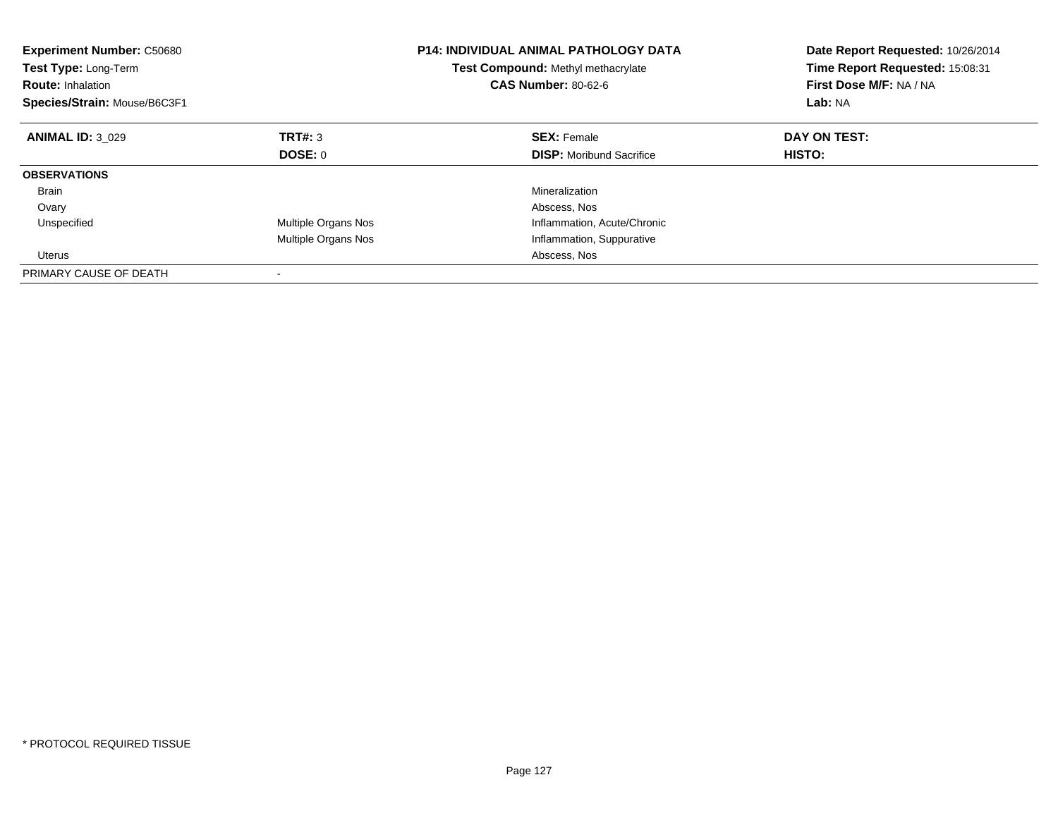**Experiment Number:** C50680
**Test Type:** Long-Term
**Route:** Inhalation
**Species/Strain:** Mouse/B6C3F1

**P14: INDIVIDUAL ANIMAL PATHOLOGY DATA**
**Test Compound:** Methyl methacrylate
**CAS Number:** 80-62-6

**Date Report Requested:** 10/26/2014
**Time Report Requested:** 15:08:31
**First Dose M/F:** NA / NA
**Lab:** NA

| **ANIMAL ID:** 3_029 | **TRT#:** 3 | **SEX:** Female | **DAY ON TEST:** |
|---|---|---|---|
| | **DOSE:** 0 | **DISP:** Moribund Sacrifice | **HISTO:** |
| **OBSERVATIONS** | | | |
| Brain | | Mineralization | |
| Ovary | | Abscess, Nos | |
| Unspecified | Multiple Organs Nos | Inflammation, Acute/Chronic | |
| | Multiple Organs Nos | Inflammation, Suppurative | |
| Uterus | | Abscess, Nos | |
| PRIMARY CAUSE OF DEATH | - | | |

* PROTOCOL REQUIRED TISSUE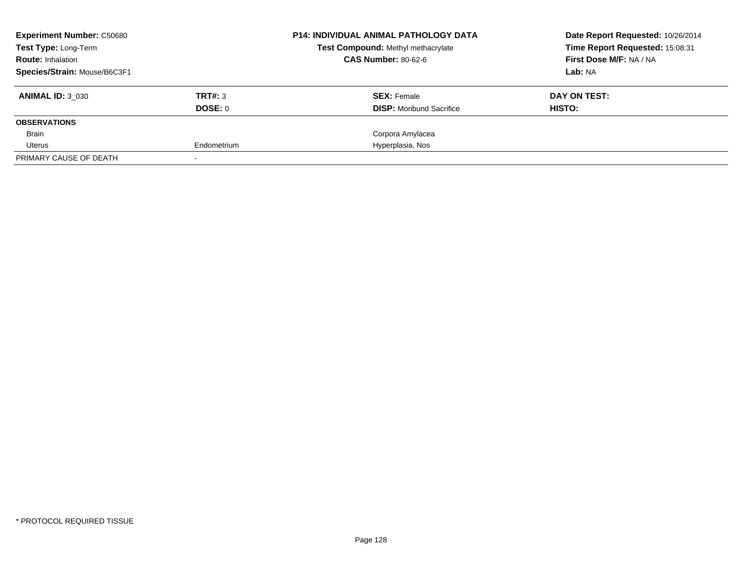| **Experiment Number:** C50680 | | **P14: INDIVIDUAL ANIMAL PATHOLOGY DATA** | **Date Report Requested:** 10/26/2014 |
|---|---|---|---|
| **Test Type:** Long-Term | | **Test Compound:** Methyl methacrylate | **Time Report Requested:** 15:08:31 |
| **Route:** Inhalation | | **CAS Number:** 80-62-6 | **First Dose M/F:** NA / NA |
| **Species/Strain:** Mouse/B6C3F1 | | | **Lab:** NA |

| **ANIMAL ID:** 3_030 | **TRT#:** 3 | **SEX:** Female | **DAY ON TEST:** |
|---|---|---|---|
| | **DOSE:** 0 | **DISP:** Moribund Sacrifice | **HISTO:** |
| **OBSERVATIONS** | | | |
| Brain | | Corpora Amylacea | |
| Uterus | Endometrium | Hyperplasia, Nos | |
| PRIMARY CAUSE OF DEATH | - | | |

\* PROTOCOL REQUIRED TISSUE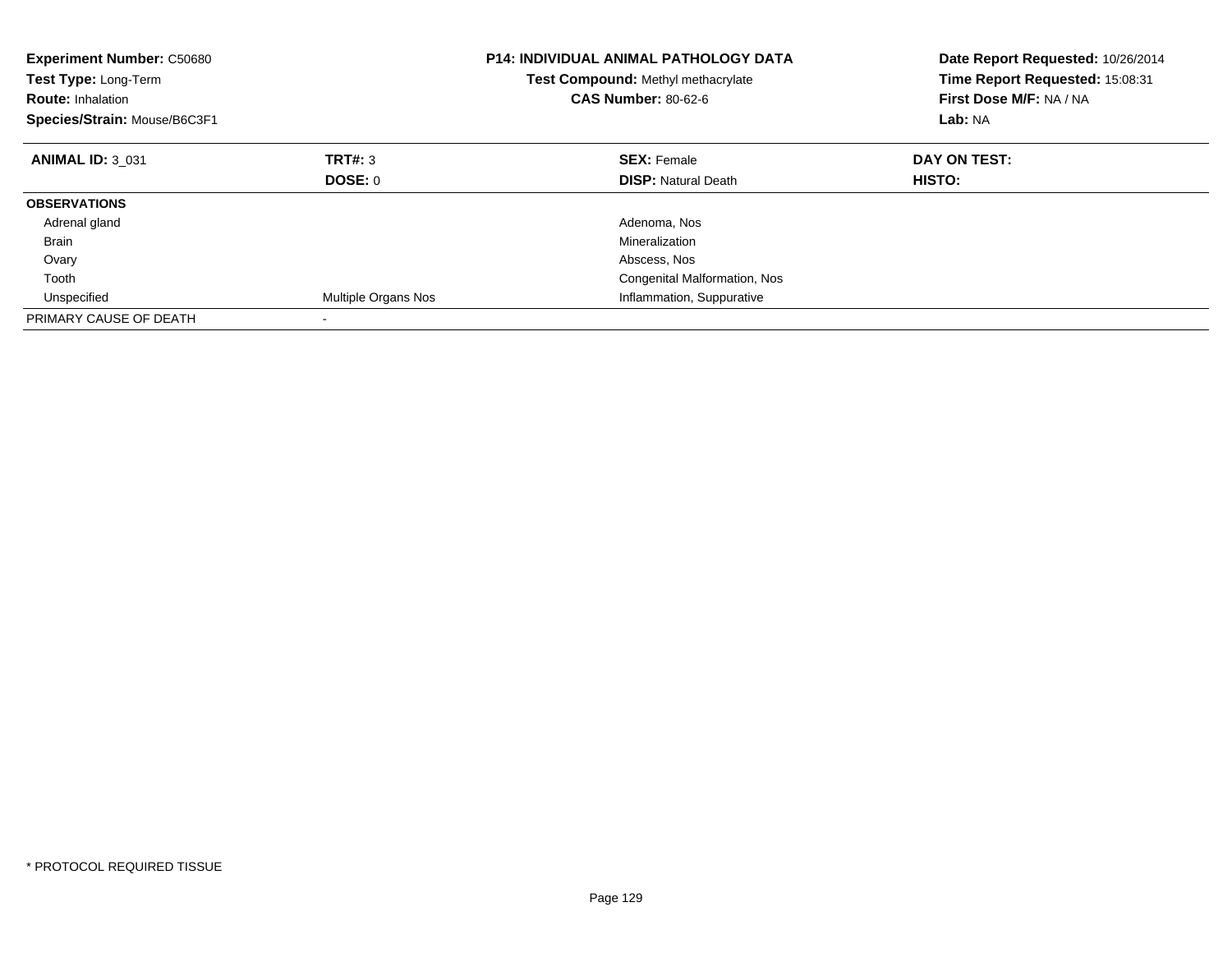**Experiment Number:** C50680
**Test Type:** Long-Term
**Route:** Inhalation
**Species/Strain:** Mouse/B6C3F1

**P14: INDIVIDUAL ANIMAL PATHOLOGY DATA**
**Test Compound:** Methyl methacrylate
**CAS Number:** 80-62-6

**Date Report Requested:** 10/26/2014
**Time Report Requested:** 15:08:31
**First Dose M/F:** NA / NA
**Lab:** NA

| **ANIMAL ID:** 3_031 | **TRT#:** 3 | **SEX:** Female | **DAY ON TEST:** |
|---|---|---|---|
| | **DOSE:** 0 | **DISP:** Natural Death | **HISTO:** |
| **OBSERVATIONS** | | | |
| Adrenal gland | | Adenoma, Nos | |
| Brain | | Mineralization | |
| Ovary | | Abscess, Nos | |
| Tooth | | Congenital Malformation, Nos | |
| Unspecified | Multiple Organs Nos | Inflammation, Suppurative | |
| PRIMARY CAUSE OF DEATH | - | | |

* PROTOCOL REQUIRED TISSUE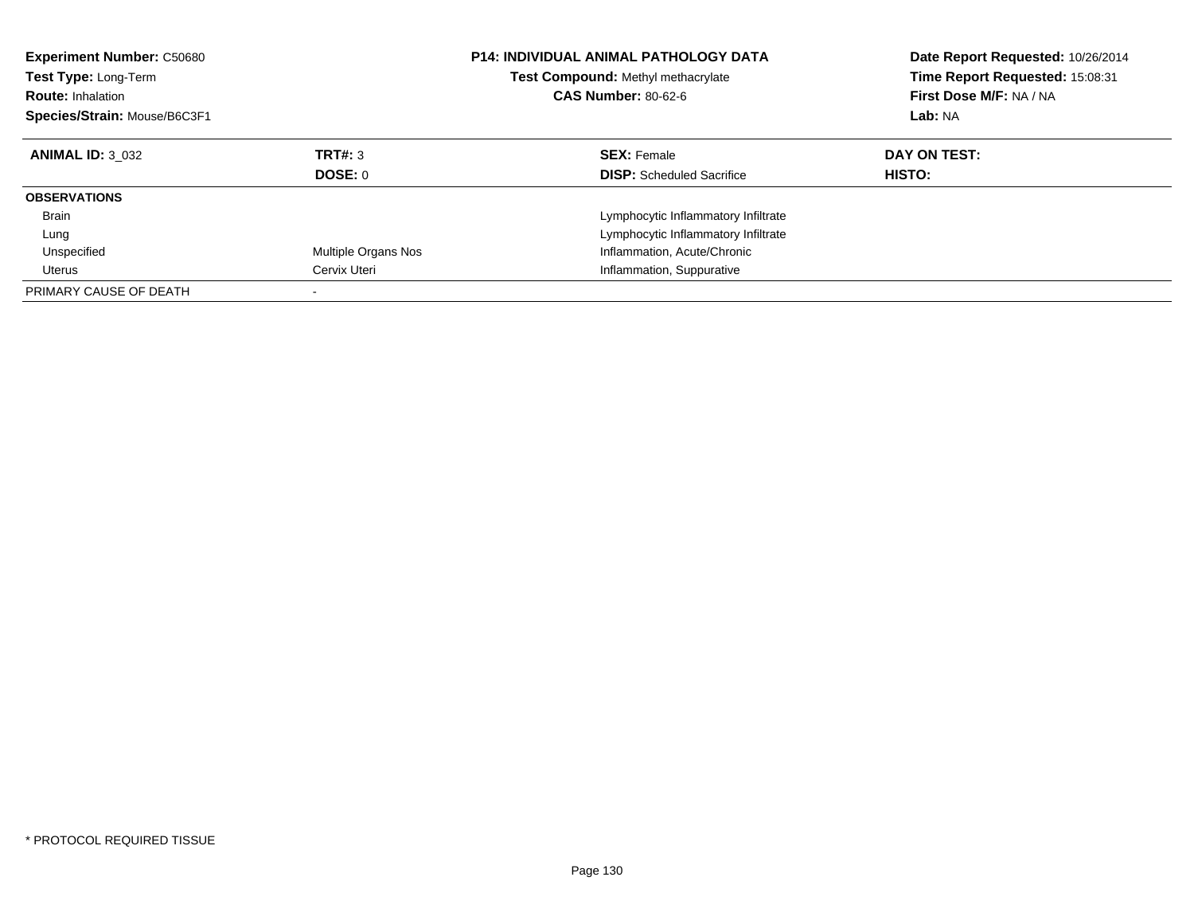**Experiment Number:** C50680
**Test Type:** Long-Term
**Route:** Inhalation
**Species/Strain:** Mouse/B6C3F1

**P14: INDIVIDUAL ANIMAL PATHOLOGY DATA**
**Test Compound:** Methyl methacrylate
**CAS Number:** 80-62-6

**Date Report Requested:** 10/26/2014
**Time Report Requested:** 15:08:31
**First Dose M/F:** NA / NA
**Lab:** NA

| **ANIMAL ID:** 3_032 | **TRT#:** 3 | **SEX:** Female | **DAY ON TEST:** |
|---|---|---|---|
| | **DOSE:** 0 | **DISP:** Scheduled Sacrifice | **HISTO:** |
| **OBSERVATIONS** | | | |
| Brain | | Lymphocytic Inflammatory Infiltrate | |
| Lung | | Lymphocytic Inflammatory Infiltrate | |
| Unspecified | Multiple Organs Nos | Inflammation, Acute/Chronic | |
| Uterus | Cervix Uteri | Inflammation, Suppurative | |
| PRIMARY CAUSE OF DEATH | - | | |

* PROTOCOL REQUIRED TISSUE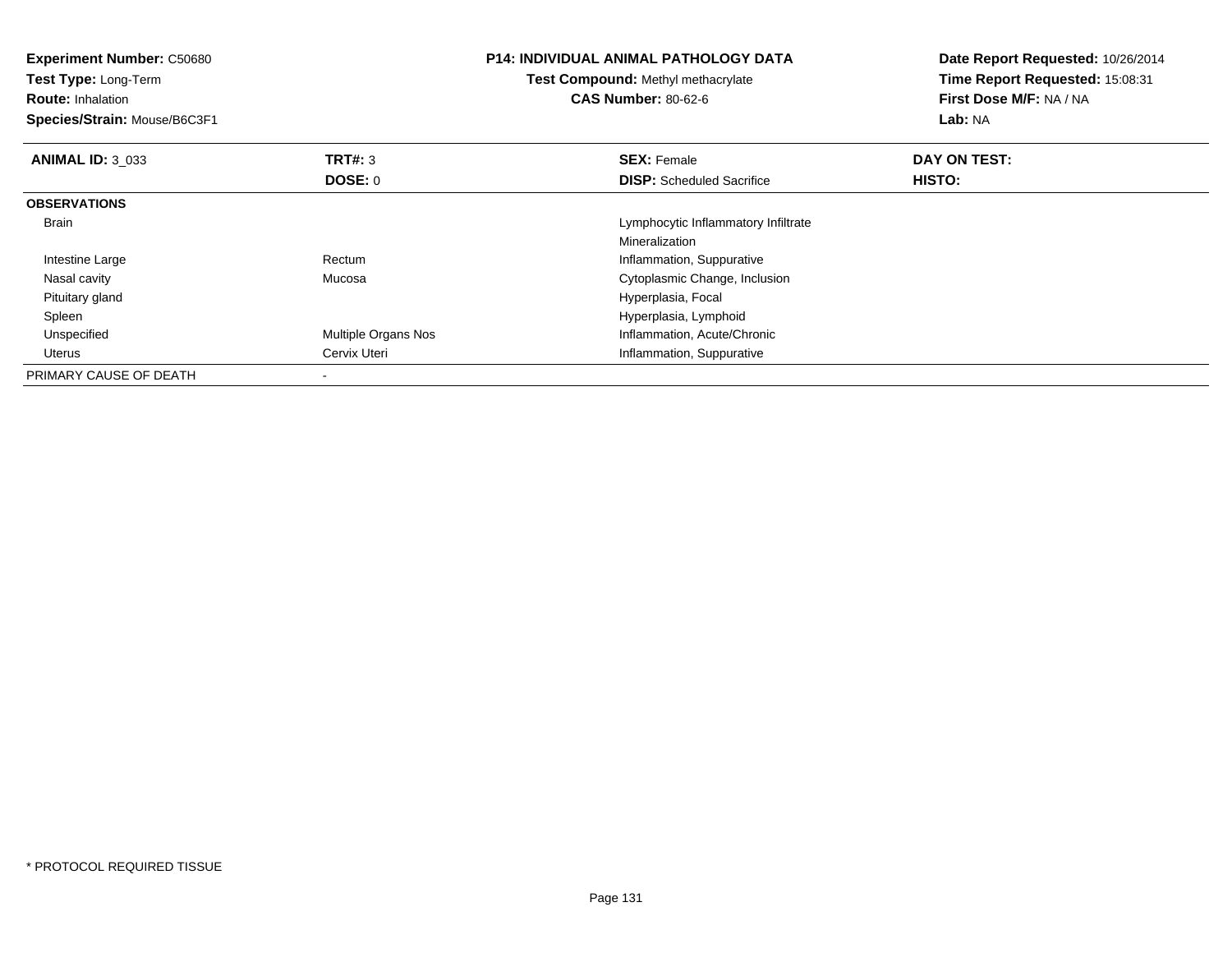**Experiment Number:** C50680
**Test Type:** Long-Term
**Route:** Inhalation
**Species/Strain:** Mouse/B6C3F1

**P14: INDIVIDUAL ANIMAL PATHOLOGY DATA**
**Test Compound:** Methyl methacrylate
**CAS Number:** 80-62-6

**Date Report Requested:** 10/26/2014
**Time Report Requested:** 15:08:31
**First Dose M/F:** NA / NA
**Lab:** NA

| **ANIMAL ID:** 3_033 | **TRT#:** 3 | **SEX:** Female | **DAY ON TEST:** |
|---|---|---|---|
| | **DOSE:** 0 | **DISP:** Scheduled Sacrifice | **HISTO:** |
| **OBSERVATIONS** | | | |
| Brain | | Lymphocytic Inflammatory Infiltrate | |
| | | Mineralization | |
| Intestine Large | Rectum | Inflammation, Suppurative | |
| Nasal cavity | Mucosa | Cytoplasmic Change, Inclusion | |
| Pituitary gland | | Hyperplasia, Focal | |
| Spleen | | Hyperplasia, Lymphoid | |
| Unspecified | Multiple Organs Nos | Inflammation, Acute/Chronic | |
| Uterus | Cervix Uteri | Inflammation, Suppurative | |
| PRIMARY CAUSE OF DEATH | - | | |

* PROTOCOL REQUIRED TISSUE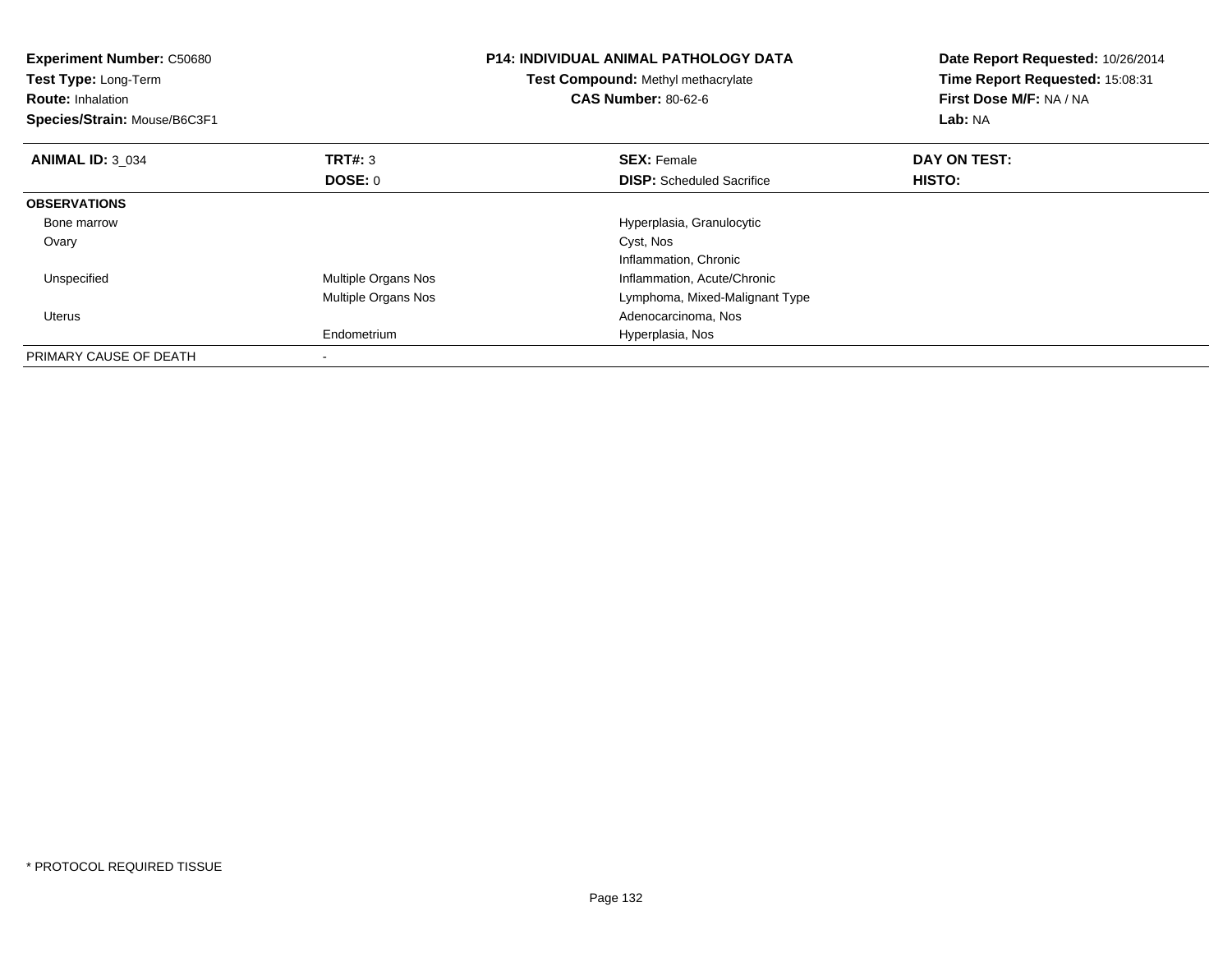**Experiment Number:** C50680
**Test Type:** Long-Term
**Route:** Inhalation
**Species/Strain:** Mouse/B6C3F1

**P14: INDIVIDUAL ANIMAL PATHOLOGY DATA**
**Test Compound:** Methyl methacrylate
**CAS Number:** 80-62-6

**Date Report Requested:** 10/26/2014
**Time Report Requested:** 15:08:31
**First Dose M/F:** NA / NA
**Lab:** NA

| **ANIMAL ID:** 3_034 | **TRT#:** 3 | **SEX:** Female | **DAY ON TEST:** |
|---|---|---|---|
| | **DOSE:** 0 | **DISP:** Scheduled Sacrifice | **HISTO:** |
| **OBSERVATIONS** | | | |
| Bone marrow | | Hyperplasia, Granulocytic | |
| Ovary | | Cyst, Nos | |
| | | Inflammation, Chronic | |
| Unspecified | Multiple Organs Nos | Inflammation, Acute/Chronic | |
| | Multiple Organs Nos | Lymphoma, Mixed-Malignant Type | |
| Uterus | | Adenocarcinoma, Nos | |
| | Endometrium | Hyperplasia, Nos | |
| PRIMARY CAUSE OF DEATH | - | | |

\* PROTOCOL REQUIRED TISSUE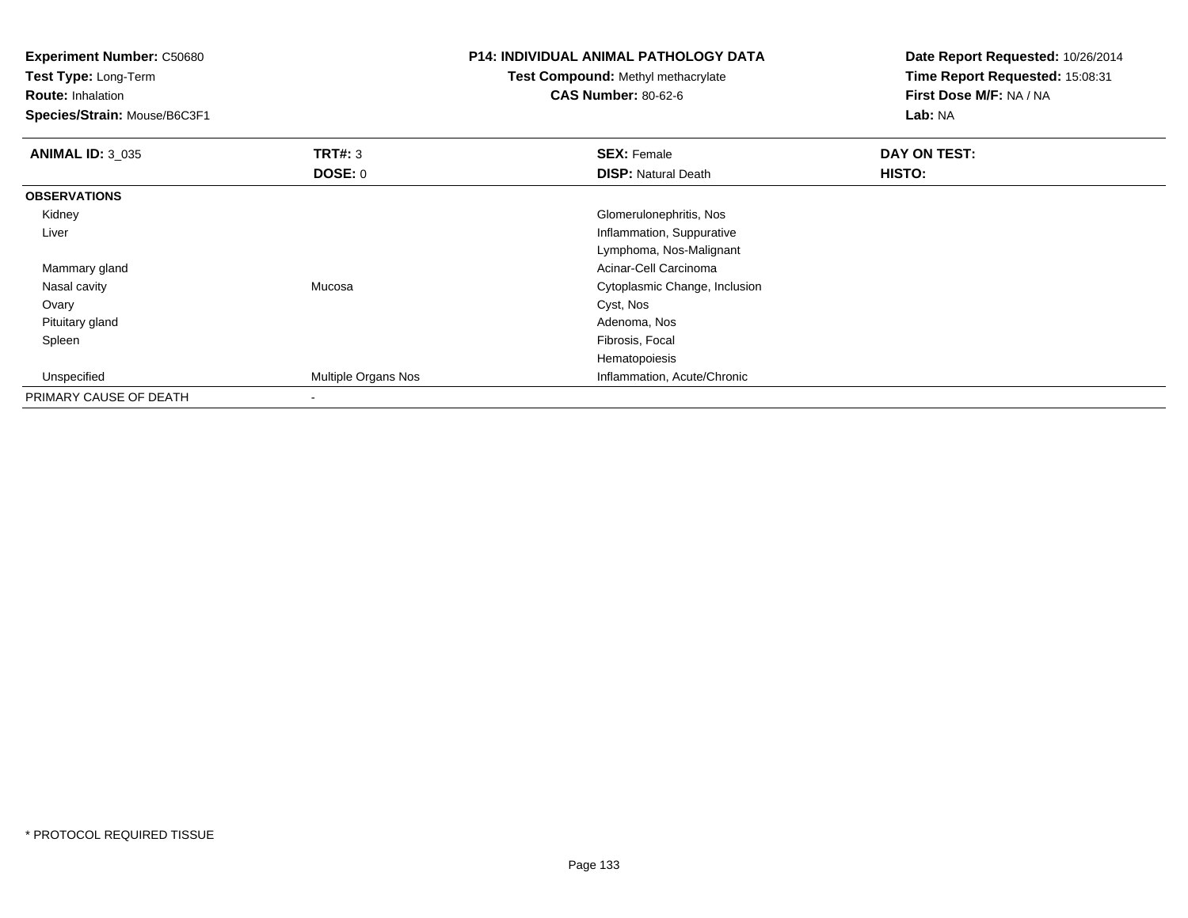**Experiment Number:** C50680
**Test Type:** Long-Term
**Route:** Inhalation
**Species/Strain:** Mouse/B6C3F1

**P14: INDIVIDUAL ANIMAL PATHOLOGY DATA**
**Test Compound:** Methyl methacrylate
**CAS Number:** 80-62-6

**Date Report Requested:** 10/26/2014
**Time Report Requested:** 15:08:31
**First Dose M/F:** NA / NA
**Lab:** NA

| **ANIMAL ID:** 3_035 | **TRT#:** 3 | **SEX:** Female | **DAY ON TEST:** |
|---|---|---|---|
| | **DOSE:** 0 | **DISP:** Natural Death | **HISTO:** |
| **OBSERVATIONS** | | | |
| Kidney | | Glomerulonephritis, Nos | |
| Liver | | Inflammation, Suppurative | |
| | | Lymphoma, Nos-Malignant | |
| Mammary gland | | Acinar-Cell Carcinoma | |
| Nasal cavity | Mucosa | Cytoplasmic Change, Inclusion | |
| Ovary | | Cyst, Nos | |
| Pituitary gland | | Adenoma, Nos | |
| Spleen | | Fibrosis, Focal | |
| | | Hematopoiesis | |
| Unspecified | Multiple Organs Nos | Inflammation, Acute/Chronic | |
| PRIMARY CAUSE OF DEATH | - | | |

* PROTOCOL REQUIRED TISSUE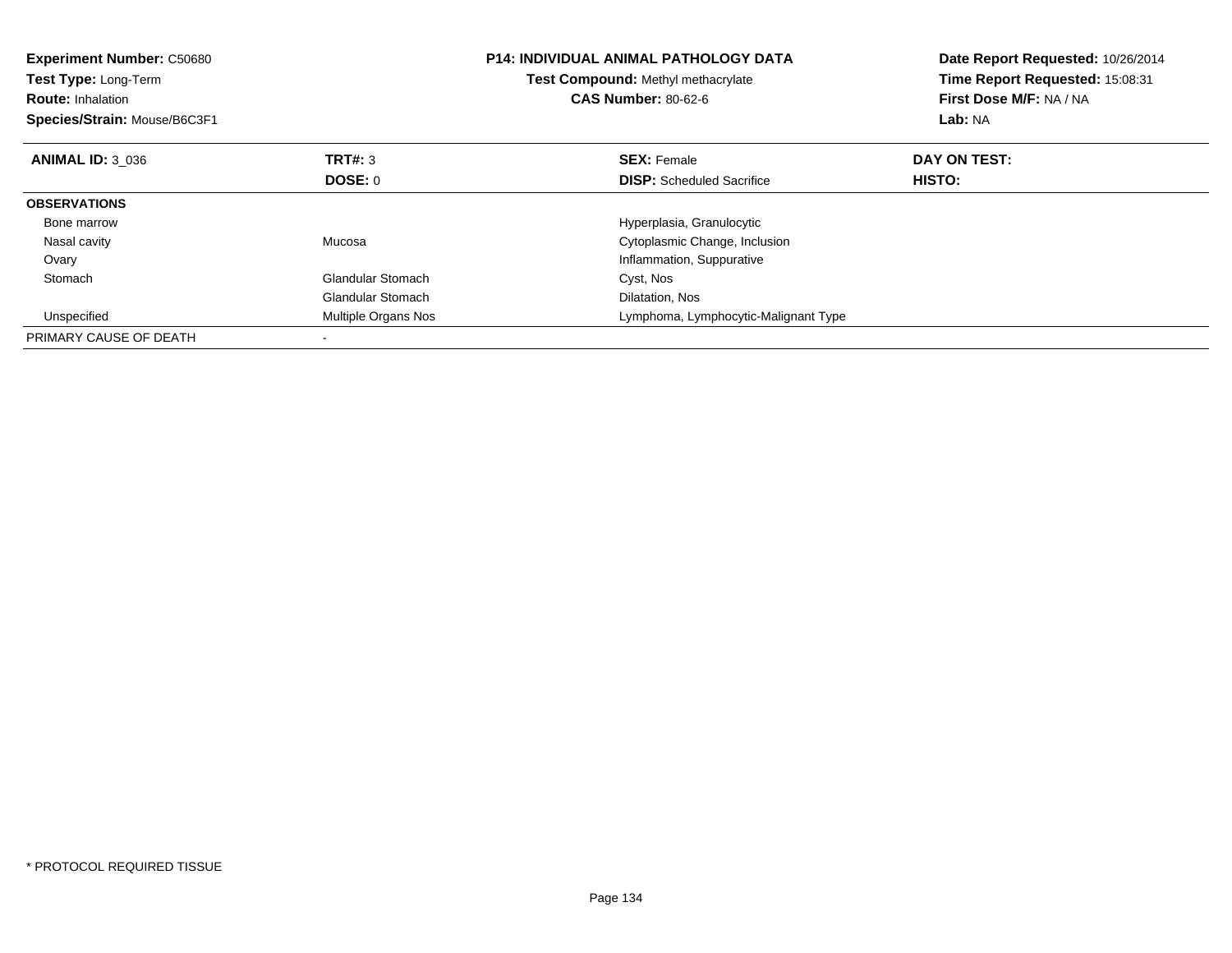**Experiment Number:** C50680
**Test Type:** Long-Term
**Route:** Inhalation
**Species/Strain:** Mouse/B6C3F1

**P14: INDIVIDUAL ANIMAL PATHOLOGY DATA**
**Test Compound:** Methyl methacrylate
**CAS Number:** 80-62-6

**Date Report Requested:** 10/26/2014
**Time Report Requested:** 15:08:31
**First Dose M/F:** NA / NA
**Lab:** NA

| **ANIMAL ID:** 3_036 | **TRT#:** 3 | **SEX:** Female | **DAY ON TEST:** |
|---|---|---|---|
| | **DOSE:** 0 | **DISP:** Scheduled Sacrifice | **HISTO:** |
| **OBSERVATIONS** | | | |
| Bone marrow | | Hyperplasia, Granulocytic | |
| Nasal cavity | Mucosa | Cytoplasmic Change, Inclusion | |
| Ovary | | Inflammation, Suppurative | |
| Stomach | Glandular Stomach | Cyst, Nos | |
| | Glandular Stomach | Dilatation, Nos | |
| Unspecified | Multiple Organs Nos | Lymphoma, Lymphocytic-Malignant Type | |
| PRIMARY CAUSE OF DEATH | - | | |

* PROTOCOL REQUIRED TISSUE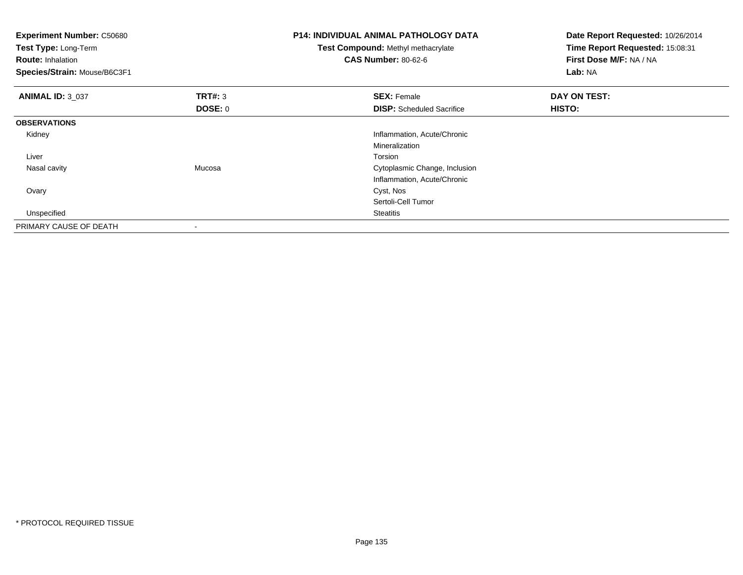**Experiment Number:** C50680
**Test Type:** Long-Term
**Route:** Inhalation
**Species/Strain:** Mouse/B6C3F1

**P14: INDIVIDUAL ANIMAL PATHOLOGY DATA**
**Test Compound:** Methyl methacrylate
**CAS Number:** 80-62-6

**Date Report Requested:** 10/26/2014
**Time Report Requested:** 15:08:31
**First Dose M/F:** NA / NA
**Lab:** NA

| **ANIMAL ID:** 3_037 | **TRT#:** 3 | **SEX:** Female | **DAY ON TEST:** |
|---|---|---|---|
| | **DOSE:** 0 | **DISP:** Scheduled Sacrifice | **HISTO:** |
| **OBSERVATIONS** | | | |
| Kidney | | Inflammation, Acute/Chronic | |
| | | Mineralization | |
| Liver | | Torsion | |
| Nasal cavity | Mucosa | Cytoplasmic Change, Inclusion | |
| | | Inflammation, Acute/Chronic | |
| Ovary | | Cyst, Nos | |
| | | Sertoli-Cell Tumor | |
| Unspecified | | Steatitis | |
| PRIMARY CAUSE OF DEATH | - | | |

* PROTOCOL REQUIRED TISSUE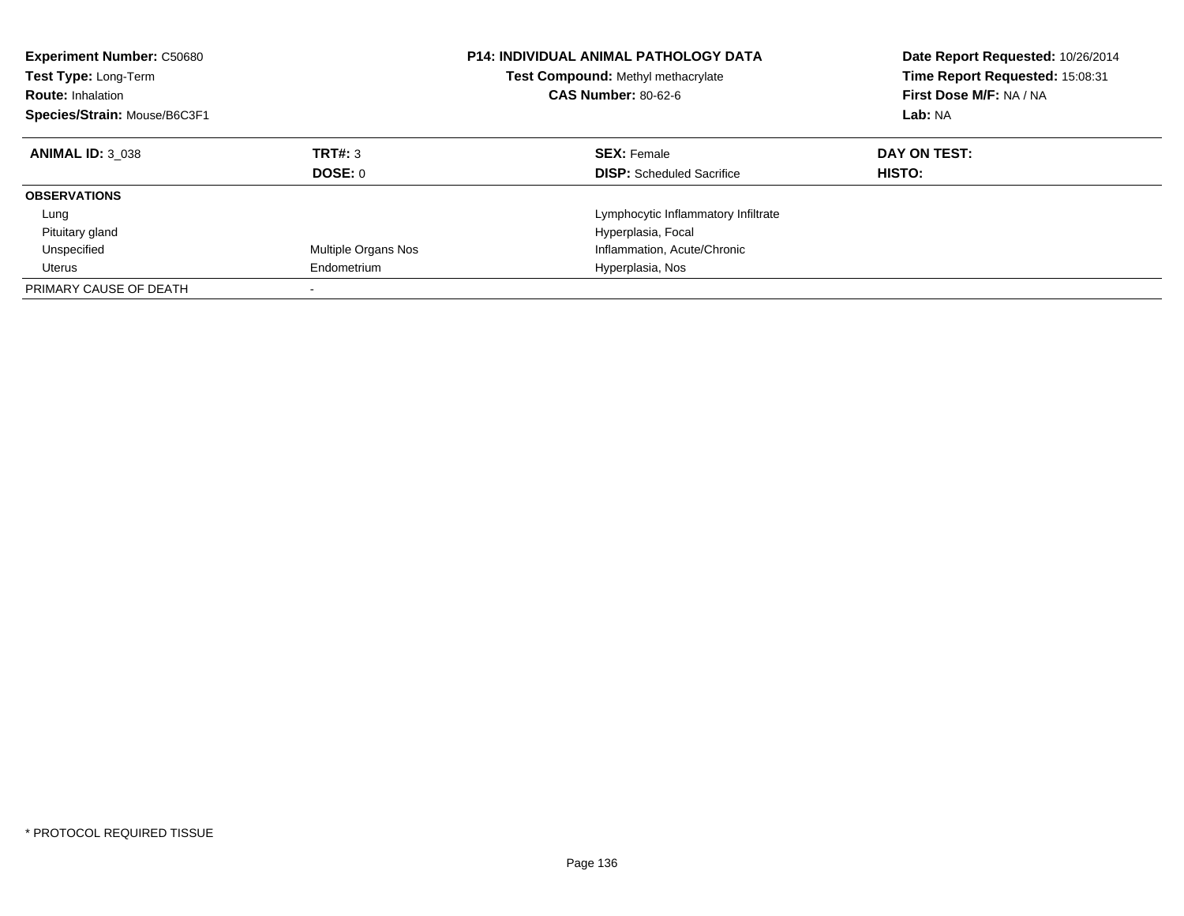| **Experiment Number:** C50680 | **P14: INDIVIDUAL ANIMAL PATHOLOGY DATA** | **Date Report Requested:** 10/26/2014 |
|---|---|---|
| **Test Type:** Long-Term | **Test Compound:** Methyl methacrylate | **Time Report Requested:** 15:08:31 |
| **Route:** Inhalation | **CAS Number:** 80-62-6 | **First Dose M/F:** NA / NA |
| **Species/Strain:** Mouse/B6C3F1 | | **Lab:** NA |

| **ANIMAL ID:** 3_038 | **TRT#:** 3 | **SEX:** Female | **DAY ON TEST:** |
|---|---|---|---|
| | **DOSE:** 0 | **DISP:** Scheduled Sacrifice | **HISTO:** |
| **OBSERVATIONS** | | | |
| Lung | | Lymphocytic Inflammatory Infiltrate | |
| Pituitary gland | | Hyperplasia, Focal | |
| Unspecified | Multiple Organs Nos | Inflammation, Acute/Chronic | |
| Uterus | Endometrium | Hyperplasia, Nos | |
| PRIMARY CAUSE OF DEATH | - | | |

* PROTOCOL REQUIRED TISSUE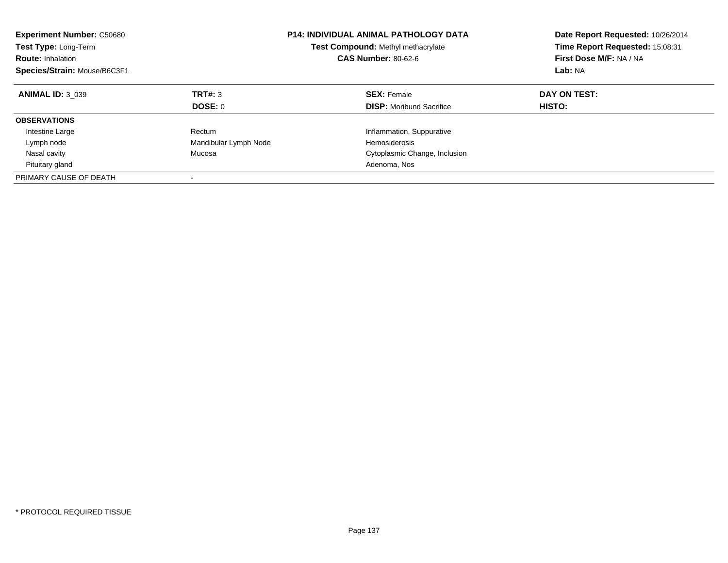**Experiment Number:** C50680
**Test Type:** Long-Term
**Route:** Inhalation
**Species/Strain:** Mouse/B6C3F1

**P14: INDIVIDUAL ANIMAL PATHOLOGY DATA**
**Test Compound:** Methyl methacrylate
**CAS Number:** 80-62-6

**Date Report Requested:** 10/26/2014
**Time Report Requested:** 15:08:31
**First Dose M/F:** NA / NA
**Lab:** NA

| **ANIMAL ID:** 3_039 | **TRT#:** 3 | **SEX:** Female | **DAY ON TEST:** |
|---|---|---|---|
| | **DOSE:** 0 | **DISP:** Moribund Sacrifice | **HISTO:** |
| **OBSERVATIONS** | | | |
| Intestine Large | Rectum | Inflammation, Suppurative | |
| Lymph node | Mandibular Lymph Node | Hemosiderosis | |
| Nasal cavity | Mucosa | Cytoplasmic Change, Inclusion | |
| Pituitary gland | | Adenoma, Nos | |
| PRIMARY CAUSE OF DEATH | - | | |

* PROTOCOL REQUIRED TISSUE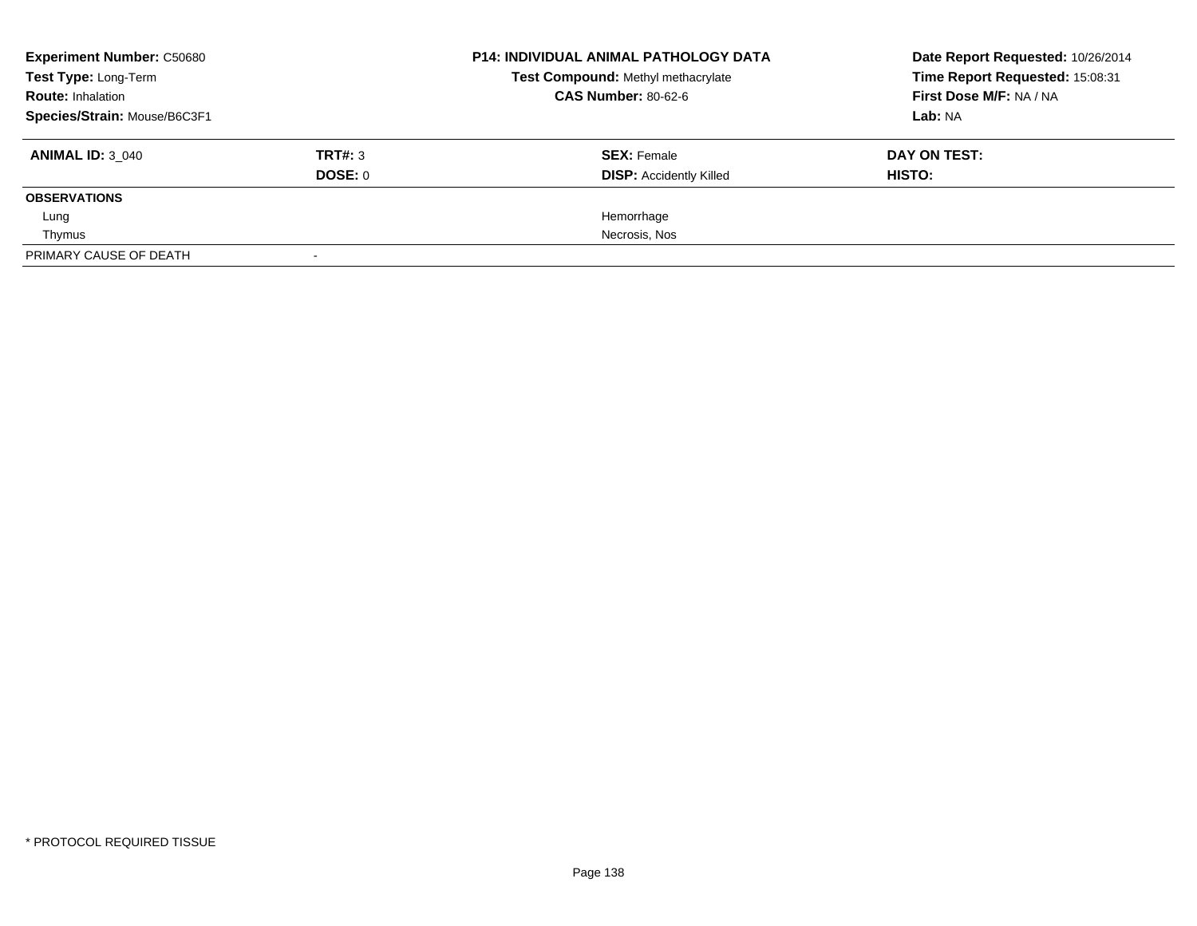**Experiment Number:** C50680
**Test Type:** Long-Term
**Route:** Inhalation
**Species/Strain:** Mouse/B6C3F1

**P14: INDIVIDUAL ANIMAL PATHOLOGY DATA**
**Test Compound:** Methyl methacrylate
**CAS Number:** 80-62-6

**Date Report Requested:** 10/26/2014
**Time Report Requested:** 15:08:31
**First Dose M/F:** NA / NA
**Lab:** NA

| **ANIMAL ID:** 3_040 | **TRT#:** 3 | **SEX:** Female | **DAY ON TEST:** |
|---|---|---|---|
| | **DOSE:** 0 | **DISP:** Accidently Killed | **HISTO:** |
| **OBSERVATIONS** | | | |
| Lung | | Hemorrhage | |
| Thymus | | Necrosis, Nos | |
| PRIMARY CAUSE OF DEATH | - | | |

\* PROTOCOL REQUIRED TISSUE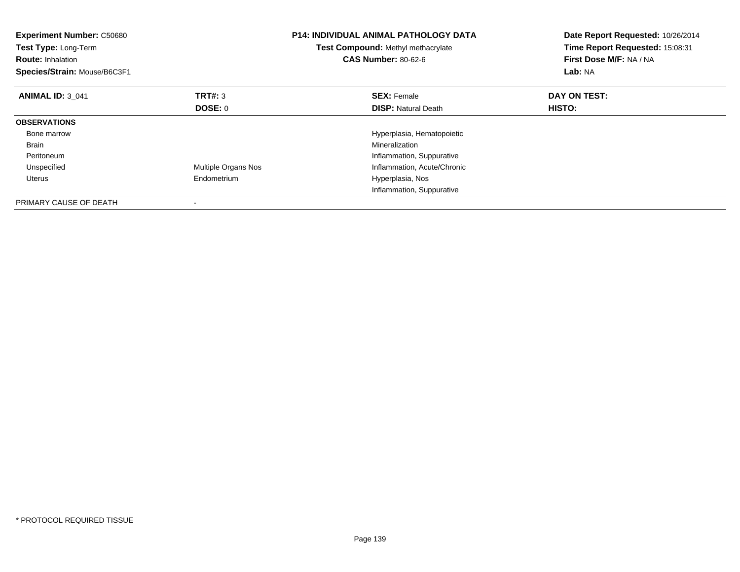**Experiment Number:** C50680
**Test Type:** Long-Term
**Route:** Inhalation
**Species/Strain:** Mouse/B6C3F1

**P14: INDIVIDUAL ANIMAL PATHOLOGY DATA**
**Test Compound:** Methyl methacrylate
**CAS Number:** 80-62-6

**Date Report Requested:** 10/26/2014
**Time Report Requested:** 15:08:31
**First Dose M/F:** NA / NA
**Lab:** NA

| **ANIMAL ID:** 3_041 | **TRT#:** 3 | **SEX:** Female | **DAY ON TEST:** |
|---|---|---|---|
| | **DOSE:** 0 | **DISP:** Natural Death | **HISTO:** |
| **OBSERVATIONS** | | | |
| Bone marrow | | Hyperplasia, Hematopoietic | |
| Brain | | Mineralization | |
| Peritoneum | | Inflammation, Suppurative | |
| Unspecified | Multiple Organs Nos | Inflammation, Acute/Chronic | |
| Uterus | Endometrium | Hyperplasia, Nos | |
| | | Inflammation, Suppurative | |
| PRIMARY CAUSE OF DEATH | - | | |

* PROTOCOL REQUIRED TISSUE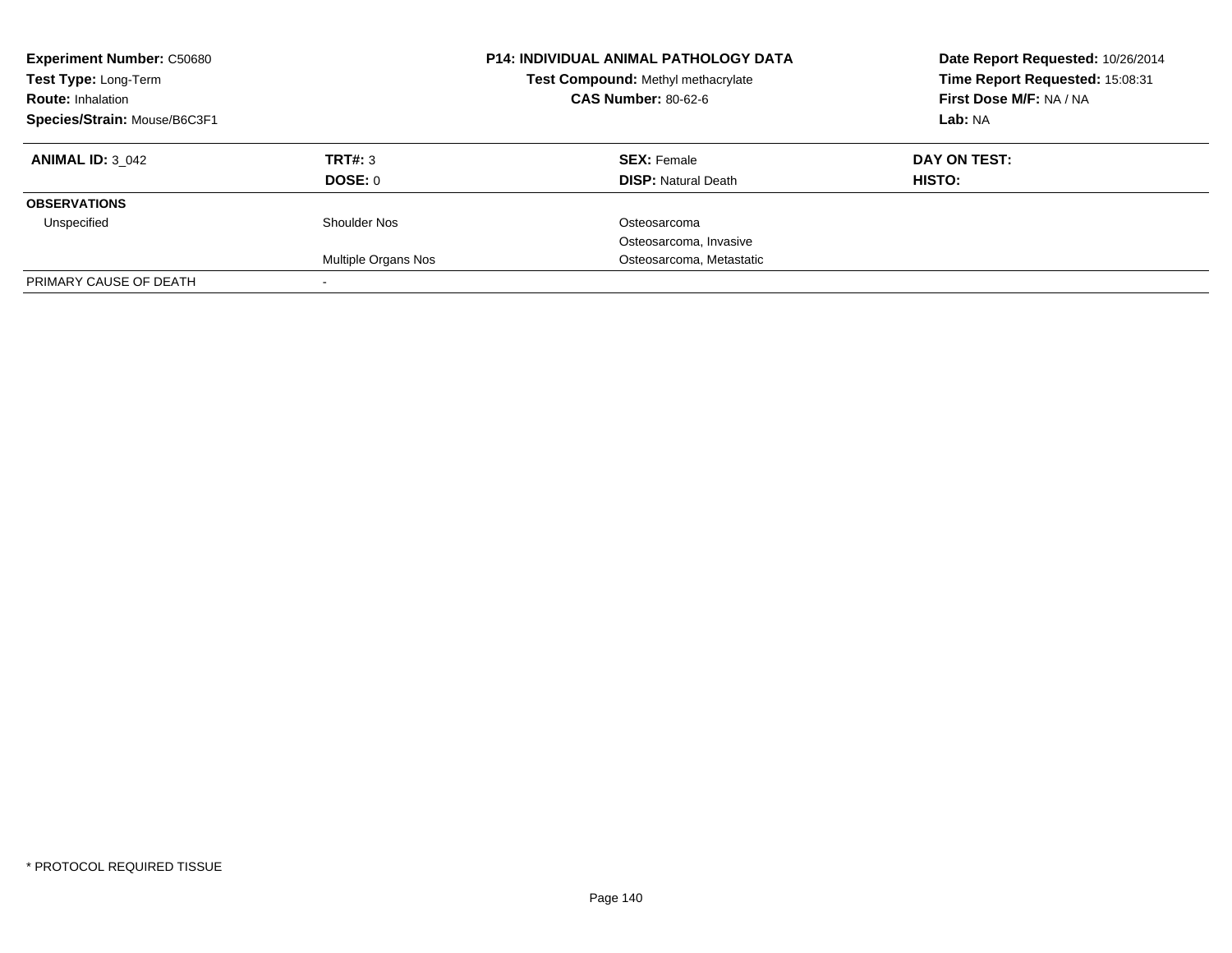**Experiment Number:** C50680
**Test Type:** Long-Term
**Route:** Inhalation
**Species/Strain:** Mouse/B6C3F1

**P14: INDIVIDUAL ANIMAL PATHOLOGY DATA**
**Test Compound:** Methyl methacrylate
**CAS Number:** 80-62-6

**Date Report Requested:** 10/26/2014
**Time Report Requested:** 15:08:31
**First Dose M/F:** NA / NA
**Lab:** NA

| **ANIMAL ID:** 3_042 | **TRT#:** 3 | **SEX:** Female | **DAY ON TEST:** |
|---|---|---|---|
| | **DOSE:** 0 | **DISP:** Natural Death | **HISTO:** |
| **OBSERVATIONS** | | | |
| Unspecified | Shoulder Nos | Osteosarcoma | |
| | | Osteosarcoma, Invasive | |
| | Multiple Organs Nos | Osteosarcoma, Metastatic | |
| PRIMARY CAUSE OF DEATH | - | | |

* PROTOCOL REQUIRED TISSUE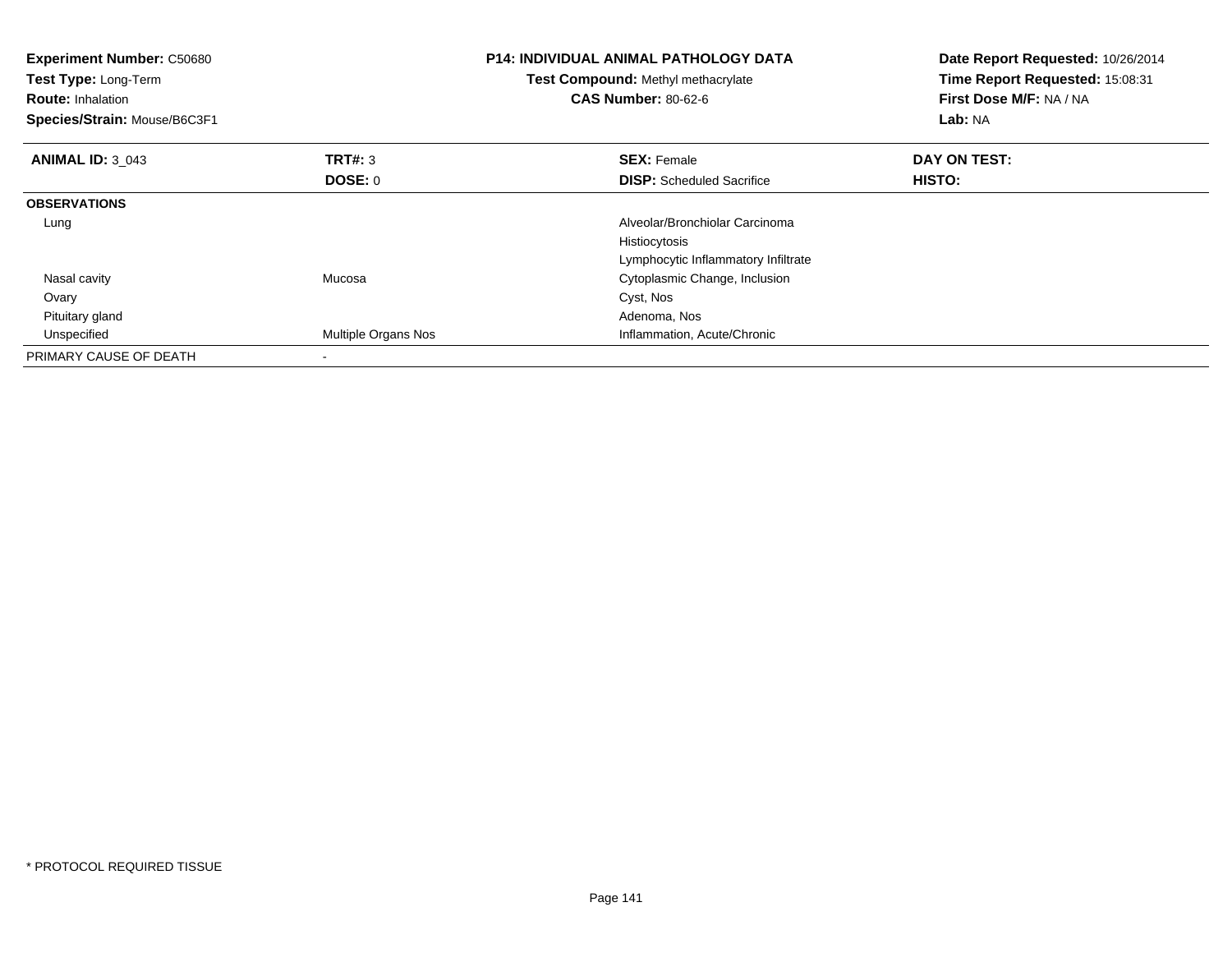**Experiment Number:** C50680
**Test Type:** Long-Term
**Route:** Inhalation
**Species/Strain:** Mouse/B6C3F1

**P14: INDIVIDUAL ANIMAL PATHOLOGY DATA**
**Test Compound:** Methyl methacrylate
**CAS Number:** 80-62-6

**Date Report Requested:** 10/26/2014
**Time Report Requested:** 15:08:31
**First Dose M/F:** NA / NA
**Lab:** NA

| **ANIMAL ID:** 3_043 | **TRT#:** 3 | **SEX:** Female | **DAY ON TEST:** |
|---|---|---|---|
| | **DOSE:** 0 | **DISP:** Scheduled Sacrifice | **HISTO:** |
| **OBSERVATIONS** | | | |
| Lung | | Alveolar/Bronchiolar Carcinoma | |
| | | Histiocytosis | |
| | | Lymphocytic Inflammatory Infiltrate | |
| Nasal cavity | Mucosa | Cytoplasmic Change, Inclusion | |
| Ovary | | Cyst, Nos | |
| Pituitary gland | | Adenoma, Nos | |
| Unspecified | Multiple Organs Nos | Inflammation, Acute/Chronic | |
| PRIMARY CAUSE OF DEATH | - | | |

* PROTOCOL REQUIRED TISSUE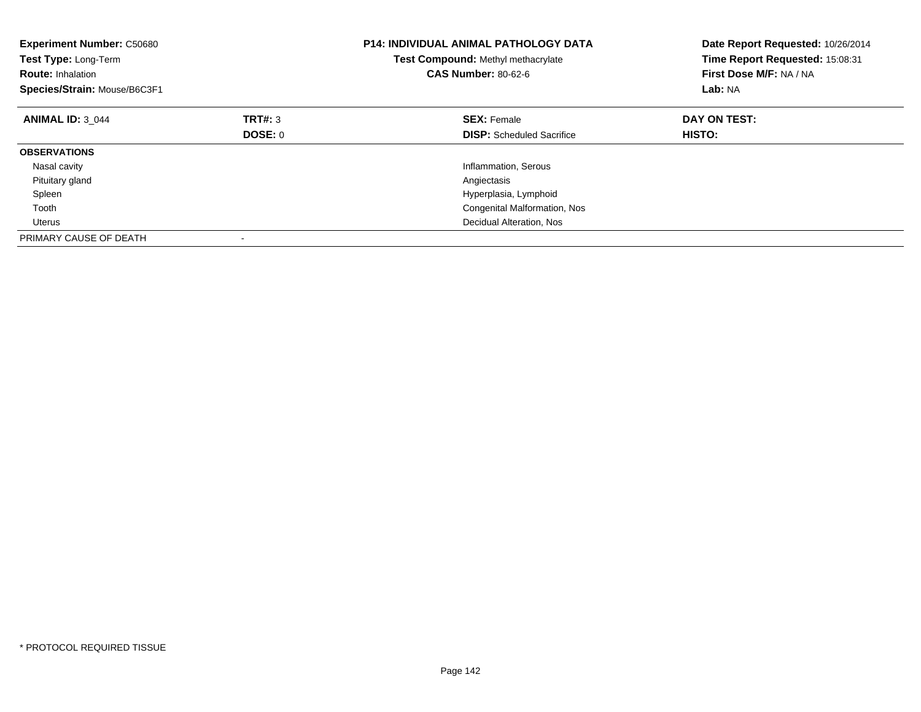| **Experiment Number:** C50680 | **P14: INDIVIDUAL ANIMAL PATHOLOGY DATA** | **Date Report Requested:** 10/26/2014 |
|---|---|---|
| **Test Type:** Long-Term | **Test Compound:** Methyl methacrylate | **Time Report Requested:** 15:08:31 |
| **Route:** Inhalation | **CAS Number:** 80-62-6 | **First Dose M/F:** NA / NA |
| **Species/Strain:** Mouse/B6C3F1 | | **Lab:** NA |

| **ANIMAL ID:** 3_044 | **TRT#:** 3 | **SEX:** Female | **DAY ON TEST:** |
|---|---|---|---|
| | **DOSE:** 0 | **DISP:** Scheduled Sacrifice | **HISTO:** |
| **OBSERVATIONS** | | | |
| Nasal cavity | | Inflammation, Serous | |
| Pituitary gland | | Angiectasis | |
| Spleen | | Hyperplasia, Lymphoid | |
| Tooth | | Congenital Malformation, Nos | |
| Uterus | | Decidual Alteration, Nos | |
| PRIMARY CAUSE OF DEATH | - | | |

* PROTOCOL REQUIRED TISSUE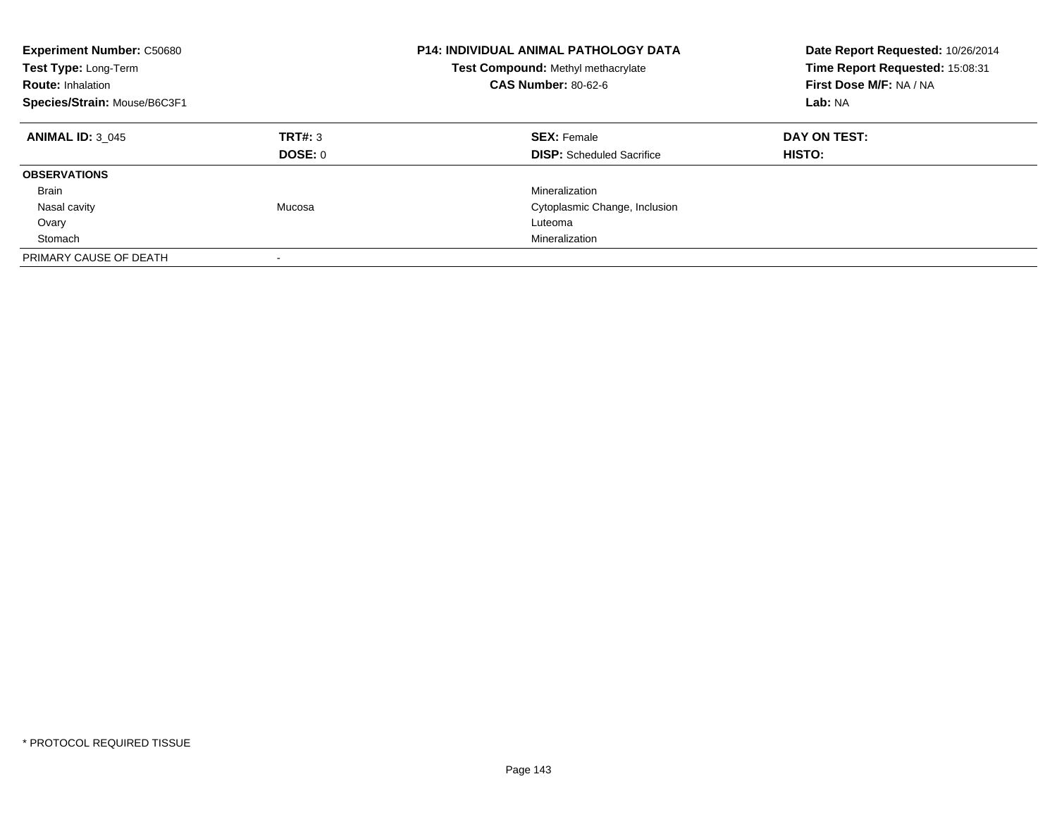**Experiment Number:** C50680
**Test Type:** Long-Term
**Route:** Inhalation
**Species/Strain:** Mouse/B6C3F1

**P14: INDIVIDUAL ANIMAL PATHOLOGY DATA**
**Test Compound:** Methyl methacrylate
**CAS Number:** 80-62-6

**Date Report Requested:** 10/26/2014
**Time Report Requested:** 15:08:31
**First Dose M/F:** NA / NA
**Lab:** NA

| **ANIMAL ID:** 3_045 | **TRT#:** 3 | **SEX:** Female | **DAY ON TEST:** |
|---|---|---|---|
| | **DOSE:** 0 | **DISP:** Scheduled Sacrifice | **HISTO:** |
| **OBSERVATIONS** | | | |
| Brain | | Mineralization | |
| Nasal cavity | Mucosa | Cytoplasmic Change, Inclusion | |
| Ovary | | Luteoma | |
| Stomach | | Mineralization | |
| PRIMARY CAUSE OF DEATH | - | | |

* PROTOCOL REQUIRED TISSUE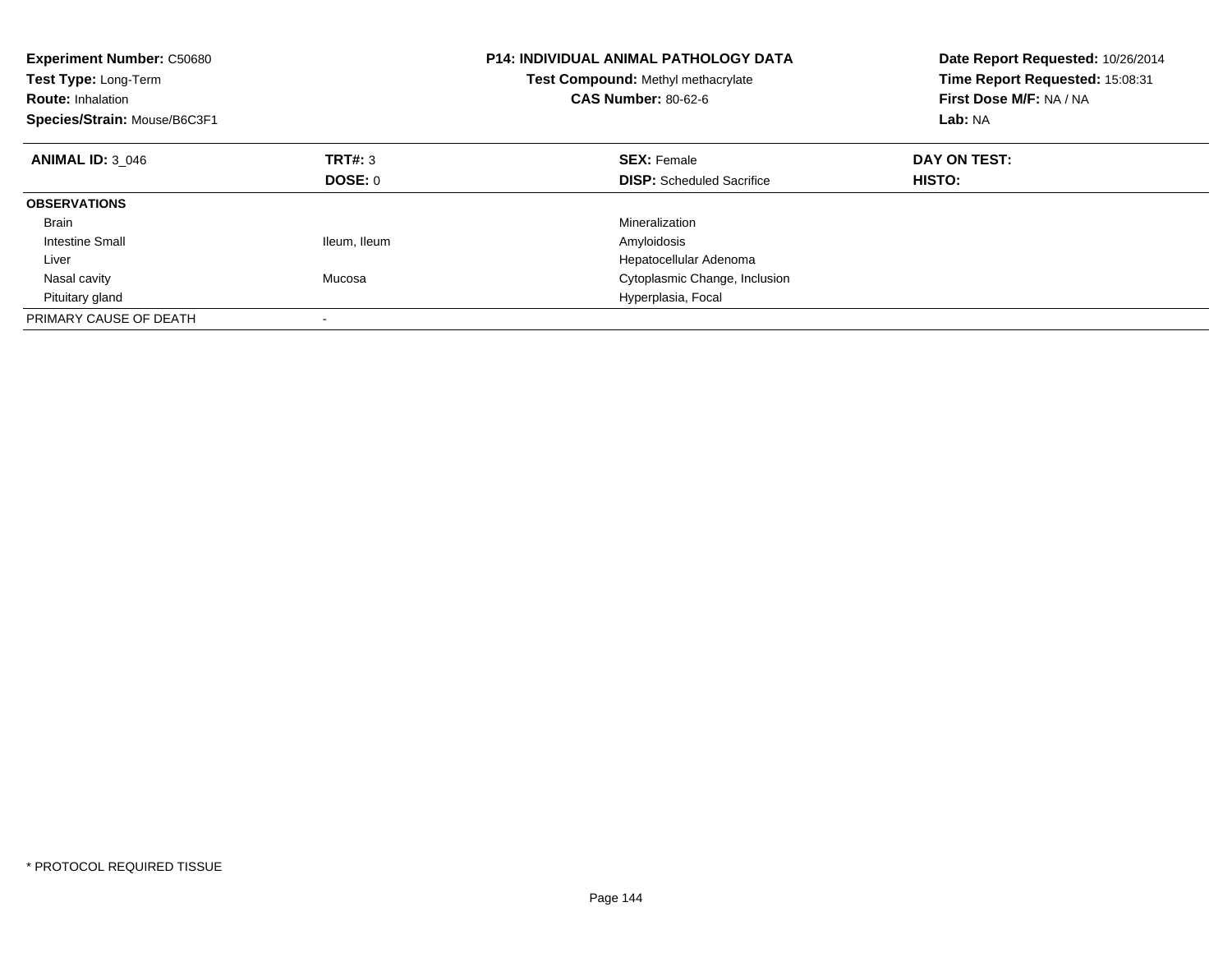**Experiment Number:** C50680
**Test Type:** Long-Term
**Route:** Inhalation
**Species/Strain:** Mouse/B6C3F1

**P14: INDIVIDUAL ANIMAL PATHOLOGY DATA**
**Test Compound:** Methyl methacrylate
**CAS Number:** 80-62-6

**Date Report Requested:** 10/26/2014
**Time Report Requested:** 15:08:31
**First Dose M/F:** NA / NA
**Lab:** NA

| **ANIMAL ID:** 3_046 | **TRT#:** 3 | **SEX:** Female | **DAY ON TEST:** |
|---|---|---|---|
| | **DOSE:** 0 | **DISP:** Scheduled Sacrifice | **HISTO:** |
| **OBSERVATIONS** | | | |
| Brain | | Mineralization | |
| Intestine Small | Ileum, Ileum | Amyloidosis | |
| Liver | | Hepatocellular Adenoma | |
| Nasal cavity | Mucosa | Cytoplasmic Change, Inclusion | |
| Pituitary gland | | Hyperplasia, Focal | |
| PRIMARY CAUSE OF DEATH | - | | |

* PROTOCOL REQUIRED TISSUE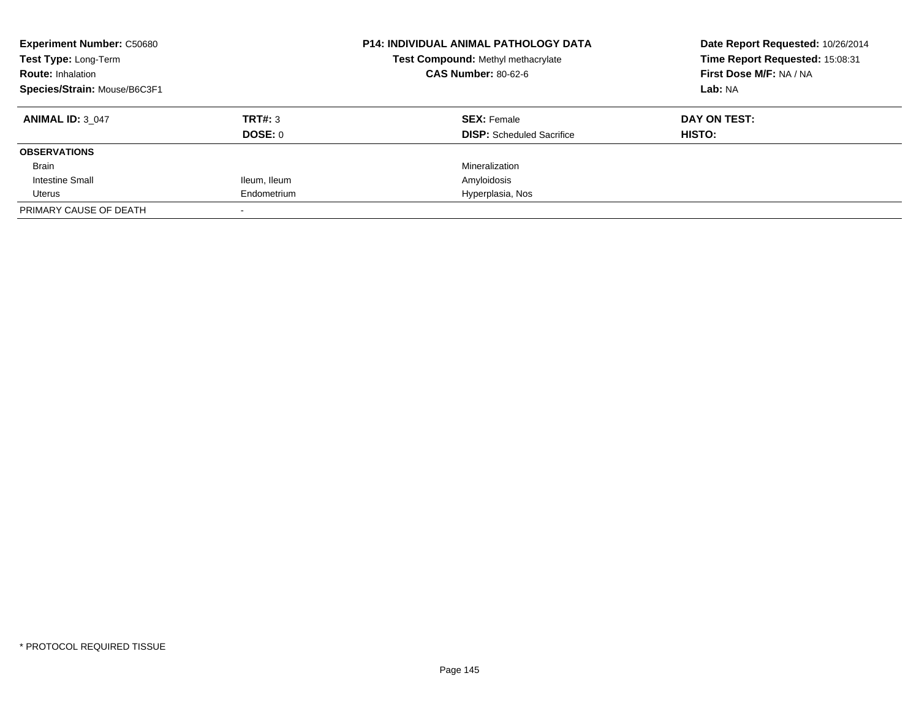**Experiment Number:** C50680
**Test Type:** Long-Term
**Route:** Inhalation
**Species/Strain:** Mouse/B6C3F1

**P14: INDIVIDUAL ANIMAL PATHOLOGY DATA**
**Test Compound:** Methyl methacrylate
**CAS Number:** 80-62-6

**Date Report Requested:** 10/26/2014
**Time Report Requested:** 15:08:31
**First Dose M/F:** NA / NA
**Lab:** NA

| **ANIMAL ID:** 3_047 | **TRT#:** 3 | **SEX:** Female | **DAY ON TEST:** |
|---|---|---|---|
| | **DOSE:** 0 | **DISP:** Scheduled Sacrifice | **HISTO:** |
| **OBSERVATIONS** | | | |
| Brain | | Mineralization | |
| Intestine Small | Ileum, Ileum | Amyloidosis | |
| Uterus | Endometrium | Hyperplasia, Nos | |
| PRIMARY CAUSE OF DEATH | - | | |

* PROTOCOL REQUIRED TISSUE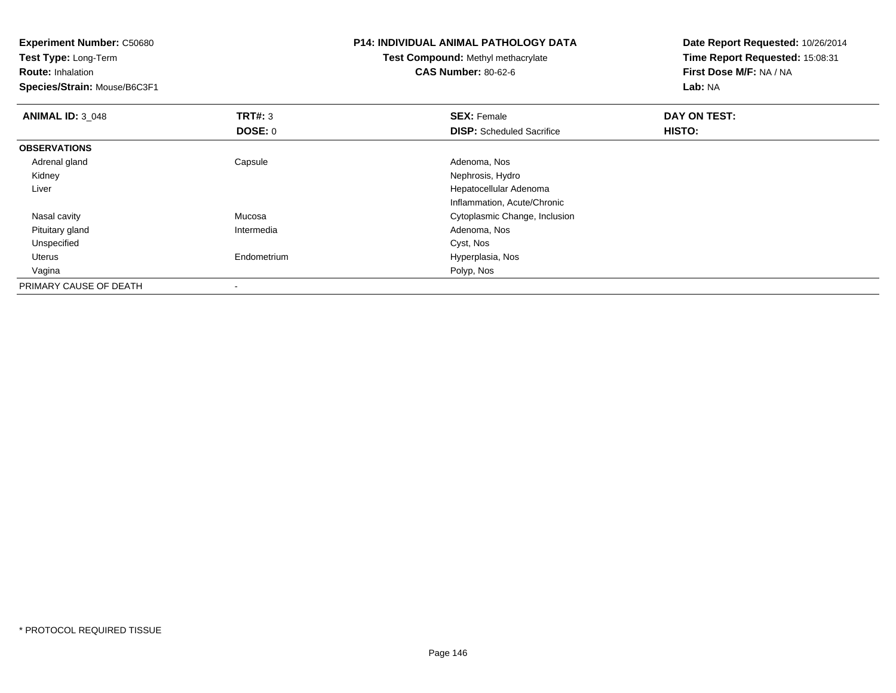**Experiment Number:** C50680
**Test Type:** Long-Term
**Route:** Inhalation
**Species/Strain:** Mouse/B6C3F1

**P14: INDIVIDUAL ANIMAL PATHOLOGY DATA**
**Test Compound:** Methyl methacrylate
**CAS Number:** 80-62-6

**Date Report Requested:** 10/26/2014
**Time Report Requested:** 15:08:31
**First Dose M/F:** NA / NA
**Lab:** NA

| **ANIMAL ID:** 3_048 | **TRT#:** 3 | **SEX:** Female | **DAY ON TEST:** |
|---|---|---|---|
| | **DOSE:** 0 | **DISP:** Scheduled Sacrifice | **HISTO:** |
| **OBSERVATIONS** | | | |
| Adrenal gland | Capsule | Adenoma, Nos | |
| Kidney | | Nephrosis, Hydro | |
| Liver | | Hepatocellular Adenoma | |
| | | Inflammation, Acute/Chronic | |
| Nasal cavity | Mucosa | Cytoplasmic Change, Inclusion | |
| Pituitary gland | Intermedia | Adenoma, Nos | |
| Unspecified | | Cyst, Nos | |
| Uterus | Endometrium | Hyperplasia, Nos | |
| Vagina | | Polyp, Nos | |
| PRIMARY CAUSE OF DEATH | - | | |

* PROTOCOL REQUIRED TISSUE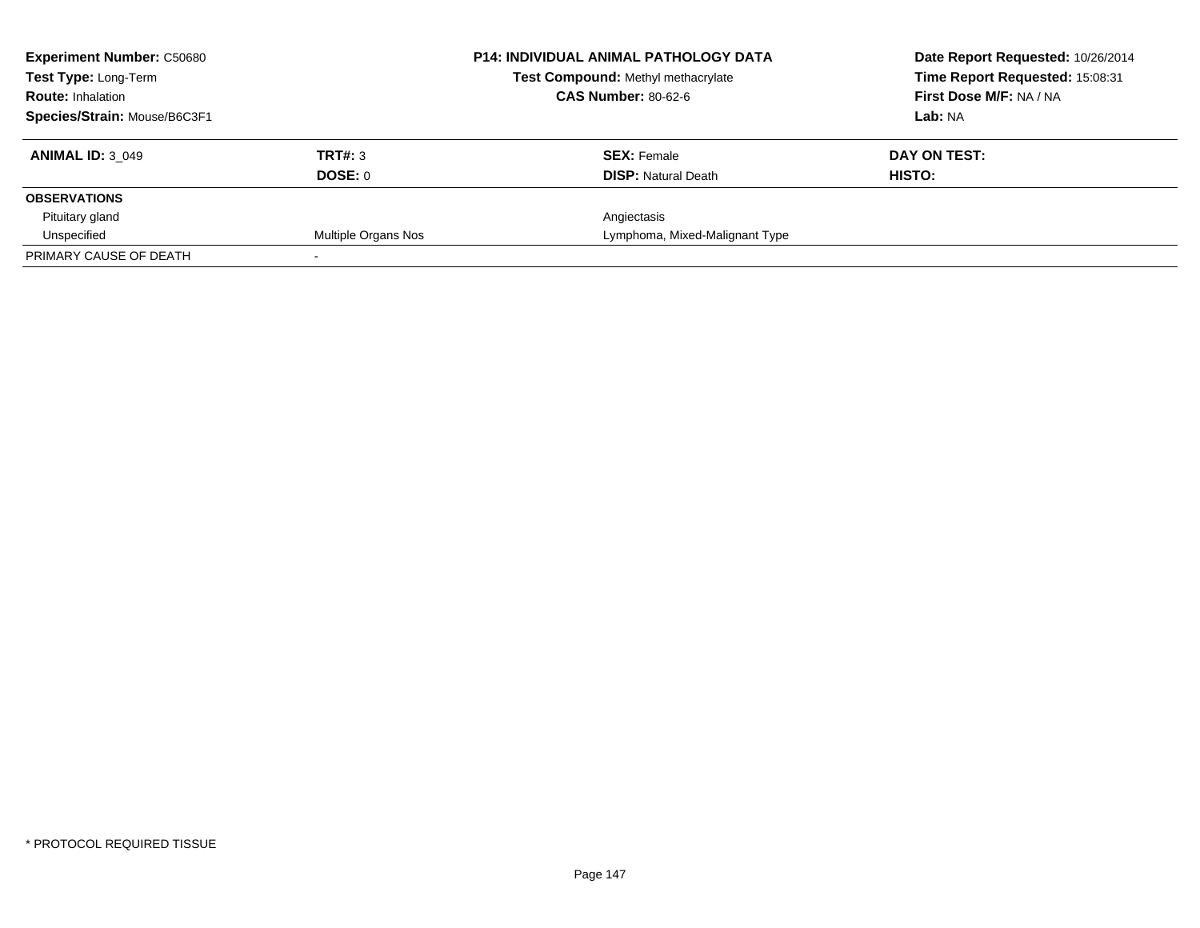| **Experiment Number:** C50680 | | **P14: INDIVIDUAL ANIMAL PATHOLOGY DATA** | **Date Report Requested:** 10/26/2014 |
|---|---|---|---|
| **Test Type:** Long-Term | | **Test Compound:** Methyl methacrylate | **Time Report Requested:** 15:08:31 |
| **Route:** Inhalation | | **CAS Number:** 80-62-6 | **First Dose M/F:** NA / NA |
| **Species/Strain:** Mouse/B6C3F1 | | | **Lab:** NA |

| **ANIMAL ID:** 3_049 | **TRT#:** 3 | **SEX:** Female | **DAY ON TEST:** |
|---|---|---|---|
| | **DOSE:** 0 | **DISP:** Natural Death | **HISTO:** |
| **OBSERVATIONS** | | | |
| Pituitary gland | | Angiectasis | |
| Unspecified | Multiple Organs Nos | Lymphoma, Mixed-Malignant Type | |
| PRIMARY CAUSE OF DEATH | - | | |

* PROTOCOL REQUIRED TISSUE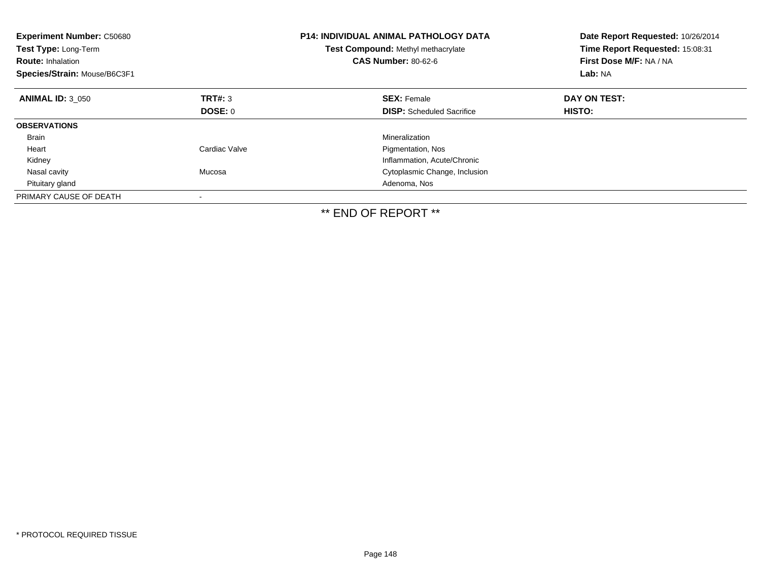**Experiment Number:** C50680
**Test Type:** Long-Term
**Route:** Inhalation
**Species/Strain:** Mouse/B6C3F1

**P14: INDIVIDUAL ANIMAL PATHOLOGY DATA**
**Test Compound:** Methyl methacrylate
**CAS Number:** 80-62-6

**Date Report Requested:** 10/26/2014
**Time Report Requested:** 15:08:31
**First Dose M/F:** NA / NA
**Lab:** NA

| **ANIMAL ID:** 3_050 | **TRT#:** 3 | **SEX:** Female | **DAY ON TEST:** |
|---|---|---|---|
| | **DOSE:** 0 | **DISP:** Scheduled Sacrifice | **HISTO:** |
| **OBSERVATIONS** | | | |
| Brain | | Mineralization | |
| Heart | Cardiac Valve | Pigmentation, Nos | |
| Kidney | | Inflammation, Acute/Chronic | |
| Nasal cavity | Mucosa | Cytoplasmic Change, Inclusion | |
| Pituitary gland | | Adenoma, Nos | |
| PRIMARY CAUSE OF DEATH | - | | |

** END OF REPORT **

* PROTOCOL REQUIRED TISSUE